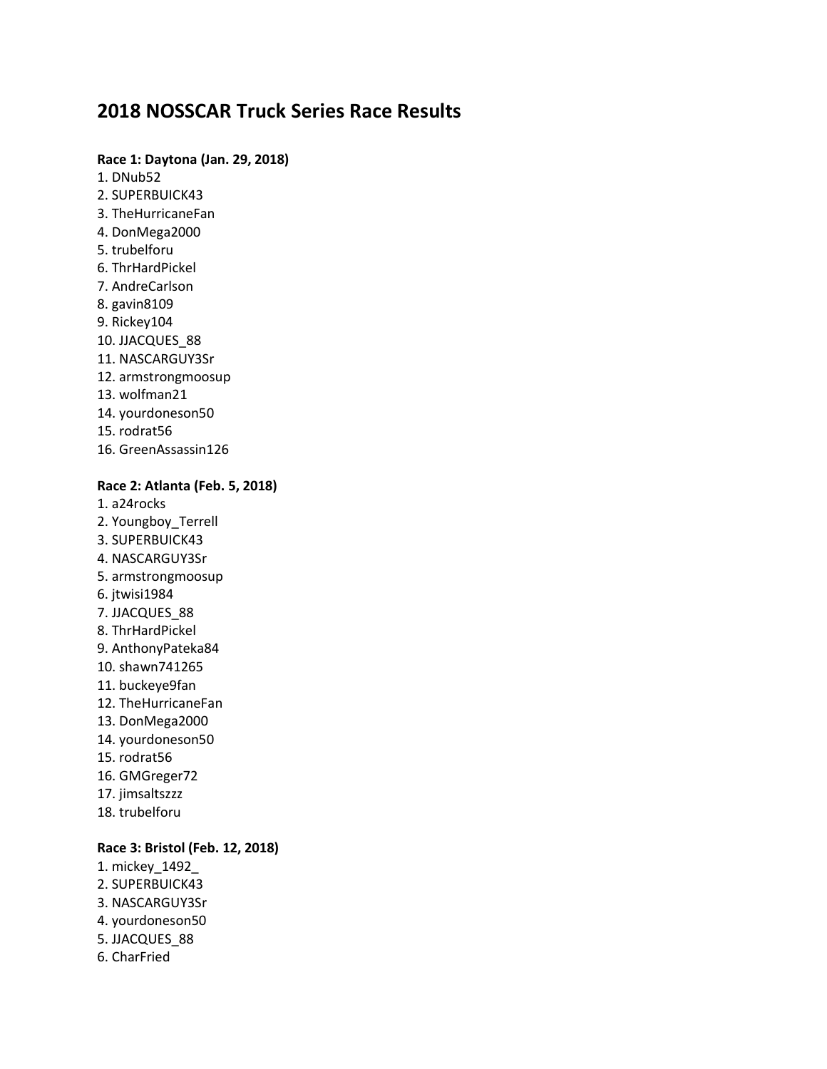# 2018 NOSSCAR Truck Series Race Results

**Race 1: Daytona (Jan. 29, 2018)**

1. DNub52
2. SUPERBUICK43
3. TheHurricaneFan
4. DonMega2000
5. trubelforu
6. ThrHardPickel
7. AndreCarlson
8. gavin8109
9. Rickey104
10. JJACQUES_88
11. NASCARGUY3Sr
12. armstrongmoosup
13. wolfman21
14. yourdoneson50
15. rodrat56
16. GreenAssassin126

**Race 2: Atlanta (Feb. 5, 2018)**

1. a24rocks
2. Youngboy_Terrell
3. SUPERBUICK43
4. NASCARGUY3Sr
5. armstrongmoosup
6. jtwisi1984
7. JJACQUES_88
8. ThrHardPickel
9. AnthonyPateka84
10. shawn741265
11. buckeye9fan
12. TheHurricaneFan
13. DonMega2000
14. yourdoneson50
15. rodrat56
16. GMGreger72
17. jimsaltszzz
18. trubelforu

**Race 3: Bristol (Feb. 12, 2018)**

1. mickey_1492_
2. SUPERBUICK43
3. NASCARGUY3Sr
4. yourdoneson50
5. JJACQUES_88
6. CharFried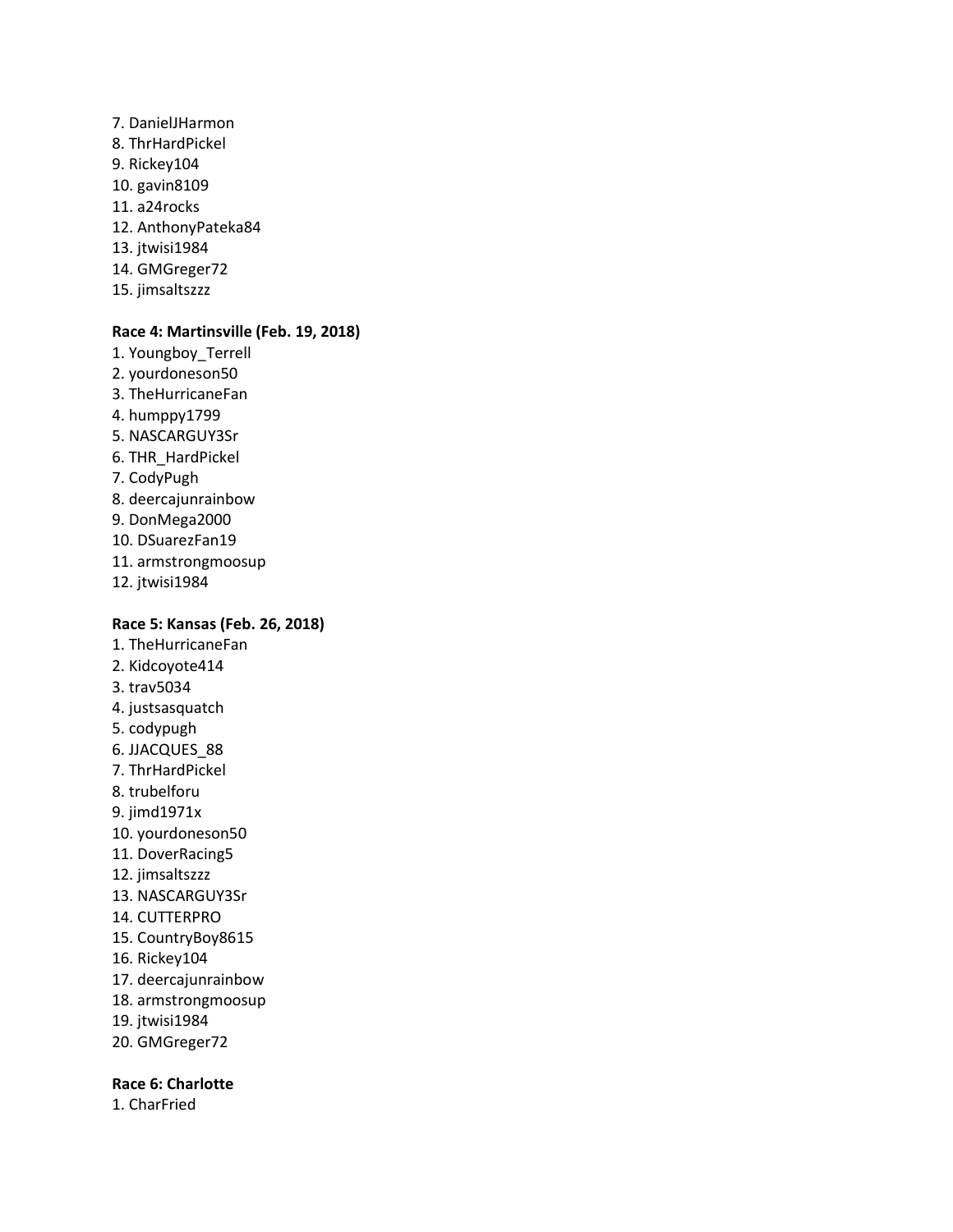7. DanielJHarmon
8. ThrHardPickel
9. Rickey104
10. gavin8109
11. a24rocks
12. AnthonyPateka84
13. jtwisi1984
14. GMGreger72
15. jimsaltszzz

**Race 4: Martinsville (Feb. 19, 2018)**

1. Youngboy_Terrell
2. yourdoneson50
3. TheHurricaneFan
4. humppy1799
5. NASCARGUY3Sr
6. THR_HardPickel
7. CodyPugh
8. deercajunrainbow
9. DonMega2000
10. DSuarezFan19
11. armstrongmoosup
12. jtwisi1984

**Race 5: Kansas (Feb. 26, 2018)**

1. TheHurricaneFan
2. Kidcoyote414
3. trav5034
4. justsasquatch
5. codypugh
6. JJACQUES_88
7. ThrHardPickel
8. trubelforu
9. jimd1971x
10. yourdoneson50
11. DoverRacing5
12. jimsaltszzz
13. NASCARGUY3Sr
14. CUTTERPRO
15. CountryBoy8615
16. Rickey104
17. deercajunrainbow
18. armstrongmoosup
19. jtwisi1984
20. GMGreger72

**Race 6: Charlotte**

1. CharFried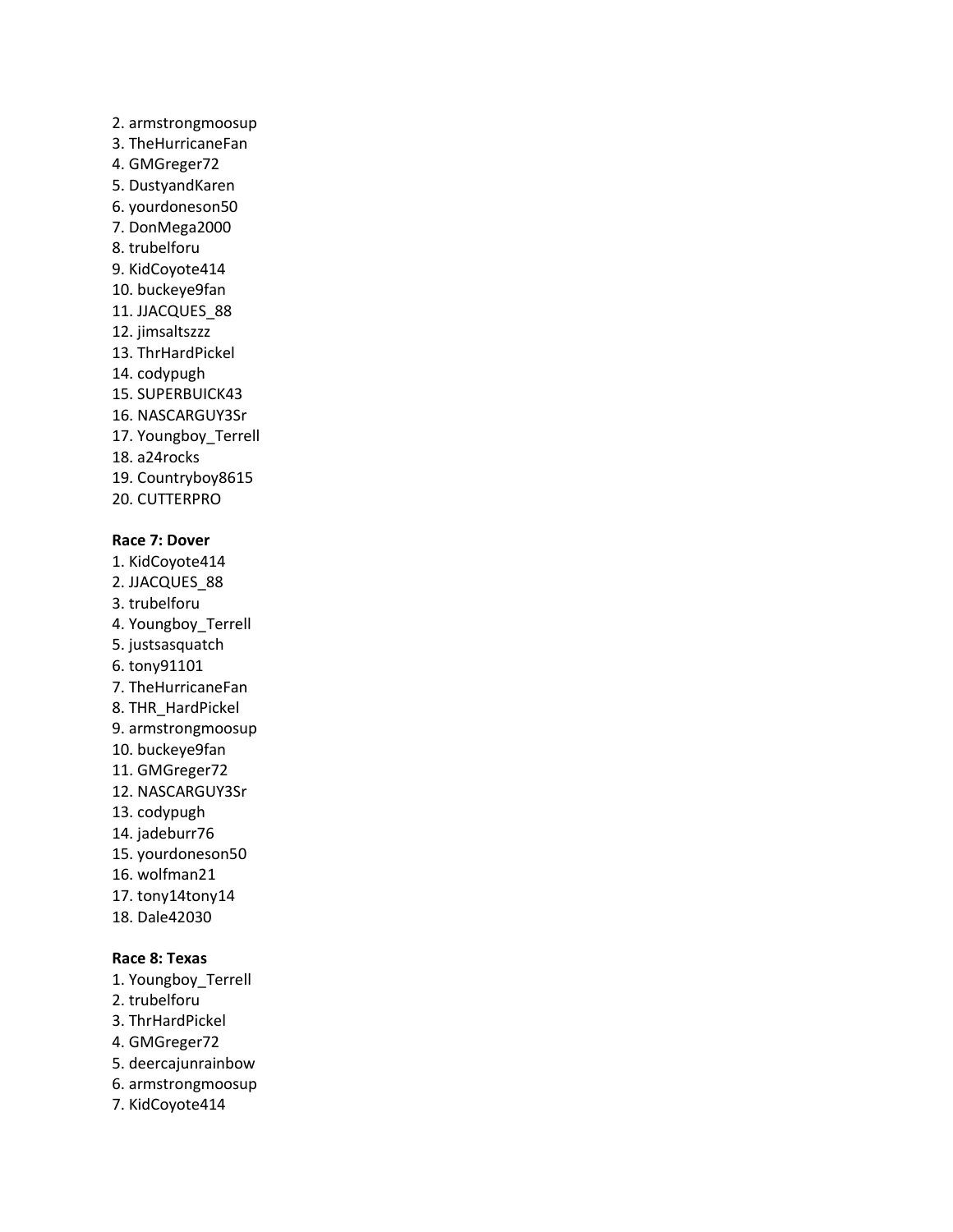2. armstrongmoosup
3. TheHurricaneFan
4. GMGreger72
5. DustyandKaren
6. yourdoneson50
7. DonMega2000
8. trubelforu
9. KidCoyote414
10. buckeye9fan
11. JJACQUES_88
12. jimsaltszzz
13. ThrHardPickel
14. codypugh
15. SUPERBUICK43
16. NASCARGUY3Sr
17. Youngboy_Terrell
18. a24rocks
19. Countryboy8615
20. CUTTERPRO

**Race 7: Dover**

1. KidCoyote414
2. JJACQUES_88
3. trubelforu
4. Youngboy_Terrell
5. justsasquatch
6. tony91101
7. TheHurricaneFan
8. THR_HardPickel
9. armstrongmoosup
10. buckeye9fan
11. GMGreger72
12. NASCARGUY3Sr
13. codypugh
14. jadeburr76
15. yourdoneson50
16. wolfman21
17. tony14tony14
18. Dale42030

**Race 8: Texas**

1. Youngboy_Terrell
2. trubelforu
3. ThrHardPickel
4. GMGreger72
5. deercajunrainbow
6. armstrongmoosup
7. KidCoyote414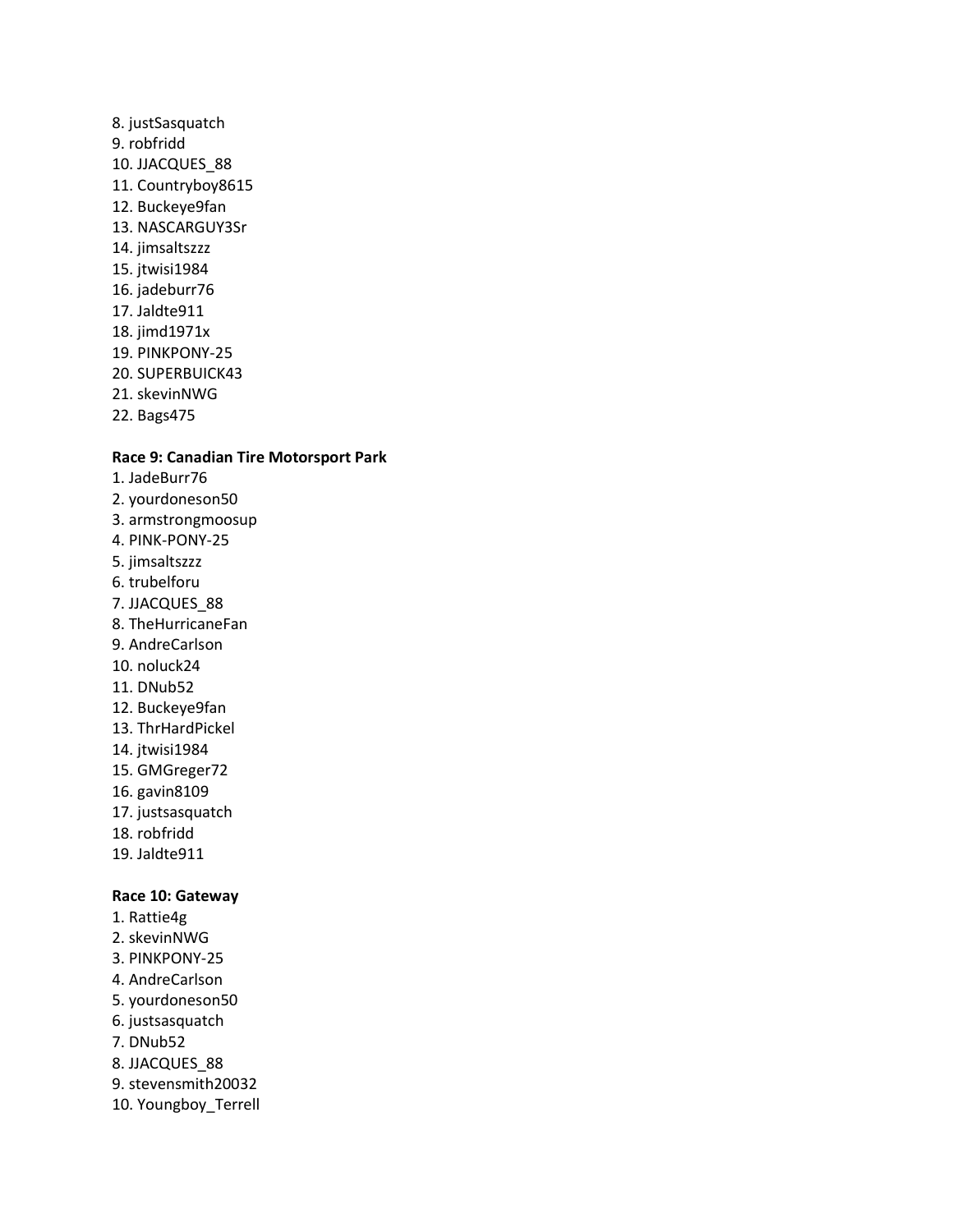8. justSasquatch
9. robfridd
10. JJACQUES_88
11. Countryboy8615
12. Buckeye9fan
13. NASCARGUY3Sr
14. jimsaltszzz
15. jtwisi1984
16. jadeburr76
17. Jaldte911
18. jimd1971x
19. PINKPONY-25
20. SUPERBUICK43
21. skevinNWG
22. Bags475

**Race 9: Canadian Tire Motorsport Park**

1. JadeBurr76
2. yourdoneson50
3. armstrongmoosup
4. PINK-PONY-25
5. jimsaltszzz
6. trubelforu
7. JJACQUES_88
8. TheHurricaneFan
9. AndreCarlson
10. noluck24
11. DNub52
12. Buckeye9fan
13. ThrHardPickel
14. jtwisi1984
15. GMGreger72
16. gavin8109
17. justsasquatch
18. robfridd
19. Jaldte911

**Race 10: Gateway**

1. Rattie4g
2. skevinNWG
3. PINKPONY-25
4. AndreCarlson
5. yourdoneson50
6. justsasquatch
7. DNub52
8. JJACQUES_88
9. stevensmith20032
10. Youngboy_Terrell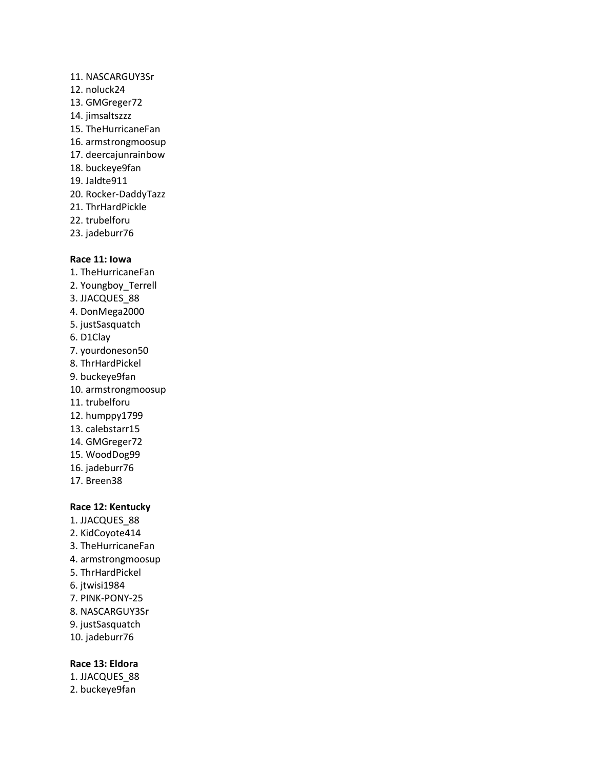11. NASCARGUY3Sr
12. noluck24
13. GMGreger72
14. jimsaltszzz
15. TheHurricaneFan
16. armstrongmoosup
17. deercajunrainbow
18. buckeye9fan
19. Jaldte911
20. Rocker-DaddyTazz
21. ThrHardPickle
22. trubelforu
23. jadeburr76

**Race 11: Iowa**

1. TheHurricaneFan
2. Youngboy_Terrell
3. JJACQUES_88
4. DonMega2000
5. justSasquatch
6. D1Clay
7. yourdoneson50
8. ThrHardPickel
9. buckeye9fan
10. armstrongmoosup
11. trubelforu
12. humppy1799
13. calebstarr15
14. GMGreger72
15. WoodDog99
16. jadeburr76
17. Breen38

**Race 12: Kentucky**

1. JJACQUES_88
2. KidCoyote414
3. TheHurricaneFan
4. armstrongmoosup
5. ThrHardPickel
6. jtwisi1984
7. PINK-PONY-25
8. NASCARGUY3Sr
9. justSasquatch
10. jadeburr76

**Race 13: Eldora**

1. JJACQUES_88
2. buckeye9fan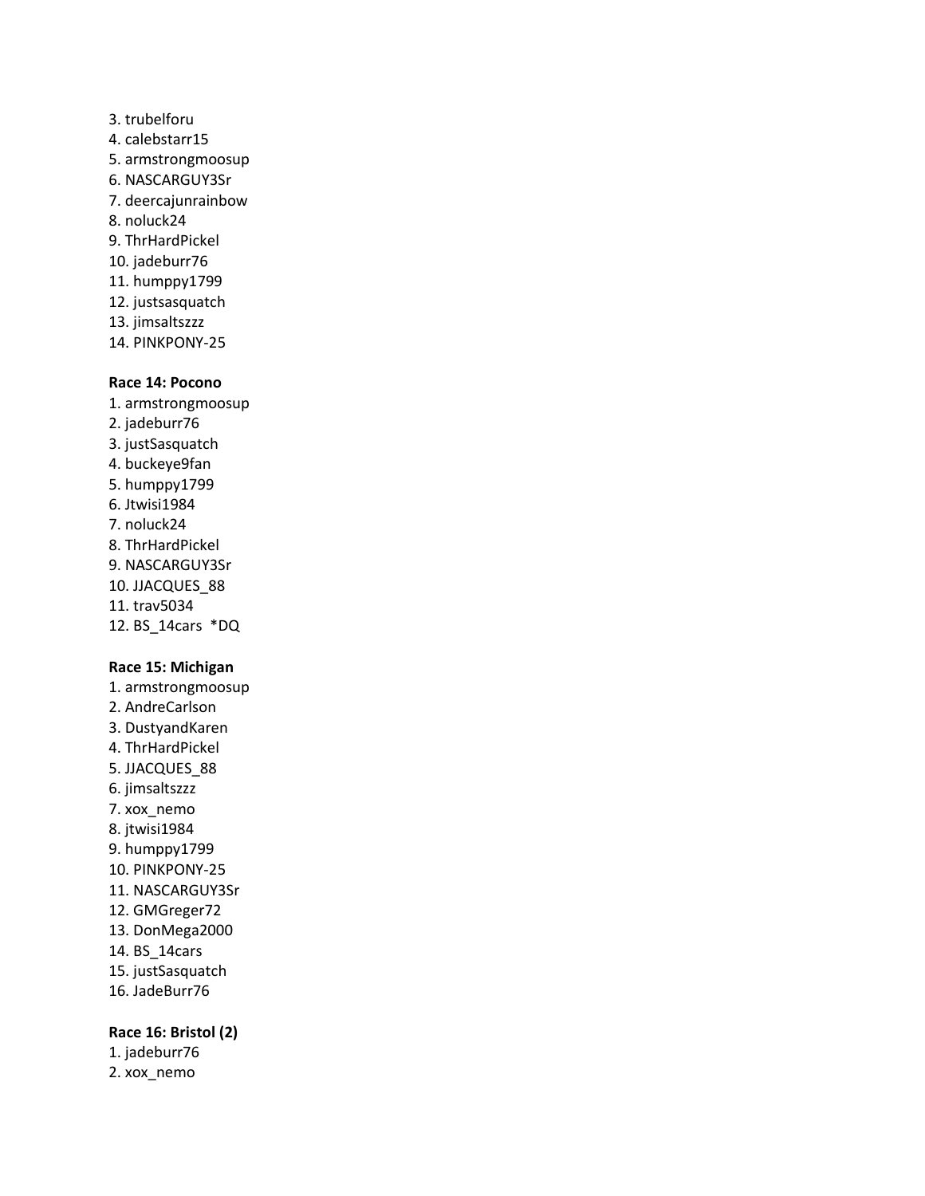3. trubelforu
4. calebstarr15
5. armstrongmoosup
6. NASCARGUY3Sr
7. deercajunrainbow
8. noluck24
9. ThrHardPickel
10. jadeburr76
11. humppy1799
12. justsasquatch
13. jimsaltszzz
14. PINKPONY-25

**Race 14: Pocono**

1. armstrongmoosup
2. jadeburr76
3. justSasquatch
4. buckeye9fan
5. humppy1799
6. Jtwisi1984
7. noluck24
8. ThrHardPickel
9. NASCARGUY3Sr
10. JJACQUES_88
11. trav5034
12. BS_14cars *DQ

**Race 15: Michigan**

1. armstrongmoosup
2. AndreCarlson
3. DustyandKaren
4. ThrHardPickel
5. JJACQUES_88
6. jimsaltszzz
7. xox_nemo
8. jtwisi1984
9. humppy1799
10. PINKPONY-25
11. NASCARGUY3Sr
12. GMGreger72
13. DonMega2000
14. BS_14cars
15. justSasquatch
16. JadeBurr76

**Race 16: Bristol (2)**

1. jadeburr76
2. xox_nemo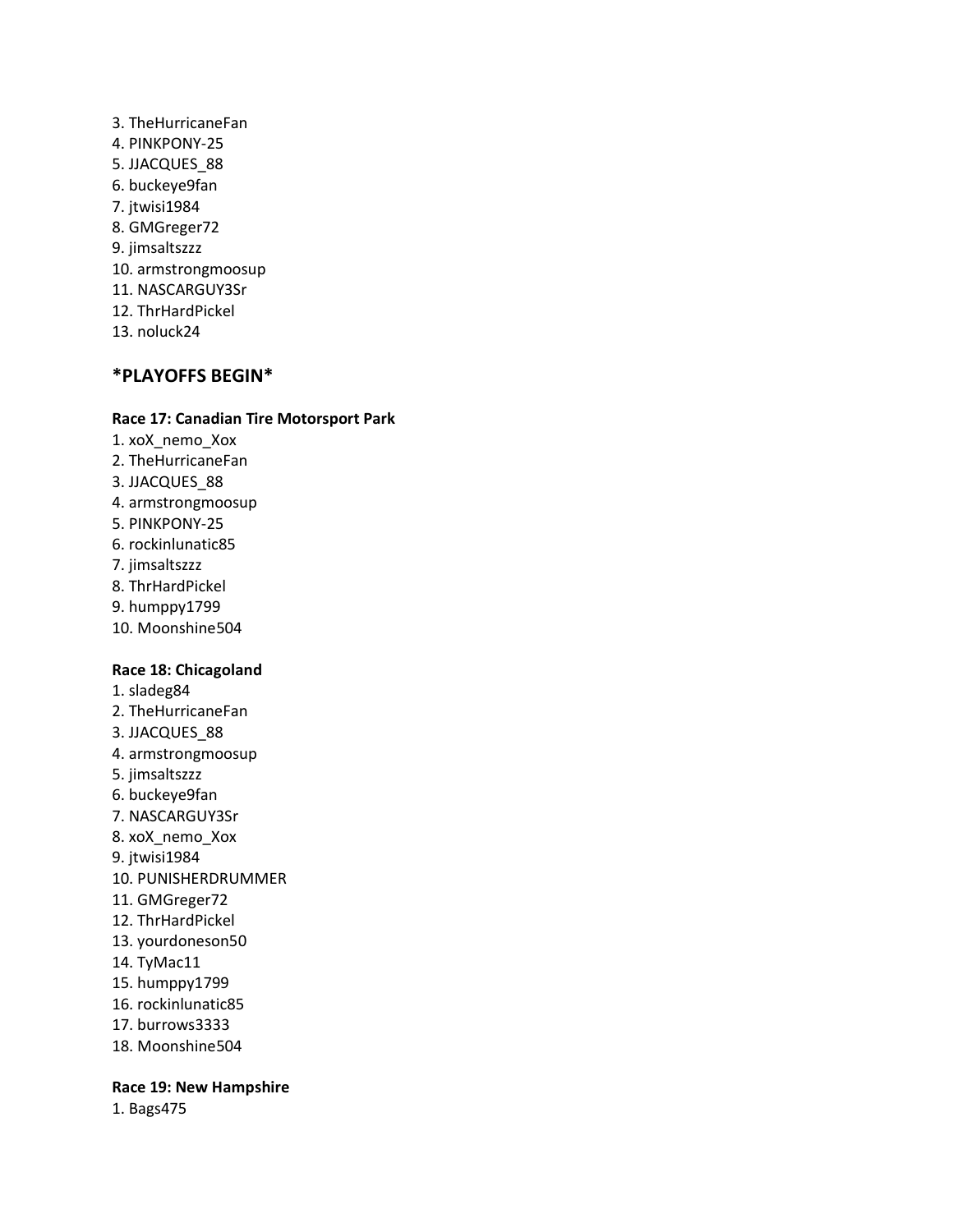3. TheHurricaneFan
4. PINKPONY-25
5. JJACQUES_88
6. buckeye9fan
7. jtwisi1984
8. GMGreger72
9. jimsaltszzz
10. armstrongmoosup
11. NASCARGUY3Sr
12. ThrHardPickel
13. noluck24

## *PLAYOFFS BEGIN*

**Race 17: Canadian Tire Motorsport Park**

1. xoX_nemo_Xox
2. TheHurricaneFan
3. JJACQUES_88
4. armstrongmoosup
5. PINKPONY-25
6. rockinlunatic85
7. jimsaltszzz
8. ThrHardPickel
9. humppy1799
10. Moonshine504

**Race 18: Chicagoland**

1. sladeg84
2. TheHurricaneFan
3. JJACQUES_88
4. armstrongmoosup
5. jimsaltszzz
6. buckeye9fan
7. NASCARGUY3Sr
8. xoX_nemo_Xox
9. jtwisi1984
10. PUNISHERDRUMMER
11. GMGreger72
12. ThrHardPickel
13. yourdoneson50
14. TyMac11
15. humppy1799
16. rockinlunatic85
17. burrows3333
18. Moonshine504

**Race 19: New Hampshire**

1. Bags475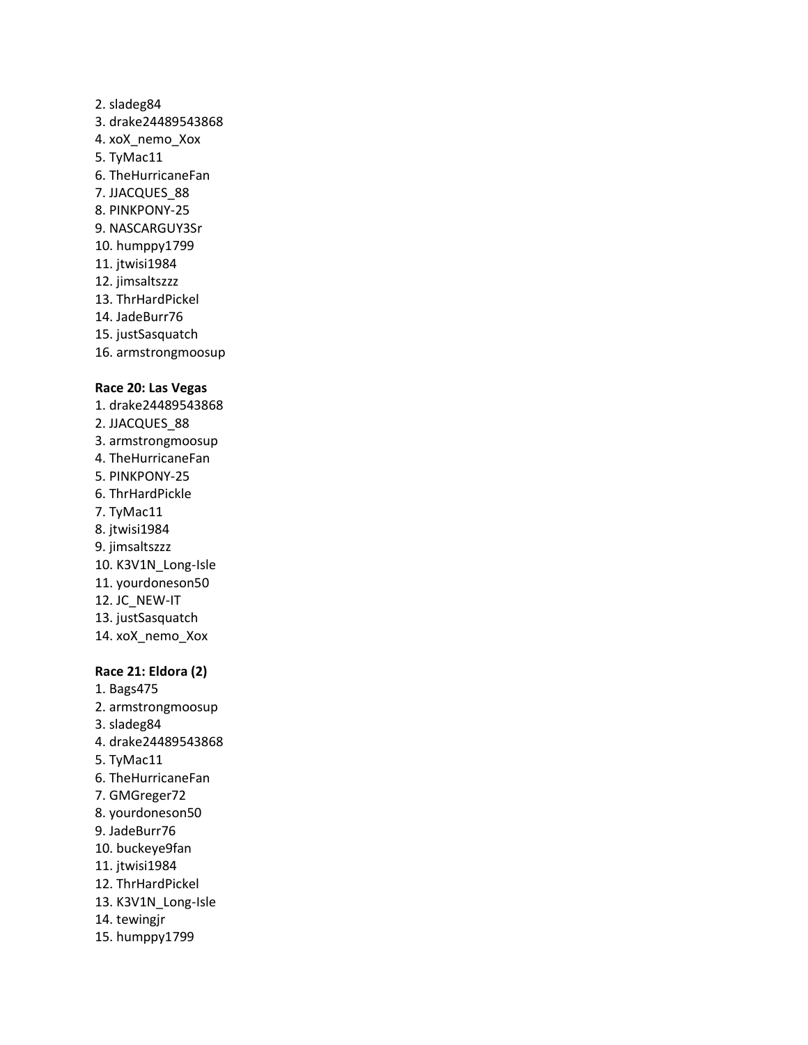2. sladeg84
3. drake24489543868
4. xoX_nemo_Xox
5. TyMac11
6. TheHurricaneFan
7. JJACQUES_88
8. PINKPONY-25
9. NASCARGUY3Sr
10. humppy1799
11. jtwisi1984
12. jimsaltszzz
13. ThrHardPickel
14. JadeBurr76
15. justSasquatch
16. armstrongmoosup

**Race 20: Las Vegas**

1. drake24489543868
2. JJACQUES_88
3. armstrongmoosup
4. TheHurricaneFan
5. PINKPONY-25
6. ThrHardPickle
7. TyMac11
8. jtwisi1984
9. jimsaltszzz
10. K3V1N_Long-Isle
11. yourdoneson50
12. JC_NEW-IT
13. justSasquatch
14. xoX_nemo_Xox

**Race 21: Eldora (2)**

1. Bags475
2. armstrongmoosup
3. sladeg84
4. drake24489543868
5. TyMac11
6. TheHurricaneFan
7. GMGreger72
8. yourdoneson50
9. JadeBurr76
10. buckeye9fan
11. jtwisi1984
12. ThrHardPickel
13. K3V1N_Long-Isle
14. tewingjr
15. humppy1799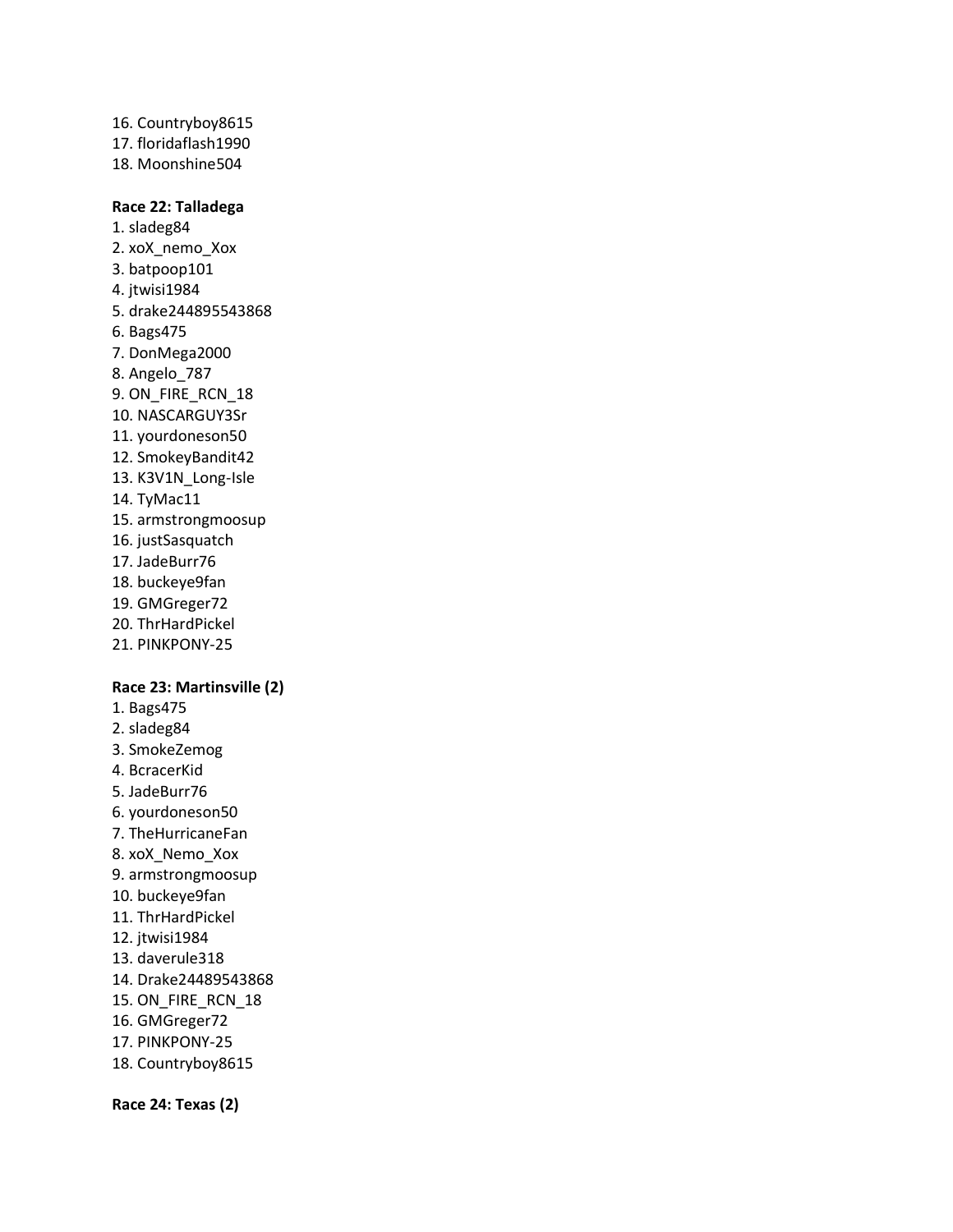16. Countryboy8615
17. floridaflash1990
18. Moonshine504

**Race 22: Talladega**

1. sladeg84
2. xoX_nemo_Xox
3. batpoop101
4. jtwisi1984
5. drake244895543868
6. Bags475
7. DonMega2000
8. Angelo_787
9. ON_FIRE_RCN_18
10. NASCARGUY3Sr
11. yourdoneson50
12. SmokeyBandit42
13. K3V1N_Long-Isle
14. TyMac11
15. armstrongmoosup
16. justSasquatch
17. JadeBurr76
18. buckeye9fan
19. GMGreger72
20. ThrHardPickel
21. PINKPONY-25

**Race 23: Martinsville (2)**

1. Bags475
2. sladeg84
3. SmokeZemog
4. BcracerKid
5. JadeBurr76
6. yourdoneson50
7. TheHurricaneFan
8. xoX_Nemo_Xox
9. armstrongmoosup
10. buckeye9fan
11. ThrHardPickel
12. jtwisi1984
13. daverule318
14. Drake24489543868
15. ON_FIRE_RCN_18
16. GMGreger72
17. PINKPONY-25
18. Countryboy8615

**Race 24: Texas (2)**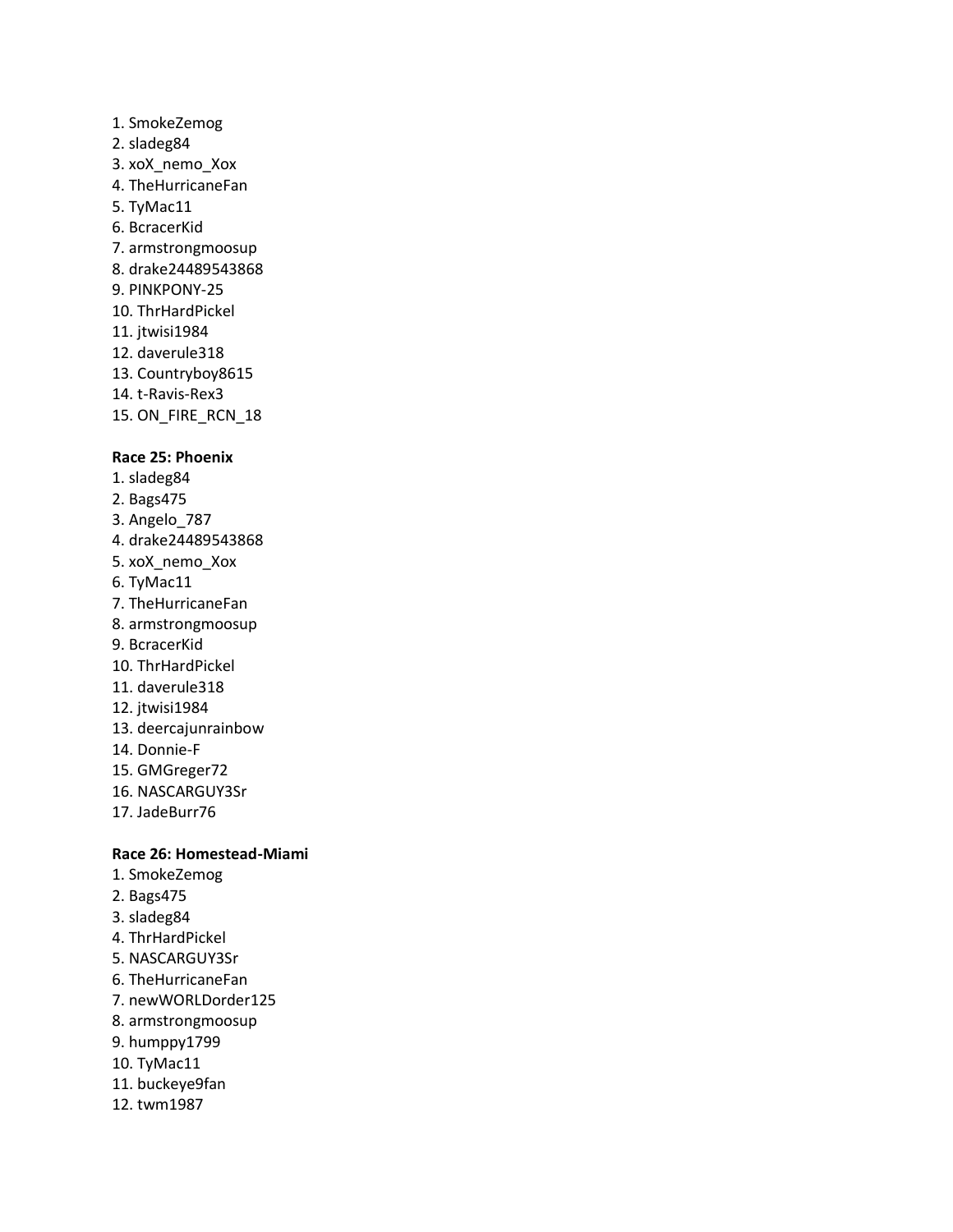1. SmokeZemog
2. sladeg84
3. xoX_nemo_Xox
4. TheHurricaneFan
5. TyMac11
6. BcracerKid
7. armstrongmoosup
8. drake24489543868
9. PINKPONY-25
10. ThrHardPickel
11. jtwisi1984
12. daverule318
13. Countryboy8615
14. t-Ravis-Rex3
15. ON_FIRE_RCN_18

**Race 25: Phoenix**

1. sladeg84
2. Bags475
3. Angelo_787
4. drake24489543868
5. xoX_nemo_Xox
6. TyMac11
7. TheHurricaneFan
8. armstrongmoosup
9. BcracerKid
10. ThrHardPickel
11. daverule318
12. jtwisi1984
13. deercajunrainbow
14. Donnie-F
15. GMGreger72
16. NASCARGUY3Sr
17. JadeBurr76

**Race 26: Homestead-Miami**

1. SmokeZemog
2. Bags475
3. sladeg84
4. ThrHardPickel
5. NASCARGUY3Sr
6. TheHurricaneFan
7. newWORLDorder125
8. armstrongmoosup
9. humppy1799
10. TyMac11
11. buckeye9fan
12. twm1987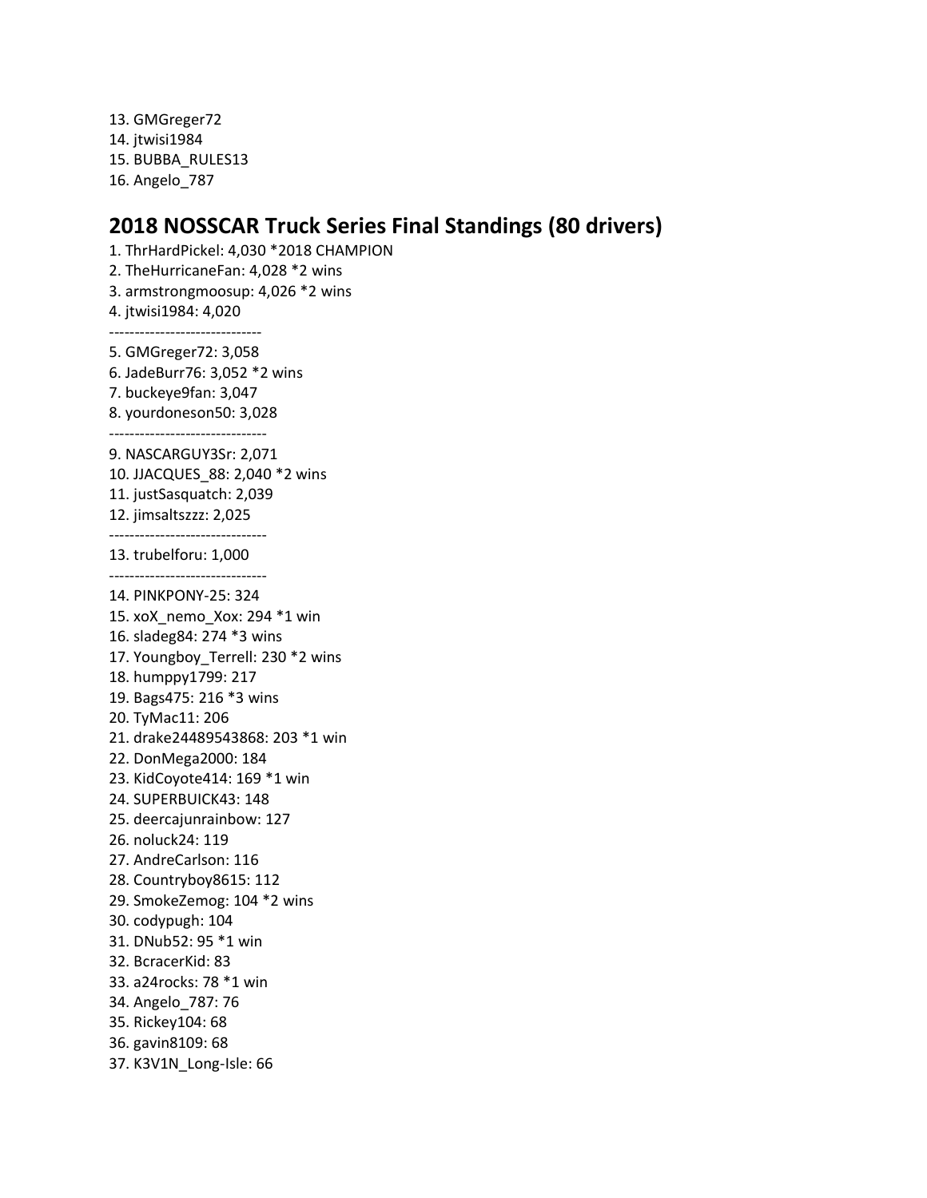13. GMGreger72
14. jtwisi1984
15. BUBBA_RULES13
16. Angelo_787

## 2018 NOSSCAR Truck Series Final Standings (80 drivers)

1. ThrHardPickel: 4,030 *2018 CHAMPION
2. TheHurricaneFan: 4,028 *2 wins
3. armstrongmoosup: 4,026 *2 wins
4. jtwisi1984: 4,020

------------------------------

5. GMGreger72: 3,058
6. JadeBurr76: 3,052 *2 wins
7. buckeye9fan: 3,047
8. yourdoneson50: 3,028

-------------------------------

9. NASCARGUY3Sr: 2,071
10. JJACQUES_88: 2,040 *2 wins
11. justSasquatch: 2,039
12. jimsaltszzz: 2,025

-------------------------------

13. trubelforu: 1,000

-------------------------------

14. PINKPONY-25: 324
15. xoX_nemo_Xox: 294 *1 win
16. sladeg84: 274 *3 wins
17. Youngboy_Terrell: 230 *2 wins
18. humppy1799: 217
19. Bags475: 216 *3 wins
20. TyMac11: 206
21. drake24489543868: 203 *1 win
22. DonMega2000: 184
23. KidCoyote414: 169 *1 win
24. SUPERBUICK43: 148
25. deercajunrainbow: 127
26. noluck24: 119
27. AndreCarlson: 116
28. Countryboy8615: 112
29. SmokeZemog: 104 *2 wins
30. codypugh: 104
31. DNub52: 95 *1 win
32. BcracerKid: 83
33. a24rocks: 78 *1 win
34. Angelo_787: 76
35. Rickey104: 68
36. gavin8109: 68
37. K3V1N_Long-Isle: 66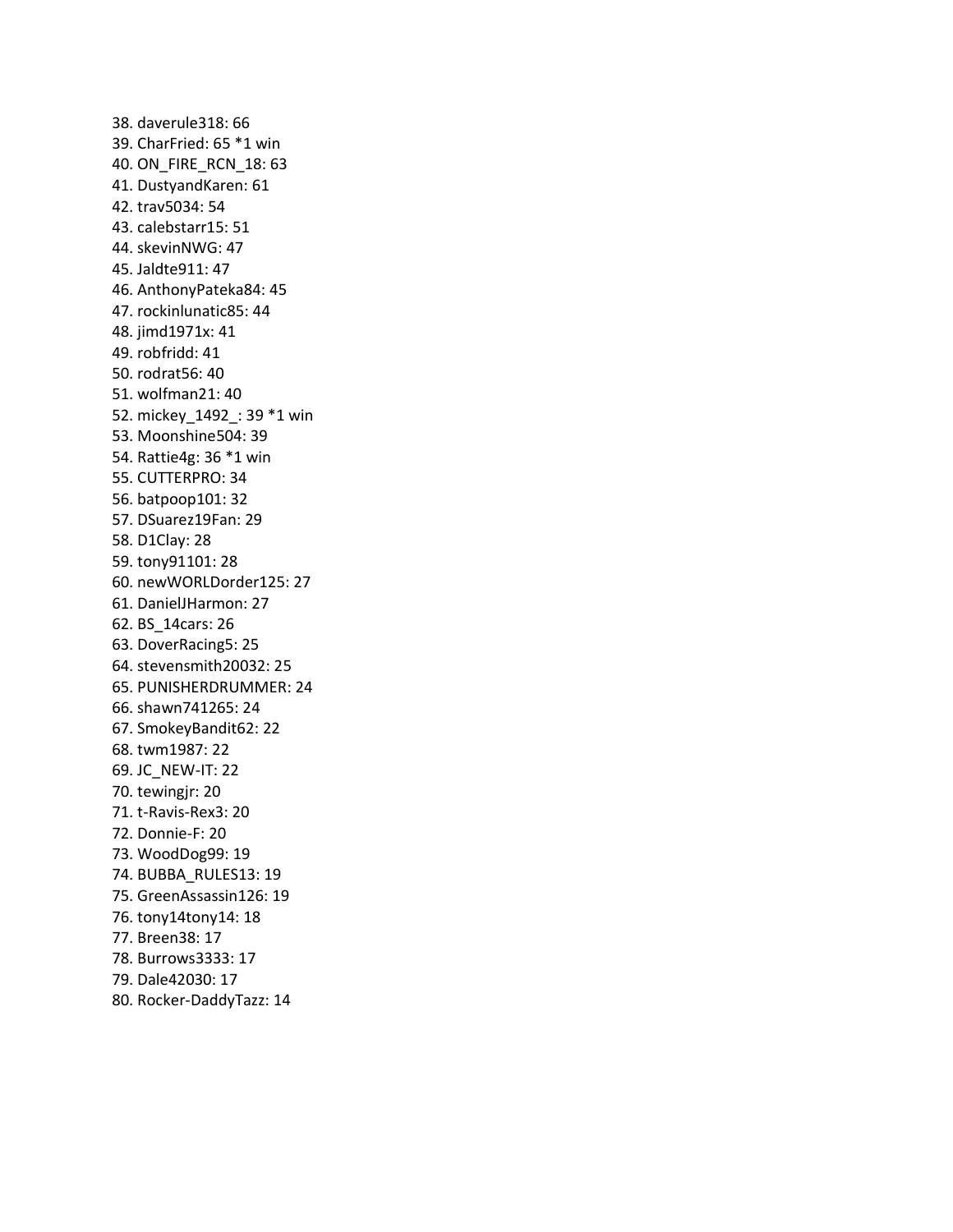38. daverule318: 66
39. CharFried: 65 *1 win
40. ON_FIRE_RCN_18: 63
41. DustyandKaren: 61
42. trav5034: 54
43. calebstarr15: 51
44. skevinNWG: 47
45. Jaldte911: 47
46. AnthonyPateka84: 45
47. rockinlunatic85: 44
48. jimd1971x: 41
49. robfridd: 41
50. rodrat56: 40
51. wolfman21: 40
52. mickey_1492_: 39 *1 win
53. Moonshine504: 39
54. Rattie4g: 36 *1 win
55. CUTTERPRO: 34
56. batpoop101: 32
57. DSuarez19Fan: 29
58. D1Clay: 28
59. tony91101: 28
60. newWORLDorder125: 27
61. DanielJHarmon: 27
62. BS_14cars: 26
63. DoverRacing5: 25
64. stevensmith20032: 25
65. PUNISHERDRUMMER: 24
66. shawn741265: 24
67. SmokeyBandit62: 22
68. twm1987: 22
69. JC_NEW-IT: 22
70. tewingjr: 20
71. t-Ravis-Rex3: 20
72. Donnie-F: 20
73. WoodDog99: 19
74. BUBBA_RULES13: 19
75. GreenAssassin126: 19
76. tony14tony14: 18
77. Breen38: 17
78. Burrows3333: 17
79. Dale42030: 17
80. Rocker-DaddyTazz: 14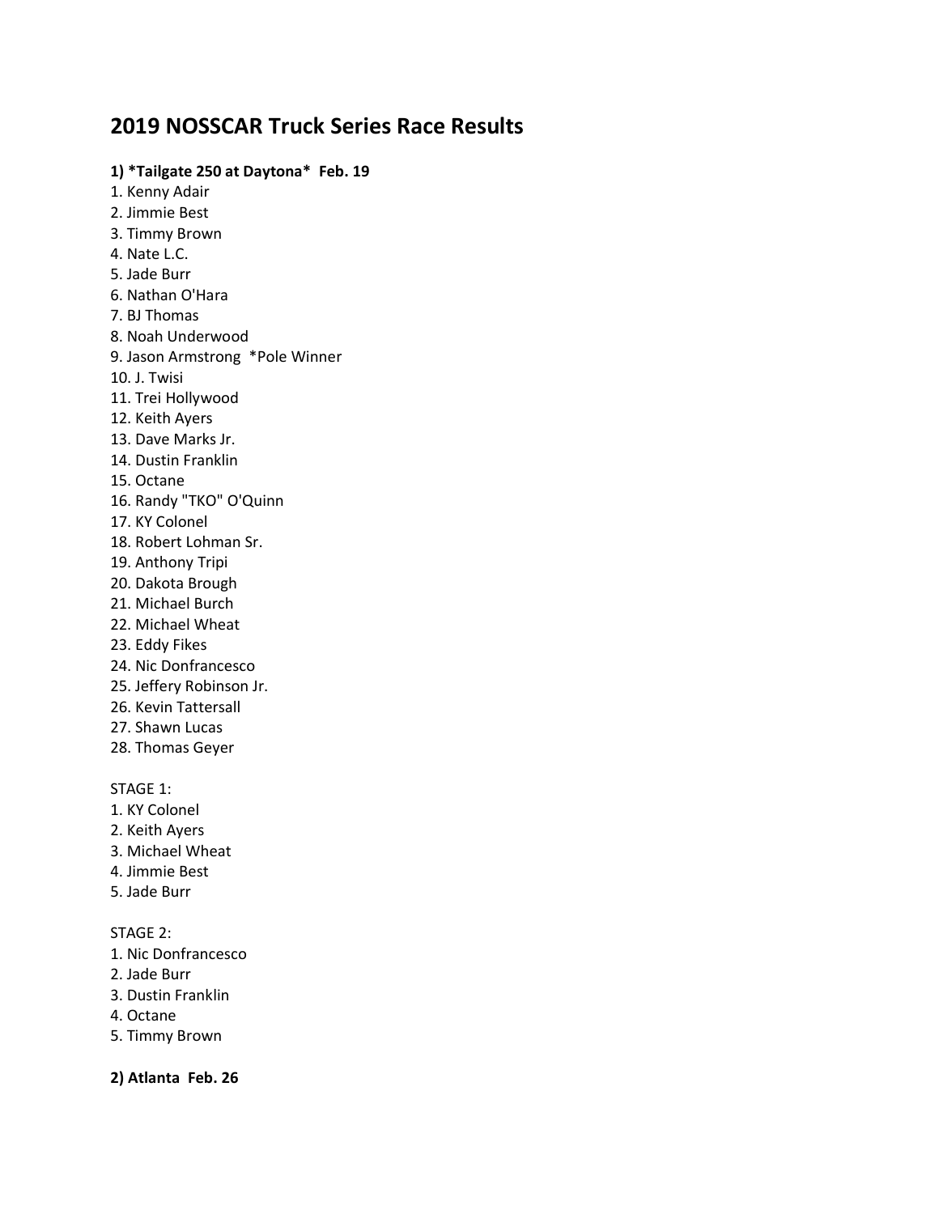# 2019 NOSSCAR Truck Series Race Results

**1) *Tailgate 250 at Daytona*  Feb. 19**

1. Kenny Adair
2. Jimmie Best
3. Timmy Brown
4. Nate L.C.
5. Jade Burr
6. Nathan O'Hara
7. BJ Thomas
8. Noah Underwood
9. Jason Armstrong  *Pole Winner
10. J. Twisi
11. Trei Hollywood
12. Keith Ayers
13. Dave Marks Jr.
14. Dustin Franklin
15. Octane
16. Randy "TKO" O'Quinn
17. KY Colonel
18. Robert Lohman Sr.
19. Anthony Tripi
20. Dakota Brough
21. Michael Burch
22. Michael Wheat
23. Eddy Fikes
24. Nic Donfrancesco
25. Jeffery Robinson Jr.
26. Kevin Tattersall
27. Shawn Lucas
28. Thomas Geyer

STAGE 1:

1. KY Colonel
2. Keith Ayers
3. Michael Wheat
4. Jimmie Best
5. Jade Burr

STAGE 2:

1. Nic Donfrancesco
2. Jade Burr
3. Dustin Franklin
4. Octane
5. Timmy Brown

**2) Atlanta  Feb. 26**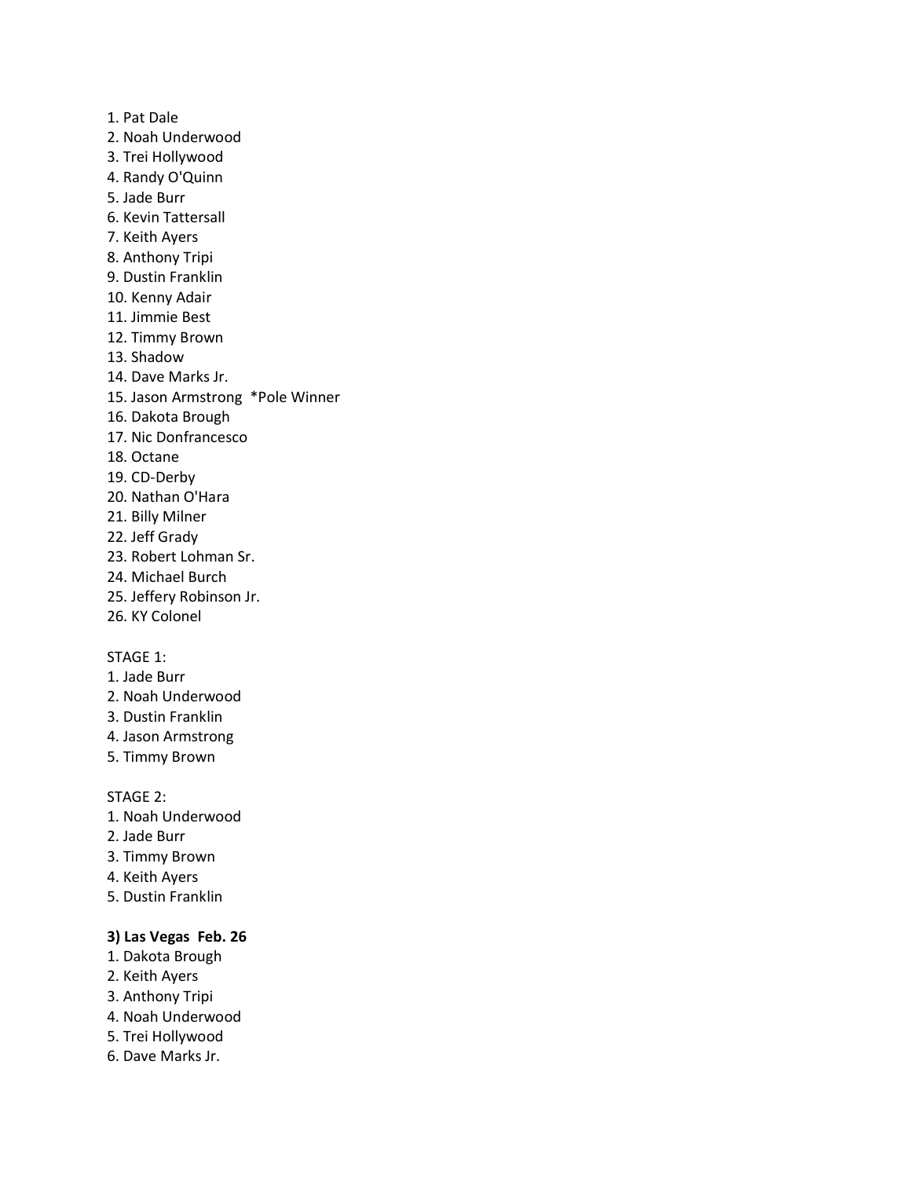1. Pat Dale
2. Noah Underwood
3. Trei Hollywood
4. Randy O'Quinn
5. Jade Burr
6. Kevin Tattersall
7. Keith Ayers
8. Anthony Tripi
9. Dustin Franklin
10. Kenny Adair
11. Jimmie Best
12. Timmy Brown
13. Shadow
14. Dave Marks Jr.
15. Jason Armstrong *Pole Winner
16. Dakota Brough
17. Nic Donfrancesco
18. Octane
19. CD-Derby
20. Nathan O'Hara
21. Billy Milner
22. Jeff Grady
23. Robert Lohman Sr.
24. Michael Burch
25. Jeffery Robinson Jr.
26. KY Colonel

STAGE 1:

1. Jade Burr
2. Noah Underwood
3. Dustin Franklin
4. Jason Armstrong
5. Timmy Brown

STAGE 2:

1. Noah Underwood
2. Jade Burr
3. Timmy Brown
4. Keith Ayers
5. Dustin Franklin

**3) Las Vegas Feb. 26**

1. Dakota Brough
2. Keith Ayers
3. Anthony Tripi
4. Noah Underwood
5. Trei Hollywood
6. Dave Marks Jr.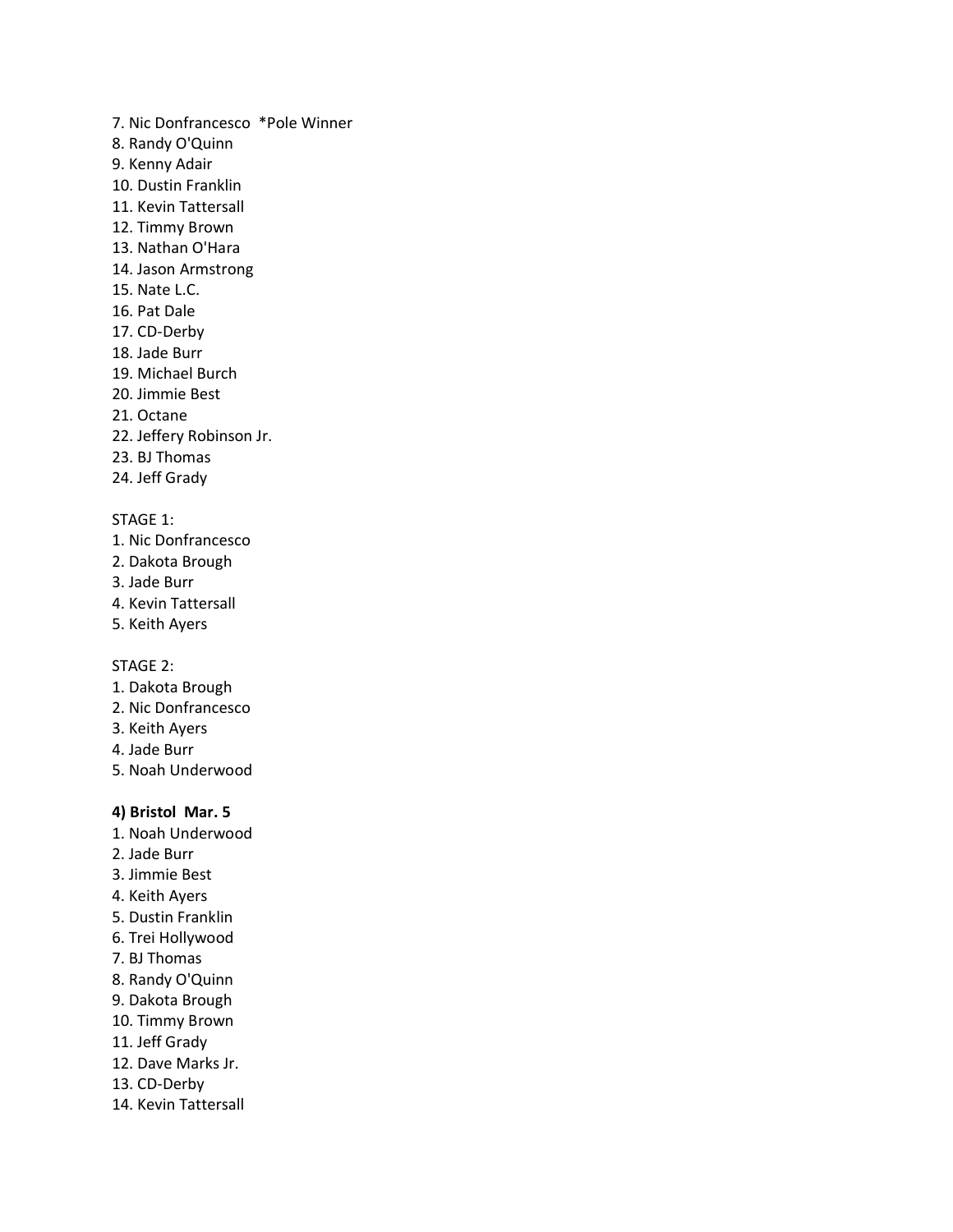7. Nic Donfrancesco  *Pole Winner
8. Randy O'Quinn
9. Kenny Adair
10. Dustin Franklin
11. Kevin Tattersall
12. Timmy Brown
13. Nathan O'Hara
14. Jason Armstrong
15. Nate L.C.
16. Pat Dale
17. CD-Derby
18. Jade Burr
19. Michael Burch
20. Jimmie Best
21. Octane
22. Jeffery Robinson Jr.
23. BJ Thomas
24. Jeff Grady

STAGE 1:
1. Nic Donfrancesco
2. Dakota Brough
3. Jade Burr
4. Kevin Tattersall
5. Keith Ayers

STAGE 2:
1. Dakota Brough
2. Nic Donfrancesco
3. Keith Ayers
4. Jade Burr
5. Noah Underwood

**4) Bristol  Mar. 5**
1. Noah Underwood
2. Jade Burr
3. Jimmie Best
4. Keith Ayers
5. Dustin Franklin
6. Trei Hollywood
7. BJ Thomas
8. Randy O'Quinn
9. Dakota Brough
10. Timmy Brown
11. Jeff Grady
12. Dave Marks Jr.
13. CD-Derby
14. Kevin Tattersall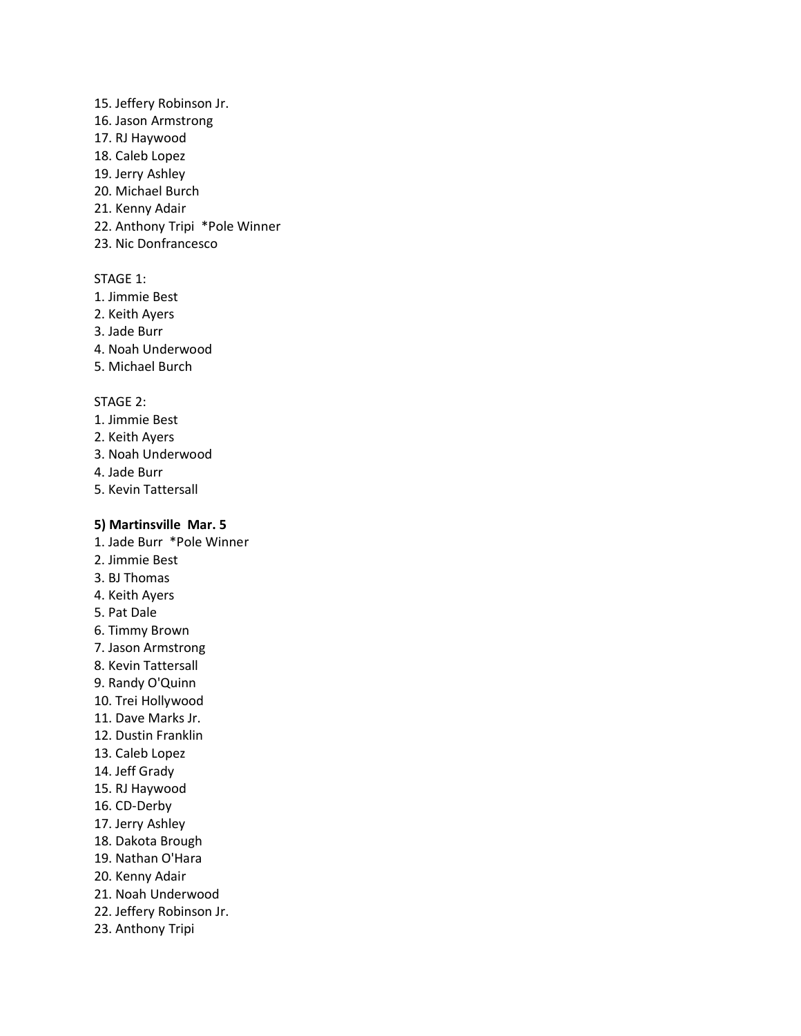15. Jeffery Robinson Jr.
16. Jason Armstrong
17. RJ Haywood
18. Caleb Lopez
19. Jerry Ashley
20. Michael Burch
21. Kenny Adair
22. Anthony Tripi  *Pole Winner
23. Nic Donfrancesco

STAGE 1:
1. Jimmie Best
2. Keith Ayers
3. Jade Burr
4. Noah Underwood
5. Michael Burch

STAGE 2:
1. Jimmie Best
2. Keith Ayers
3. Noah Underwood
4. Jade Burr
5. Kevin Tattersall

**5) Martinsville  Mar. 5**
1. Jade Burr  *Pole Winner
2. Jimmie Best
3. BJ Thomas
4. Keith Ayers
5. Pat Dale
6. Timmy Brown
7. Jason Armstrong
8. Kevin Tattersall
9. Randy O'Quinn
10. Trei Hollywood
11. Dave Marks Jr.
12. Dustin Franklin
13. Caleb Lopez
14. Jeff Grady
15. RJ Haywood
16. CD-Derby
17. Jerry Ashley
18. Dakota Brough
19. Nathan O'Hara
20. Kenny Adair
21. Noah Underwood
22. Jeffery Robinson Jr.
23. Anthony Tripi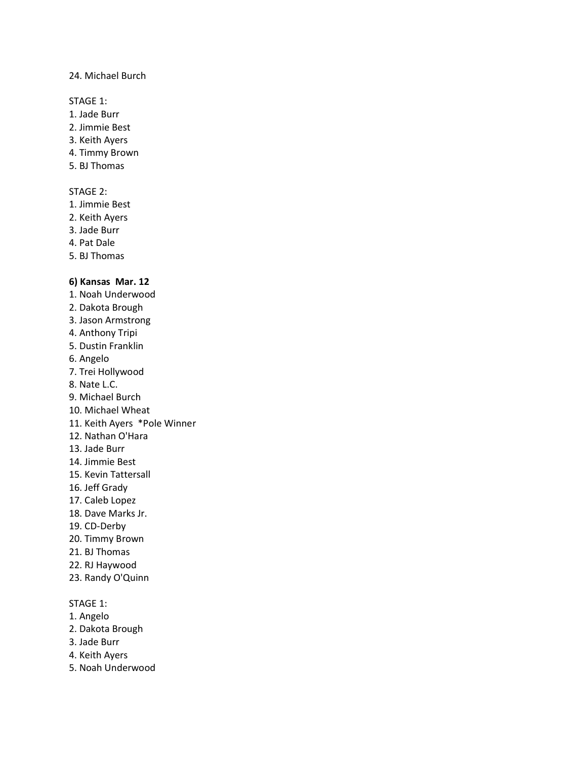24. Michael Burch

STAGE 1:
1. Jade Burr
2. Jimmie Best
3. Keith Ayers
4. Timmy Brown
5. BJ Thomas

STAGE 2:
1. Jimmie Best
2. Keith Ayers
3. Jade Burr
4. Pat Dale
5. BJ Thomas

**6) Kansas Mar. 12**
1. Noah Underwood
2. Dakota Brough
3. Jason Armstrong
4. Anthony Tripi
5. Dustin Franklin
6. Angelo
7. Trei Hollywood
8. Nate L.C.
9. Michael Burch
10. Michael Wheat
11. Keith Ayers *Pole Winner
12. Nathan O'Hara
13. Jade Burr
14. Jimmie Best
15. Kevin Tattersall
16. Jeff Grady
17. Caleb Lopez
18. Dave Marks Jr.
19. CD-Derby
20. Timmy Brown
21. BJ Thomas
22. RJ Haywood
23. Randy O'Quinn

STAGE 1:
1. Angelo
2. Dakota Brough
3. Jade Burr
4. Keith Ayers
5. Noah Underwood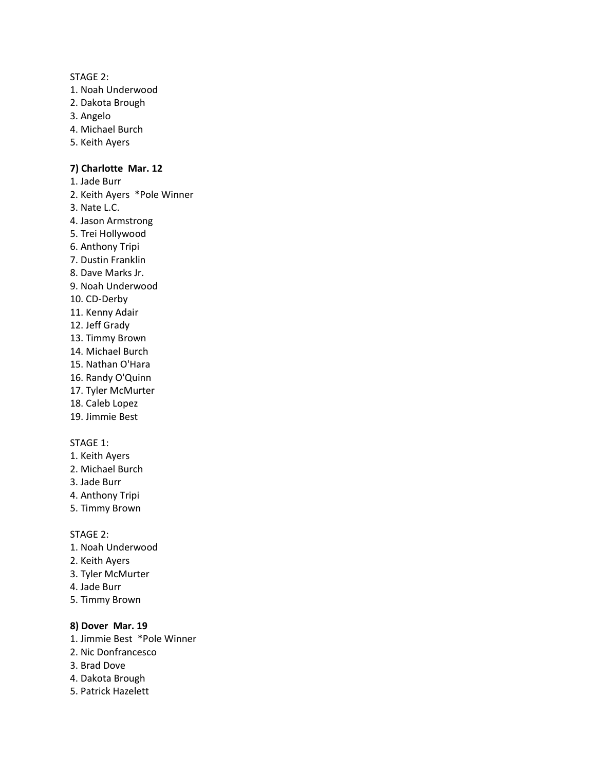STAGE 2:
1. Noah Underwood
2. Dakota Brough
3. Angelo
4. Michael Burch
5. Keith Ayers

**7) Charlotte  Mar. 12**
1. Jade Burr
2. Keith Ayers  *Pole Winner
3. Nate L.C.
4. Jason Armstrong
5. Trei Hollywood
6. Anthony Tripi
7. Dustin Franklin
8. Dave Marks Jr.
9. Noah Underwood
10. CD-Derby
11. Kenny Adair
12. Jeff Grady
13. Timmy Brown
14. Michael Burch
15. Nathan O'Hara
16. Randy O'Quinn
17. Tyler McMurter
18. Caleb Lopez
19. Jimmie Best

STAGE 1:
1. Keith Ayers
2. Michael Burch
3. Jade Burr
4. Anthony Tripi
5. Timmy Brown

STAGE 2:
1. Noah Underwood
2. Keith Ayers
3. Tyler McMurter
4. Jade Burr
5. Timmy Brown

**8) Dover  Mar. 19**
1. Jimmie Best  *Pole Winner
2. Nic Donfrancesco
3. Brad Dove
4. Dakota Brough
5. Patrick Hazelett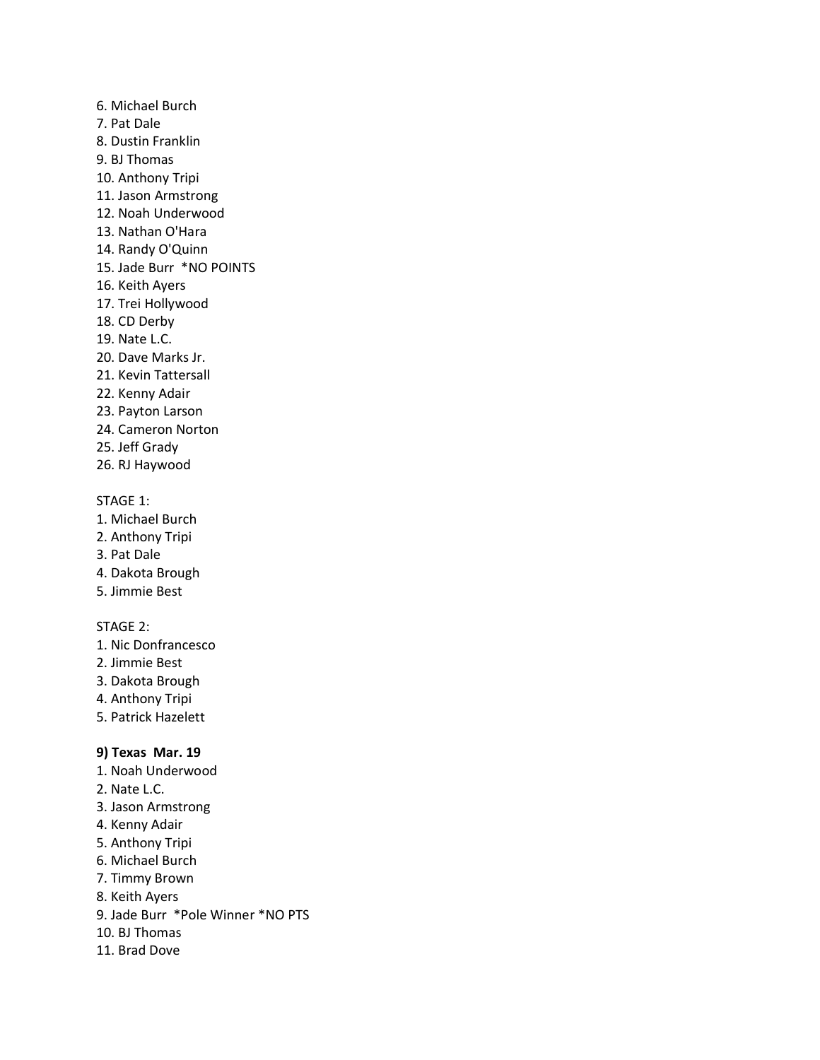6. Michael Burch
7. Pat Dale
8. Dustin Franklin
9. BJ Thomas
10. Anthony Tripi
11. Jason Armstrong
12. Noah Underwood
13. Nathan O'Hara
14. Randy O'Quinn
15. Jade Burr *NO POINTS
16. Keith Ayers
17. Trei Hollywood
18. CD Derby
19. Nate L.C.
20. Dave Marks Jr.
21. Kevin Tattersall
22. Kenny Adair
23. Payton Larson
24. Cameron Norton
25. Jeff Grady
26. RJ Haywood

STAGE 1:
1. Michael Burch
2. Anthony Tripi
3. Pat Dale
4. Dakota Brough
5. Jimmie Best

STAGE 2:
1. Nic Donfrancesco
2. Jimmie Best
3. Dakota Brough
4. Anthony Tripi
5. Patrick Hazelett

**9) Texas Mar. 19**
1. Noah Underwood
2. Nate L.C.
3. Jason Armstrong
4. Kenny Adair
5. Anthony Tripi
6. Michael Burch
7. Timmy Brown
8. Keith Ayers
9. Jade Burr *Pole Winner *NO PTS
10. BJ Thomas
11. Brad Dove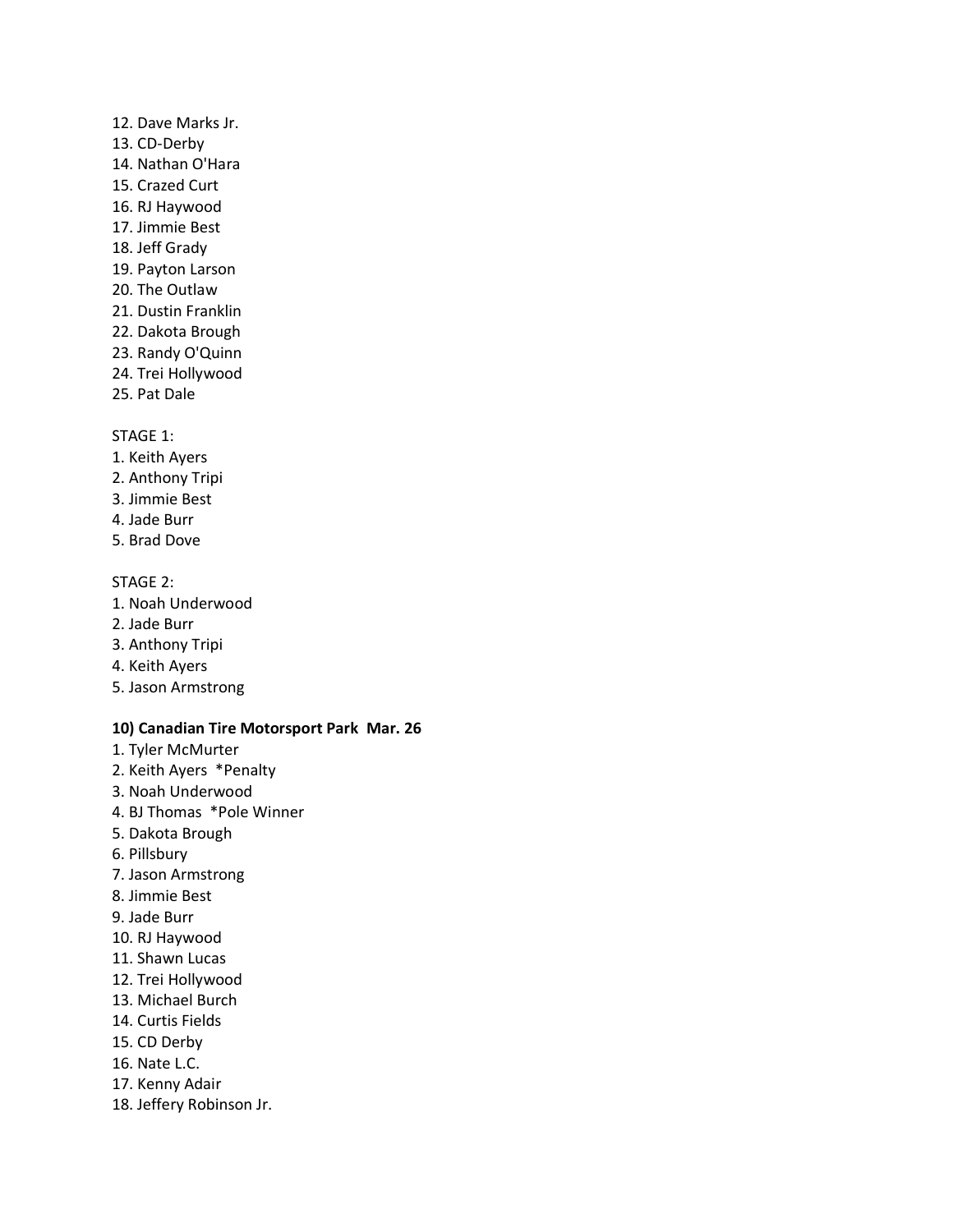12. Dave Marks Jr.
13. CD-Derby
14. Nathan O'Hara
15. Crazed Curt
16. RJ Haywood
17. Jimmie Best
18. Jeff Grady
19. Payton Larson
20. The Outlaw
21. Dustin Franklin
22. Dakota Brough
23. Randy O'Quinn
24. Trei Hollywood
25. Pat Dale

STAGE 1:
1. Keith Ayers
2. Anthony Tripi
3. Jimmie Best
4. Jade Burr
5. Brad Dove

STAGE 2:
1. Noah Underwood
2. Jade Burr
3. Anthony Tripi
4. Keith Ayers
5. Jason Armstrong

**10) Canadian Tire Motorsport Park Mar. 26**

1. Tyler McMurter
2. Keith Ayers *Penalty
3. Noah Underwood
4. BJ Thomas *Pole Winner
5. Dakota Brough
6. Pillsbury
7. Jason Armstrong
8. Jimmie Best
9. Jade Burr
10. RJ Haywood
11. Shawn Lucas
12. Trei Hollywood
13. Michael Burch
14. Curtis Fields
15. CD Derby
16. Nate L.C.
17. Kenny Adair
18. Jeffery Robinson Jr.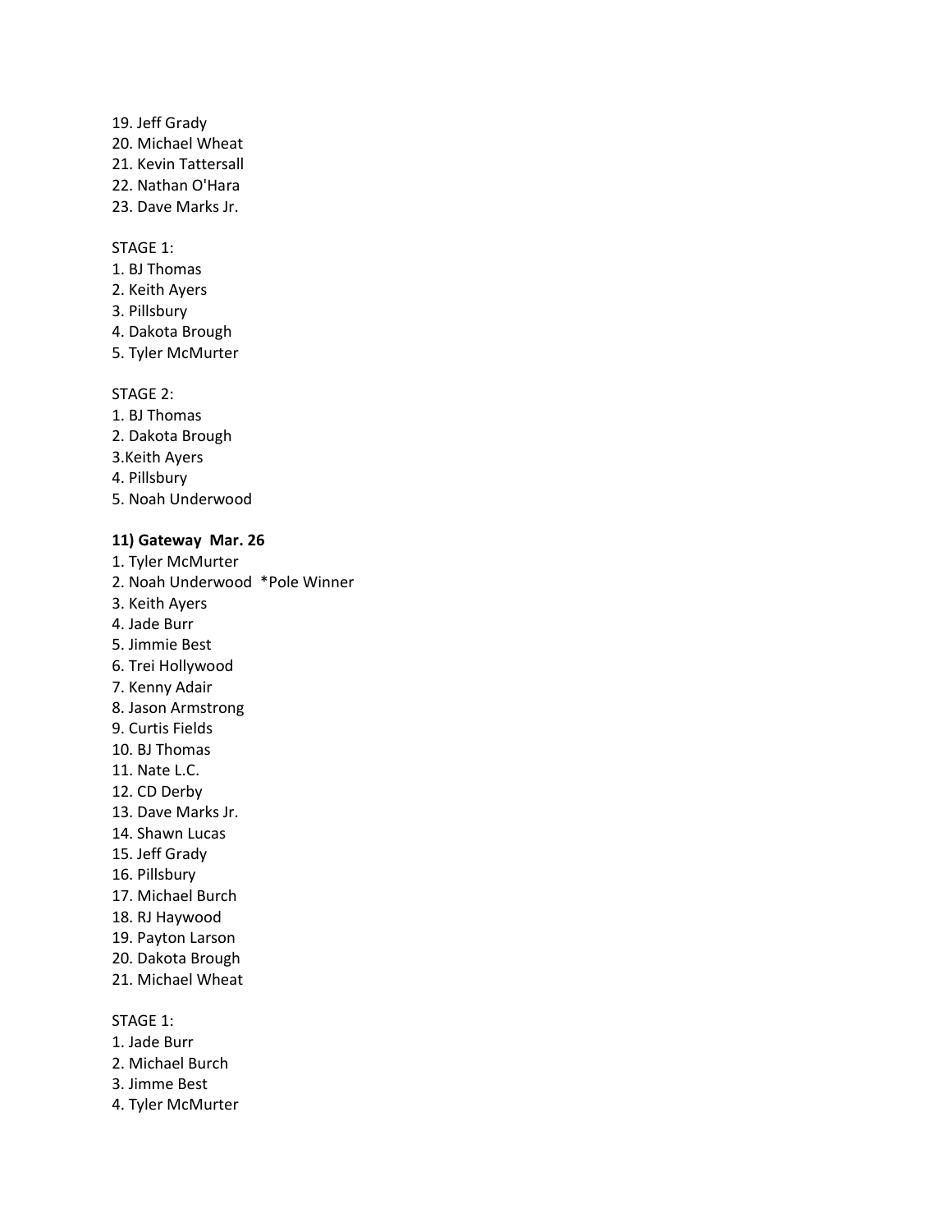19. Jeff Grady
20. Michael Wheat
21. Kevin Tattersall
22. Nathan O'Hara
23. Dave Marks Jr.

STAGE 1:
1. BJ Thomas
2. Keith Ayers
3. Pillsbury
4. Dakota Brough
5. Tyler McMurter

STAGE 2:
1. BJ Thomas
2. Dakota Brough
3.Keith Ayers
4. Pillsbury
5. Noah Underwood

**11) Gateway Mar. 26**

1. Tyler McMurter
2. Noah Underwood *Pole Winner
3. Keith Ayers
4. Jade Burr
5. Jimmie Best
6. Trei Hollywood
7. Kenny Adair
8. Jason Armstrong
9. Curtis Fields
10. BJ Thomas
11. Nate L.C.
12. CD Derby
13. Dave Marks Jr.
14. Shawn Lucas
15. Jeff Grady
16. Pillsbury
17. Michael Burch
18. RJ Haywood
19. Payton Larson
20. Dakota Brough
21. Michael Wheat

STAGE 1:
1. Jade Burr
2. Michael Burch
3. Jimme Best
4. Tyler McMurter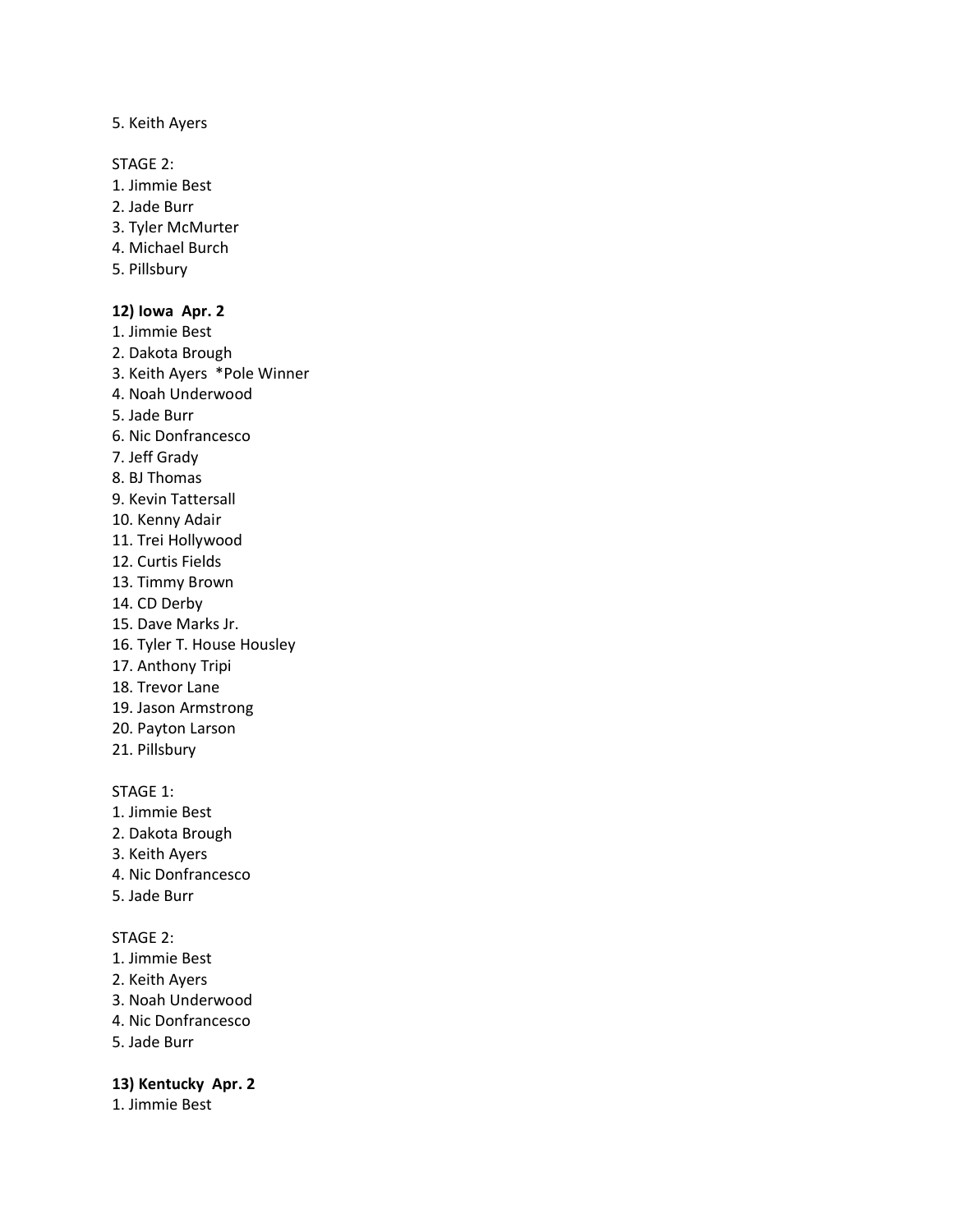5. Keith Ayers

STAGE 2:
1. Jimmie Best
2. Jade Burr
3. Tyler McMurter
4. Michael Burch
5. Pillsbury

**12) Iowa  Apr. 2**
1. Jimmie Best
2. Dakota Brough
3. Keith Ayers  *Pole Winner
4. Noah Underwood
5. Jade Burr
6. Nic Donfrancesco
7. Jeff Grady
8. BJ Thomas
9. Kevin Tattersall
10. Kenny Adair
11. Trei Hollywood
12. Curtis Fields
13. Timmy Brown
14. CD Derby
15. Dave Marks Jr.
16. Tyler T. House Housley
17. Anthony Tripi
18. Trevor Lane
19. Jason Armstrong
20. Payton Larson
21. Pillsbury

STAGE 1:
1. Jimmie Best
2. Dakota Brough
3. Keith Ayers
4. Nic Donfrancesco
5. Jade Burr

STAGE 2:
1. Jimmie Best
2. Keith Ayers
3. Noah Underwood
4. Nic Donfrancesco
5. Jade Burr

**13) Kentucky  Apr. 2**
1. Jimmie Best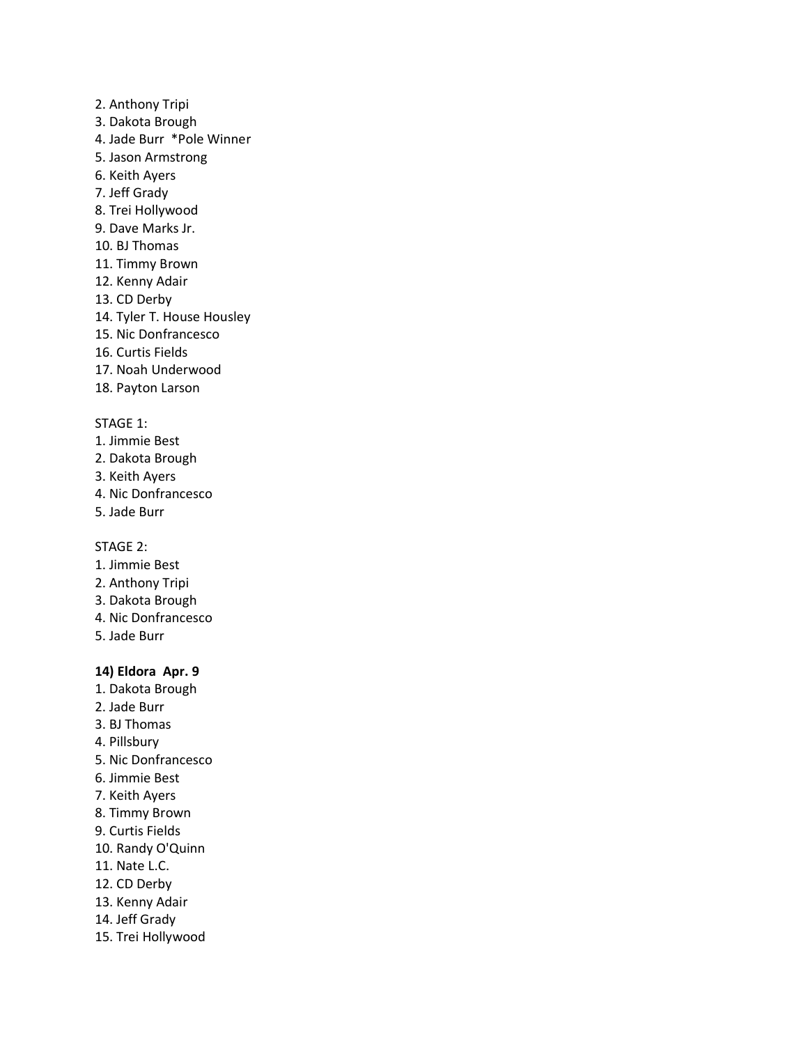2. Anthony Tripi
3. Dakota Brough
4. Jade Burr *Pole Winner
5. Jason Armstrong
6. Keith Ayers
7. Jeff Grady
8. Trei Hollywood
9. Dave Marks Jr.
10. BJ Thomas
11. Timmy Brown
12. Kenny Adair
13. CD Derby
14. Tyler T. House Housley
15. Nic Donfrancesco
16. Curtis Fields
17. Noah Underwood
18. Payton Larson

STAGE 1:
1. Jimmie Best
2. Dakota Brough
3. Keith Ayers
4. Nic Donfrancesco
5. Jade Burr

STAGE 2:
1. Jimmie Best
2. Anthony Tripi
3. Dakota Brough
4. Nic Donfrancesco
5. Jade Burr

**14) Eldora Apr. 9**
1. Dakota Brough
2. Jade Burr
3. BJ Thomas
4. Pillsbury
5. Nic Donfrancesco
6. Jimmie Best
7. Keith Ayers
8. Timmy Brown
9. Curtis Fields
10. Randy O'Quinn
11. Nate L.C.
12. CD Derby
13. Kenny Adair
14. Jeff Grady
15. Trei Hollywood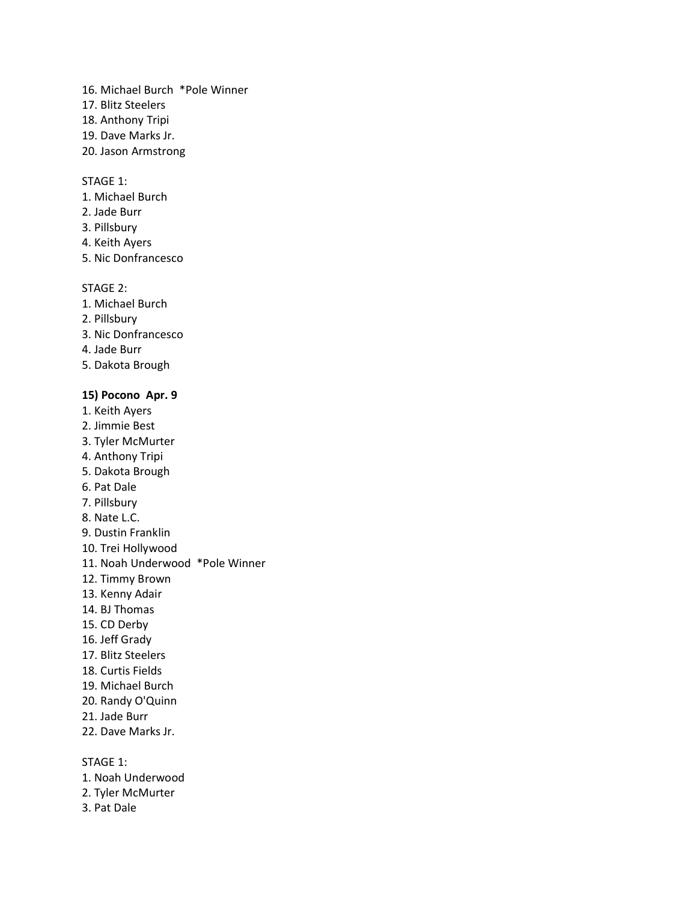16. Michael Burch  *Pole Winner
17. Blitz Steelers
18. Anthony Tripi
19. Dave Marks Jr.
20. Jason Armstrong

STAGE 1:
1. Michael Burch
2. Jade Burr
3. Pillsbury
4. Keith Ayers
5. Nic Donfrancesco

STAGE 2:
1. Michael Burch
2. Pillsbury
3. Nic Donfrancesco
4. Jade Burr
5. Dakota Brough

**15) Pocono  Apr. 9**

1. Keith Ayers
2. Jimmie Best
3. Tyler McMurter
4. Anthony Tripi
5. Dakota Brough
6. Pat Dale
7. Pillsbury
8. Nate L.C.
9. Dustin Franklin
10. Trei Hollywood
11. Noah Underwood  *Pole Winner
12. Timmy Brown
13. Kenny Adair
14. BJ Thomas
15. CD Derby
16. Jeff Grady
17. Blitz Steelers
18. Curtis Fields
19. Michael Burch
20. Randy O'Quinn
21. Jade Burr
22. Dave Marks Jr.

STAGE 1:
1. Noah Underwood
2. Tyler McMurter
3. Pat Dale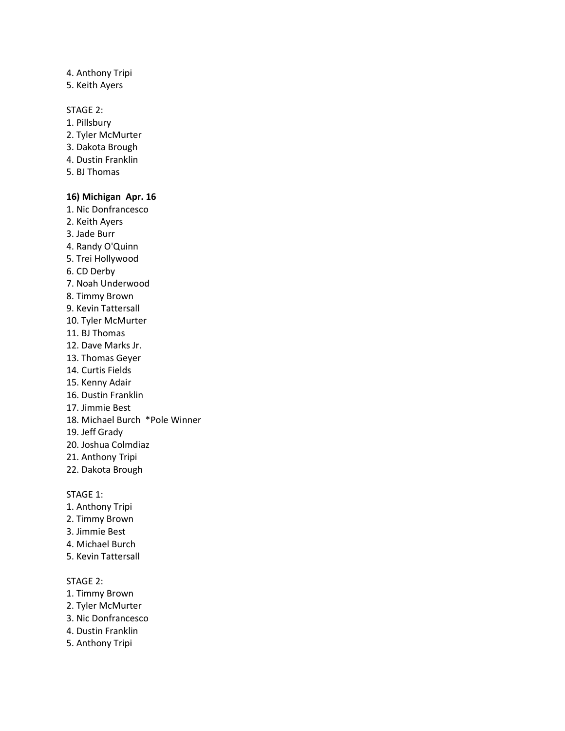4. Anthony Tripi
5. Keith Ayers

STAGE 2:
1. Pillsbury
2. Tyler McMurter
3. Dakota Brough
4. Dustin Franklin
5. BJ Thomas

**16) Michigan Apr. 16**

1. Nic Donfrancesco
2. Keith Ayers
3. Jade Burr
4. Randy O'Quinn
5. Trei Hollywood
6. CD Derby
7. Noah Underwood
8. Timmy Brown
9. Kevin Tattersall
10. Tyler McMurter
11. BJ Thomas
12. Dave Marks Jr.
13. Thomas Geyer
14. Curtis Fields
15. Kenny Adair
16. Dustin Franklin
17. Jimmie Best
18. Michael Burch *Pole Winner
19. Jeff Grady
20. Joshua Colmdiaz
21. Anthony Tripi
22. Dakota Brough

STAGE 1:
1. Anthony Tripi
2. Timmy Brown
3. Jimmie Best
4. Michael Burch
5. Kevin Tattersall

STAGE 2:
1. Timmy Brown
2. Tyler McMurter
3. Nic Donfrancesco
4. Dustin Franklin
5. Anthony Tripi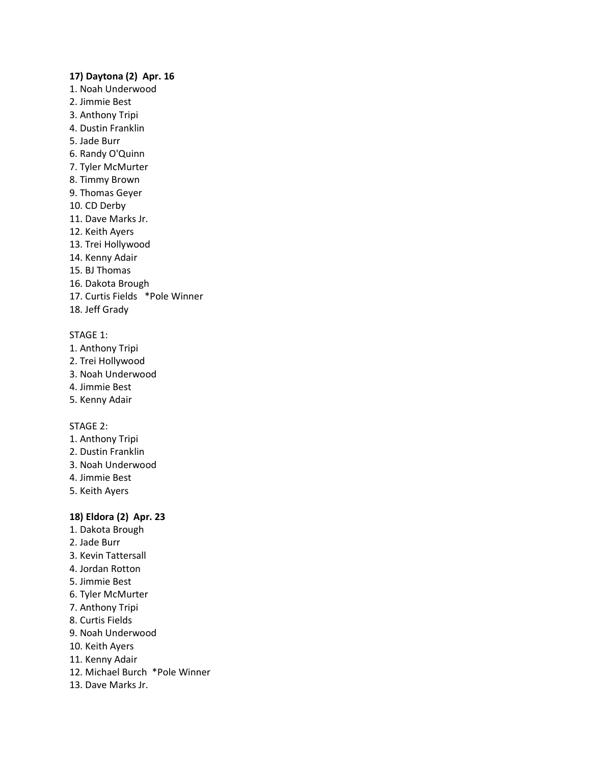**17) Daytona (2) Apr. 16**

1. Noah Underwood
2. Jimmie Best
3. Anthony Tripi
4. Dustin Franklin
5. Jade Burr
6. Randy O'Quinn
7. Tyler McMurter
8. Timmy Brown
9. Thomas Geyer
10. CD Derby
11. Dave Marks Jr.
12. Keith Ayers
13. Trei Hollywood
14. Kenny Adair
15. BJ Thomas
16. Dakota Brough
17. Curtis Fields *Pole Winner
18. Jeff Grady

STAGE 1:

1. Anthony Tripi
2. Trei Hollywood
3. Noah Underwood
4. Jimmie Best
5. Kenny Adair

STAGE 2:

1. Anthony Tripi
2. Dustin Franklin
3. Noah Underwood
4. Jimmie Best
5. Keith Ayers

**18) Eldora (2) Apr. 23**

1. Dakota Brough
2. Jade Burr
3. Kevin Tattersall
4. Jordan Rotton
5. Jimmie Best
6. Tyler McMurter
7. Anthony Tripi
8. Curtis Fields
9. Noah Underwood
10. Keith Ayers
11. Kenny Adair
12. Michael Burch *Pole Winner
13. Dave Marks Jr.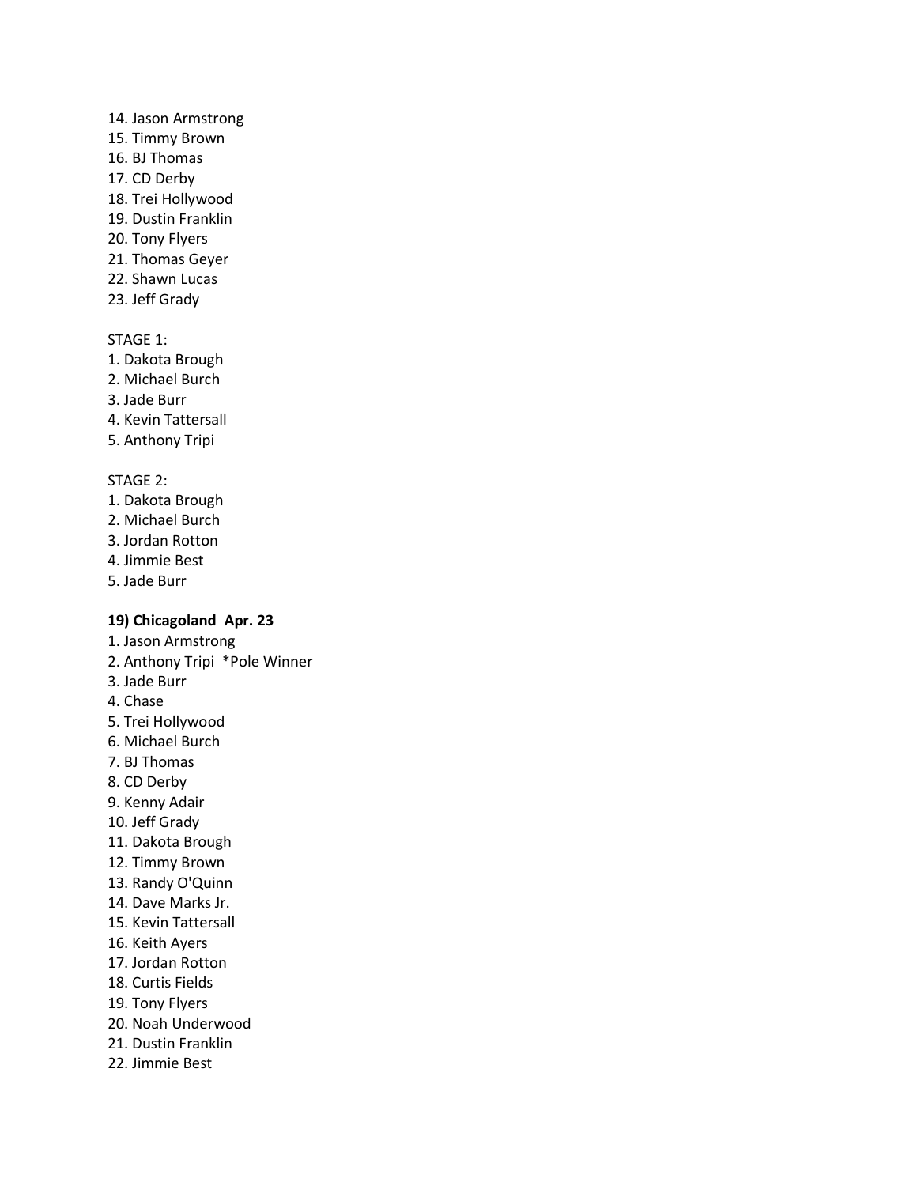14. Jason Armstrong
15. Timmy Brown
16. BJ Thomas
17. CD Derby
18. Trei Hollywood
19. Dustin Franklin
20. Tony Flyers
21. Thomas Geyer
22. Shawn Lucas
23. Jeff Grady

STAGE 1:
1. Dakota Brough
2. Michael Burch
3. Jade Burr
4. Kevin Tattersall
5. Anthony Tripi

STAGE 2:
1. Dakota Brough
2. Michael Burch
3. Jordan Rotton
4. Jimmie Best
5. Jade Burr

**19) Chicagoland Apr. 23**
1. Jason Armstrong
2. Anthony Tripi *Pole Winner
3. Jade Burr
4. Chase
5. Trei Hollywood
6. Michael Burch
7. BJ Thomas
8. CD Derby
9. Kenny Adair
10. Jeff Grady
11. Dakota Brough
12. Timmy Brown
13. Randy O'Quinn
14. Dave Marks Jr.
15. Kevin Tattersall
16. Keith Ayers
17. Jordan Rotton
18. Curtis Fields
19. Tony Flyers
20. Noah Underwood
21. Dustin Franklin
22. Jimmie Best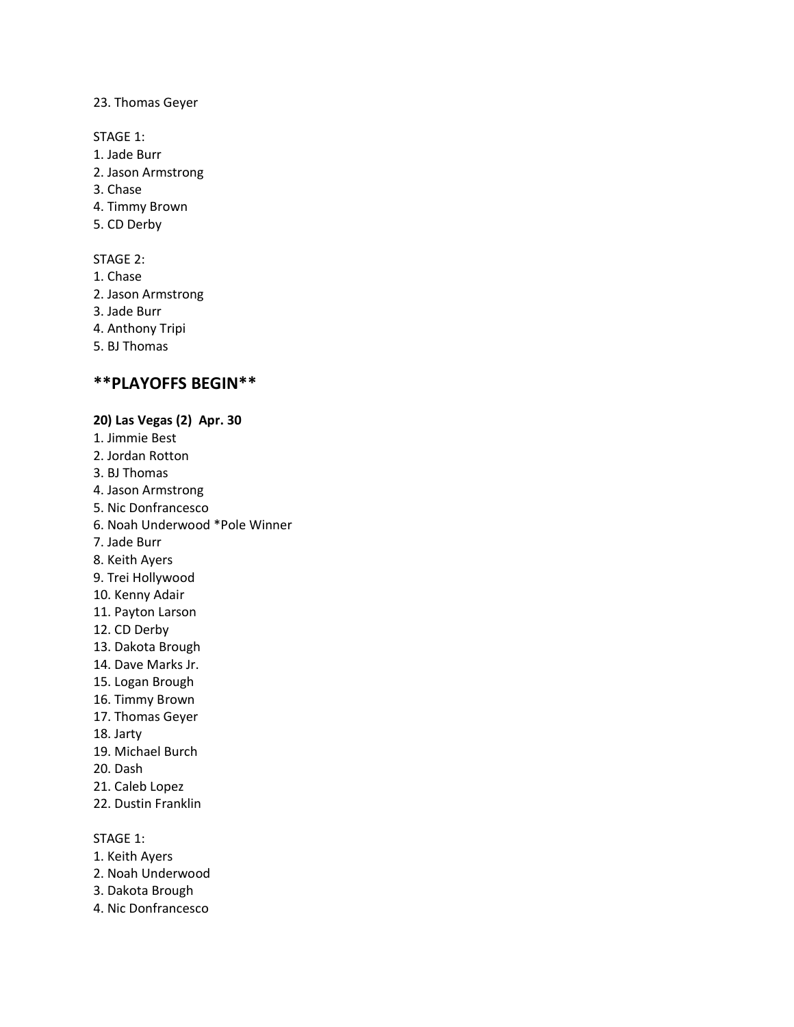23. Thomas Geyer

STAGE 1:
1. Jade Burr
2. Jason Armstrong
3. Chase
4. Timmy Brown
5. CD Derby

STAGE 2:
1. Chase
2. Jason Armstrong
3. Jade Burr
4. Anthony Tripi
5. BJ Thomas

## **PLAYOFFS BEGIN**

**20) Las Vegas (2) Apr. 30**

1. Jimmie Best
2. Jordan Rotton
3. BJ Thomas
4. Jason Armstrong
5. Nic Donfrancesco
6. Noah Underwood *Pole Winner
7. Jade Burr
8. Keith Ayers
9. Trei Hollywood
10. Kenny Adair
11. Payton Larson
12. CD Derby
13. Dakota Brough
14. Dave Marks Jr.
15. Logan Brough
16. Timmy Brown
17. Thomas Geyer
18. Jarty
19. Michael Burch
20. Dash
21. Caleb Lopez
22. Dustin Franklin

STAGE 1:
1. Keith Ayers
2. Noah Underwood
3. Dakota Brough
4. Nic Donfrancesco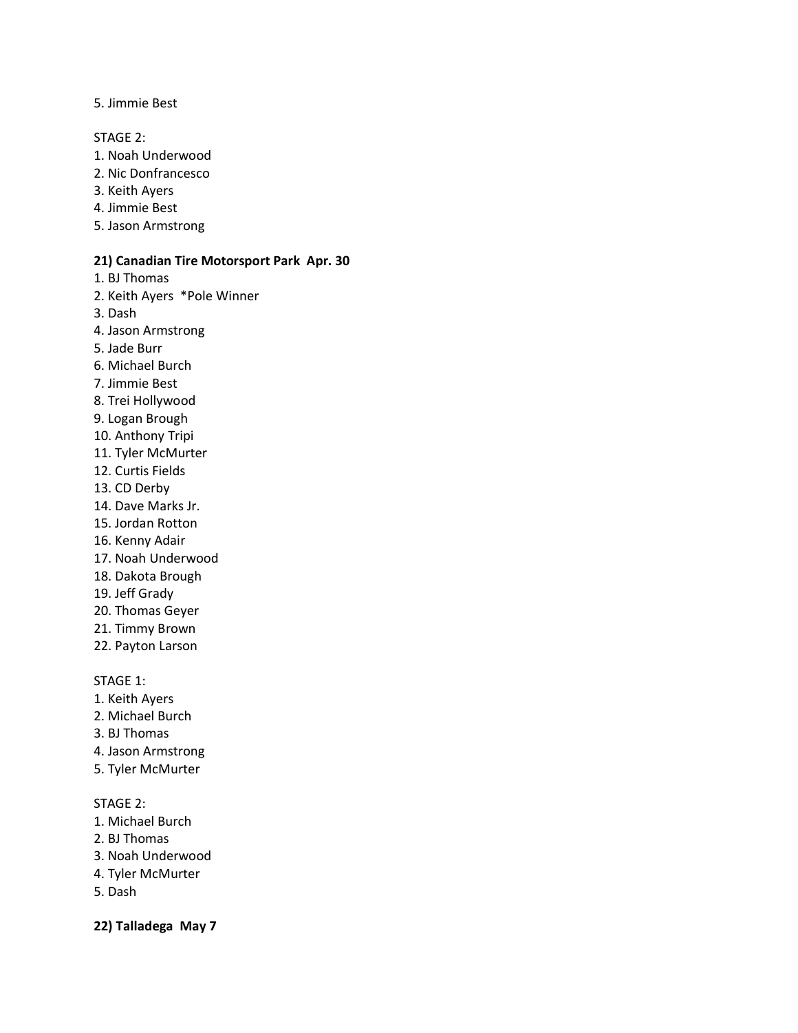5. Jimmie Best

STAGE 2:
1. Noah Underwood
2. Nic Donfrancesco
3. Keith Ayers
4. Jimmie Best
5. Jason Armstrong

**21) Canadian Tire Motorsport Park Apr. 30**
1. BJ Thomas
2. Keith Ayers *Pole Winner
3. Dash
4. Jason Armstrong
5. Jade Burr
6. Michael Burch
7. Jimmie Best
8. Trei Hollywood
9. Logan Brough
10. Anthony Tripi
11. Tyler McMurter
12. Curtis Fields
13. CD Derby
14. Dave Marks Jr.
15. Jordan Rotton
16. Kenny Adair
17. Noah Underwood
18. Dakota Brough
19. Jeff Grady
20. Thomas Geyer
21. Timmy Brown
22. Payton Larson

STAGE 1:
1. Keith Ayers
2. Michael Burch
3. BJ Thomas
4. Jason Armstrong
5. Tyler McMurter

STAGE 2:
1. Michael Burch
2. BJ Thomas
3. Noah Underwood
4. Tyler McMurter
5. Dash

**22) Talladega May 7**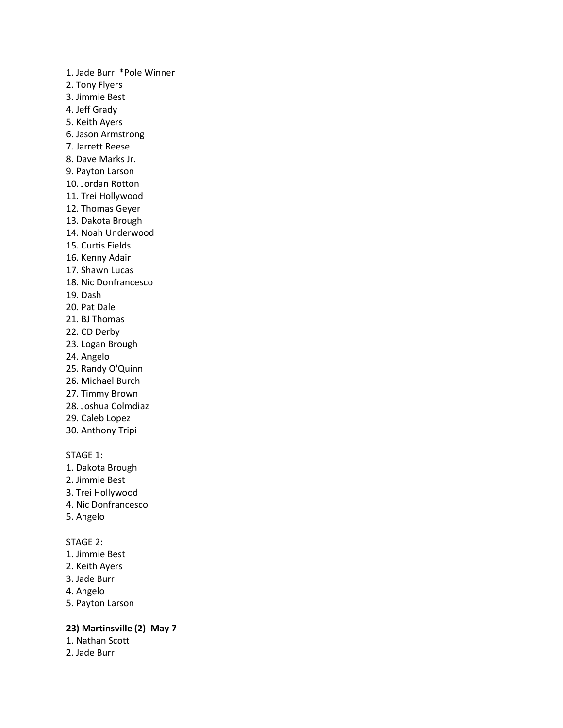1. Jade Burr *Pole Winner
2. Tony Flyers
3. Jimmie Best
4. Jeff Grady
5. Keith Ayers
6. Jason Armstrong
7. Jarrett Reese
8. Dave Marks Jr.
9. Payton Larson
10. Jordan Rotton
11. Trei Hollywood
12. Thomas Geyer
13. Dakota Brough
14. Noah Underwood
15. Curtis Fields
16. Kenny Adair
17. Shawn Lucas
18. Nic Donfrancesco
19. Dash
20. Pat Dale
21. BJ Thomas
22. CD Derby
23. Logan Brough
24. Angelo
25. Randy O'Quinn
26. Michael Burch
27. Timmy Brown
28. Joshua Colmdiaz
29. Caleb Lopez
30. Anthony Tripi

STAGE 1:

1. Dakota Brough
2. Jimmie Best
3. Trei Hollywood
4. Nic Donfrancesco
5. Angelo

STAGE 2:

1. Jimmie Best
2. Keith Ayers
3. Jade Burr
4. Angelo
5. Payton Larson

**23) Martinsville (2) May 7**

1. Nathan Scott
2. Jade Burr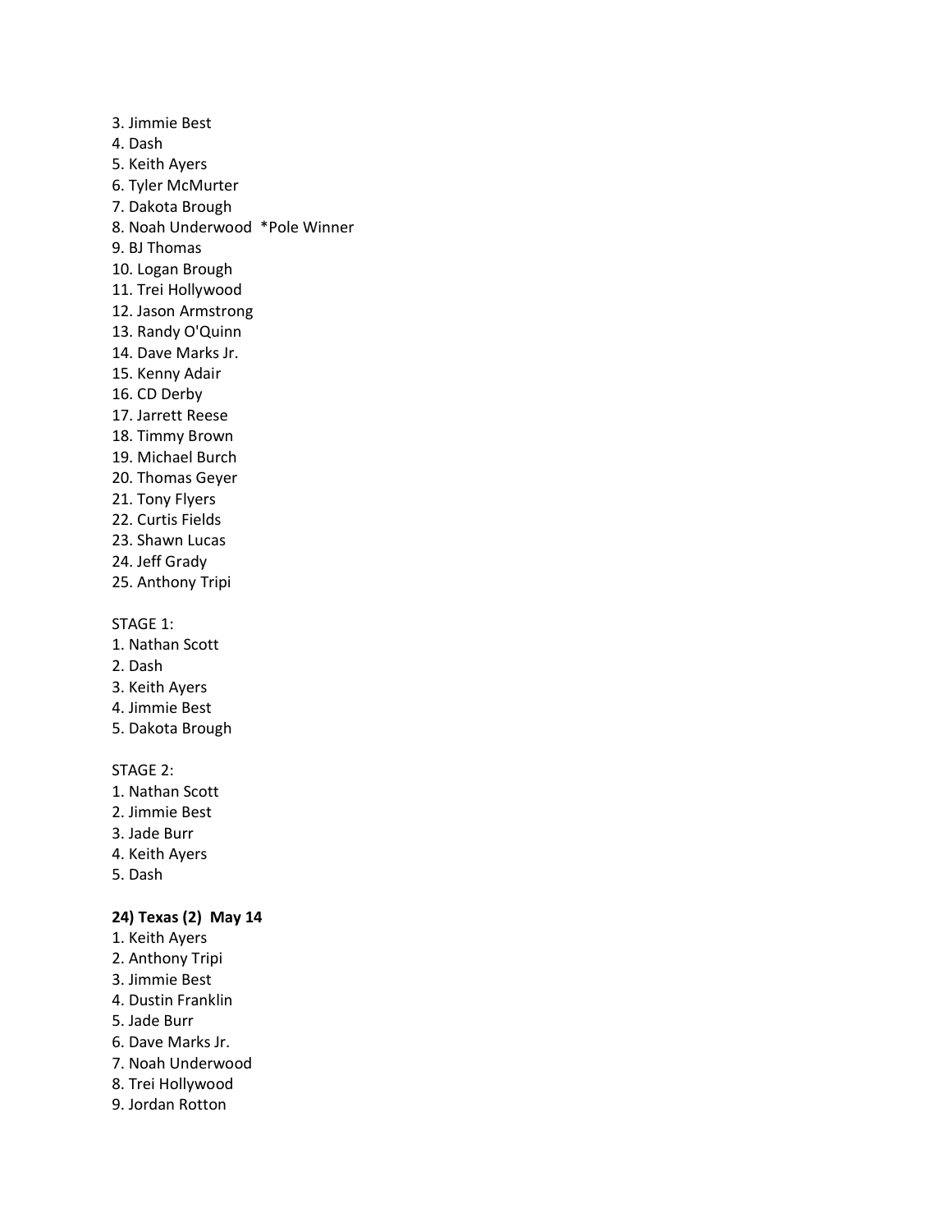3. Jimmie Best
4. Dash
5. Keith Ayers
6. Tyler McMurter
7. Dakota Brough
8. Noah Underwood *Pole Winner
9. BJ Thomas
10. Logan Brough
11. Trei Hollywood
12. Jason Armstrong
13. Randy O'Quinn
14. Dave Marks Jr.
15. Kenny Adair
16. CD Derby
17. Jarrett Reese
18. Timmy Brown
19. Michael Burch
20. Thomas Geyer
21. Tony Flyers
22. Curtis Fields
23. Shawn Lucas
24. Jeff Grady
25. Anthony Tripi

STAGE 1:
1. Nathan Scott
2. Dash
3. Keith Ayers
4. Jimmie Best
5. Dakota Brough

STAGE 2:
1. Nathan Scott
2. Jimmie Best
3. Jade Burr
4. Keith Ayers
5. Dash

**24) Texas (2) May 14**
1. Keith Ayers
2. Anthony Tripi
3. Jimmie Best
4. Dustin Franklin
5. Jade Burr
6. Dave Marks Jr.
7. Noah Underwood
8. Trei Hollywood
9. Jordan Rotton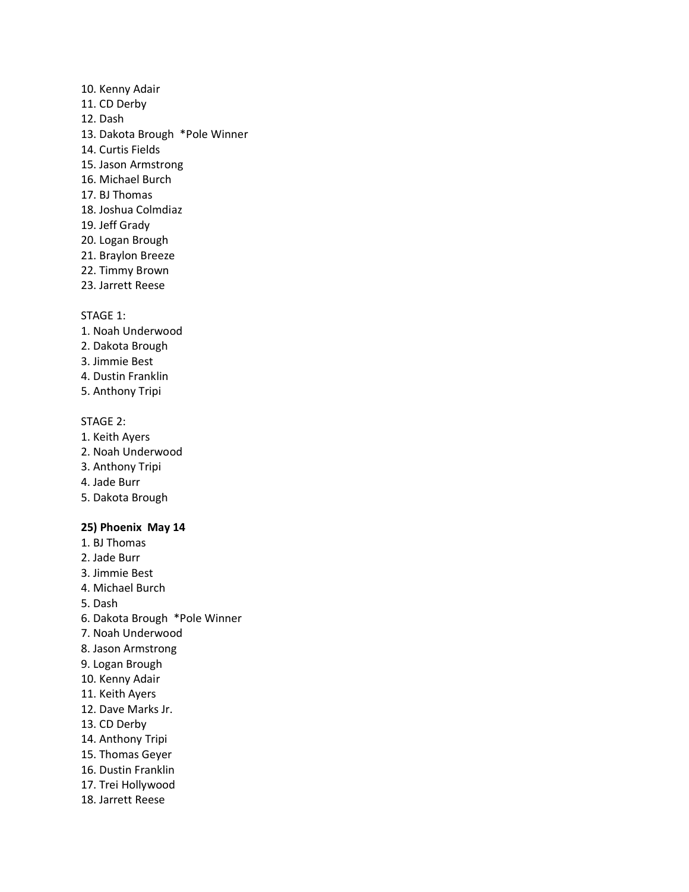10. Kenny Adair
11. CD Derby
12. Dash
13. Dakota Brough *Pole Winner
14. Curtis Fields
15. Jason Armstrong
16. Michael Burch
17. BJ Thomas
18. Joshua Colmdiaz
19. Jeff Grady
20. Logan Brough
21. Braylon Breeze
22. Timmy Brown
23. Jarrett Reese

STAGE 1:
1. Noah Underwood
2. Dakota Brough
3. Jimmie Best
4. Dustin Franklin
5. Anthony Tripi

STAGE 2:
1. Keith Ayers
2. Noah Underwood
3. Anthony Tripi
4. Jade Burr
5. Dakota Brough

**25) Phoenix May 14**

1. BJ Thomas
2. Jade Burr
3. Jimmie Best
4. Michael Burch
5. Dash
6. Dakota Brough *Pole Winner
7. Noah Underwood
8. Jason Armstrong
9. Logan Brough
10. Kenny Adair
11. Keith Ayers
12. Dave Marks Jr.
13. CD Derby
14. Anthony Tripi
15. Thomas Geyer
16. Dustin Franklin
17. Trei Hollywood
18. Jarrett Reese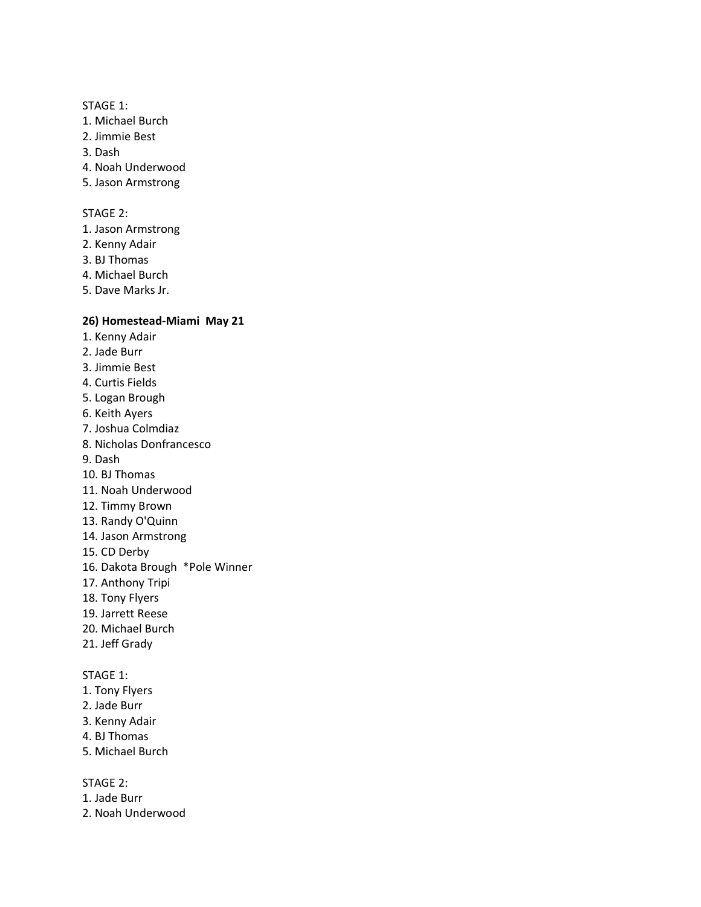STAGE 1:
1. Michael Burch
2. Jimmie Best
3. Dash
4. Noah Underwood
5. Jason Armstrong

STAGE 2:
1. Jason Armstrong
2. Kenny Adair
3. BJ Thomas
4. Michael Burch
5. Dave Marks Jr.

**26) Homestead-Miami May 21**
1. Kenny Adair
2. Jade Burr
3. Jimmie Best
4. Curtis Fields
5. Logan Brough
6. Keith Ayers
7. Joshua Colmdiaz
8. Nicholas Donfrancesco
9. Dash
10. BJ Thomas
11. Noah Underwood
12. Timmy Brown
13. Randy O'Quinn
14. Jason Armstrong
15. CD Derby
16. Dakota Brough *Pole Winner
17. Anthony Tripi
18. Tony Flyers
19. Jarrett Reese
20. Michael Burch
21. Jeff Grady

STAGE 1:
1. Tony Flyers
2. Jade Burr
3. Kenny Adair
4. BJ Thomas
5. Michael Burch

STAGE 2:
1. Jade Burr
2. Noah Underwood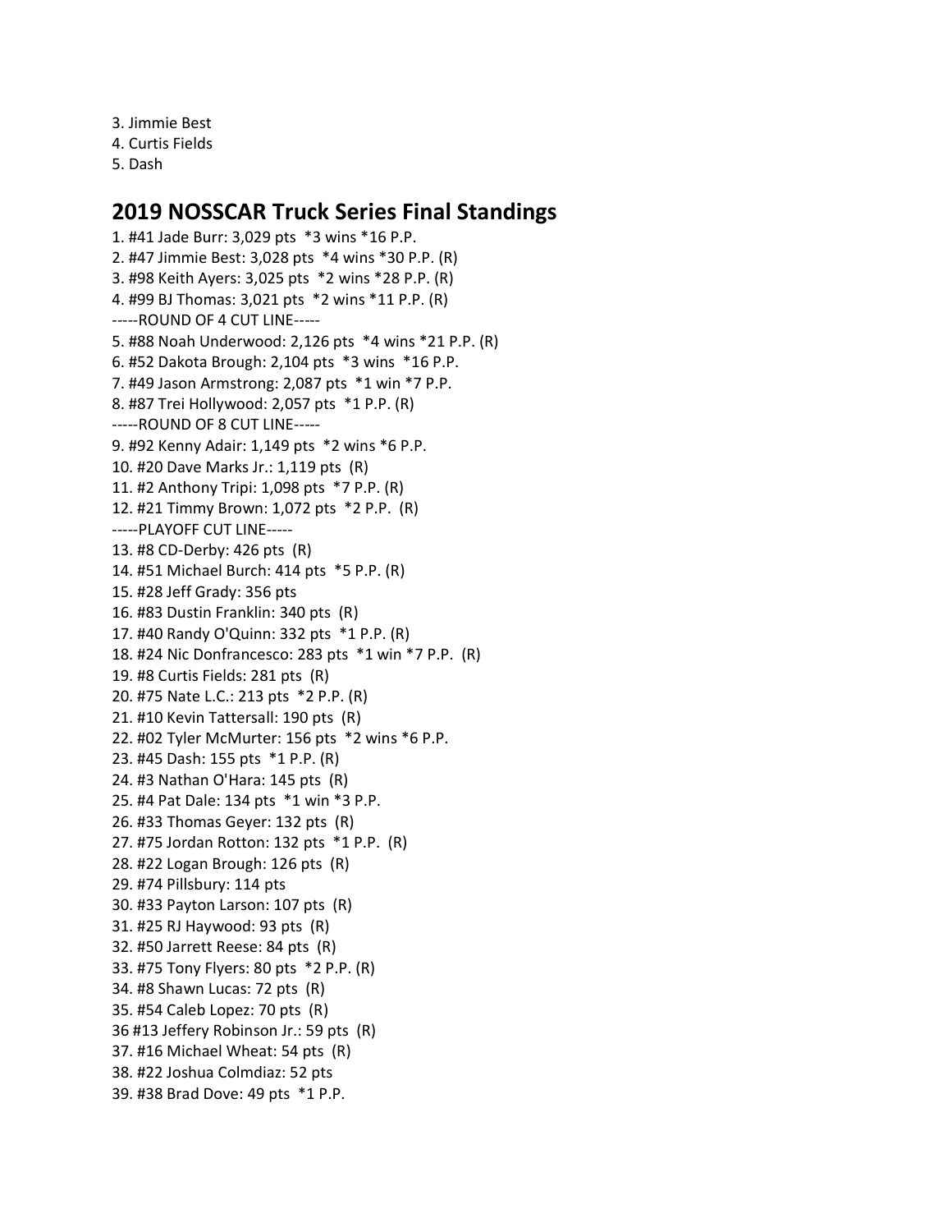3. Jimmie Best
4. Curtis Fields
5. Dash

## 2019 NOSSCAR Truck Series Final Standings

1. #41 Jade Burr: 3,029 pts *3 wins *16 P.P.
2. #47 Jimmie Best: 3,028 pts *4 wins *30 P.P. (R)
3. #98 Keith Ayers: 3,025 pts *2 wins *28 P.P. (R)
4. #99 BJ Thomas: 3,021 pts *2 wins *11 P.P. (R)

-----ROUND OF 4 CUT LINE-----

5. #88 Noah Underwood: 2,126 pts *4 wins *21 P.P. (R)
6. #52 Dakota Brough: 2,104 pts *3 wins *16 P.P.
7. #49 Jason Armstrong: 2,087 pts *1 win *7 P.P.
8. #87 Trei Hollywood: 2,057 pts *1 P.P. (R)

-----ROUND OF 8 CUT LINE-----

9. #92 Kenny Adair: 1,149 pts *2 wins *6 P.P.
10. #20 Dave Marks Jr.: 1,119 pts (R)
11. #2 Anthony Tripi: 1,098 pts *7 P.P. (R)
12. #21 Timmy Brown: 1,072 pts *2 P.P. (R)

-----PLAYOFF CUT LINE-----

13. #8 CD-Derby: 426 pts (R)
14. #51 Michael Burch: 414 pts *5 P.P. (R)
15. #28 Jeff Grady: 356 pts
16. #83 Dustin Franklin: 340 pts (R)
17. #40 Randy O'Quinn: 332 pts *1 P.P. (R)
18. #24 Nic Donfrancesco: 283 pts *1 win *7 P.P. (R)
19. #8 Curtis Fields: 281 pts (R)
20. #75 Nate L.C.: 213 pts *2 P.P. (R)
21. #10 Kevin Tattersall: 190 pts (R)
22. #02 Tyler McMurter: 156 pts *2 wins *6 P.P.
23. #45 Dash: 155 pts *1 P.P. (R)
24. #3 Nathan O'Hara: 145 pts (R)
25. #4 Pat Dale: 134 pts *1 win *3 P.P.
26. #33 Thomas Geyer: 132 pts (R)
27. #75 Jordan Rotton: 132 pts *1 P.P. (R)
28. #22 Logan Brough: 126 pts (R)
29. #74 Pillsbury: 114 pts
30. #33 Payton Larson: 107 pts (R)
31. #25 RJ Haywood: 93 pts (R)
32. #50 Jarrett Reese: 84 pts (R)
33. #75 Tony Flyers: 80 pts *2 P.P. (R)
34. #8 Shawn Lucas: 72 pts (R)
35. #54 Caleb Lopez: 70 pts (R)

36 #13 Jeffery Robinson Jr.: 59 pts (R)

37. #16 Michael Wheat: 54 pts (R)
38. #22 Joshua Colmdiaz: 52 pts
39. #38 Brad Dove: 49 pts *1 P.P.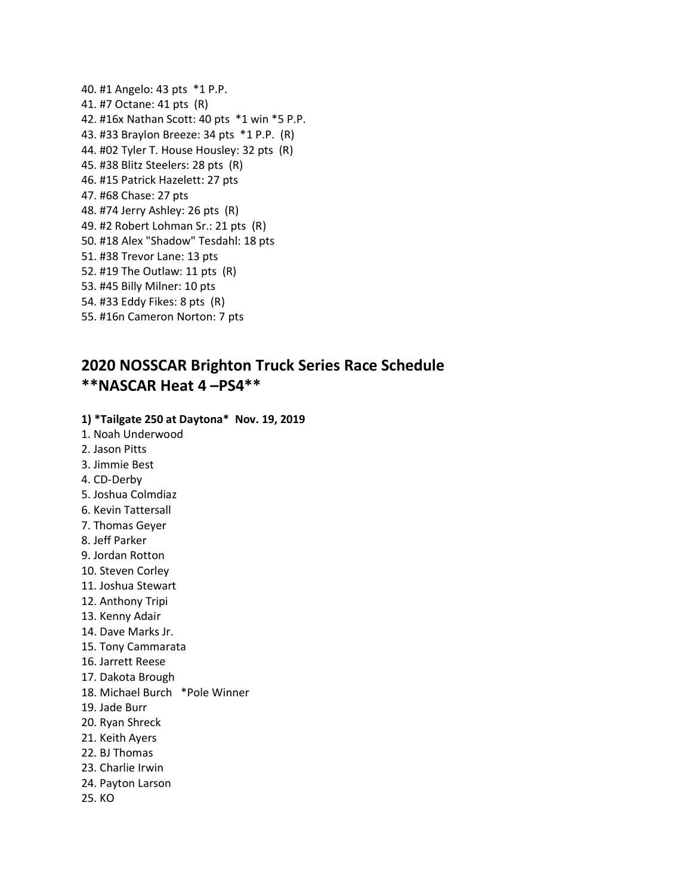40. #1 Angelo: 43 pts *1 P.P.
41. #7 Octane: 41 pts (R)
42. #16x Nathan Scott: 40 pts *1 win *5 P.P.
43. #33 Braylon Breeze: 34 pts *1 P.P. (R)
44. #02 Tyler T. House Housley: 32 pts (R)
45. #38 Blitz Steelers: 28 pts (R)
46. #15 Patrick Hazelett: 27 pts
47. #68 Chase: 27 pts
48. #74 Jerry Ashley: 26 pts (R)
49. #2 Robert Lohman Sr.: 21 pts (R)
50. #18 Alex "Shadow" Tesdahl: 18 pts
51. #38 Trevor Lane: 13 pts
52. #19 The Outlaw: 11 pts (R)
53. #45 Billy Milner: 10 pts
54. #33 Eddy Fikes: 8 pts (R)
55. #16n Cameron Norton: 7 pts

## 2020 NOSSCAR Brighton Truck Series Race Schedule **NASCAR Heat 4 –PS4**

**1) *Tailgate 250 at Daytona* Nov. 19, 2019**

1. Noah Underwood
2. Jason Pitts
3. Jimmie Best
4. CD-Derby
5. Joshua Colmdiaz
6. Kevin Tattersall
7. Thomas Geyer
8. Jeff Parker
9. Jordan Rotton
10. Steven Corley
11. Joshua Stewart
12. Anthony Tripi
13. Kenny Adair
14. Dave Marks Jr.
15. Tony Cammarata
16. Jarrett Reese
17. Dakota Brough
18. Michael Burch *Pole Winner
19. Jade Burr
20. Ryan Shreck
21. Keith Ayers
22. BJ Thomas
23. Charlie Irwin
24. Payton Larson
25. KO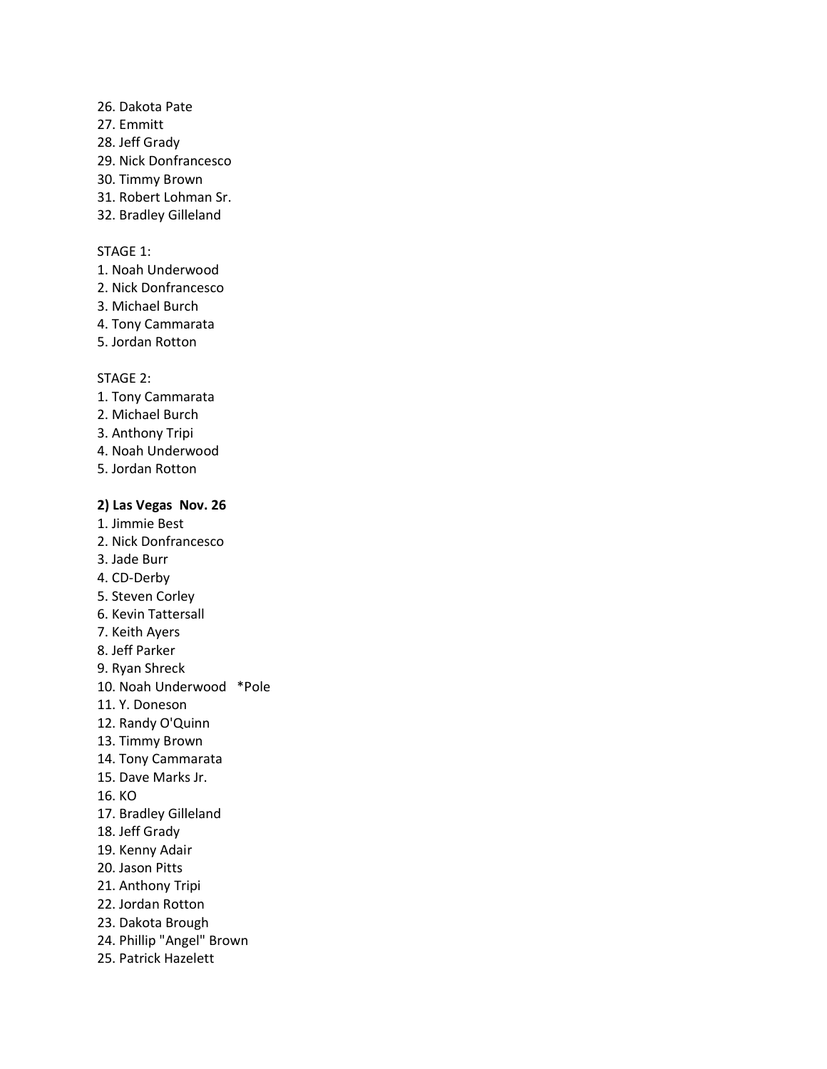26. Dakota Pate
27. Emmitt
28. Jeff Grady
29. Nick Donfrancesco
30. Timmy Brown
31. Robert Lohman Sr.
32. Bradley Gilleland

STAGE 1:
1. Noah Underwood
2. Nick Donfrancesco
3. Michael Burch
4. Tony Cammarata
5. Jordan Rotton

STAGE 2:
1. Tony Cammarata
2. Michael Burch
3. Anthony Tripi
4. Noah Underwood
5. Jordan Rotton

**2) Las Vegas Nov. 26**

1. Jimmie Best
2. Nick Donfrancesco
3. Jade Burr
4. CD-Derby
5. Steven Corley
6. Kevin Tattersall
7. Keith Ayers
8. Jeff Parker
9. Ryan Shreck
10. Noah Underwood *Pole
11. Y. Doneson
12. Randy O'Quinn
13. Timmy Brown
14. Tony Cammarata
15. Dave Marks Jr.
16. KO
17. Bradley Gilleland
18. Jeff Grady
19. Kenny Adair
20. Jason Pitts
21. Anthony Tripi
22. Jordan Rotton
23. Dakota Brough
24. Phillip "Angel" Brown
25. Patrick Hazelett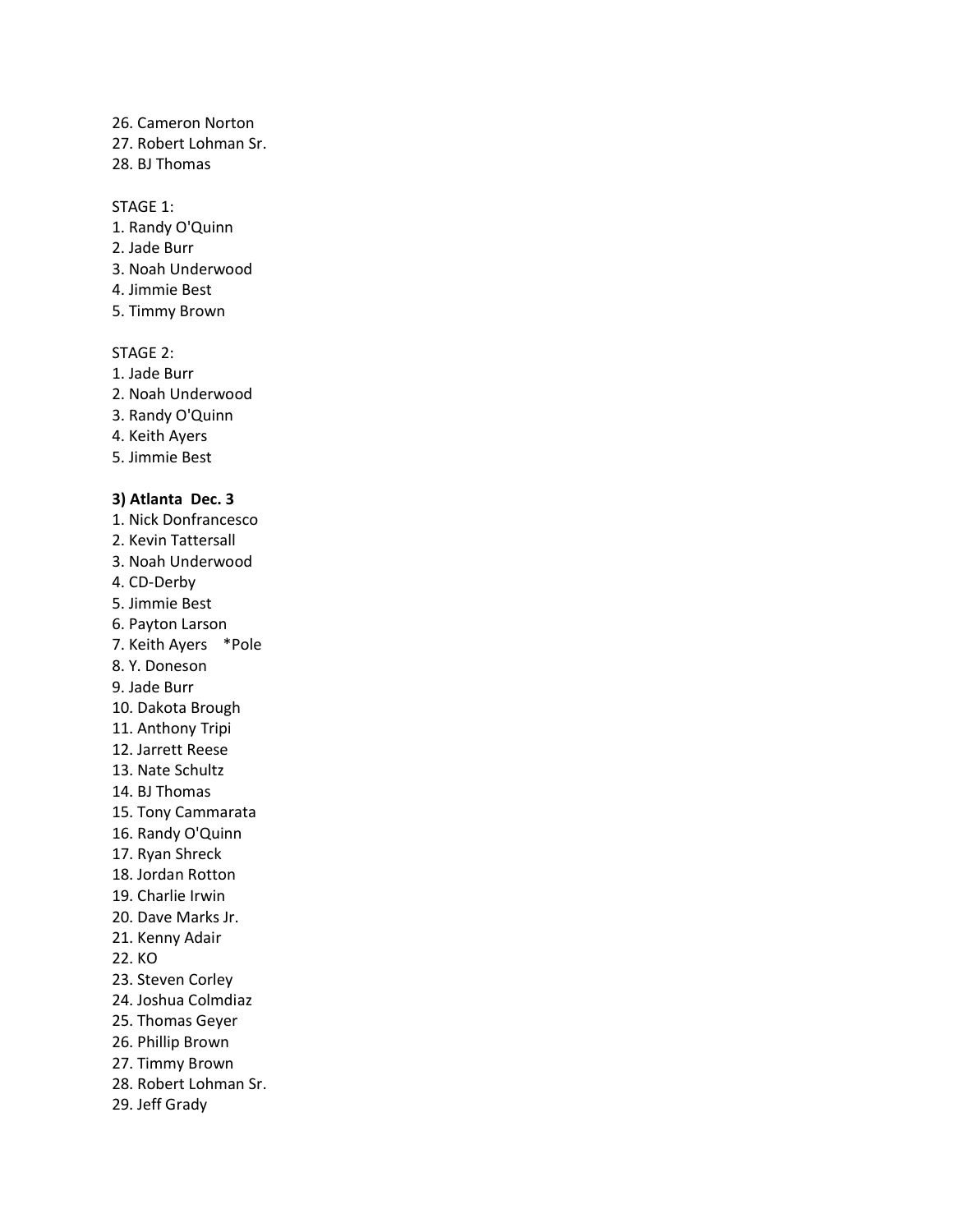26. Cameron Norton
27. Robert Lohman Sr.
28. BJ Thomas

STAGE 1:
1. Randy O'Quinn
2. Jade Burr
3. Noah Underwood
4. Jimmie Best
5. Timmy Brown

STAGE 2:
1. Jade Burr
2. Noah Underwood
3. Randy O'Quinn
4. Keith Ayers
5. Jimmie Best

**3) Atlanta Dec. 3**

1. Nick Donfrancesco
2. Kevin Tattersall
3. Noah Underwood
4. CD-Derby
5. Jimmie Best
6. Payton Larson
7. Keith Ayers *Pole
8. Y. Doneson
9. Jade Burr
10. Dakota Brough
11. Anthony Tripi
12. Jarrett Reese
13. Nate Schultz
14. BJ Thomas
15. Tony Cammarata
16. Randy O'Quinn
17. Ryan Shreck
18. Jordan Rotton
19. Charlie Irwin
20. Dave Marks Jr.
21. Kenny Adair
22. KO
23. Steven Corley
24. Joshua Colmdiaz
25. Thomas Geyer
26. Phillip Brown
27. Timmy Brown
28. Robert Lohman Sr.
29. Jeff Grady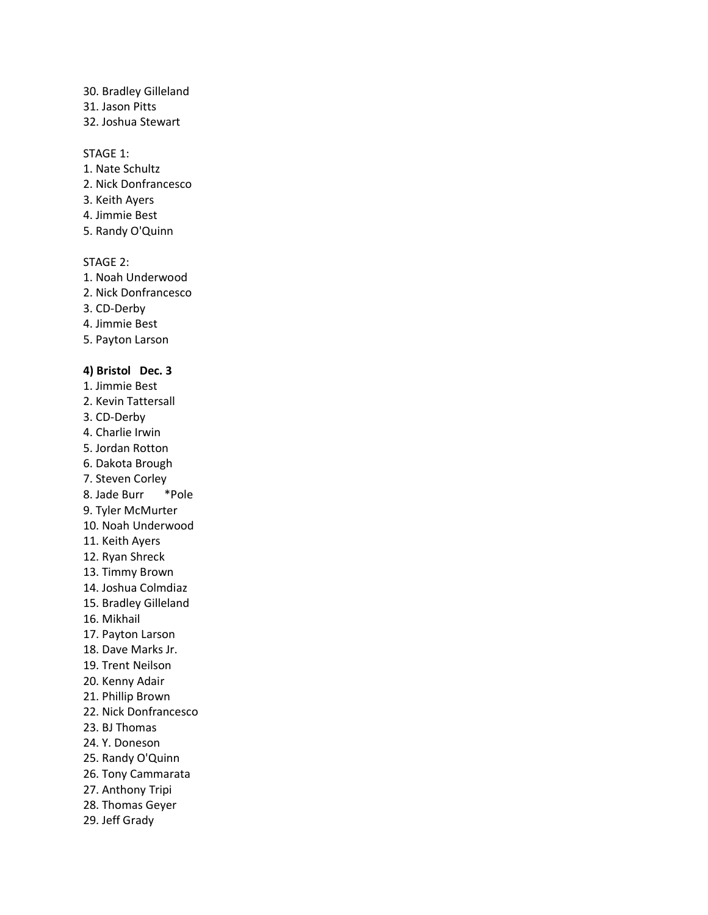30. Bradley Gilleland
31. Jason Pitts
32. Joshua Stewart

STAGE 1:
1. Nate Schultz
2. Nick Donfrancesco
3. Keith Ayers
4. Jimmie Best
5. Randy O'Quinn

STAGE 2:
1. Noah Underwood
2. Nick Donfrancesco
3. CD-Derby
4. Jimmie Best
5. Payton Larson

**4) Bristol Dec. 3**

1. Jimmie Best
2. Kevin Tattersall
3. CD-Derby
4. Charlie Irwin
5. Jordan Rotton
6. Dakota Brough
7. Steven Corley
8. Jade Burr *Pole
9. Tyler McMurter
10. Noah Underwood
11. Keith Ayers
12. Ryan Shreck
13. Timmy Brown
14. Joshua Colmdiaz
15. Bradley Gilleland
16. Mikhail
17. Payton Larson
18. Dave Marks Jr.
19. Trent Neilson
20. Kenny Adair
21. Phillip Brown
22. Nick Donfrancesco
23. BJ Thomas
24. Y. Doneson
25. Randy O'Quinn
26. Tony Cammarata
27. Anthony Tripi
28. Thomas Geyer
29. Jeff Grady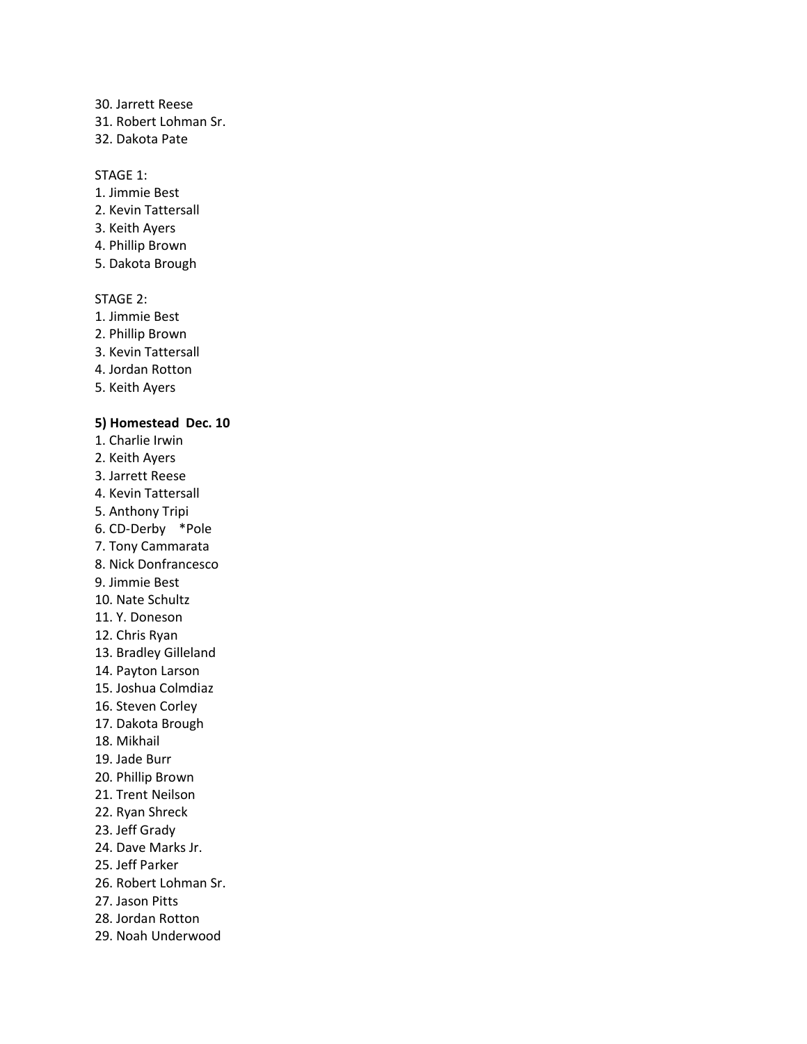30. Jarrett Reese
31. Robert Lohman Sr.
32. Dakota Pate

STAGE 1:
1. Jimmie Best
2. Kevin Tattersall
3. Keith Ayers
4. Phillip Brown
5. Dakota Brough

STAGE 2:
1. Jimmie Best
2. Phillip Brown
3. Kevin Tattersall
4. Jordan Rotton
5. Keith Ayers

**5) Homestead Dec. 10**

1. Charlie Irwin
2. Keith Ayers
3. Jarrett Reese
4. Kevin Tattersall
5. Anthony Tripi
6. CD-Derby *Pole
7. Tony Cammarata
8. Nick Donfrancesco
9. Jimmie Best
10. Nate Schultz
11. Y. Doneson
12. Chris Ryan
13. Bradley Gilleland
14. Payton Larson
15. Joshua Colmdiaz
16. Steven Corley
17. Dakota Brough
18. Mikhail
19. Jade Burr
20. Phillip Brown
21. Trent Neilson
22. Ryan Shreck
23. Jeff Grady
24. Dave Marks Jr.
25. Jeff Parker
26. Robert Lohman Sr.
27. Jason Pitts
28. Jordan Rotton
29. Noah Underwood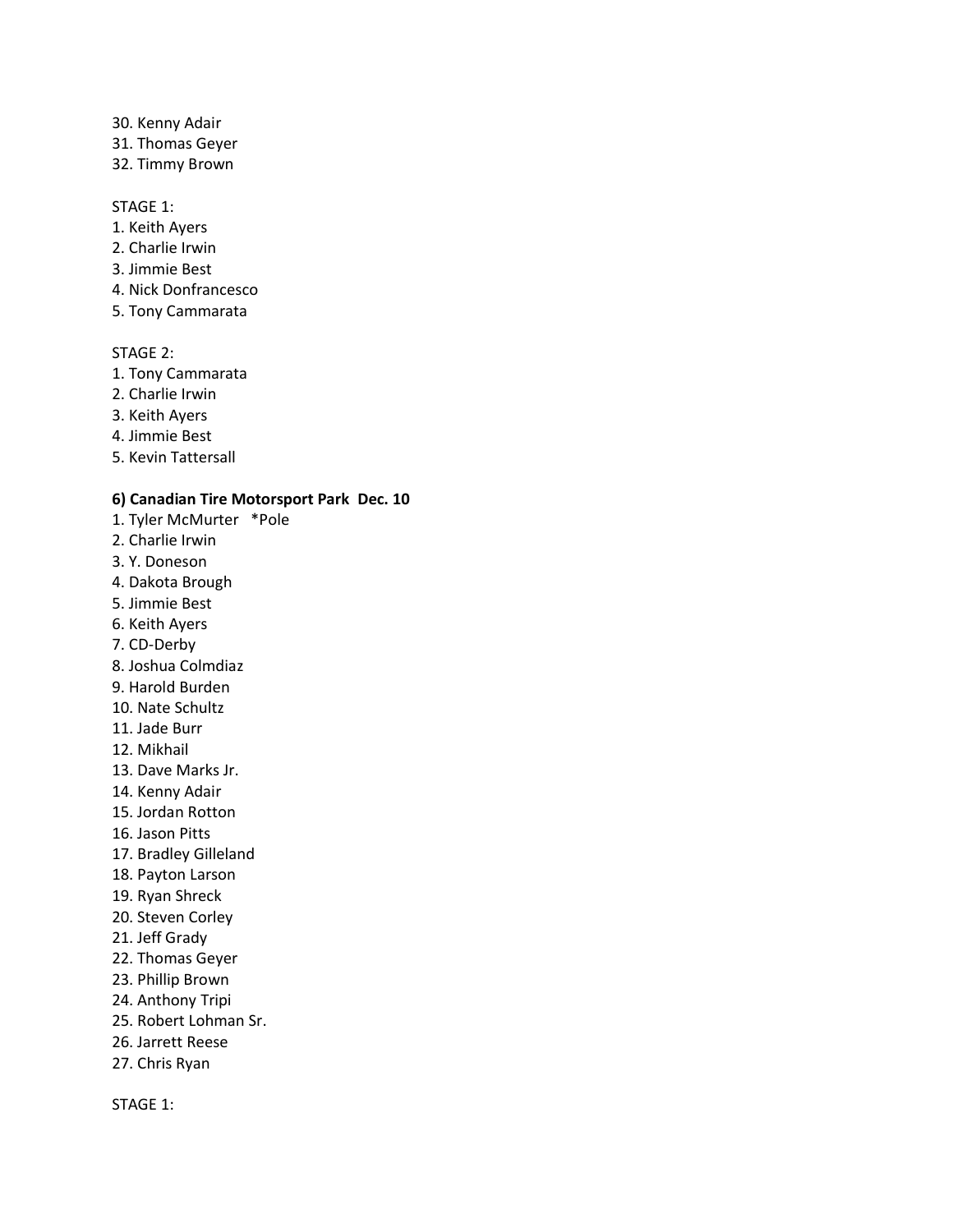30. Kenny Adair
31. Thomas Geyer
32. Timmy Brown

STAGE 1:
1. Keith Ayers
2. Charlie Irwin
3. Jimmie Best
4. Nick Donfrancesco
5. Tony Cammarata

STAGE 2:
1. Tony Cammarata
2. Charlie Irwin
3. Keith Ayers
4. Jimmie Best
5. Kevin Tattersall

**6) Canadian Tire Motorsport Park  Dec. 10**

1. Tyler McMurter   *Pole
2. Charlie Irwin
3. Y. Doneson
4. Dakota Brough
5. Jimmie Best
6. Keith Ayers
7. CD-Derby
8. Joshua Colmdiaz
9. Harold Burden
10. Nate Schultz
11. Jade Burr
12. Mikhail
13. Dave Marks Jr.
14. Kenny Adair
15. Jordan Rotton
16. Jason Pitts
17. Bradley Gilleland
18. Payton Larson
19. Ryan Shreck
20. Steven Corley
21. Jeff Grady
22. Thomas Geyer
23. Phillip Brown
24. Anthony Tripi
25. Robert Lohman Sr.
26. Jarrett Reese
27. Chris Ryan

STAGE 1: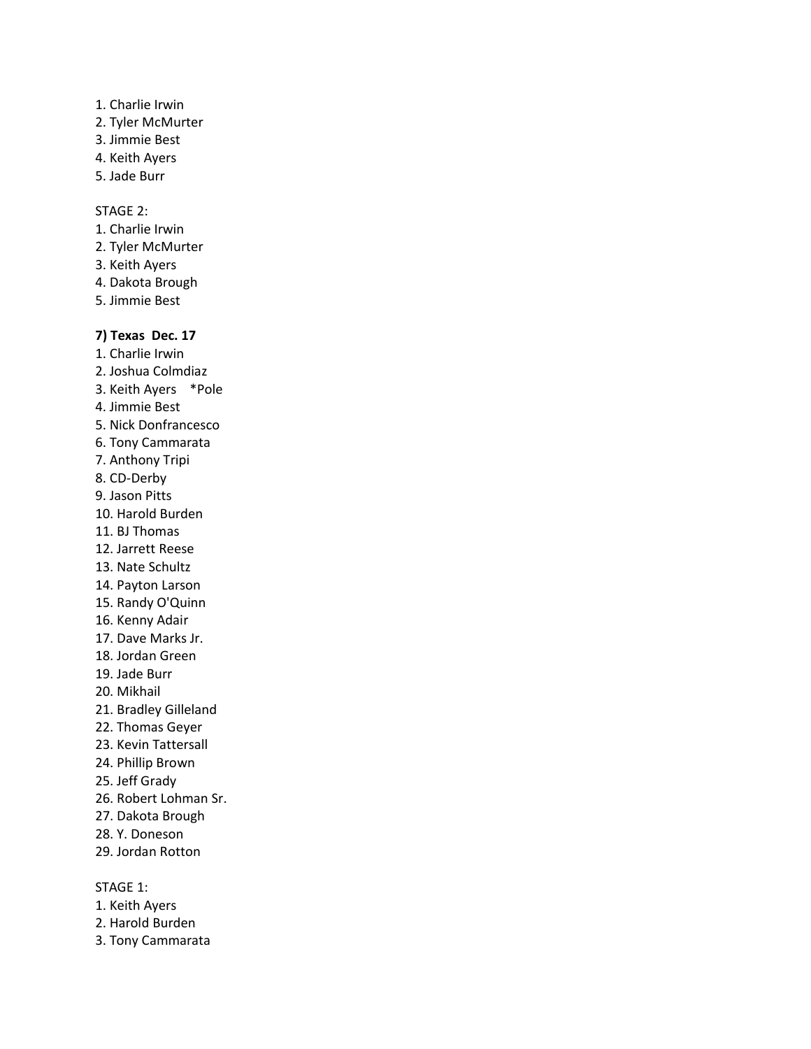1. Charlie Irwin
2. Tyler McMurter
3. Jimmie Best
4. Keith Ayers
5. Jade Burr

STAGE 2:
1. Charlie Irwin
2. Tyler McMurter
3. Keith Ayers
4. Dakota Brough
5. Jimmie Best

**7) Texas Dec. 17**

1. Charlie Irwin
2. Joshua Colmdiaz
3. Keith Ayers *Pole
4. Jimmie Best
5. Nick Donfrancesco
6. Tony Cammarata
7. Anthony Tripi
8. CD-Derby
9. Jason Pitts
10. Harold Burden
11. BJ Thomas
12. Jarrett Reese
13. Nate Schultz
14. Payton Larson
15. Randy O'Quinn
16. Kenny Adair
17. Dave Marks Jr.
18. Jordan Green
19. Jade Burr
20. Mikhail
21. Bradley Gilleland
22. Thomas Geyer
23. Kevin Tattersall
24. Phillip Brown
25. Jeff Grady
26. Robert Lohman Sr.
27. Dakota Brough
28. Y. Doneson
29. Jordan Rotton

STAGE 1:
1. Keith Ayers
2. Harold Burden
3. Tony Cammarata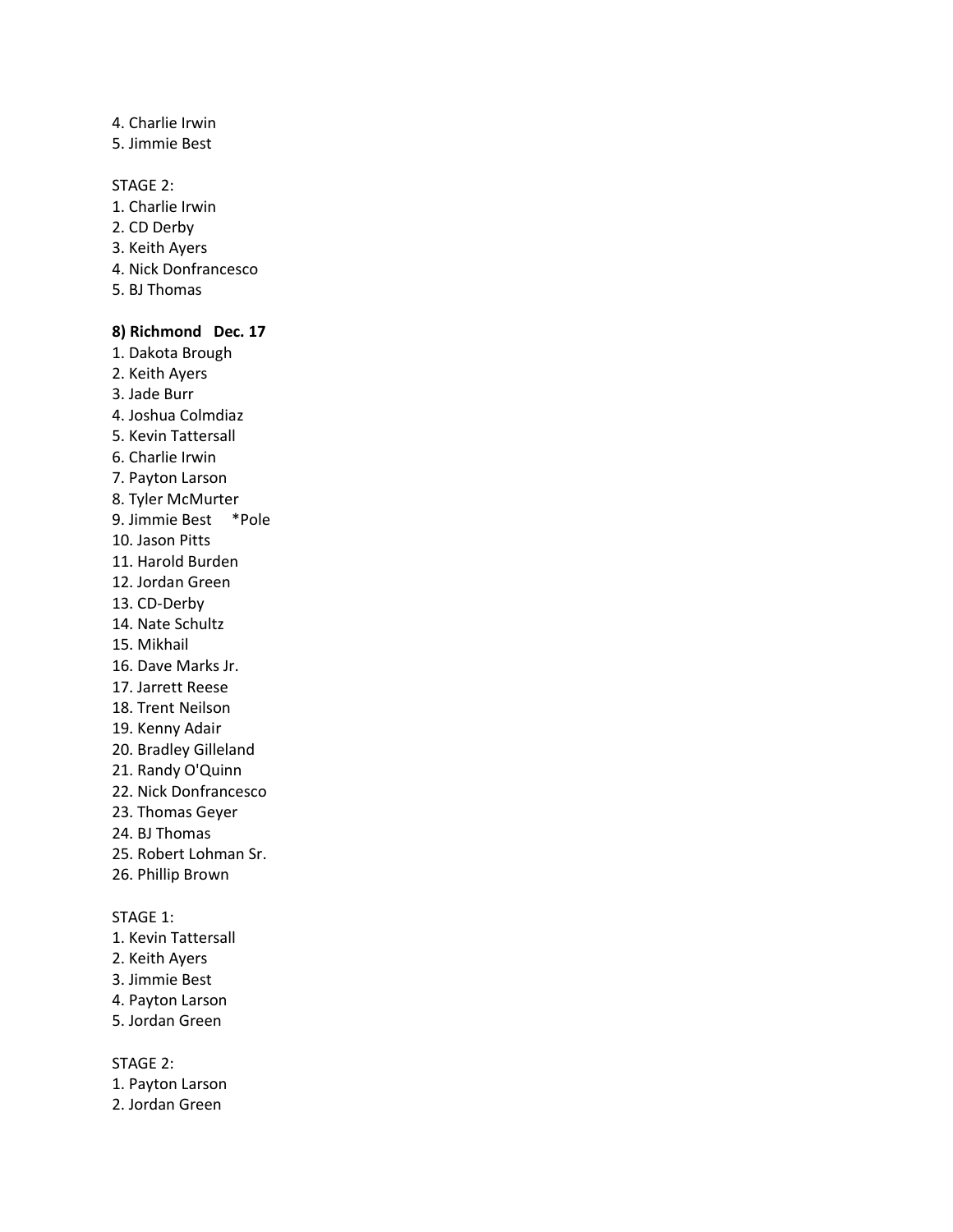4. Charlie Irwin
5. Jimmie Best

STAGE 2:
1. Charlie Irwin
2. CD Derby
3. Keith Ayers
4. Nick Donfrancesco
5. BJ Thomas

**8) Richmond   Dec. 17**

1. Dakota Brough
2. Keith Ayers
3. Jade Burr
4. Joshua Colmdiaz
5. Kevin Tattersall
6. Charlie Irwin
7. Payton Larson
8. Tyler McMurter
9. Jimmie Best     *Pole
10. Jason Pitts
11. Harold Burden
12. Jordan Green
13. CD-Derby
14. Nate Schultz
15. Mikhail
16. Dave Marks Jr.
17. Jarrett Reese
18. Trent Neilson
19. Kenny Adair
20. Bradley Gilleland
21. Randy O'Quinn
22. Nick Donfrancesco
23. Thomas Geyer
24. BJ Thomas
25. Robert Lohman Sr.
26. Phillip Brown

STAGE 1:
1. Kevin Tattersall
2. Keith Ayers
3. Jimmie Best
4. Payton Larson
5. Jordan Green

STAGE 2:
1. Payton Larson
2. Jordan Green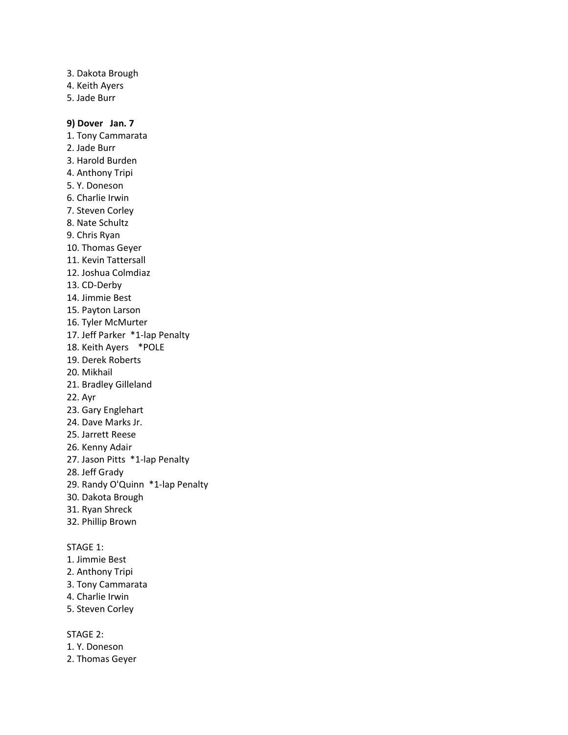3. Dakota Brough
4. Keith Ayers
5. Jade Burr

**9) Dover   Jan. 7**

1. Tony Cammarata
2. Jade Burr
3. Harold Burden
4. Anthony Tripi
5. Y. Doneson
6. Charlie Irwin
7. Steven Corley
8. Nate Schultz
9. Chris Ryan
10. Thomas Geyer
11. Kevin Tattersall
12. Joshua Colmdiaz
13. CD-Derby
14. Jimmie Best
15. Payton Larson
16. Tyler McMurter
17. Jeff Parker  *1-lap Penalty
18. Keith Ayers    *POLE
19. Derek Roberts
20. Mikhail
21. Bradley Gilleland
22. Ayr
23. Gary Englehart
24. Dave Marks Jr.
25. Jarrett Reese
26. Kenny Adair
27. Jason Pitts  *1-lap Penalty
28. Jeff Grady
29. Randy O'Quinn  *1-lap Penalty
30. Dakota Brough
31. Ryan Shreck
32. Phillip Brown

STAGE 1:

1. Jimmie Best
2. Anthony Tripi
3. Tony Cammarata
4. Charlie Irwin
5. Steven Corley

STAGE 2:

1. Y. Doneson
2. Thomas Geyer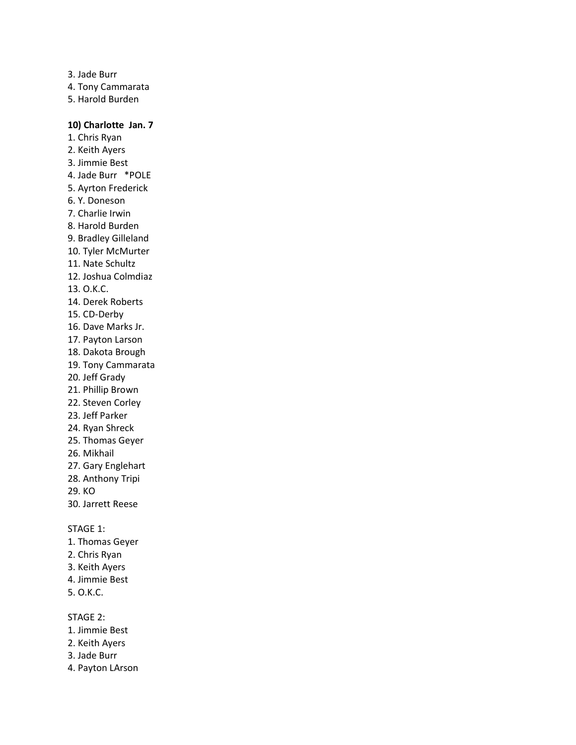3. Jade Burr
4. Tony Cammarata
5. Harold Burden

**10) Charlotte Jan. 7**

1. Chris Ryan
2. Keith Ayers
3. Jimmie Best
4. Jade Burr *POLE
5. Ayrton Frederick
6. Y. Doneson
7. Charlie Irwin
8. Harold Burden
9. Bradley Gilleland
10. Tyler McMurter
11. Nate Schultz
12. Joshua Colmdiaz
13. O.K.C.
14. Derek Roberts
15. CD-Derby
16. Dave Marks Jr.
17. Payton Larson
18. Dakota Brough
19. Tony Cammarata
20. Jeff Grady
21. Phillip Brown
22. Steven Corley
23. Jeff Parker
24. Ryan Shreck
25. Thomas Geyer
26. Mikhail
27. Gary Englehart
28. Anthony Tripi
29. KO
30. Jarrett Reese

STAGE 1:

1. Thomas Geyer
2. Chris Ryan
3. Keith Ayers
4. Jimmie Best
5. O.K.C.

STAGE 2:

1. Jimmie Best
2. Keith Ayers
3. Jade Burr
4. Payton LArson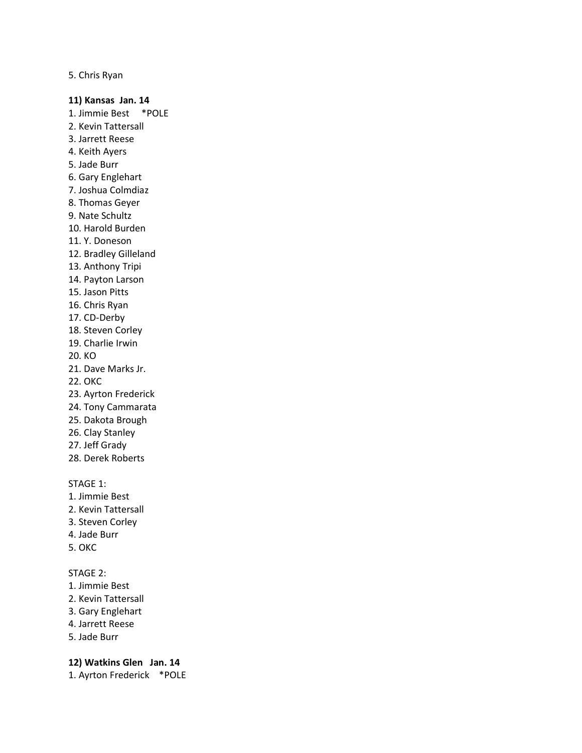5. Chris Ryan

**11) Kansas  Jan. 14**

1. Jimmie Best     *POLE
2. Kevin Tattersall
3. Jarrett Reese
4. Keith Ayers
5. Jade Burr
6. Gary Englehart
7. Joshua Colmdiaz
8. Thomas Geyer
9. Nate Schultz
10. Harold Burden
11. Y. Doneson
12. Bradley Gilleland
13. Anthony Tripi
14. Payton Larson
15. Jason Pitts
16. Chris Ryan
17. CD-Derby
18. Steven Corley
19. Charlie Irwin
20. KO
21. Dave Marks Jr.
22. OKC
23. Ayrton Frederick
24. Tony Cammarata
25. Dakota Brough
26. Clay Stanley
27. Jeff Grady
28. Derek Roberts

STAGE 1:

1. Jimmie Best
2. Kevin Tattersall
3. Steven Corley
4. Jade Burr
5. OKC

STAGE 2:

1. Jimmie Best
2. Kevin Tattersall
3. Gary Englehart
4. Jarrett Reese
5. Jade Burr

**12) Watkins Glen   Jan. 14**

1. Ayrton Frederick    *POLE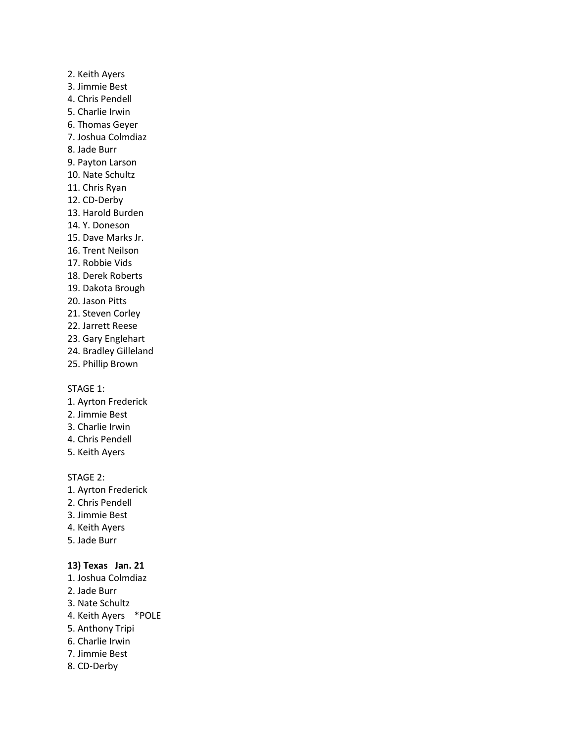2. Keith Ayers
3. Jimmie Best
4. Chris Pendell
5. Charlie Irwin
6. Thomas Geyer
7. Joshua Colmdiaz
8. Jade Burr
9. Payton Larson
10. Nate Schultz
11. Chris Ryan
12. CD-Derby
13. Harold Burden
14. Y. Doneson
15. Dave Marks Jr.
16. Trent Neilson
17. Robbie Vids
18. Derek Roberts
19. Dakota Brough
20. Jason Pitts
21. Steven Corley
22. Jarrett Reese
23. Gary Englehart
24. Bradley Gilleland
25. Phillip Brown

STAGE 1:
1. Ayrton Frederick
2. Jimmie Best
3. Charlie Irwin
4. Chris Pendell
5. Keith Ayers

STAGE 2:
1. Ayrton Frederick
2. Chris Pendell
3. Jimmie Best
4. Keith Ayers
5. Jade Burr

**13) Texas Jan. 21**
1. Joshua Colmdiaz
2. Jade Burr
3. Nate Schultz
4. Keith Ayers *POLE
5. Anthony Tripi
6. Charlie Irwin
7. Jimmie Best
8. CD-Derby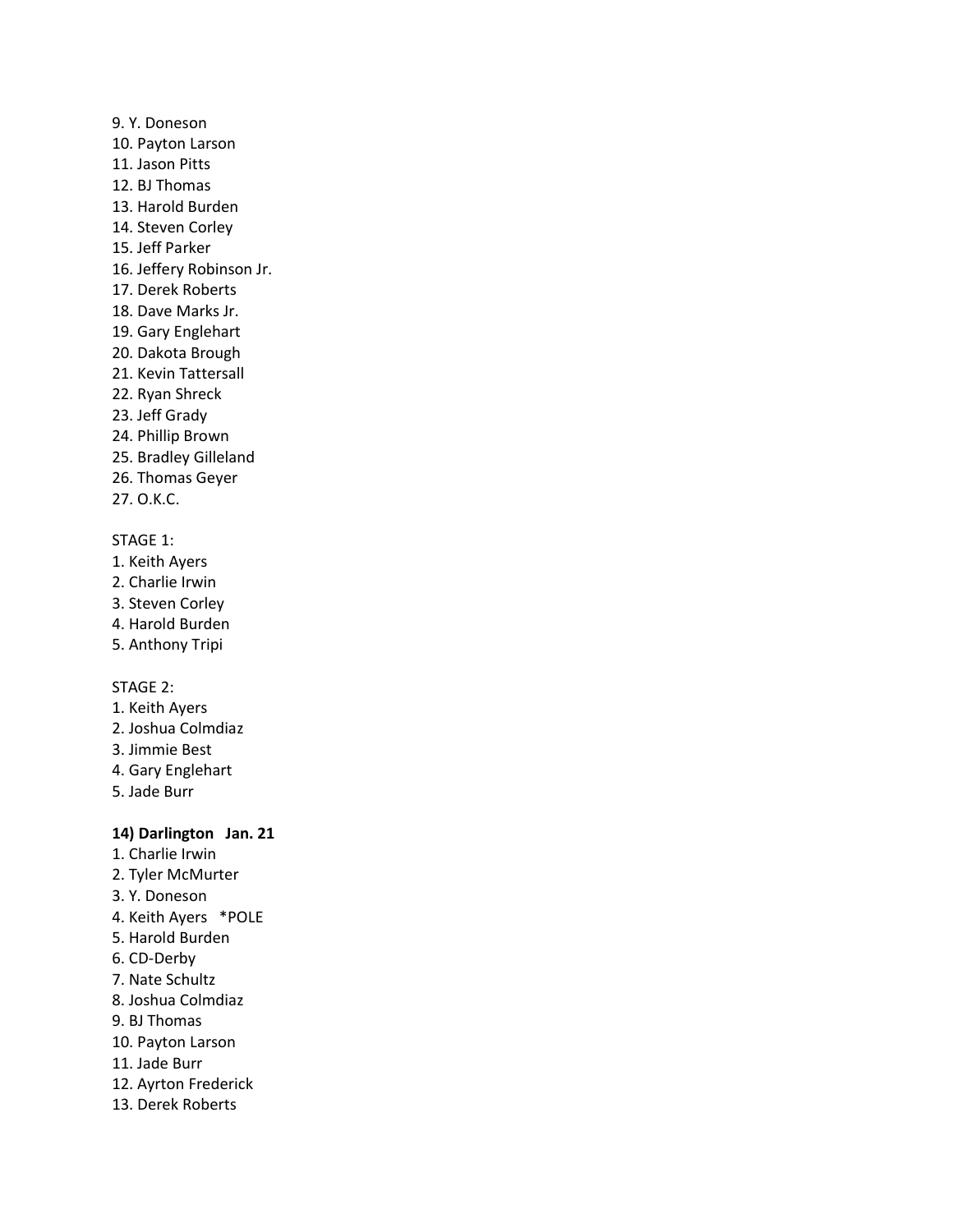9. Y. Doneson
10. Payton Larson
11. Jason Pitts
12. BJ Thomas
13. Harold Burden
14. Steven Corley
15. Jeff Parker
16. Jeffery Robinson Jr.
17. Derek Roberts
18. Dave Marks Jr.
19. Gary Englehart
20. Dakota Brough
21. Kevin Tattersall
22. Ryan Shreck
23. Jeff Grady
24. Phillip Brown
25. Bradley Gilleland
26. Thomas Geyer
27. O.K.C.

STAGE 1:
1. Keith Ayers
2. Charlie Irwin
3. Steven Corley
4. Harold Burden
5. Anthony Tripi

STAGE 2:
1. Keith Ayers
2. Joshua Colmdiaz
3. Jimmie Best
4. Gary Englehart
5. Jade Burr

**14) Darlington Jan. 21**
1. Charlie Irwin
2. Tyler McMurter
3. Y. Doneson
4. Keith Ayers *POLE
5. Harold Burden
6. CD-Derby
7. Nate Schultz
8. Joshua Colmdiaz
9. BJ Thomas
10. Payton Larson
11. Jade Burr
12. Ayrton Frederick
13. Derek Roberts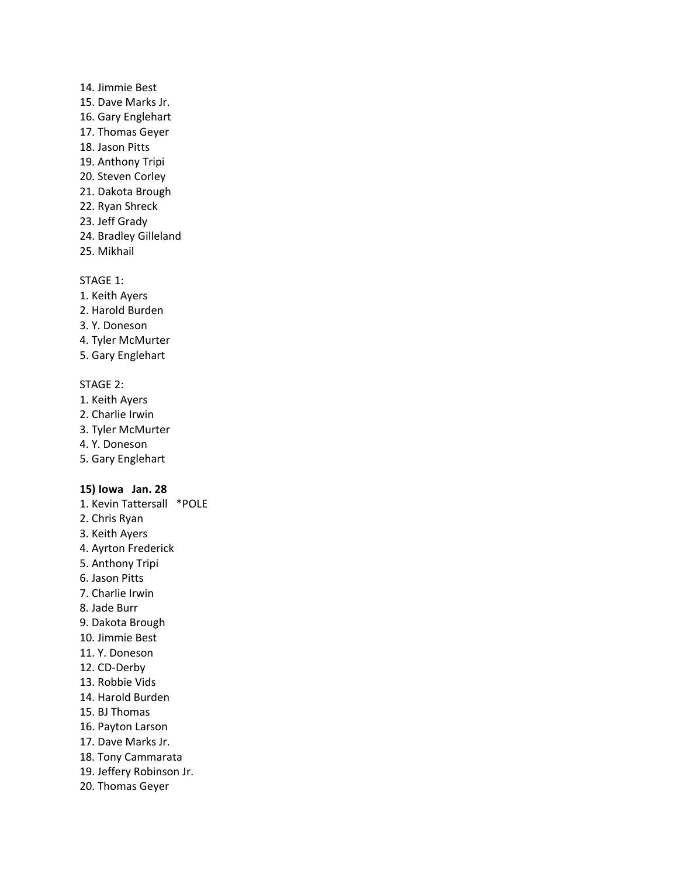14. Jimmie Best
15. Dave Marks Jr.
16. Gary Englehart
17. Thomas Geyer
18. Jason Pitts
19. Anthony Tripi
20. Steven Corley
21. Dakota Brough
22. Ryan Shreck
23. Jeff Grady
24. Bradley Gilleland
25. Mikhail

STAGE 1:

1. Keith Ayers
2. Harold Burden
3. Y. Doneson
4. Tyler McMurter
5. Gary Englehart

STAGE 2:

1. Keith Ayers
2. Charlie Irwin
3. Tyler McMurter
4. Y. Doneson
5. Gary Englehart

**15) Iowa Jan. 28**

1. Kevin Tattersall *POLE
2. Chris Ryan
3. Keith Ayers
4. Ayrton Frederick
5. Anthony Tripi
6. Jason Pitts
7. Charlie Irwin
8. Jade Burr
9. Dakota Brough
10. Jimmie Best
11. Y. Doneson
12. CD-Derby
13. Robbie Vids
14. Harold Burden
15. BJ Thomas
16. Payton Larson
17. Dave Marks Jr.
18. Tony Cammarata
19. Jeffery Robinson Jr.
20. Thomas Geyer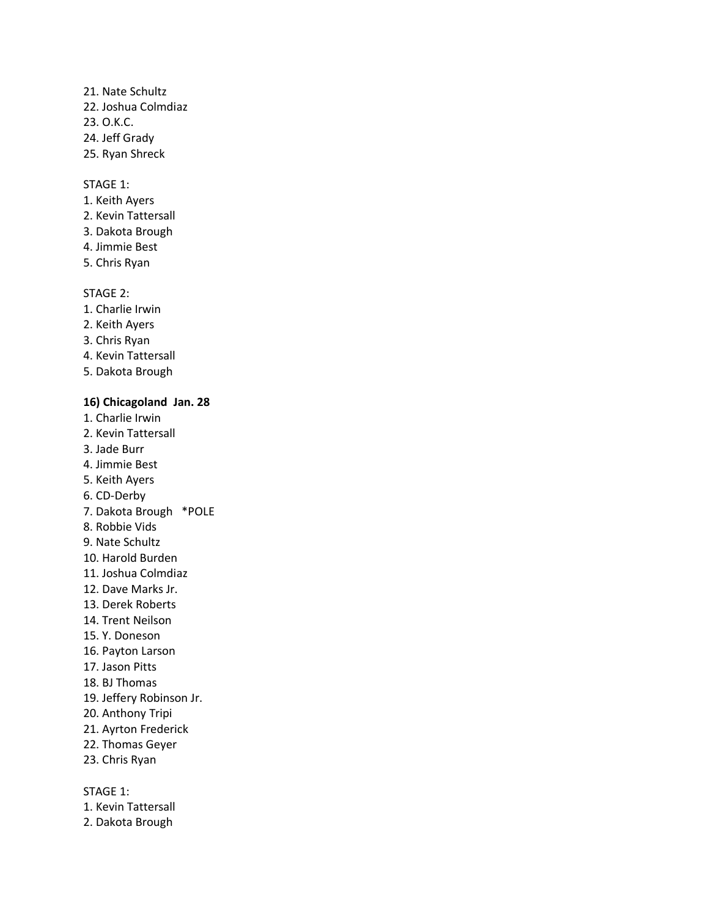21. Nate Schultz
22. Joshua Colmdiaz
23. O.K.C.
24. Jeff Grady
25. Ryan Shreck

STAGE 1:
1. Keith Ayers
2. Kevin Tattersall
3. Dakota Brough
4. Jimmie Best
5. Chris Ryan

STAGE 2:
1. Charlie Irwin
2. Keith Ayers
3. Chris Ryan
4. Kevin Tattersall
5. Dakota Brough

**16) Chicagoland Jan. 28**

1. Charlie Irwin
2. Kevin Tattersall
3. Jade Burr
4. Jimmie Best
5. Keith Ayers
6. CD-Derby
7. Dakota Brough *POLE
8. Robbie Vids
9. Nate Schultz
10. Harold Burden
11. Joshua Colmdiaz
12. Dave Marks Jr.
13. Derek Roberts
14. Trent Neilson
15. Y. Doneson
16. Payton Larson
17. Jason Pitts
18. BJ Thomas
19. Jeffery Robinson Jr.
20. Anthony Tripi
21. Ayrton Frederick
22. Thomas Geyer
23. Chris Ryan

STAGE 1:
1. Kevin Tattersall
2. Dakota Brough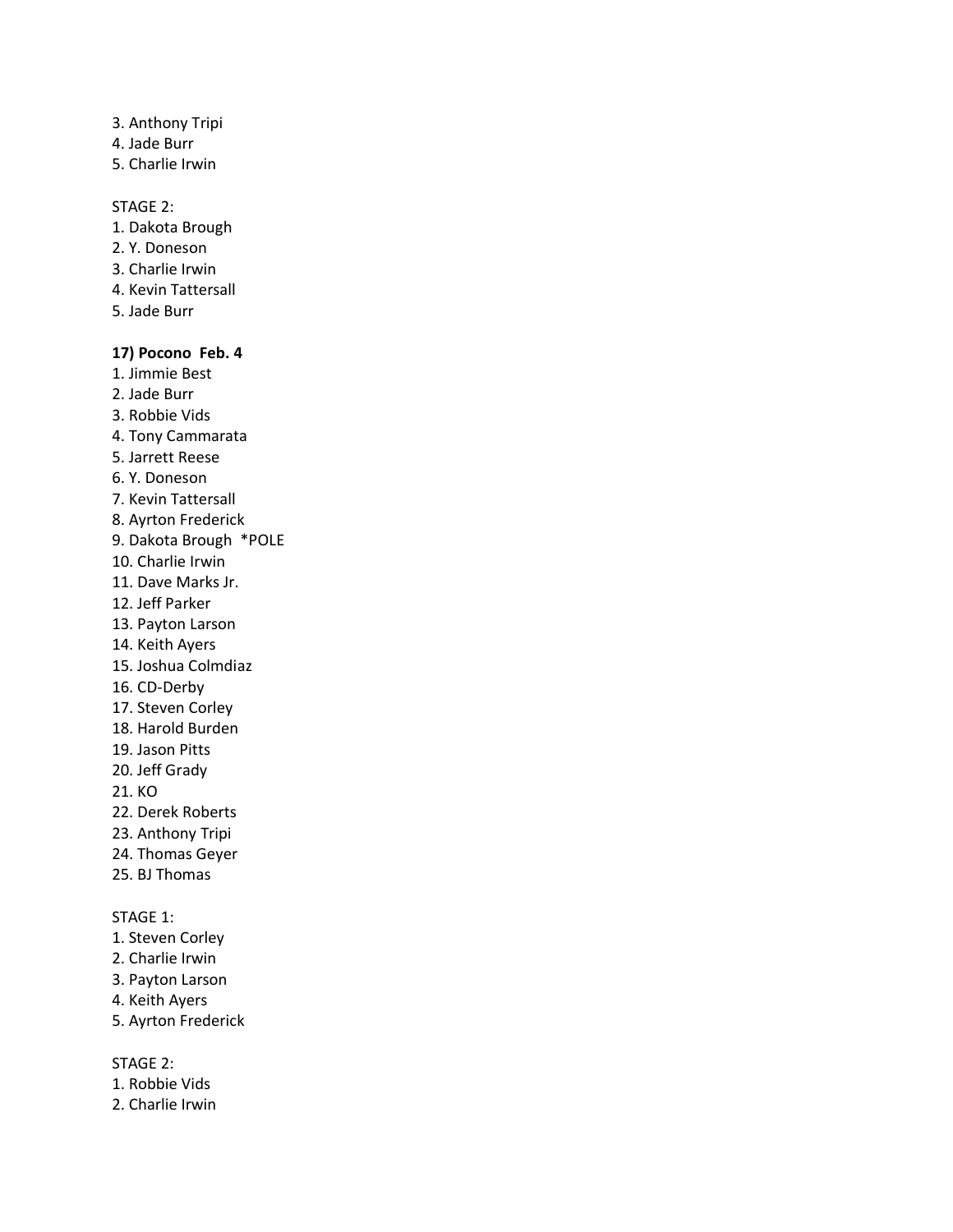3. Anthony Tripi
4. Jade Burr
5. Charlie Irwin

STAGE 2:
1. Dakota Brough
2. Y. Doneson
3. Charlie Irwin
4. Kevin Tattersall
5. Jade Burr

**17) Pocono  Feb. 4**
1. Jimmie Best
2. Jade Burr
3. Robbie Vids
4. Tony Cammarata
5. Jarrett Reese
6. Y. Doneson
7. Kevin Tattersall
8. Ayrton Frederick
9. Dakota Brough  *POLE
10. Charlie Irwin
11. Dave Marks Jr.
12. Jeff Parker
13. Payton Larson
14. Keith Ayers
15. Joshua Colmdiaz
16. CD-Derby
17. Steven Corley
18. Harold Burden
19. Jason Pitts
20. Jeff Grady
21. KO
22. Derek Roberts
23. Anthony Tripi
24. Thomas Geyer
25. BJ Thomas

STAGE 1:
1. Steven Corley
2. Charlie Irwin
3. Payton Larson
4. Keith Ayers
5. Ayrton Frederick

STAGE 2:
1. Robbie Vids
2. Charlie Irwin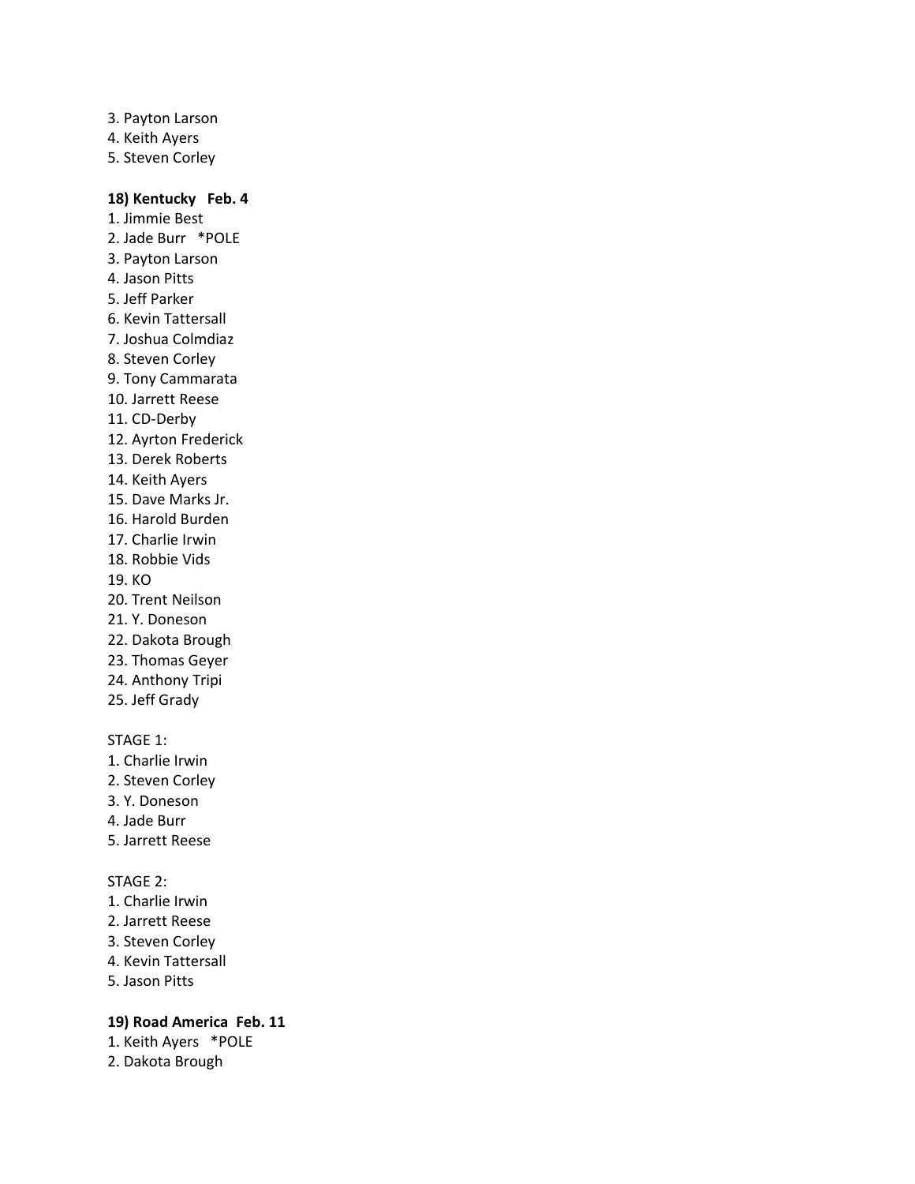3. Payton Larson
4. Keith Ayers
5. Steven Corley

**18) Kentucky   Feb. 4**

1. Jimmie Best
2. Jade Burr   *POLE
3. Payton Larson
4. Jason Pitts
5. Jeff Parker
6. Kevin Tattersall
7. Joshua Colmdiaz
8. Steven Corley
9. Tony Cammarata
10. Jarrett Reese
11. CD-Derby
12. Ayrton Frederick
13. Derek Roberts
14. Keith Ayers
15. Dave Marks Jr.
16. Harold Burden
17. Charlie Irwin
18. Robbie Vids
19. KO
20. Trent Neilson
21. Y. Doneson
22. Dakota Brough
23. Thomas Geyer
24. Anthony Tripi
25. Jeff Grady

STAGE 1:

1. Charlie Irwin
2. Steven Corley
3. Y. Doneson
4. Jade Burr
5. Jarrett Reese

STAGE 2:

1. Charlie Irwin
2. Jarrett Reese
3. Steven Corley
4. Kevin Tattersall
5. Jason Pitts

**19) Road America  Feb. 11**

1. Keith Ayers   *POLE
2. Dakota Brough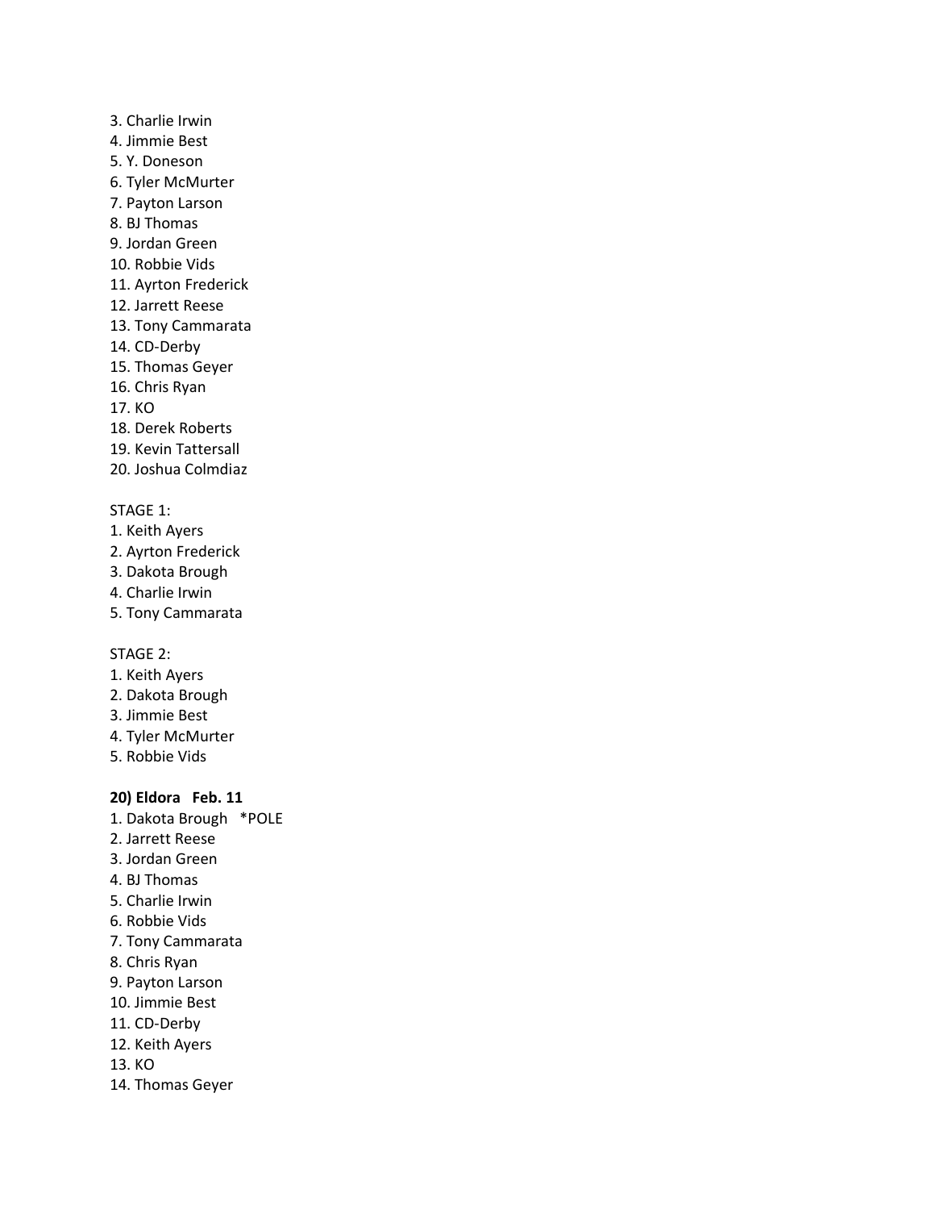3. Charlie Irwin
4. Jimmie Best
5. Y. Doneson
6. Tyler McMurter
7. Payton Larson
8. BJ Thomas
9. Jordan Green
10. Robbie Vids
11. Ayrton Frederick
12. Jarrett Reese
13. Tony Cammarata
14. CD-Derby
15. Thomas Geyer
16. Chris Ryan
17. KO
18. Derek Roberts
19. Kevin Tattersall
20. Joshua Colmdiaz

STAGE 1:
1. Keith Ayers
2. Ayrton Frederick
3. Dakota Brough
4. Charlie Irwin
5. Tony Cammarata

STAGE 2:
1. Keith Ayers
2. Dakota Brough
3. Jimmie Best
4. Tyler McMurter
5. Robbie Vids

**20) Eldora   Feb. 11**
1. Dakota Brough   *POLE
2. Jarrett Reese
3. Jordan Green
4. BJ Thomas
5. Charlie Irwin
6. Robbie Vids
7. Tony Cammarata
8. Chris Ryan
9. Payton Larson
10. Jimmie Best
11. CD-Derby
12. Keith Ayers
13. KO
14. Thomas Geyer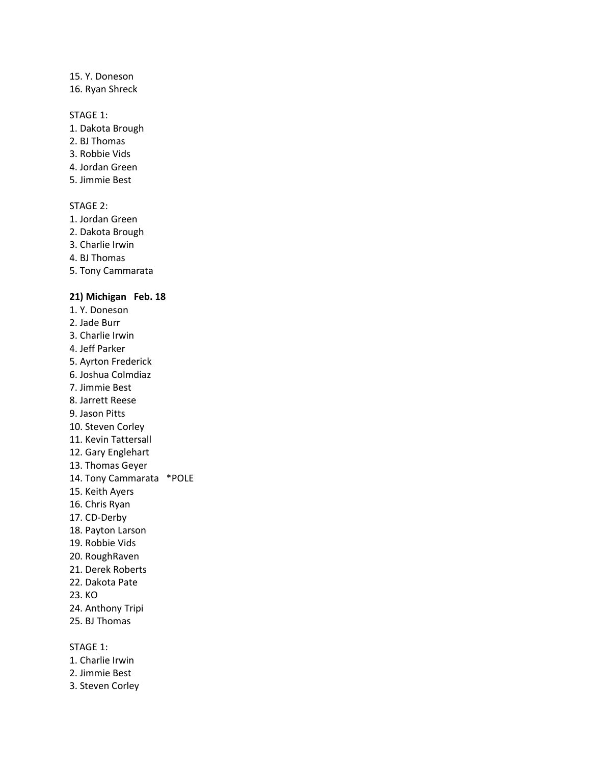15. Y. Doneson
16. Ryan Shreck

STAGE 1:
1. Dakota Brough
2. BJ Thomas
3. Robbie Vids
4. Jordan Green
5. Jimmie Best

STAGE 2:
1. Jordan Green
2. Dakota Brough
3. Charlie Irwin
4. BJ Thomas
5. Tony Cammarata

**21) Michigan Feb. 18**

1. Y. Doneson
2. Jade Burr
3. Charlie Irwin
4. Jeff Parker
5. Ayrton Frederick
6. Joshua Colmdiaz
7. Jimmie Best
8. Jarrett Reese
9. Jason Pitts
10. Steven Corley
11. Kevin Tattersall
12. Gary Englehart
13. Thomas Geyer
14. Tony Cammarata *POLE
15. Keith Ayers
16. Chris Ryan
17. CD-Derby
18. Payton Larson
19. Robbie Vids
20. RoughRaven
21. Derek Roberts
22. Dakota Pate
23. KO
24. Anthony Tripi
25. BJ Thomas

STAGE 1:
1. Charlie Irwin
2. Jimmie Best
3. Steven Corley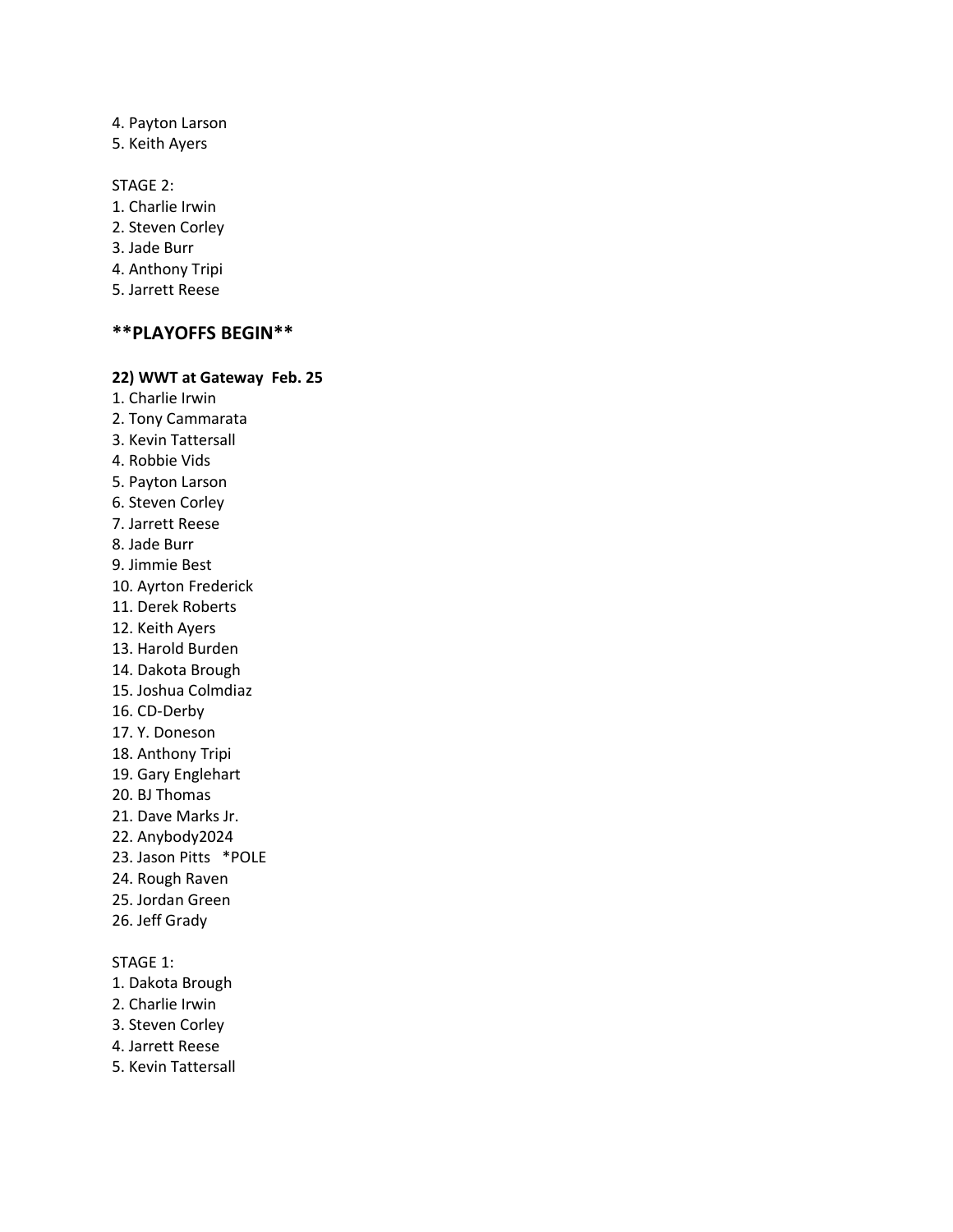4. Payton Larson
5. Keith Ayers

STAGE 2:
1. Charlie Irwin
2. Steven Corley
3. Jade Burr
4. Anthony Tripi
5. Jarrett Reese

## **PLAYOFFS BEGIN**

**22) WWT at Gateway Feb. 25**

1. Charlie Irwin
2. Tony Cammarata
3. Kevin Tattersall
4. Robbie Vids
5. Payton Larson
6. Steven Corley
7. Jarrett Reese
8. Jade Burr
9. Jimmie Best
10. Ayrton Frederick
11. Derek Roberts
12. Keith Ayers
13. Harold Burden
14. Dakota Brough
15. Joshua Colmdiaz
16. CD-Derby
17. Y. Doneson
18. Anthony Tripi
19. Gary Englehart
20. BJ Thomas
21. Dave Marks Jr.
22. Anybody2024
23. Jason Pitts *POLE
24. Rough Raven
25. Jordan Green
26. Jeff Grady

STAGE 1:
1. Dakota Brough
2. Charlie Irwin
3. Steven Corley
4. Jarrett Reese
5. Kevin Tattersall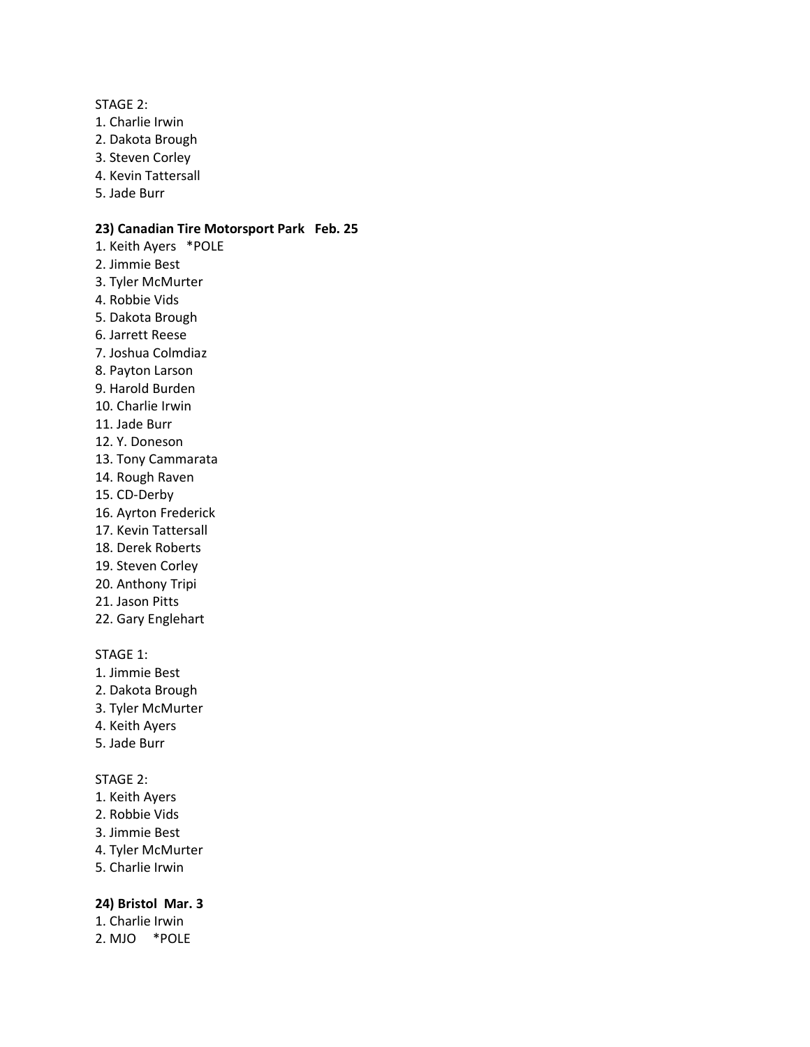STAGE 2:
1. Charlie Irwin
2. Dakota Brough
3. Steven Corley
4. Kevin Tattersall
5. Jade Burr

**23) Canadian Tire Motorsport Park   Feb. 25**

1. Keith Ayers   *POLE
2. Jimmie Best
3. Tyler McMurter
4. Robbie Vids
5. Dakota Brough
6. Jarrett Reese
7. Joshua Colmdiaz
8. Payton Larson
9. Harold Burden
10. Charlie Irwin
11. Jade Burr
12. Y. Doneson
13. Tony Cammarata
14. Rough Raven
15. CD-Derby
16. Ayrton Frederick
17. Kevin Tattersall
18. Derek Roberts
19. Steven Corley
20. Anthony Tripi
21. Jason Pitts
22. Gary Englehart

STAGE 1:
1. Jimmie Best
2. Dakota Brough
3. Tyler McMurter
4. Keith Ayers
5. Jade Burr

STAGE 2:
1. Keith Ayers
2. Robbie Vids
3. Jimmie Best
4. Tyler McMurter
5. Charlie Irwin

**24) Bristol  Mar. 3**

1. Charlie Irwin
2. MJO    *POLE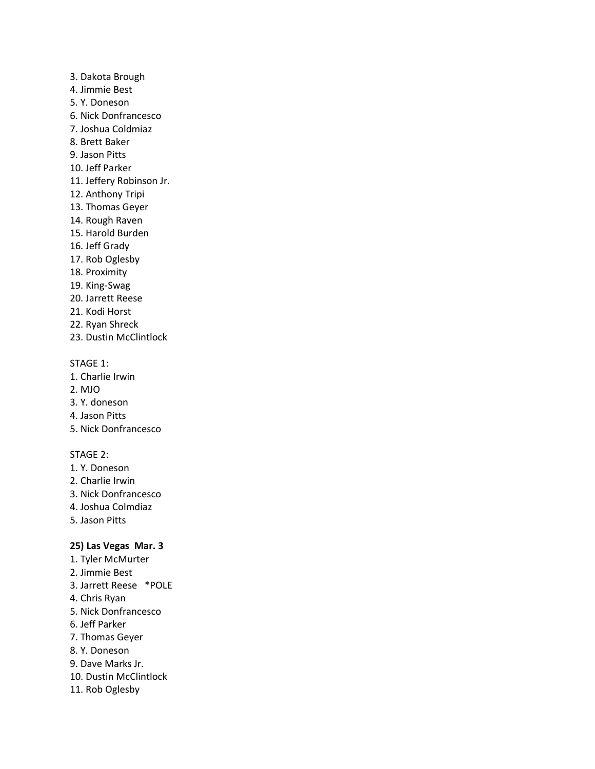3. Dakota Brough
4. Jimmie Best
5. Y. Doneson
6. Nick Donfrancesco
7. Joshua Coldmiaz
8. Brett Baker
9. Jason Pitts
10. Jeff Parker
11. Jeffery Robinson Jr.
12. Anthony Tripi
13. Thomas Geyer
14. Rough Raven
15. Harold Burden
16. Jeff Grady
17. Rob Oglesby
18. Proximity
19. King-Swag
20. Jarrett Reese
21. Kodi Horst
22. Ryan Shreck
23. Dustin McClintlock

STAGE 1:
1. Charlie Irwin
2. MJO
3. Y. doneson
4. Jason Pitts
5. Nick Donfrancesco

STAGE 2:
1. Y. Doneson
2. Charlie Irwin
3. Nick Donfrancesco
4. Joshua Colmdiaz
5. Jason Pitts

**25) Las Vegas Mar. 3**
1. Tyler McMurter
2. Jimmie Best
3. Jarrett Reese *POLE
4. Chris Ryan
5. Nick Donfrancesco
6. Jeff Parker
7. Thomas Geyer
8. Y. Doneson
9. Dave Marks Jr.
10. Dustin McClintlock
11. Rob Oglesby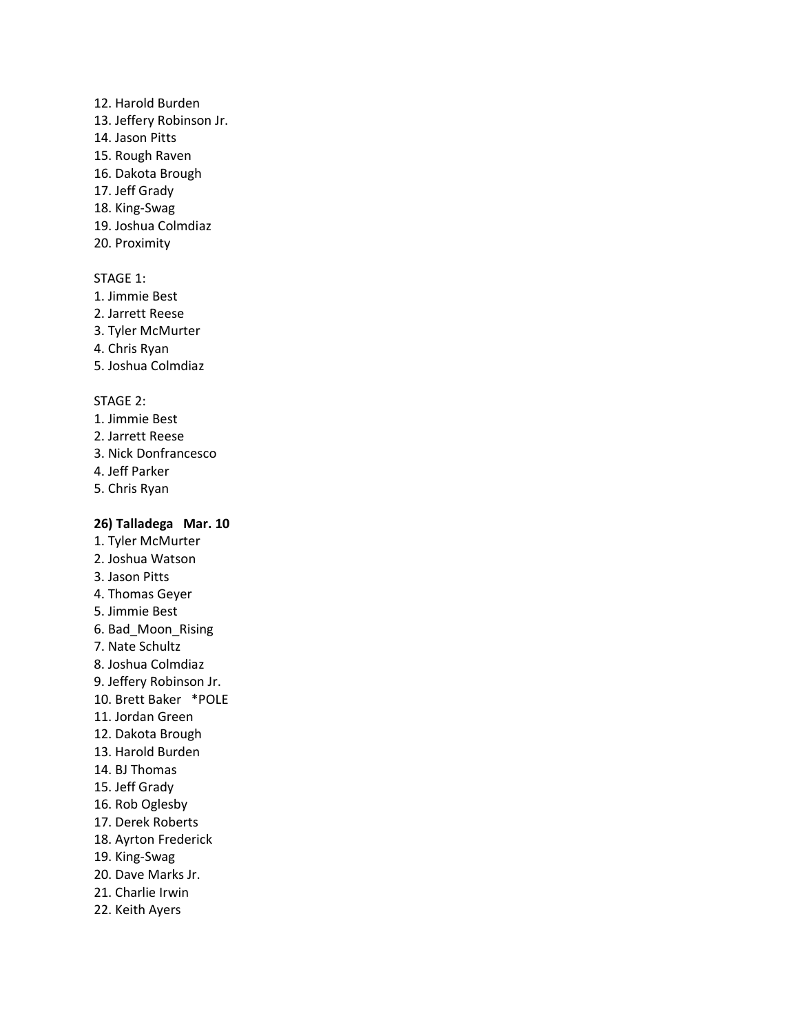12. Harold Burden
13. Jeffery Robinson Jr.
14. Jason Pitts
15. Rough Raven
16. Dakota Brough
17. Jeff Grady
18. King-Swag
19. Joshua Colmdiaz
20. Proximity

STAGE 1:
1. Jimmie Best
2. Jarrett Reese
3. Tyler McMurter
4. Chris Ryan
5. Joshua Colmdiaz

STAGE 2:
1. Jimmie Best
2. Jarrett Reese
3. Nick Donfrancesco
4. Jeff Parker
5. Chris Ryan

**26) Talladega   Mar. 10**
1. Tyler McMurter
2. Joshua Watson
3. Jason Pitts
4. Thomas Geyer
5. Jimmie Best
6. Bad_Moon_Rising
7. Nate Schultz
8. Joshua Colmdiaz
9. Jeffery Robinson Jr.
10. Brett Baker   *POLE
11. Jordan Green
12. Dakota Brough
13. Harold Burden
14. BJ Thomas
15. Jeff Grady
16. Rob Oglesby
17. Derek Roberts
18. Ayrton Frederick
19. King-Swag
20. Dave Marks Jr.
21. Charlie Irwin
22. Keith Ayers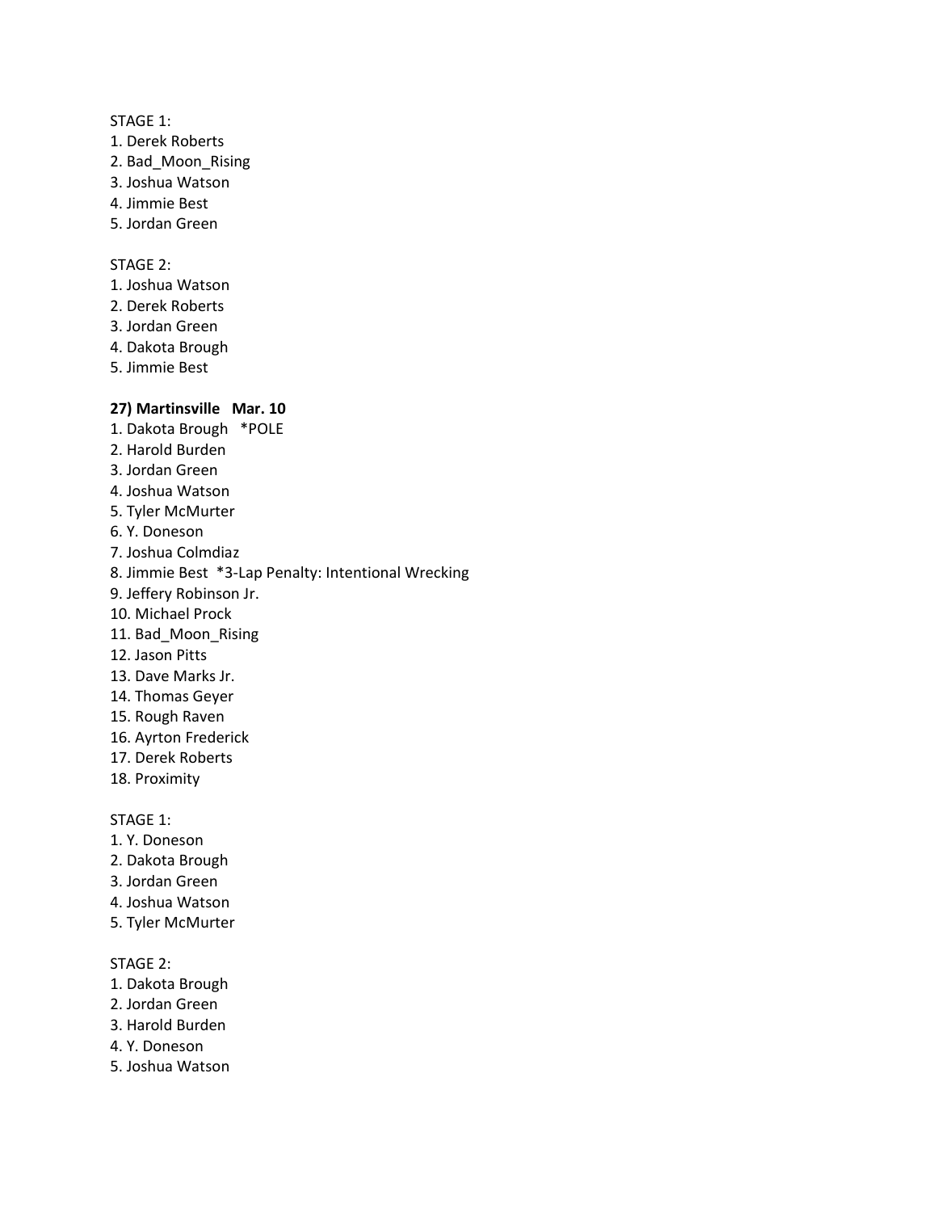STAGE 1:
1. Derek Roberts
2. Bad_Moon_Rising
3. Joshua Watson
4. Jimmie Best
5. Jordan Green

STAGE 2:
1. Joshua Watson
2. Derek Roberts
3. Jordan Green
4. Dakota Brough
5. Jimmie Best

**27) Martinsville Mar. 10**

1. Dakota Brough *POLE
2. Harold Burden
3. Jordan Green
4. Joshua Watson
5. Tyler McMurter
6. Y. Doneson
7. Joshua Colmdiaz
8. Jimmie Best *3-Lap Penalty: Intentional Wrecking
9. Jeffery Robinson Jr.
10. Michael Prock
11. Bad_Moon_Rising
12. Jason Pitts
13. Dave Marks Jr.
14. Thomas Geyer
15. Rough Raven
16. Ayrton Frederick
17. Derek Roberts
18. Proximity

STAGE 1:
1. Y. Doneson
2. Dakota Brough
3. Jordan Green
4. Joshua Watson
5. Tyler McMurter

STAGE 2:
1. Dakota Brough
2. Jordan Green
3. Harold Burden
4. Y. Doneson
5. Joshua Watson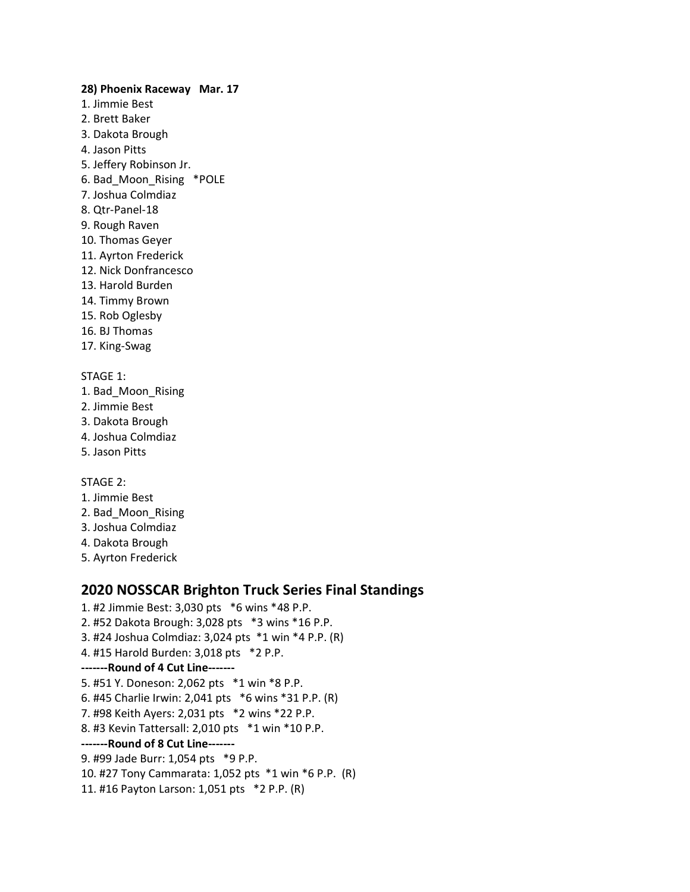**28) Phoenix Raceway   Mar. 17**

1. Jimmie Best
2. Brett Baker
3. Dakota Brough
4. Jason Pitts
5. Jeffery Robinson Jr.
6. Bad_Moon_Rising   *POLE
7. Joshua Colmdiaz
8. Qtr-Panel-18
9. Rough Raven
10. Thomas Geyer
11. Ayrton Frederick
12. Nick Donfrancesco
13. Harold Burden
14. Timmy Brown
15. Rob Oglesby
16. BJ Thomas
17. King-Swag

STAGE 1:

1. Bad_Moon_Rising
2. Jimmie Best
3. Dakota Brough
4. Joshua Colmdiaz
5. Jason Pitts

STAGE 2:

1. Jimmie Best
2. Bad_Moon_Rising
3. Joshua Colmdiaz
4. Dakota Brough
5. Ayrton Frederick

## 2020 NOSSCAR Brighton Truck Series Final Standings

1. #2 Jimmie Best: 3,030 pts   *6 wins *48 P.P.
2. #52 Dakota Brough: 3,028 pts   *3 wins *16 P.P.
3. #24 Joshua Colmdiaz: 3,024 pts  *1 win *4 P.P. (R)
4. #15 Harold Burden: 3,018 pts   *2 P.P.

**-------Round of 4 Cut Line-------**

5. #51 Y. Doneson: 2,062 pts   *1 win *8 P.P.
6. #45 Charlie Irwin: 2,041 pts   *6 wins *31 P.P. (R)
7. #98 Keith Ayers: 2,031 pts   *2 wins *22 P.P.
8. #3 Kevin Tattersall: 2,010 pts   *1 win *10 P.P.

**-------Round of 8 Cut Line-------**

9. #99 Jade Burr: 1,054 pts   *9 P.P.
10. #27 Tony Cammarata: 1,052 pts  *1 win *6 P.P.  (R)
11. #16 Payton Larson: 1,051 pts   *2 P.P. (R)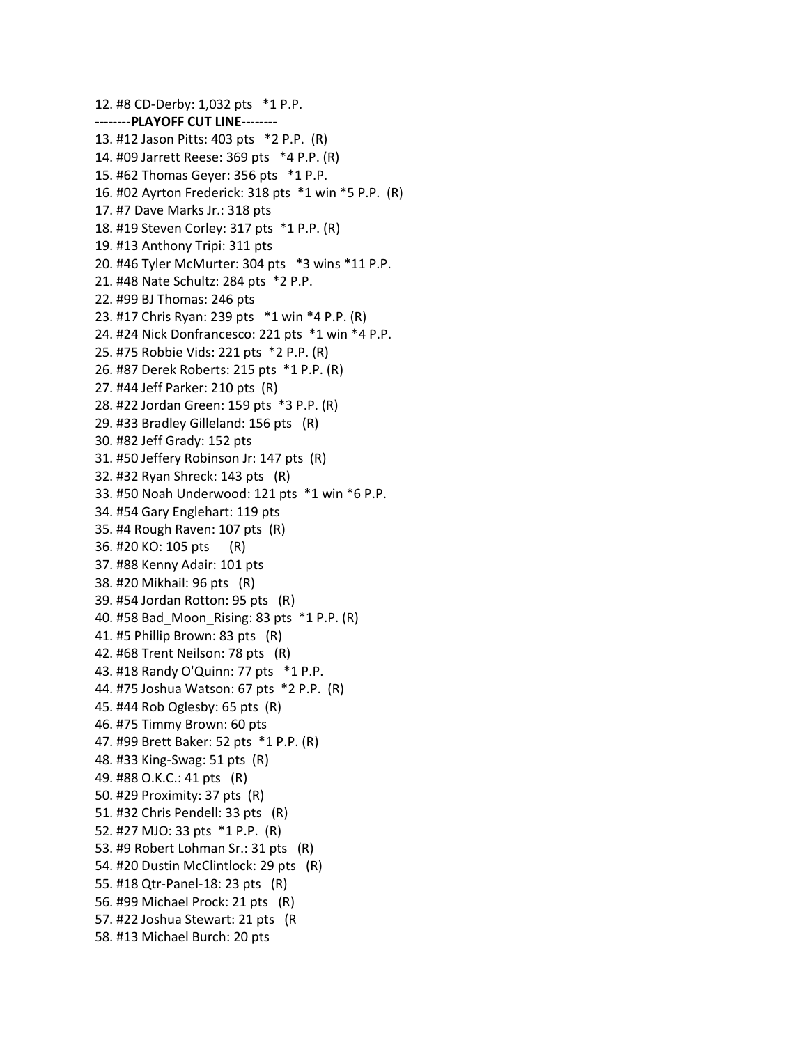12. #8 CD-Derby: 1,032 pts *1 P.P.

**--------PLAYOFF CUT LINE--------**

13. #12 Jason Pitts: 403 pts *2 P.P. (R)
14. #09 Jarrett Reese: 369 pts *4 P.P. (R)
15. #62 Thomas Geyer: 356 pts *1 P.P.
16. #02 Ayrton Frederick: 318 pts *1 win *5 P.P. (R)
17. #7 Dave Marks Jr.: 318 pts
18. #19 Steven Corley: 317 pts *1 P.P. (R)
19. #13 Anthony Tripi: 311 pts
20. #46 Tyler McMurter: 304 pts *3 wins *11 P.P.
21. #48 Nate Schultz: 284 pts *2 P.P.
22. #99 BJ Thomas: 246 pts
23. #17 Chris Ryan: 239 pts *1 win *4 P.P. (R)
24. #24 Nick Donfrancesco: 221 pts *1 win *4 P.P.
25. #75 Robbie Vids: 221 pts *2 P.P. (R)
26. #87 Derek Roberts: 215 pts *1 P.P. (R)
27. #44 Jeff Parker: 210 pts (R)
28. #22 Jordan Green: 159 pts *3 P.P. (R)
29. #33 Bradley Gilleland: 156 pts (R)
30. #82 Jeff Grady: 152 pts
31. #50 Jeffery Robinson Jr: 147 pts (R)
32. #32 Ryan Shreck: 143 pts (R)
33. #50 Noah Underwood: 121 pts *1 win *6 P.P.
34. #54 Gary Englehart: 119 pts
35. #4 Rough Raven: 107 pts (R)
36. #20 KO: 105 pts (R)
37. #88 Kenny Adair: 101 pts
38. #20 Mikhail: 96 pts (R)
39. #54 Jordan Rotton: 95 pts (R)
40. #58 Bad_Moon_Rising: 83 pts *1 P.P. (R)
41. #5 Phillip Brown: 83 pts (R)
42. #68 Trent Neilson: 78 pts (R)
43. #18 Randy O'Quinn: 77 pts *1 P.P.
44. #75 Joshua Watson: 67 pts *2 P.P. (R)
45. #44 Rob Oglesby: 65 pts (R)
46. #75 Timmy Brown: 60 pts
47. #99 Brett Baker: 52 pts *1 P.P. (R)
48. #33 King-Swag: 51 pts (R)
49. #88 O.K.C.: 41 pts (R)
50. #29 Proximity: 37 pts (R)
51. #32 Chris Pendell: 33 pts (R)
52. #27 MJO: 33 pts *1 P.P. (R)
53. #9 Robert Lohman Sr.: 31 pts (R)
54. #20 Dustin McClintlock: 29 pts (R)
55. #18 Qtr-Panel-18: 23 pts (R)
56. #99 Michael Prock: 21 pts (R)
57. #22 Joshua Stewart: 21 pts (R
58. #13 Michael Burch: 20 pts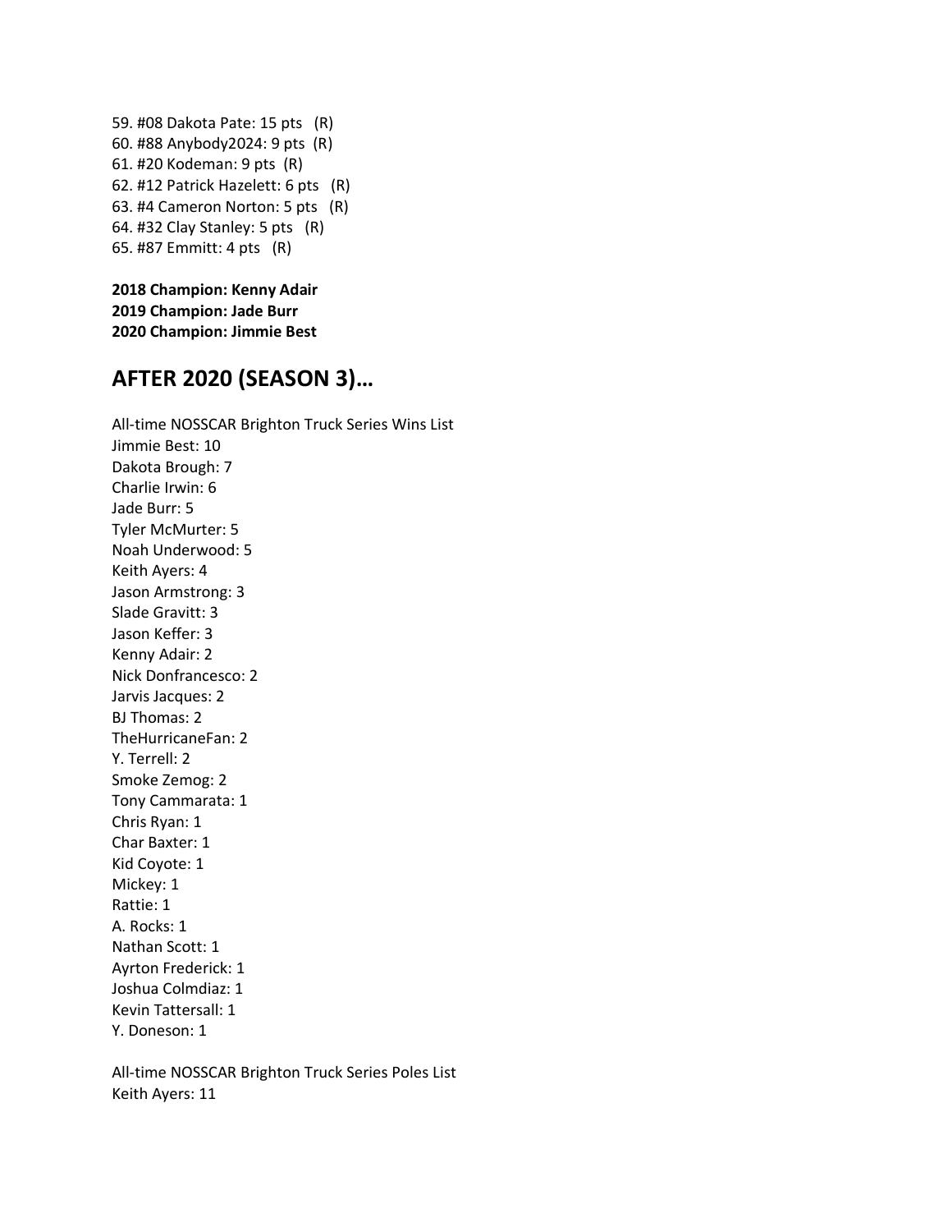59. #08 Dakota Pate: 15 pts (R)
60. #88 Anybody2024: 9 pts (R)
61. #20 Kodeman: 9 pts (R)
62. #12 Patrick Hazelett: 6 pts (R)
63. #4 Cameron Norton: 5 pts (R)
64. #32 Clay Stanley: 5 pts (R)
65. #87 Emmitt: 4 pts (R)

**2018 Champion: Kenny Adair**
**2019 Champion: Jade Burr**
**2020 Champion: Jimmie Best**

## AFTER 2020 (SEASON 3)…

All-time NOSSCAR Brighton Truck Series Wins List
Jimmie Best: 10
Dakota Brough: 7
Charlie Irwin: 6
Jade Burr: 5
Tyler McMurter: 5
Noah Underwood: 5
Keith Ayers: 4
Jason Armstrong: 3
Slade Gravitt: 3
Jason Keffer: 3
Kenny Adair: 2
Nick Donfrancesco: 2
Jarvis Jacques: 2
BJ Thomas: 2
TheHurricaneFan: 2
Y. Terrell: 2
Smoke Zemog: 2
Tony Cammarata: 1
Chris Ryan: 1
Char Baxter: 1
Kid Coyote: 1
Mickey: 1
Rattie: 1
A. Rocks: 1
Nathan Scott: 1
Ayrton Frederick: 1
Joshua Colmdiaz: 1
Kevin Tattersall: 1
Y. Doneson: 1

All-time NOSSCAR Brighton Truck Series Poles List
Keith Ayers: 11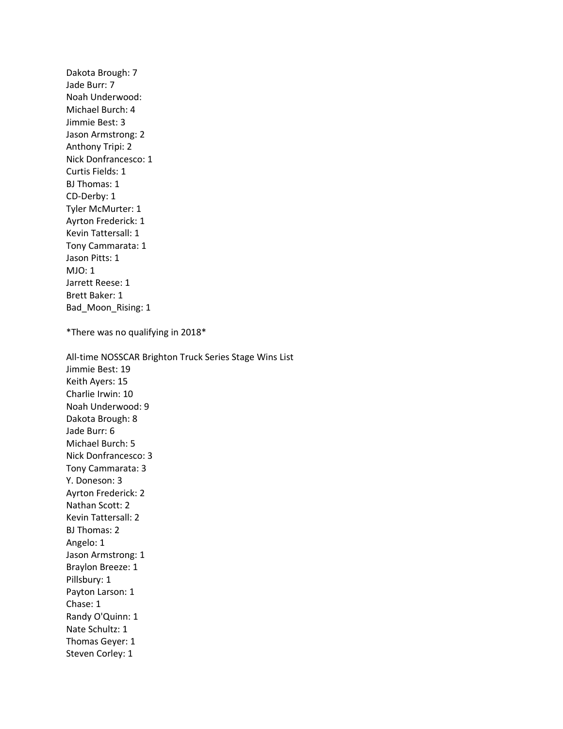Dakota Brough: 7
Jade Burr: 7
Noah Underwood:
Michael Burch: 4
Jimmie Best: 3
Jason Armstrong: 2
Anthony Tripi: 2
Nick Donfrancesco: 1
Curtis Fields: 1
BJ Thomas: 1
CD-Derby: 1
Tyler McMurter: 1
Ayrton Frederick: 1
Kevin Tattersall: 1
Tony Cammarata: 1
Jason Pitts: 1
MJO: 1
Jarrett Reese: 1
Brett Baker: 1
Bad_Moon_Rising: 1

*There was no qualifying in 2018*

All-time NOSSCAR Brighton Truck Series Stage Wins List
Jimmie Best: 19
Keith Ayers: 15
Charlie Irwin: 10
Noah Underwood: 9
Dakota Brough: 8
Jade Burr: 6
Michael Burch: 5
Nick Donfrancesco: 3
Tony Cammarata: 3
Y. Doneson: 3
Ayrton Frederick: 2
Nathan Scott: 2
Kevin Tattersall: 2
BJ Thomas: 2
Angelo: 1
Jason Armstrong: 1
Braylon Breeze: 1
Pillsbury: 1
Payton Larson: 1
Chase: 1
Randy O'Quinn: 1
Nate Schultz: 1
Thomas Geyer: 1
Steven Corley: 1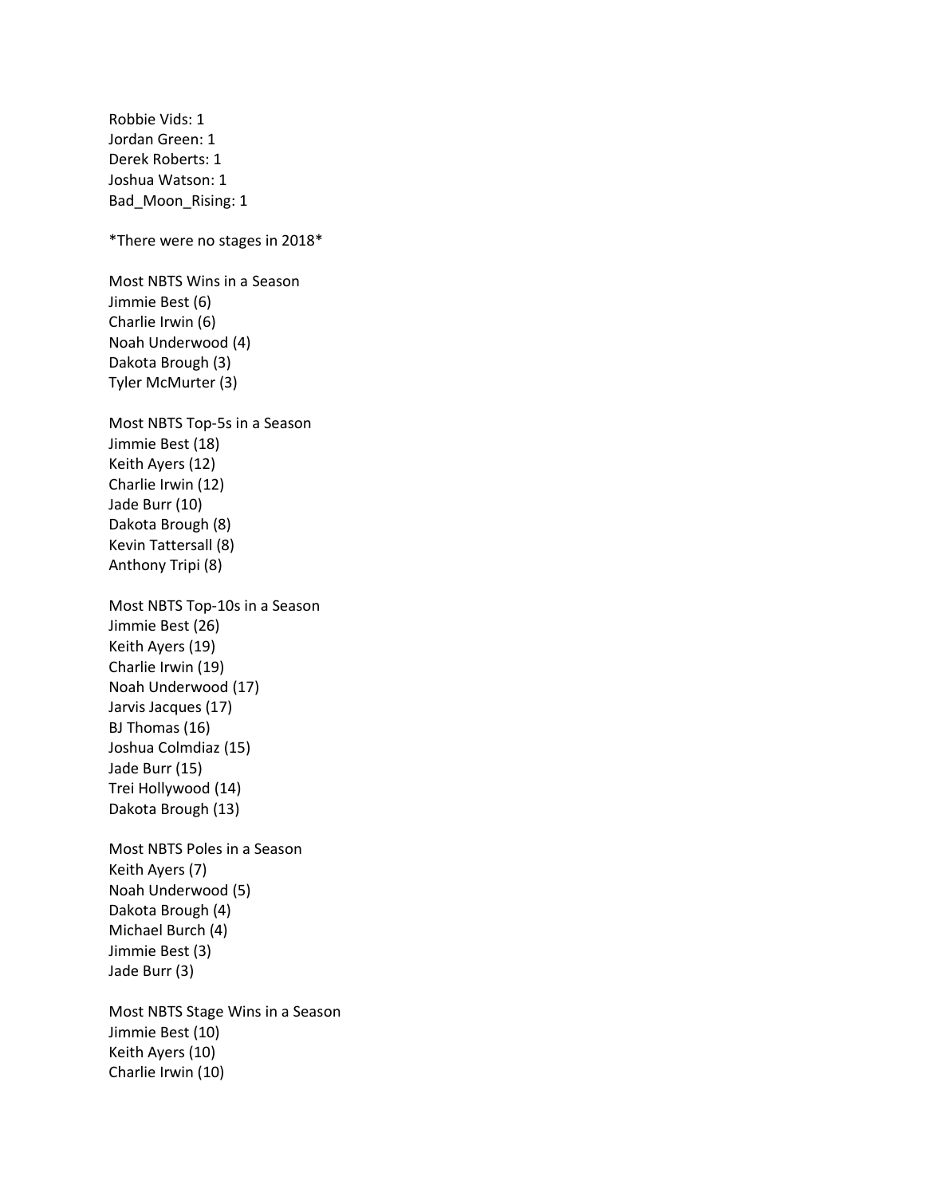Robbie Vids: 1
Jordan Green: 1
Derek Roberts: 1
Joshua Watson: 1
Bad_Moon_Rising: 1

*There were no stages in 2018*

Most NBTS Wins in a Season
Jimmie Best (6)
Charlie Irwin (6)
Noah Underwood (4)
Dakota Brough (3)
Tyler McMurter (3)

Most NBTS Top-5s in a Season
Jimmie Best (18)
Keith Ayers (12)
Charlie Irwin (12)
Jade Burr (10)
Dakota Brough (8)
Kevin Tattersall (8)
Anthony Tripi (8)

Most NBTS Top-10s in a Season
Jimmie Best (26)
Keith Ayers (19)
Charlie Irwin (19)
Noah Underwood (17)
Jarvis Jacques (17)
BJ Thomas (16)
Joshua Colmdiaz (15)
Jade Burr (15)
Trei Hollywood (14)
Dakota Brough (13)

Most NBTS Poles in a Season
Keith Ayers (7)
Noah Underwood (5)
Dakota Brough (4)
Michael Burch (4)
Jimmie Best (3)
Jade Burr (3)

Most NBTS Stage Wins in a Season
Jimmie Best (10)
Keith Ayers (10)
Charlie Irwin (10)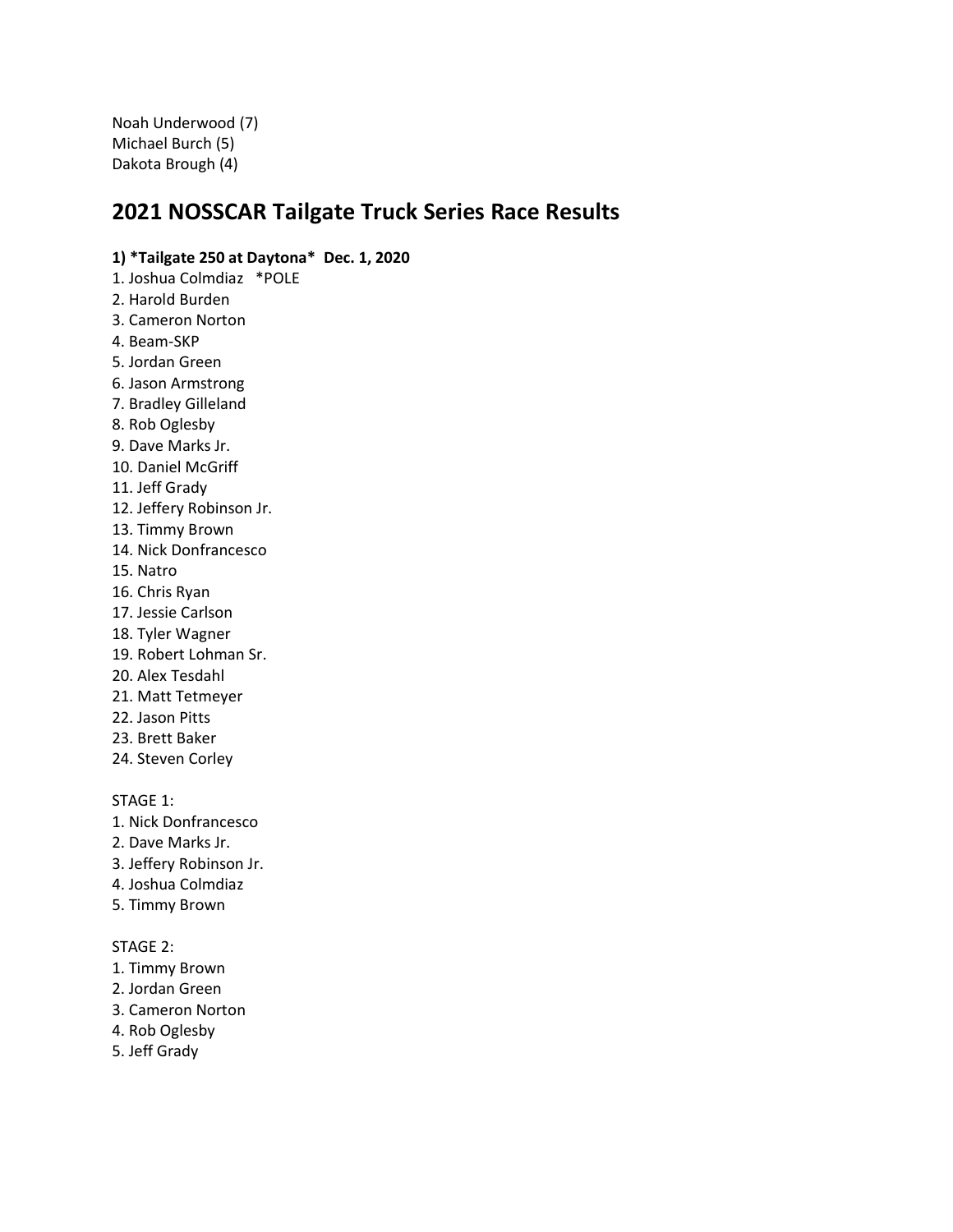Noah Underwood (7)
Michael Burch (5)
Dakota Brough (4)

## 2021 NOSSCAR Tailgate Truck Series Race Results

**1) *Tailgate 250 at Daytona*  Dec. 1, 2020**

1. Joshua Colmdiaz   *POLE
2. Harold Burden
3. Cameron Norton
4. Beam-SKP
5. Jordan Green
6. Jason Armstrong
7. Bradley Gilleland
8. Rob Oglesby
9. Dave Marks Jr.
10. Daniel McGriff
11. Jeff Grady
12. Jeffery Robinson Jr.
13. Timmy Brown
14. Nick Donfrancesco
15. Natro
16. Chris Ryan
17. Jessie Carlson
18. Tyler Wagner
19. Robert Lohman Sr.
20. Alex Tesdahl
21. Matt Tetmeyer
22. Jason Pitts
23. Brett Baker
24. Steven Corley

STAGE 1:

1. Nick Donfrancesco
2. Dave Marks Jr.
3. Jeffery Robinson Jr.
4. Joshua Colmdiaz
5. Timmy Brown

STAGE 2:

1. Timmy Brown
2. Jordan Green
3. Cameron Norton
4. Rob Oglesby
5. Jeff Grady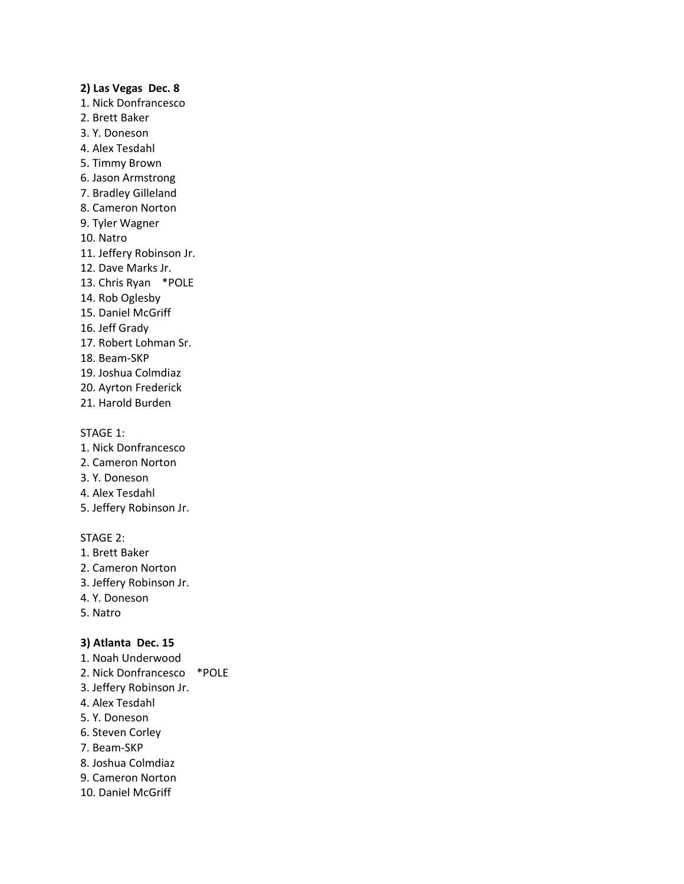**2) Las Vegas  Dec. 8**

1. Nick Donfrancesco
2. Brett Baker
3. Y. Doneson
4. Alex Tesdahl
5. Timmy Brown
6. Jason Armstrong
7. Bradley Gilleland
8. Cameron Norton
9. Tyler Wagner
10. Natro
11. Jeffery Robinson Jr.
12. Dave Marks Jr.
13. Chris Ryan    *POLE
14. Rob Oglesby
15. Daniel McGriff
16. Jeff Grady
17. Robert Lohman Sr.
18. Beam-SKP
19. Joshua Colmdiaz
20. Ayrton Frederick
21. Harold Burden

STAGE 1:

1. Nick Donfrancesco
2. Cameron Norton
3. Y. Doneson
4. Alex Tesdahl
5. Jeffery Robinson Jr.

STAGE 2:

1. Brett Baker
2. Cameron Norton
3. Jeffery Robinson Jr.
4. Y. Doneson
5. Natro

**3) Atlanta  Dec. 15**

1. Noah Underwood
2. Nick Donfrancesco    *POLE
3. Jeffery Robinson Jr.
4. Alex Tesdahl
5. Y. Doneson
6. Steven Corley
7. Beam-SKP
8. Joshua Colmdiaz
9. Cameron Norton
10. Daniel McGriff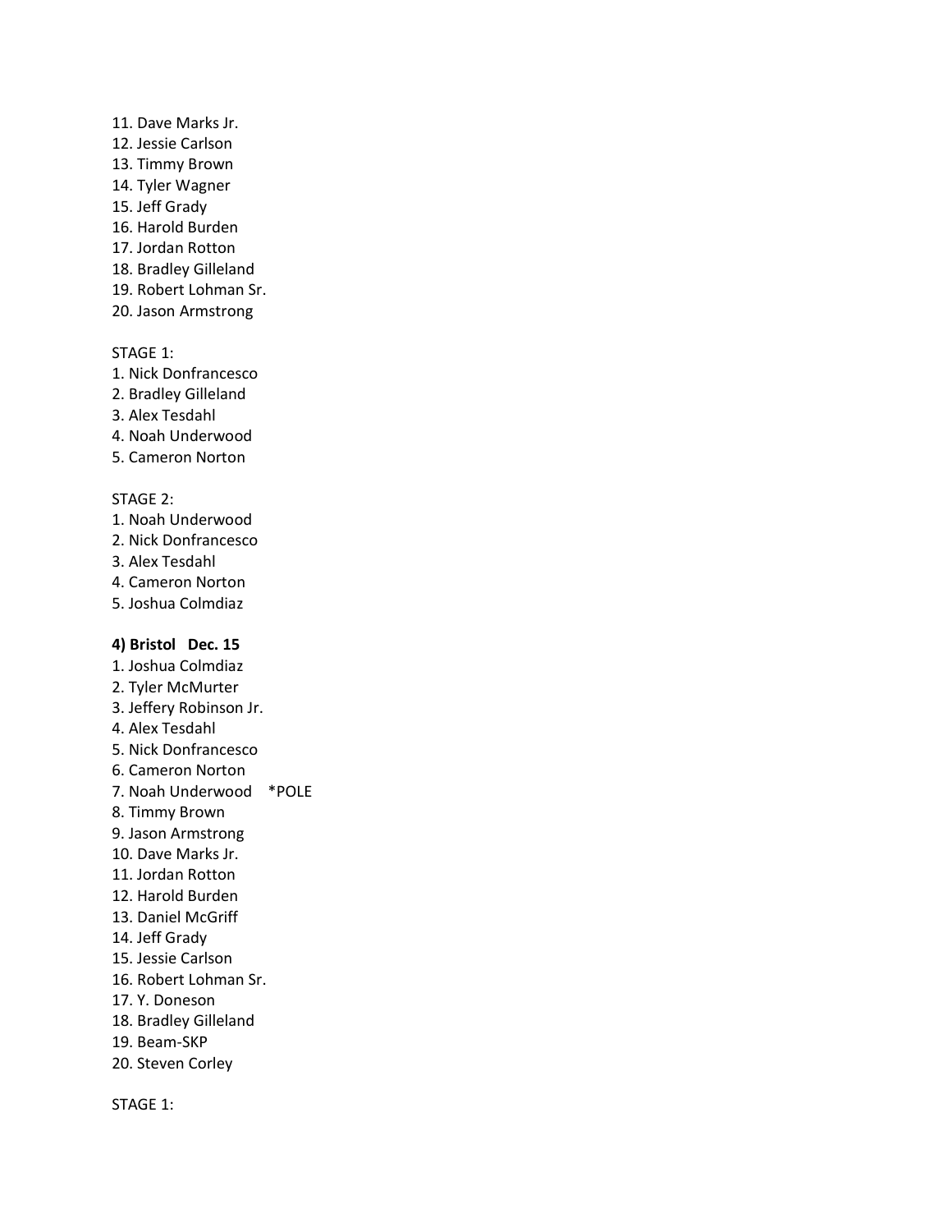11. Dave Marks Jr.
12. Jessie Carlson
13. Timmy Brown
14. Tyler Wagner
15. Jeff Grady
16. Harold Burden
17. Jordan Rotton
18. Bradley Gilleland
19. Robert Lohman Sr.
20. Jason Armstrong

STAGE 1:

1. Nick Donfrancesco
2. Bradley Gilleland
3. Alex Tesdahl
4. Noah Underwood
5. Cameron Norton

STAGE 2:

1. Noah Underwood
2. Nick Donfrancesco
3. Alex Tesdahl
4. Cameron Norton
5. Joshua Colmdiaz

**4) Bristol   Dec. 15**

1. Joshua Colmdiaz
2. Tyler McMurter
3. Jeffery Robinson Jr.
4. Alex Tesdahl
5. Nick Donfrancesco
6. Cameron Norton
7. Noah Underwood    *POLE
8. Timmy Brown
9. Jason Armstrong
10. Dave Marks Jr.
11. Jordan Rotton
12. Harold Burden
13. Daniel McGriff
14. Jeff Grady
15. Jessie Carlson
16. Robert Lohman Sr.
17. Y. Doneson
18. Bradley Gilleland
19. Beam-SKP
20. Steven Corley

STAGE 1: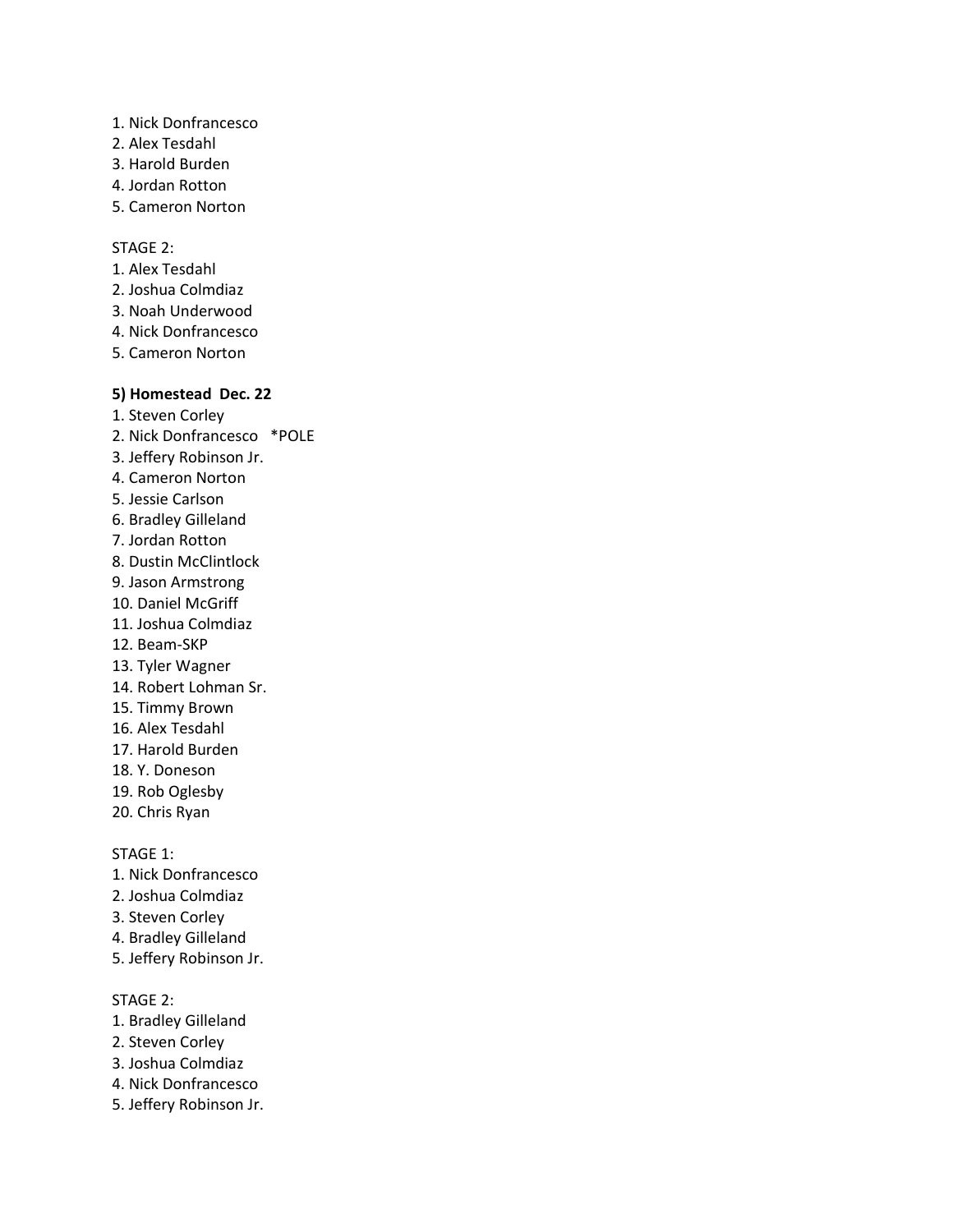1. Nick Donfrancesco
2. Alex Tesdahl
3. Harold Burden
4. Jordan Rotton
5. Cameron Norton

STAGE 2:
1. Alex Tesdahl
2. Joshua Colmdiaz
3. Noah Underwood
4. Nick Donfrancesco
5. Cameron Norton

**5) Homestead Dec. 22**

1. Steven Corley
2. Nick Donfrancesco *POLE
3. Jeffery Robinson Jr.
4. Cameron Norton
5. Jessie Carlson
6. Bradley Gilleland
7. Jordan Rotton
8. Dustin McClintlock
9. Jason Armstrong
10. Daniel McGriff
11. Joshua Colmdiaz
12. Beam-SKP
13. Tyler Wagner
14. Robert Lohman Sr.
15. Timmy Brown
16. Alex Tesdahl
17. Harold Burden
18. Y. Doneson
19. Rob Oglesby
20. Chris Ryan

STAGE 1:
1. Nick Donfrancesco
2. Joshua Colmdiaz
3. Steven Corley
4. Bradley Gilleland
5. Jeffery Robinson Jr.

STAGE 2:
1. Bradley Gilleland
2. Steven Corley
3. Joshua Colmdiaz
4. Nick Donfrancesco
5. Jeffery Robinson Jr.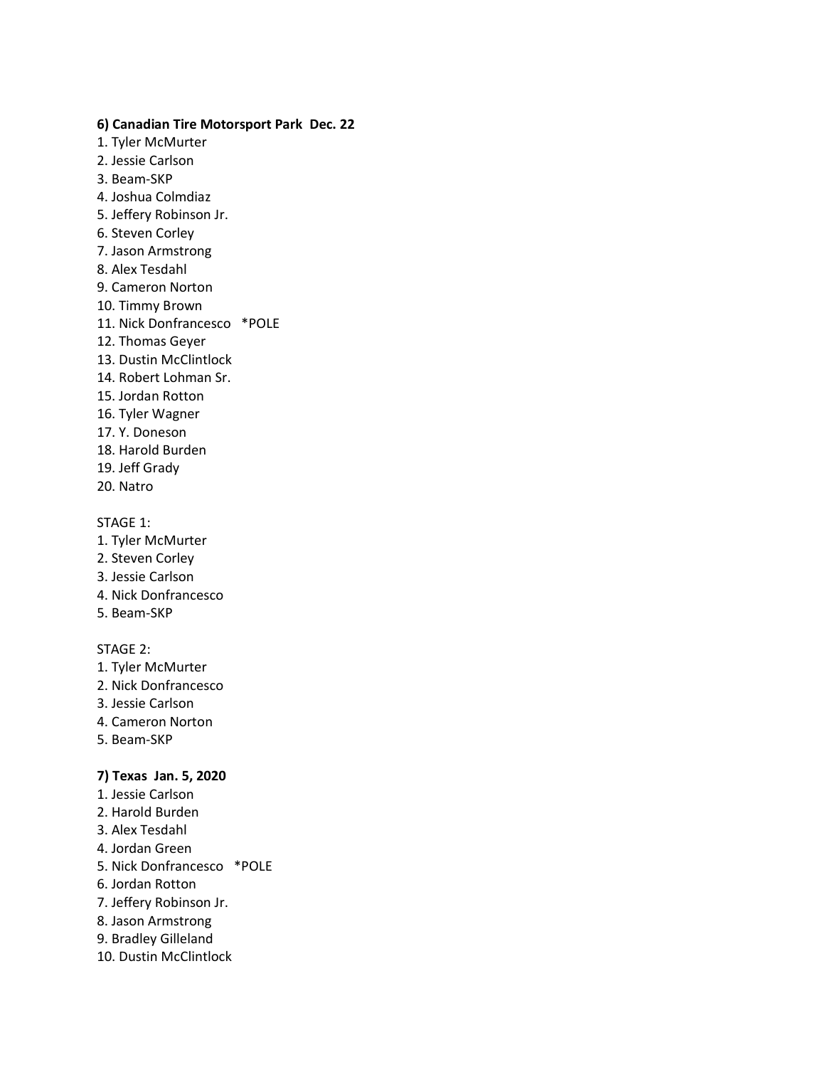**6) Canadian Tire Motorsport Park Dec. 22**

1. Tyler McMurter
2. Jessie Carlson
3. Beam-SKP
4. Joshua Colmdiaz
5. Jeffery Robinson Jr.
6. Steven Corley
7. Jason Armstrong
8. Alex Tesdahl
9. Cameron Norton
10. Timmy Brown
11. Nick Donfrancesco *POLE
12. Thomas Geyer
13. Dustin McClintlock
14. Robert Lohman Sr.
15. Jordan Rotton
16. Tyler Wagner
17. Y. Doneson
18. Harold Burden
19. Jeff Grady
20. Natro

STAGE 1:

1. Tyler McMurter
2. Steven Corley
3. Jessie Carlson
4. Nick Donfrancesco
5. Beam-SKP

STAGE 2:

1. Tyler McMurter
2. Nick Donfrancesco
3. Jessie Carlson
4. Cameron Norton
5. Beam-SKP

**7) Texas Jan. 5, 2020**

1. Jessie Carlson
2. Harold Burden
3. Alex Tesdahl
4. Jordan Green
5. Nick Donfrancesco *POLE
6. Jordan Rotton
7. Jeffery Robinson Jr.
8. Jason Armstrong
9. Bradley Gilleland
10. Dustin McClintlock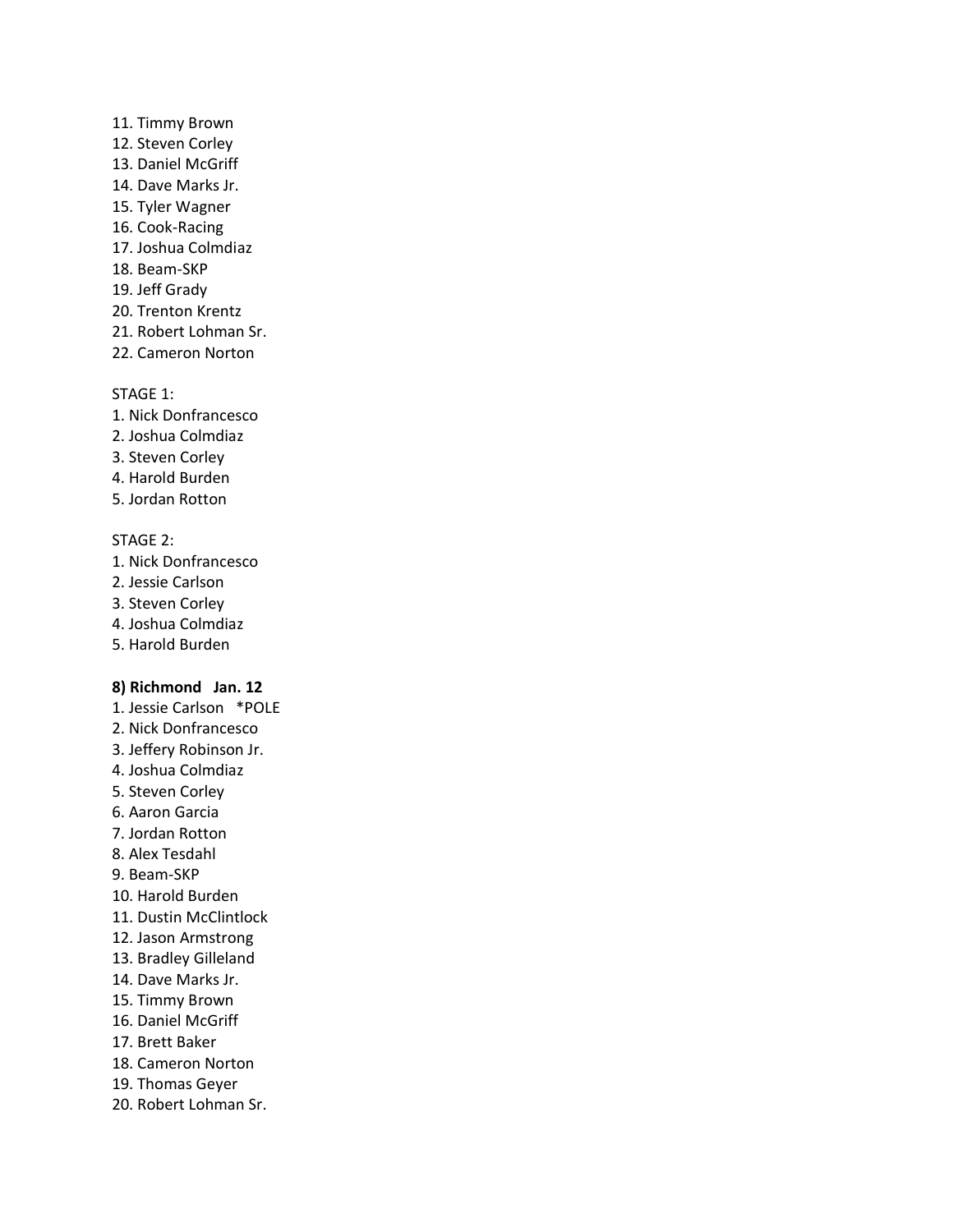11. Timmy Brown
12. Steven Corley
13. Daniel McGriff
14. Dave Marks Jr.
15. Tyler Wagner
16. Cook-Racing
17. Joshua Colmdiaz
18. Beam-SKP
19. Jeff Grady
20. Trenton Krentz
21. Robert Lohman Sr.
22. Cameron Norton

STAGE 1:

1. Nick Donfrancesco
2. Joshua Colmdiaz
3. Steven Corley
4. Harold Burden
5. Jordan Rotton

STAGE 2:

1. Nick Donfrancesco
2. Jessie Carlson
3. Steven Corley
4. Joshua Colmdiaz
5. Harold Burden

**8) Richmond Jan. 12**

1. Jessie Carlson *POLE
2. Nick Donfrancesco
3. Jeffery Robinson Jr.
4. Joshua Colmdiaz
5. Steven Corley
6. Aaron Garcia
7. Jordan Rotton
8. Alex Tesdahl
9. Beam-SKP
10. Harold Burden
11. Dustin McClintlock
12. Jason Armstrong
13. Bradley Gilleland
14. Dave Marks Jr.
15. Timmy Brown
16. Daniel McGriff
17. Brett Baker
18. Cameron Norton
19. Thomas Geyer
20. Robert Lohman Sr.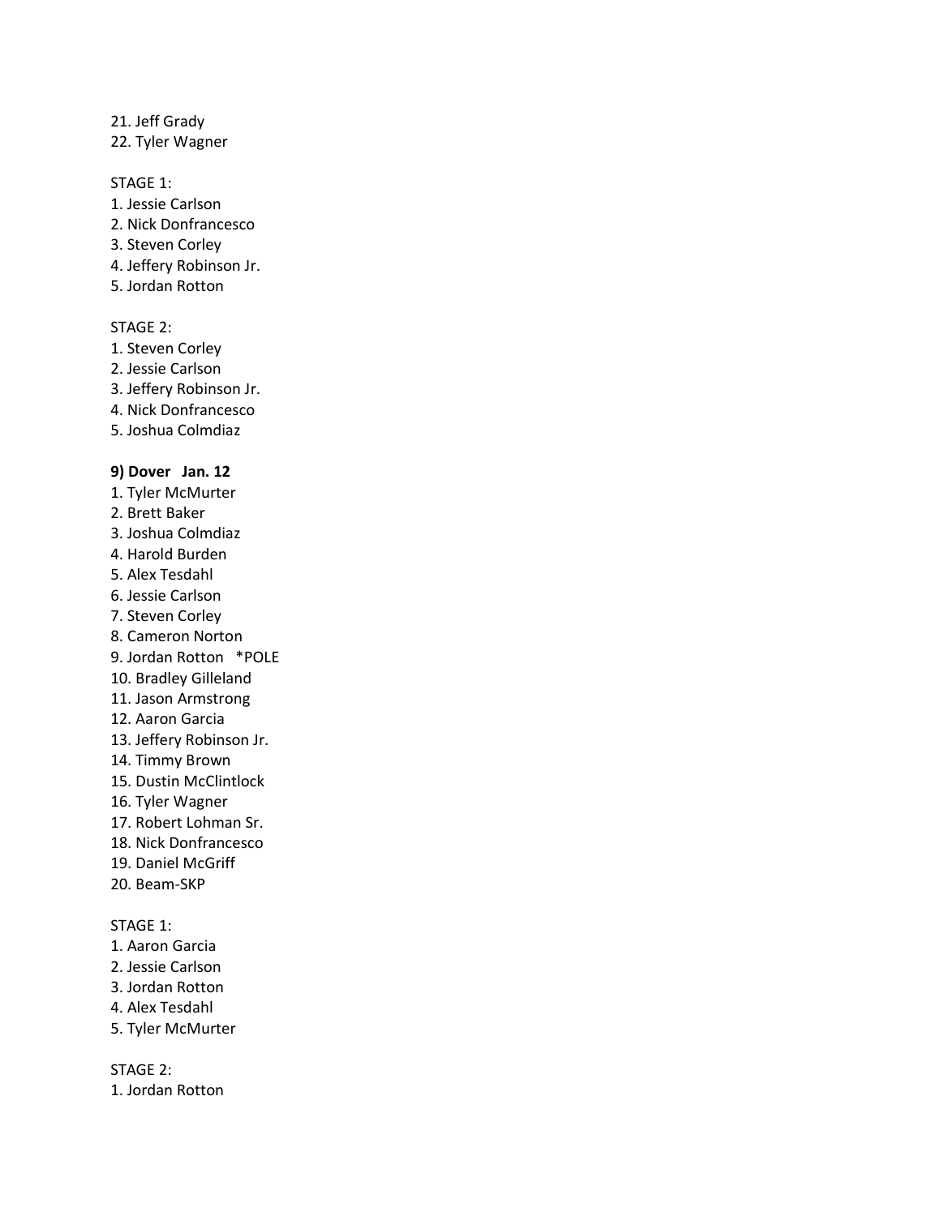21. Jeff Grady
22. Tyler Wagner

STAGE 1:
1. Jessie Carlson
2. Nick Donfrancesco
3. Steven Corley
4. Jeffery Robinson Jr.
5. Jordan Rotton

STAGE 2:
1. Steven Corley
2. Jessie Carlson
3. Jeffery Robinson Jr.
4. Nick Donfrancesco
5. Joshua Colmdiaz

**9) Dover Jan. 12**

1. Tyler McMurter
2. Brett Baker
3. Joshua Colmdiaz
4. Harold Burden
5. Alex Tesdahl
6. Jessie Carlson
7. Steven Corley
8. Cameron Norton
9. Jordan Rotton *POLE
10. Bradley Gilleland
11. Jason Armstrong
12. Aaron Garcia
13. Jeffery Robinson Jr.
14. Timmy Brown
15. Dustin McClintlock
16. Tyler Wagner
17. Robert Lohman Sr.
18. Nick Donfrancesco
19. Daniel McGriff
20. Beam-SKP

STAGE 1:
1. Aaron Garcia
2. Jessie Carlson
3. Jordan Rotton
4. Alex Tesdahl
5. Tyler McMurter

STAGE 2:
1. Jordan Rotton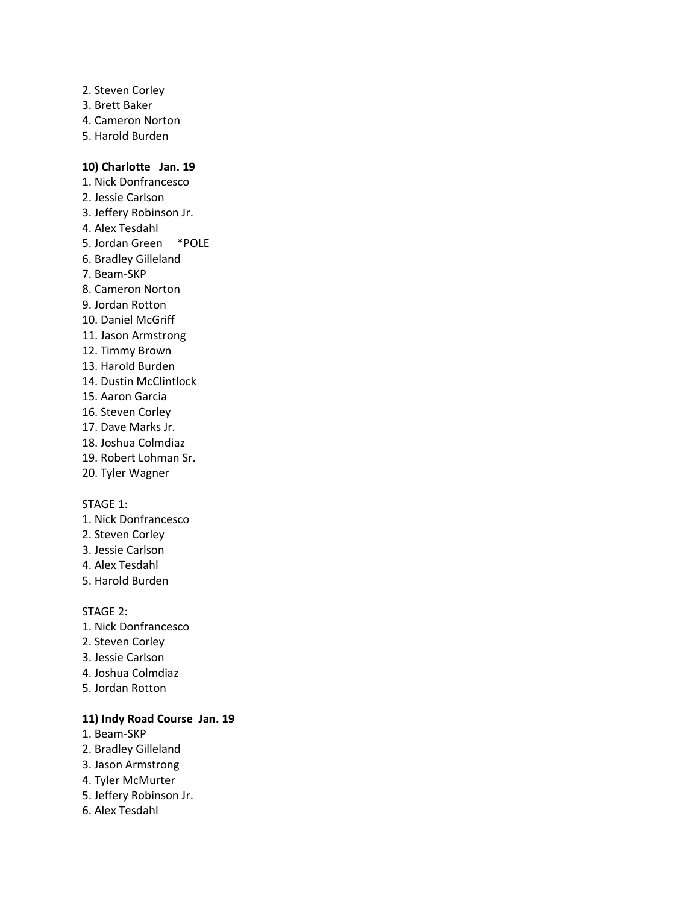2. Steven Corley
3. Brett Baker
4. Cameron Norton
5. Harold Burden

**10) Charlotte   Jan. 19**

1. Nick Donfrancesco
2. Jessie Carlson
3. Jeffery Robinson Jr.
4. Alex Tesdahl
5. Jordan Green     *POLE
6. Bradley Gilleland
7. Beam-SKP
8. Cameron Norton
9. Jordan Rotton
10. Daniel McGriff
11. Jason Armstrong
12. Timmy Brown
13. Harold Burden
14. Dustin McClintlock
15. Aaron Garcia
16. Steven Corley
17. Dave Marks Jr.
18. Joshua Colmdiaz
19. Robert Lohman Sr.
20. Tyler Wagner

STAGE 1:

1. Nick Donfrancesco
2. Steven Corley
3. Jessie Carlson
4. Alex Tesdahl
5. Harold Burden

STAGE 2:

1. Nick Donfrancesco
2. Steven Corley
3. Jessie Carlson
4. Joshua Colmdiaz
5. Jordan Rotton

**11) Indy Road Course  Jan. 19**

1. Beam-SKP
2. Bradley Gilleland
3. Jason Armstrong
4. Tyler McMurter
5. Jeffery Robinson Jr.
6. Alex Tesdahl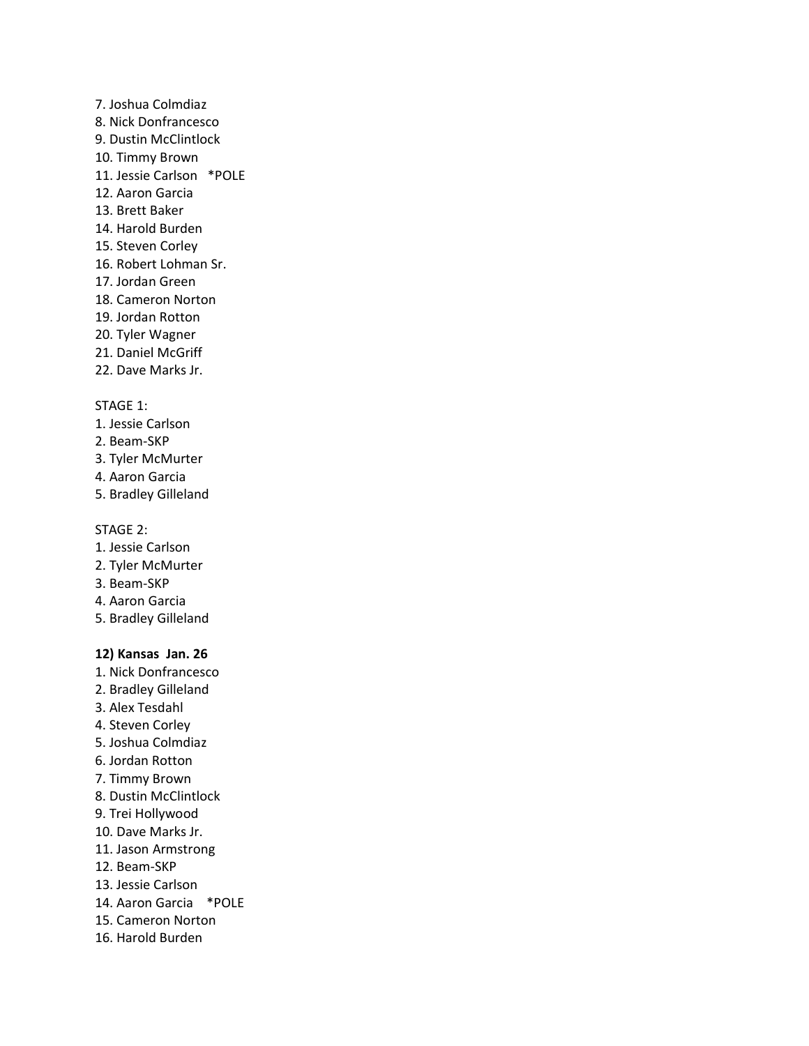7. Joshua Colmdiaz
8. Nick Donfrancesco
9. Dustin McClintlock
10. Timmy Brown
11. Jessie Carlson *POLE
12. Aaron Garcia
13. Brett Baker
14. Harold Burden
15. Steven Corley
16. Robert Lohman Sr.
17. Jordan Green
18. Cameron Norton
19. Jordan Rotton
20. Tyler Wagner
21. Daniel McGriff
22. Dave Marks Jr.

STAGE 1:
1. Jessie Carlson
2. Beam-SKP
3. Tyler McMurter
4. Aaron Garcia
5. Bradley Gilleland

STAGE 2:
1. Jessie Carlson
2. Tyler McMurter
3. Beam-SKP
4. Aaron Garcia
5. Bradley Gilleland

**12) Kansas Jan. 26**
1. Nick Donfrancesco
2. Bradley Gilleland
3. Alex Tesdahl
4. Steven Corley
5. Joshua Colmdiaz
6. Jordan Rotton
7. Timmy Brown
8. Dustin McClintlock
9. Trei Hollywood
10. Dave Marks Jr.
11. Jason Armstrong
12. Beam-SKP
13. Jessie Carlson
14. Aaron Garcia *POLE
15. Cameron Norton
16. Harold Burden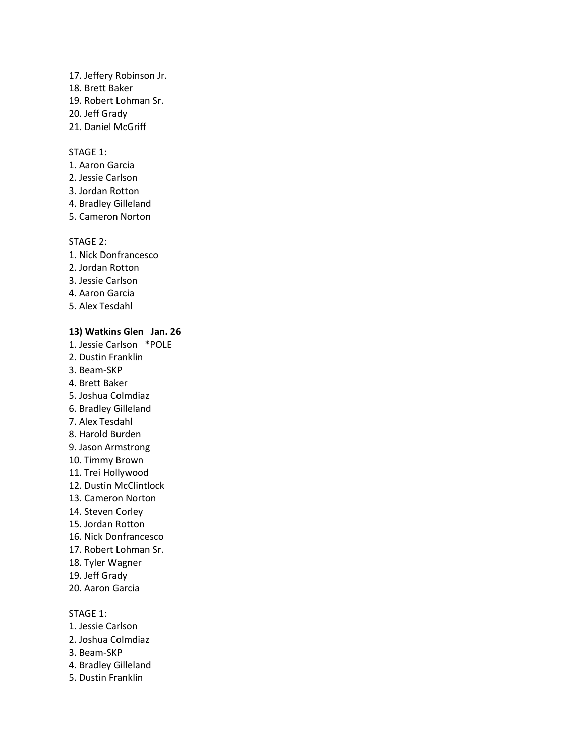17. Jeffery Robinson Jr.
18. Brett Baker
19. Robert Lohman Sr.
20. Jeff Grady
21. Daniel McGriff

STAGE 1:
1. Aaron Garcia
2. Jessie Carlson
3. Jordan Rotton
4. Bradley Gilleland
5. Cameron Norton

STAGE 2:
1. Nick Donfrancesco
2. Jordan Rotton
3. Jessie Carlson
4. Aaron Garcia
5. Alex Tesdahl

**13) Watkins Glen   Jan. 26**

1. Jessie Carlson   *POLE
2. Dustin Franklin
3. Beam-SKP
4. Brett Baker
5. Joshua Colmdiaz
6. Bradley Gilleland
7. Alex Tesdahl
8. Harold Burden
9. Jason Armstrong
10. Timmy Brown
11. Trei Hollywood
12. Dustin McClintlock
13. Cameron Norton
14. Steven Corley
15. Jordan Rotton
16. Nick Donfrancesco
17. Robert Lohman Sr.
18. Tyler Wagner
19. Jeff Grady
20. Aaron Garcia

STAGE 1:
1. Jessie Carlson
2. Joshua Colmdiaz
3. Beam-SKP
4. Bradley Gilleland
5. Dustin Franklin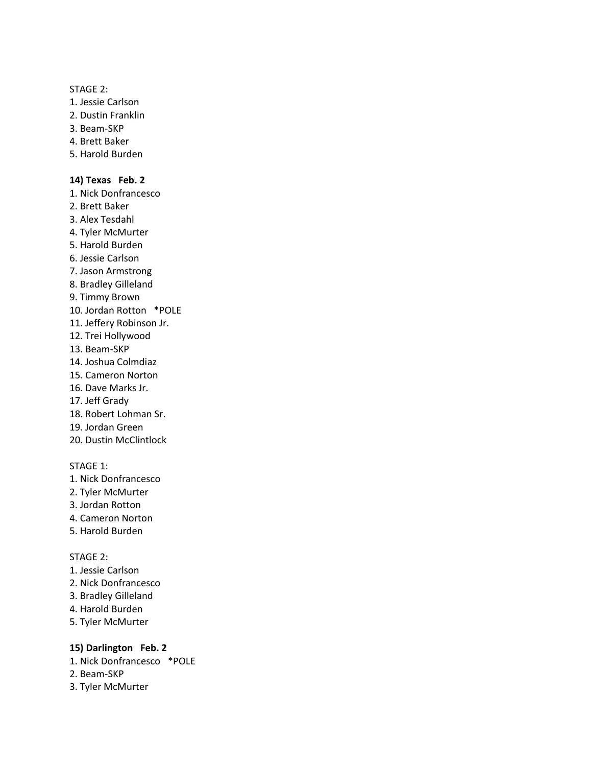STAGE 2:

1. Jessie Carlson
2. Dustin Franklin
3. Beam-SKP
4. Brett Baker
5. Harold Burden

**14) Texas Feb. 2**

1. Nick Donfrancesco
2. Brett Baker
3. Alex Tesdahl
4. Tyler McMurter
5. Harold Burden
6. Jessie Carlson
7. Jason Armstrong
8. Bradley Gilleland
9. Timmy Brown
10. Jordan Rotton *POLE
11. Jeffery Robinson Jr.
12. Trei Hollywood
13. Beam-SKP
14. Joshua Colmdiaz
15. Cameron Norton
16. Dave Marks Jr.
17. Jeff Grady
18. Robert Lohman Sr.
19. Jordan Green
20. Dustin McClintlock

STAGE 1:

1. Nick Donfrancesco
2. Tyler McMurter
3. Jordan Rotton
4. Cameron Norton
5. Harold Burden

STAGE 2:

1. Jessie Carlson
2. Nick Donfrancesco
3. Bradley Gilleland
4. Harold Burden
5. Tyler McMurter

**15) Darlington Feb. 2**

1. Nick Donfrancesco *POLE
2. Beam-SKP
3. Tyler McMurter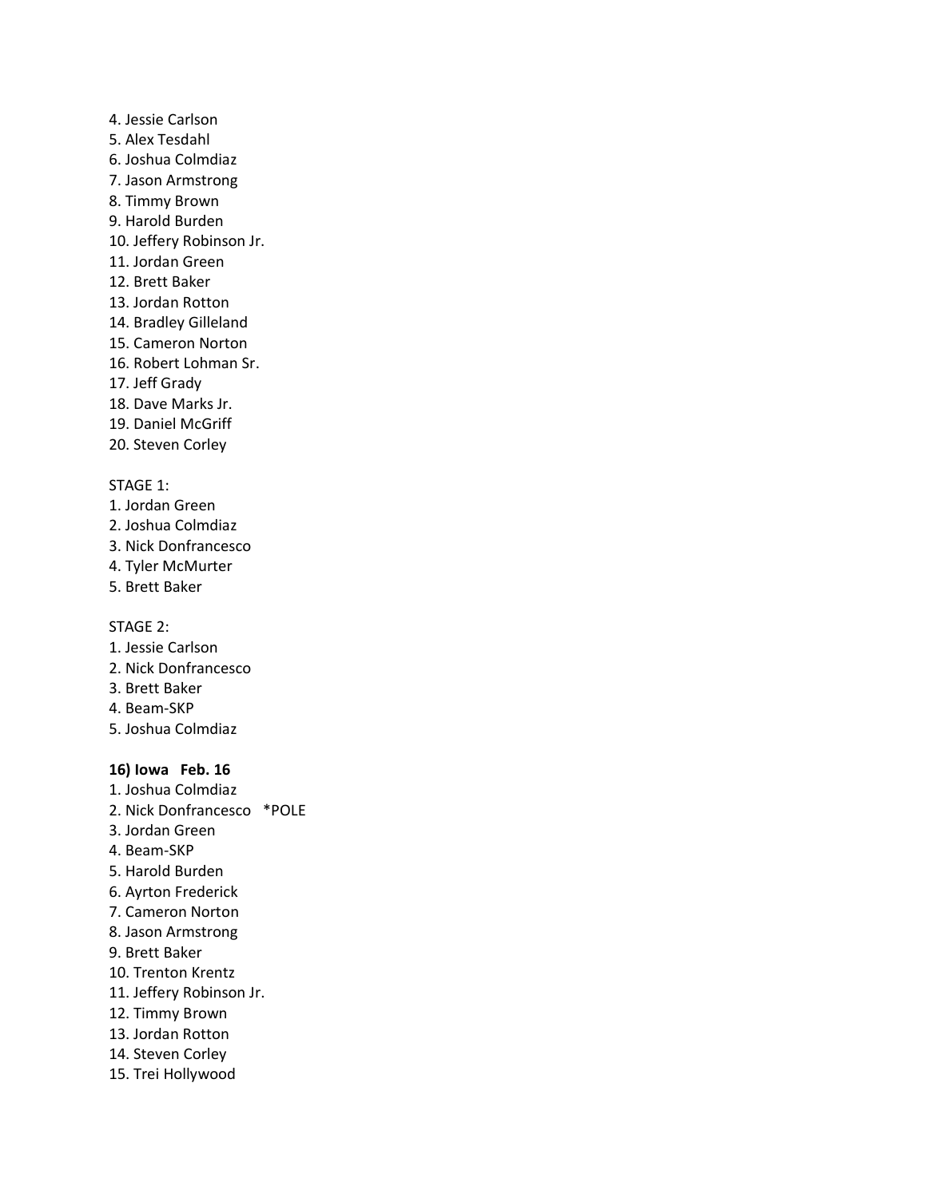4. Jessie Carlson
5. Alex Tesdahl
6. Joshua Colmdiaz
7. Jason Armstrong
8. Timmy Brown
9. Harold Burden
10. Jeffery Robinson Jr.
11. Jordan Green
12. Brett Baker
13. Jordan Rotton
14. Bradley Gilleland
15. Cameron Norton
16. Robert Lohman Sr.
17. Jeff Grady
18. Dave Marks Jr.
19. Daniel McGriff
20. Steven Corley

STAGE 1:
1. Jordan Green
2. Joshua Colmdiaz
3. Nick Donfrancesco
4. Tyler McMurter
5. Brett Baker

STAGE 2:
1. Jessie Carlson
2. Nick Donfrancesco
3. Brett Baker
4. Beam-SKP
5. Joshua Colmdiaz

**16) Iowa Feb. 16**

1. Joshua Colmdiaz
2. Nick Donfrancesco *POLE
3. Jordan Green
4. Beam-SKP
5. Harold Burden
6. Ayrton Frederick
7. Cameron Norton
8. Jason Armstrong
9. Brett Baker
10. Trenton Krentz
11. Jeffery Robinson Jr.
12. Timmy Brown
13. Jordan Rotton
14. Steven Corley
15. Trei Hollywood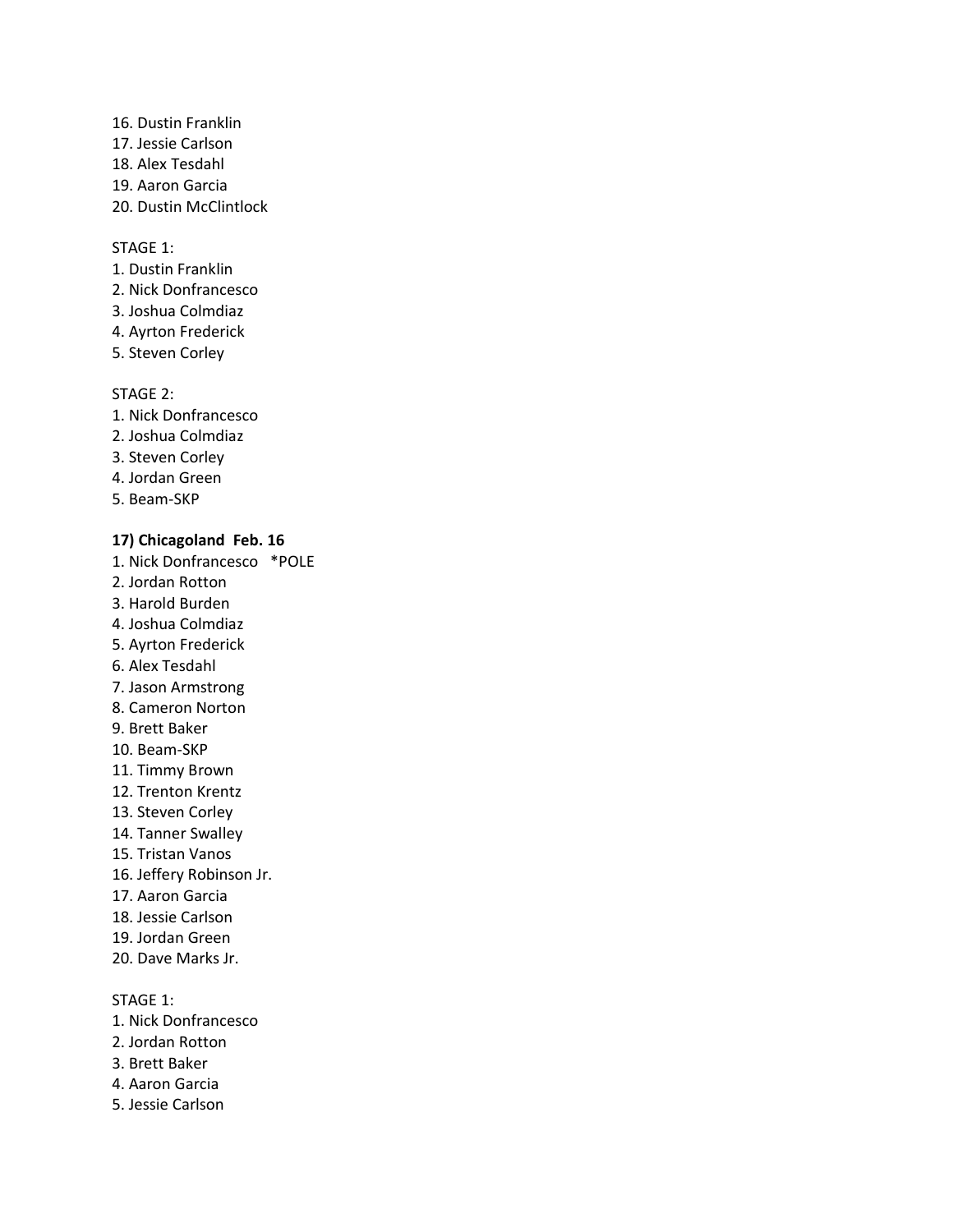16. Dustin Franklin
17. Jessie Carlson
18. Alex Tesdahl
19. Aaron Garcia
20. Dustin McClintlock

STAGE 1:
1. Dustin Franklin
2. Nick Donfrancesco
3. Joshua Colmdiaz
4. Ayrton Frederick
5. Steven Corley

STAGE 2:
1. Nick Donfrancesco
2. Joshua Colmdiaz
3. Steven Corley
4. Jordan Green
5. Beam-SKP

**17) Chicagoland Feb. 16**

1. Nick Donfrancesco *POLE
2. Jordan Rotton
3. Harold Burden
4. Joshua Colmdiaz
5. Ayrton Frederick
6. Alex Tesdahl
7. Jason Armstrong
8. Cameron Norton
9. Brett Baker
10. Beam-SKP
11. Timmy Brown
12. Trenton Krentz
13. Steven Corley
14. Tanner Swalley
15. Tristan Vanos
16. Jeffery Robinson Jr.
17. Aaron Garcia
18. Jessie Carlson
19. Jordan Green
20. Dave Marks Jr.

STAGE 1:
1. Nick Donfrancesco
2. Jordan Rotton
3. Brett Baker
4. Aaron Garcia
5. Jessie Carlson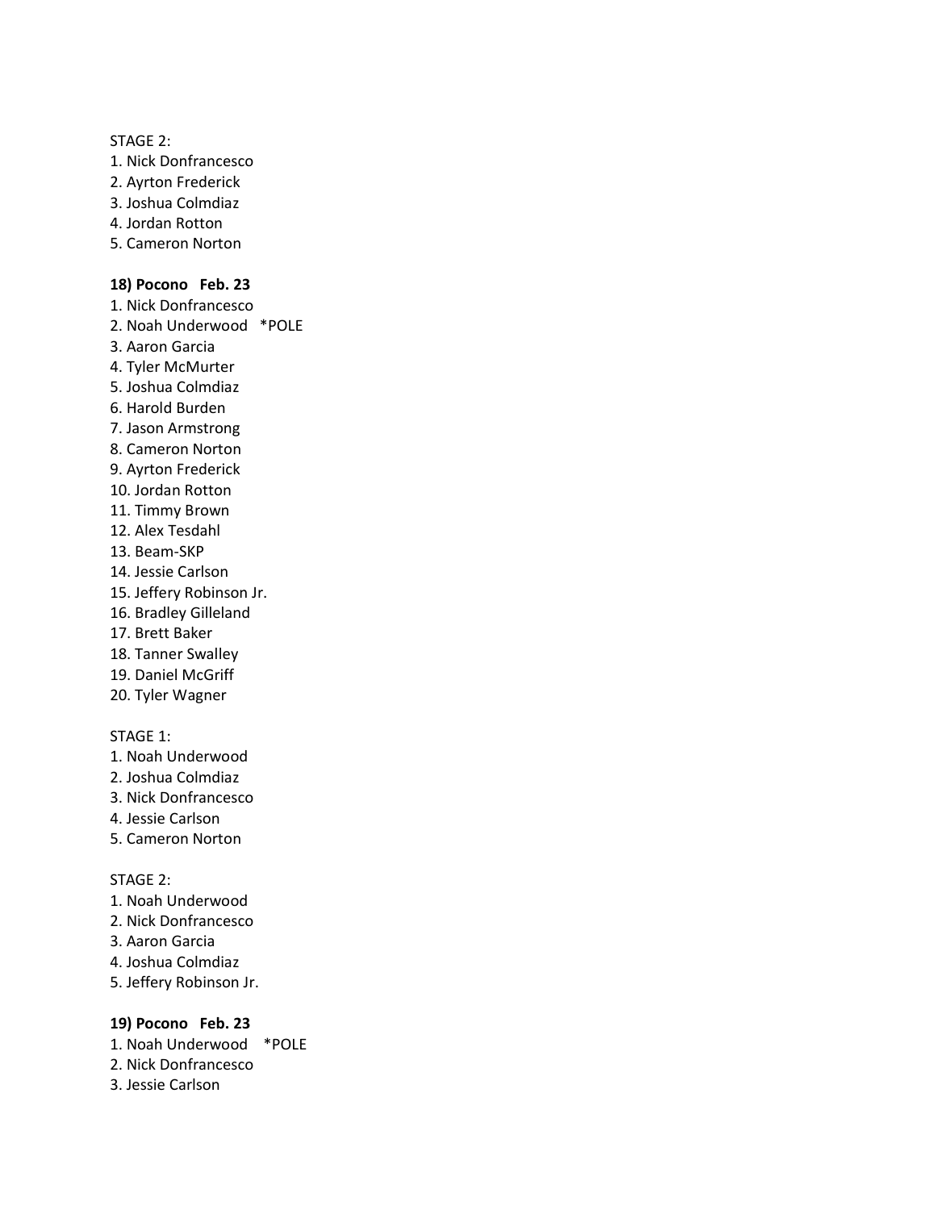STAGE 2:

1. Nick Donfrancesco
2. Ayrton Frederick
3. Joshua Colmdiaz
4. Jordan Rotton
5. Cameron Norton

**18) Pocono   Feb. 23**

1. Nick Donfrancesco
2. Noah Underwood   *POLE
3. Aaron Garcia
4. Tyler McMurter
5. Joshua Colmdiaz
6. Harold Burden
7. Jason Armstrong
8. Cameron Norton
9. Ayrton Frederick
10. Jordan Rotton
11. Timmy Brown
12. Alex Tesdahl
13. Beam-SKP
14. Jessie Carlson
15. Jeffery Robinson Jr.
16. Bradley Gilleland
17. Brett Baker
18. Tanner Swalley
19. Daniel McGriff
20. Tyler Wagner

STAGE 1:

1. Noah Underwood
2. Joshua Colmdiaz
3. Nick Donfrancesco
4. Jessie Carlson
5. Cameron Norton

STAGE 2:

1. Noah Underwood
2. Nick Donfrancesco
3. Aaron Garcia
4. Joshua Colmdiaz
5. Jeffery Robinson Jr.

**19) Pocono   Feb. 23**

1. Noah Underwood   *POLE
2. Nick Donfrancesco
3. Jessie Carlson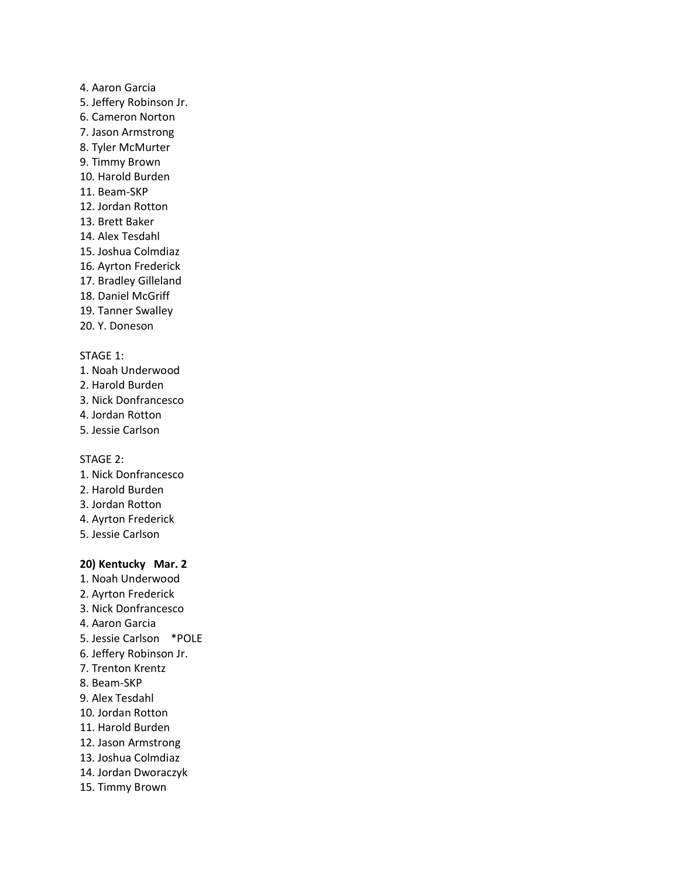4. Aaron Garcia
5. Jeffery Robinson Jr.
6. Cameron Norton
7. Jason Armstrong
8. Tyler McMurter
9. Timmy Brown
10. Harold Burden
11. Beam-SKP
12. Jordan Rotton
13. Brett Baker
14. Alex Tesdahl
15. Joshua Colmdiaz
16. Ayrton Frederick
17. Bradley Gilleland
18. Daniel McGriff
19. Tanner Swalley
20. Y. Doneson

STAGE 1:
1. Noah Underwood
2. Harold Burden
3. Nick Donfrancesco
4. Jordan Rotton
5. Jessie Carlson

STAGE 2:
1. Nick Donfrancesco
2. Harold Burden
3. Jordan Rotton
4. Ayrton Frederick
5. Jessie Carlson

**20) Kentucky Mar. 2**
1. Noah Underwood
2. Ayrton Frederick
3. Nick Donfrancesco
4. Aaron Garcia
5. Jessie Carlson *POLE
6. Jeffery Robinson Jr.
7. Trenton Krentz
8. Beam-SKP
9. Alex Tesdahl
10. Jordan Rotton
11. Harold Burden
12. Jason Armstrong
13. Joshua Colmdiaz
14. Jordan Dworaczyk
15. Timmy Brown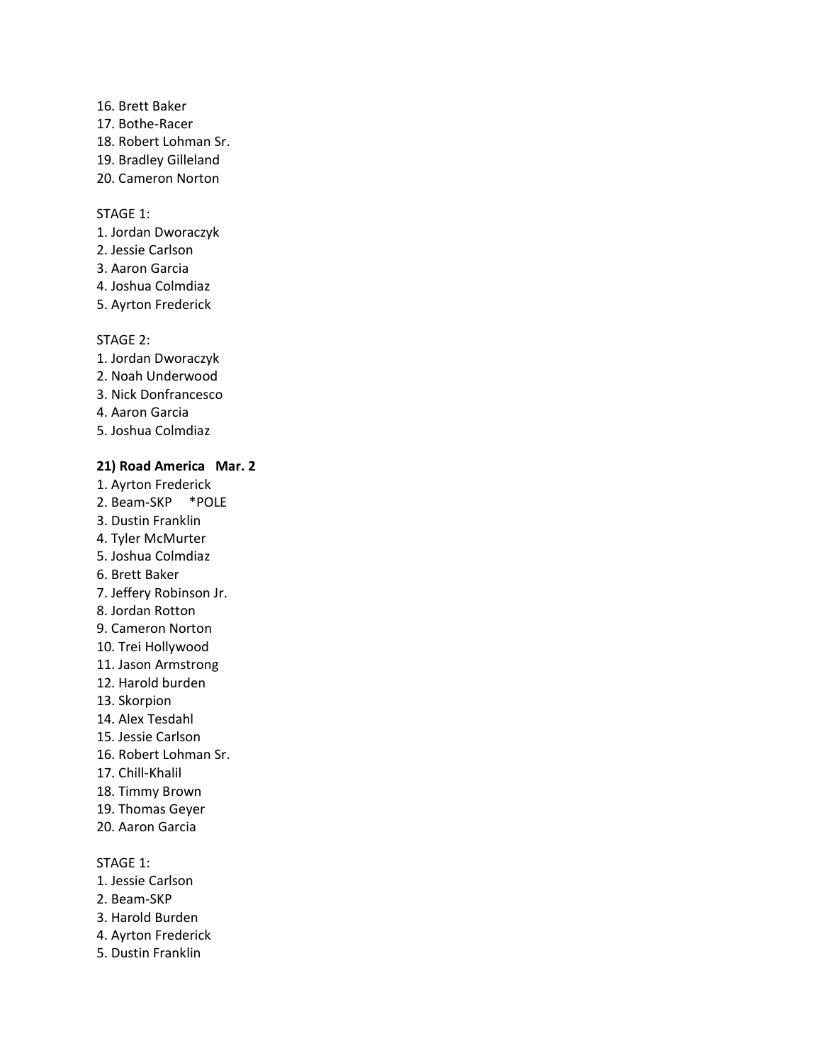16. Brett Baker
17. Bothe-Racer
18. Robert Lohman Sr.
19. Bradley Gilleland
20. Cameron Norton

STAGE 1:
1. Jordan Dworaczyk
2. Jessie Carlson
3. Aaron Garcia
4. Joshua Colmdiaz
5. Ayrton Frederick

STAGE 2:
1. Jordan Dworaczyk
2. Noah Underwood
3. Nick Donfrancesco
4. Aaron Garcia
5. Joshua Colmdiaz

**21) Road America Mar. 2**

1. Ayrton Frederick
2. Beam-SKP *POLE
3. Dustin Franklin
4. Tyler McMurter
5. Joshua Colmdiaz
6. Brett Baker
7. Jeffery Robinson Jr.
8. Jordan Rotton
9. Cameron Norton
10. Trei Hollywood
11. Jason Armstrong
12. Harold burden
13. Skorpion
14. Alex Tesdahl
15. Jessie Carlson
16. Robert Lohman Sr.
17. Chill-Khalil
18. Timmy Brown
19. Thomas Geyer
20. Aaron Garcia

STAGE 1:
1. Jessie Carlson
2. Beam-SKP
3. Harold Burden
4. Ayrton Frederick
5. Dustin Franklin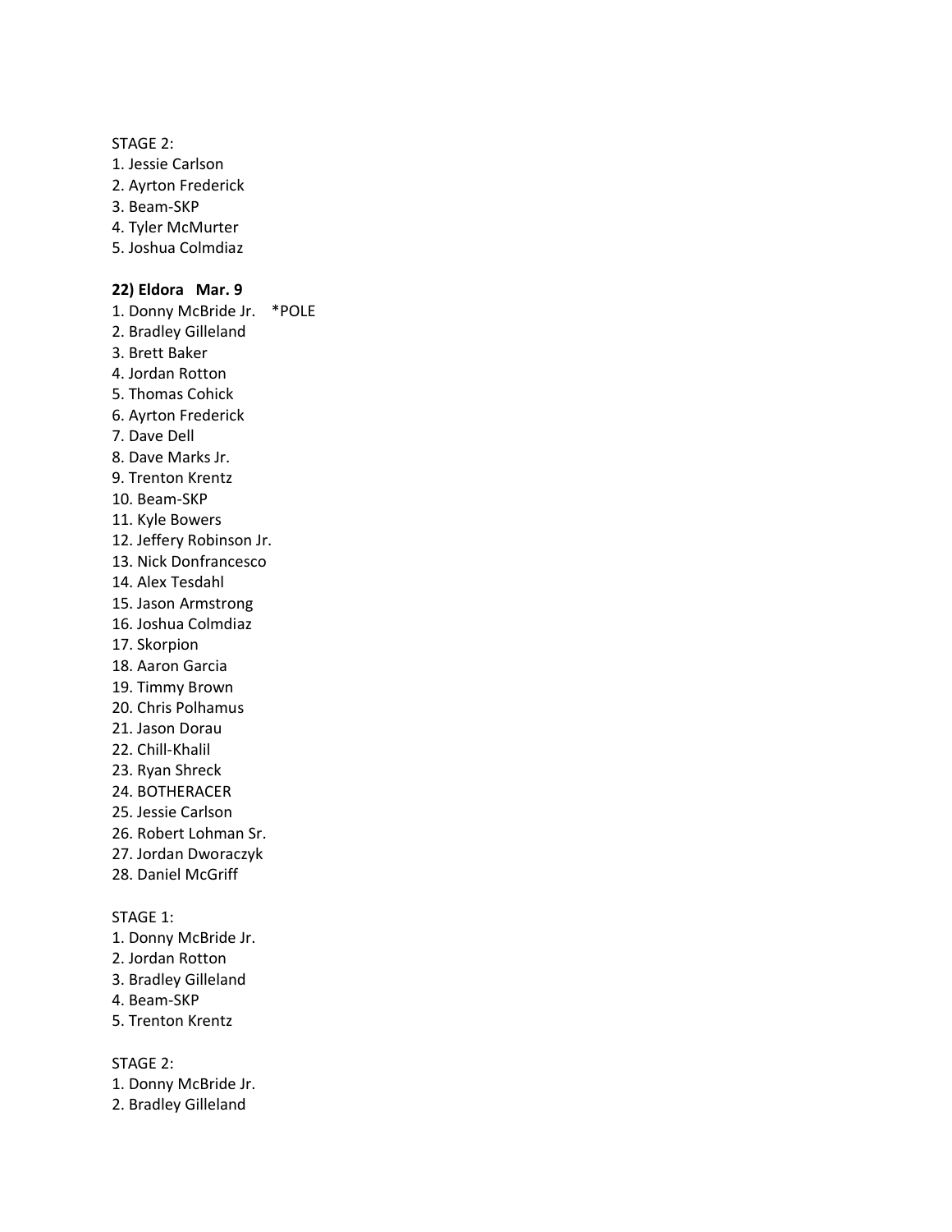STAGE 2:

1. Jessie Carlson
2. Ayrton Frederick
3. Beam-SKP
4. Tyler McMurter
5. Joshua Colmdiaz

**22) Eldora   Mar. 9**

1. Donny McBride Jr.    *POLE
2. Bradley Gilleland
3. Brett Baker
4. Jordan Rotton
5. Thomas Cohick
6. Ayrton Frederick
7. Dave Dell
8. Dave Marks Jr.
9. Trenton Krentz
10. Beam-SKP
11. Kyle Bowers
12. Jeffery Robinson Jr.
13. Nick Donfrancesco
14. Alex Tesdahl
15. Jason Armstrong
16. Joshua Colmdiaz
17. Skorpion
18. Aaron Garcia
19. Timmy Brown
20. Chris Polhamus
21. Jason Dorau
22. Chill-Khalil
23. Ryan Shreck
24. BOTHERACER
25. Jessie Carlson
26. Robert Lohman Sr.
27. Jordan Dworaczyk
28. Daniel McGriff

STAGE 1:

1. Donny McBride Jr.
2. Jordan Rotton
3. Bradley Gilleland
4. Beam-SKP
5. Trenton Krentz

STAGE 2:

1. Donny McBride Jr.
2. Bradley Gilleland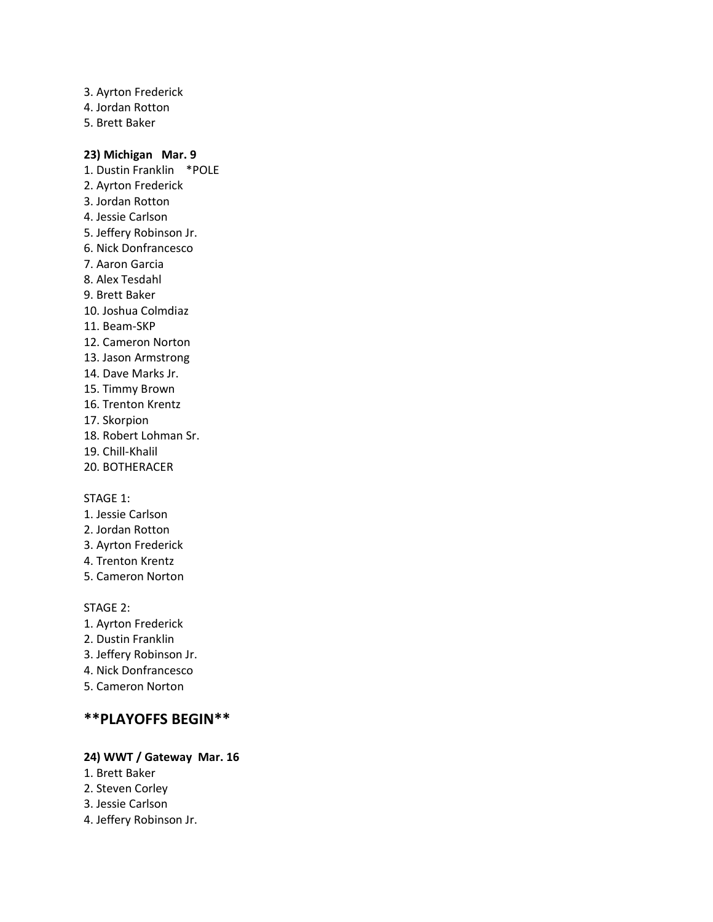3. Ayrton Frederick
4. Jordan Rotton
5. Brett Baker

**23) Michigan   Mar. 9**

1. Dustin Franklin    *POLE
2. Ayrton Frederick
3. Jordan Rotton
4. Jessie Carlson
5. Jeffery Robinson Jr.
6. Nick Donfrancesco
7. Aaron Garcia
8. Alex Tesdahl
9. Brett Baker
10. Joshua Colmdiaz
11. Beam-SKP
12. Cameron Norton
13. Jason Armstrong
14. Dave Marks Jr.
15. Timmy Brown
16. Trenton Krentz
17. Skorpion
18. Robert Lohman Sr.
19. Chill-Khalil
20. BOTHERACER

STAGE 1:

1. Jessie Carlson
2. Jordan Rotton
3. Ayrton Frederick
4. Trenton Krentz
5. Cameron Norton

STAGE 2:

1. Ayrton Frederick
2. Dustin Franklin
3. Jeffery Robinson Jr.
4. Nick Donfrancesco
5. Cameron Norton

## **PLAYOFFS BEGIN**

**24) WWT / Gateway  Mar. 16**

1. Brett Baker
2. Steven Corley
3. Jessie Carlson
4. Jeffery Robinson Jr.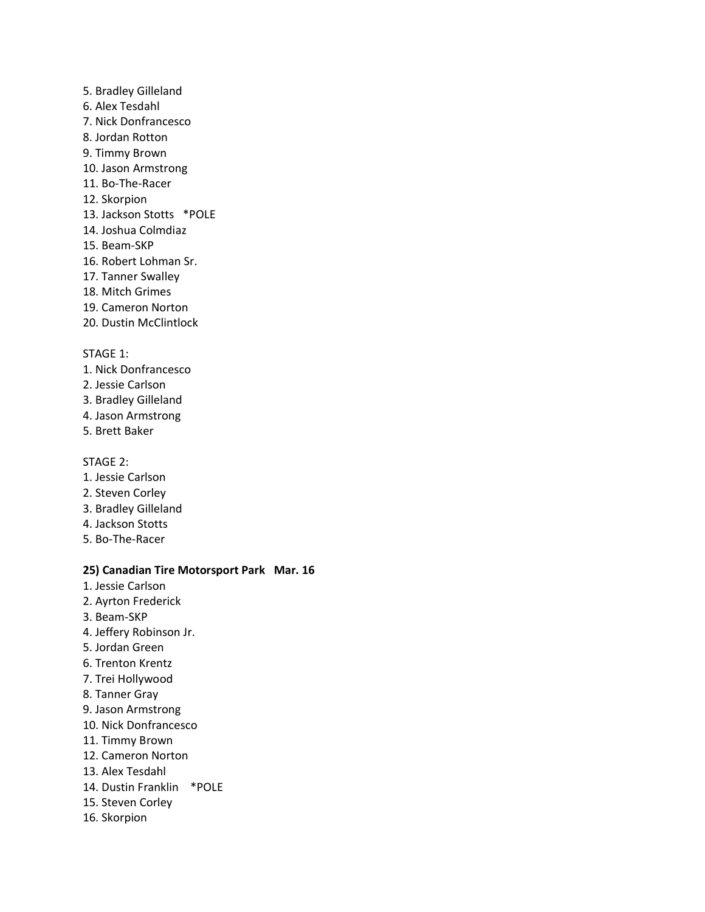5. Bradley Gilleland
6. Alex Tesdahl
7. Nick Donfrancesco
8. Jordan Rotton
9. Timmy Brown
10. Jason Armstrong
11. Bo-The-Racer
12. Skorpion
13. Jackson Stotts   *POLE
14. Joshua Colmdiaz
15. Beam-SKP
16. Robert Lohman Sr.
17. Tanner Swalley
18. Mitch Grimes
19. Cameron Norton
20. Dustin McClintlock

STAGE 1:

1. Nick Donfrancesco
2. Jessie Carlson
3. Bradley Gilleland
4. Jason Armstrong
5. Brett Baker

STAGE 2:

1. Jessie Carlson
2. Steven Corley
3. Bradley Gilleland
4. Jackson Stotts
5. Bo-The-Racer

**25) Canadian Tire Motorsport Park   Mar. 16**

1. Jessie Carlson
2. Ayrton Frederick
3. Beam-SKP
4. Jeffery Robinson Jr.
5. Jordan Green
6. Trenton Krentz
7. Trei Hollywood
8. Tanner Gray
9. Jason Armstrong
10. Nick Donfrancesco
11. Timmy Brown
12. Cameron Norton
13. Alex Tesdahl
14. Dustin Franklin   *POLE
15. Steven Corley
16. Skorpion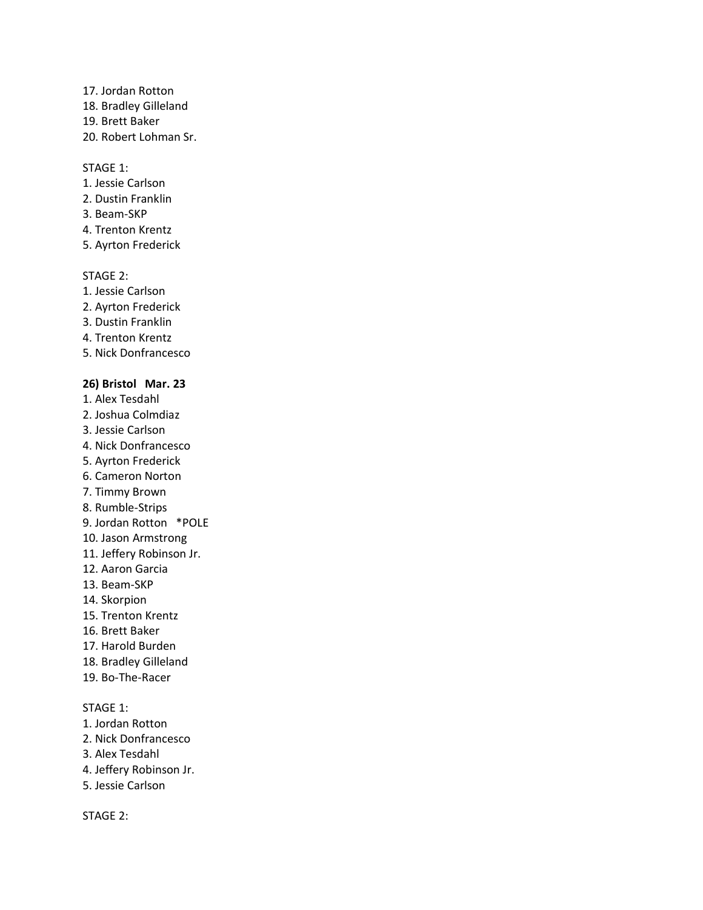17. Jordan Rotton
18. Bradley Gilleland
19. Brett Baker
20. Robert Lohman Sr.

STAGE 1:
1. Jessie Carlson
2. Dustin Franklin
3. Beam-SKP
4. Trenton Krentz
5. Ayrton Frederick

STAGE 2:
1. Jessie Carlson
2. Ayrton Frederick
3. Dustin Franklin
4. Trenton Krentz
5. Nick Donfrancesco

**26) Bristol   Mar. 23**

1. Alex Tesdahl
2. Joshua Colmdiaz
3. Jessie Carlson
4. Nick Donfrancesco
5. Ayrton Frederick
6. Cameron Norton
7. Timmy Brown
8. Rumble-Strips
9. Jordan Rotton   *POLE
10. Jason Armstrong
11. Jeffery Robinson Jr.
12. Aaron Garcia
13. Beam-SKP
14. Skorpion
15. Trenton Krentz
16. Brett Baker
17. Harold Burden
18. Bradley Gilleland
19. Bo-The-Racer

STAGE 1:
1. Jordan Rotton
2. Nick Donfrancesco
3. Alex Tesdahl
4. Jeffery Robinson Jr.
5. Jessie Carlson

STAGE 2: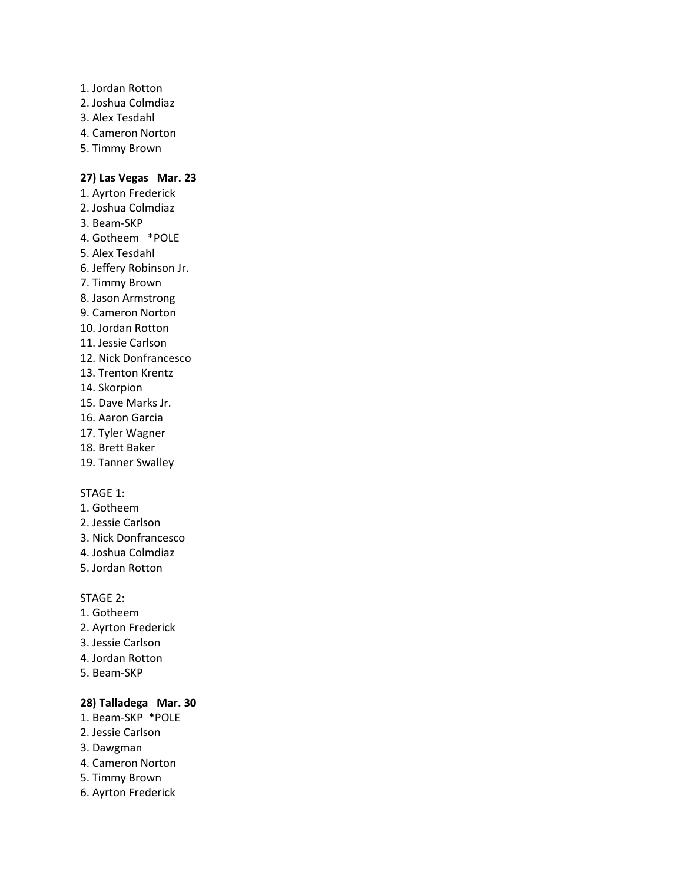1. Jordan Rotton
2. Joshua Colmdiaz
3. Alex Tesdahl
4. Cameron Norton
5. Timmy Brown

**27) Las Vegas   Mar. 23**

1. Ayrton Frederick
2. Joshua Colmdiaz
3. Beam-SKP
4. Gotheem   *POLE
5. Alex Tesdahl
6. Jeffery Robinson Jr.
7. Timmy Brown
8. Jason Armstrong
9. Cameron Norton
10. Jordan Rotton
11. Jessie Carlson
12. Nick Donfrancesco
13. Trenton Krentz
14. Skorpion
15. Dave Marks Jr.
16. Aaron Garcia
17. Tyler Wagner
18. Brett Baker
19. Tanner Swalley

STAGE 1:

1. Gotheem
2. Jessie Carlson
3. Nick Donfrancesco
4. Joshua Colmdiaz
5. Jordan Rotton

STAGE 2:

1. Gotheem
2. Ayrton Frederick
3. Jessie Carlson
4. Jordan Rotton
5. Beam-SKP

**28) Talladega   Mar. 30**

1. Beam-SKP  *POLE
2. Jessie Carlson
3. Dawgman
4. Cameron Norton
5. Timmy Brown
6. Ayrton Frederick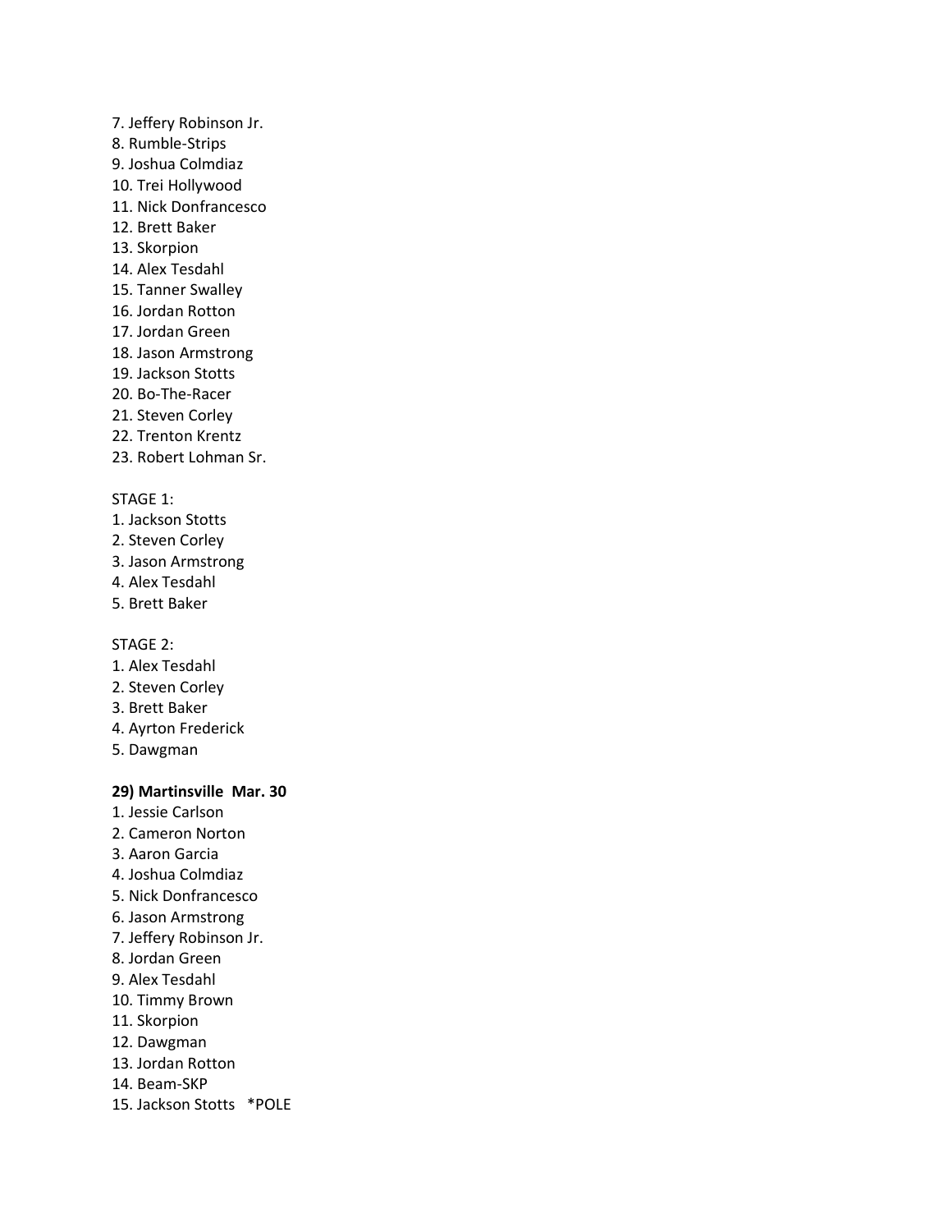7. Jeffery Robinson Jr.
8. Rumble-Strips
9. Joshua Colmdiaz
10. Trei Hollywood
11. Nick Donfrancesco
12. Brett Baker
13. Skorpion
14. Alex Tesdahl
15. Tanner Swalley
16. Jordan Rotton
17. Jordan Green
18. Jason Armstrong
19. Jackson Stotts
20. Bo-The-Racer
21. Steven Corley
22. Trenton Krentz
23. Robert Lohman Sr.

STAGE 1:
1. Jackson Stotts
2. Steven Corley
3. Jason Armstrong
4. Alex Tesdahl
5. Brett Baker

STAGE 2:
1. Alex Tesdahl
2. Steven Corley
3. Brett Baker
4. Ayrton Frederick
5. Dawgman

**29) Martinsville Mar. 30**

1. Jessie Carlson
2. Cameron Norton
3. Aaron Garcia
4. Joshua Colmdiaz
5. Nick Donfrancesco
6. Jason Armstrong
7. Jeffery Robinson Jr.
8. Jordan Green
9. Alex Tesdahl
10. Timmy Brown
11. Skorpion
12. Dawgman
13. Jordan Rotton
14. Beam-SKP
15. Jackson Stotts *POLE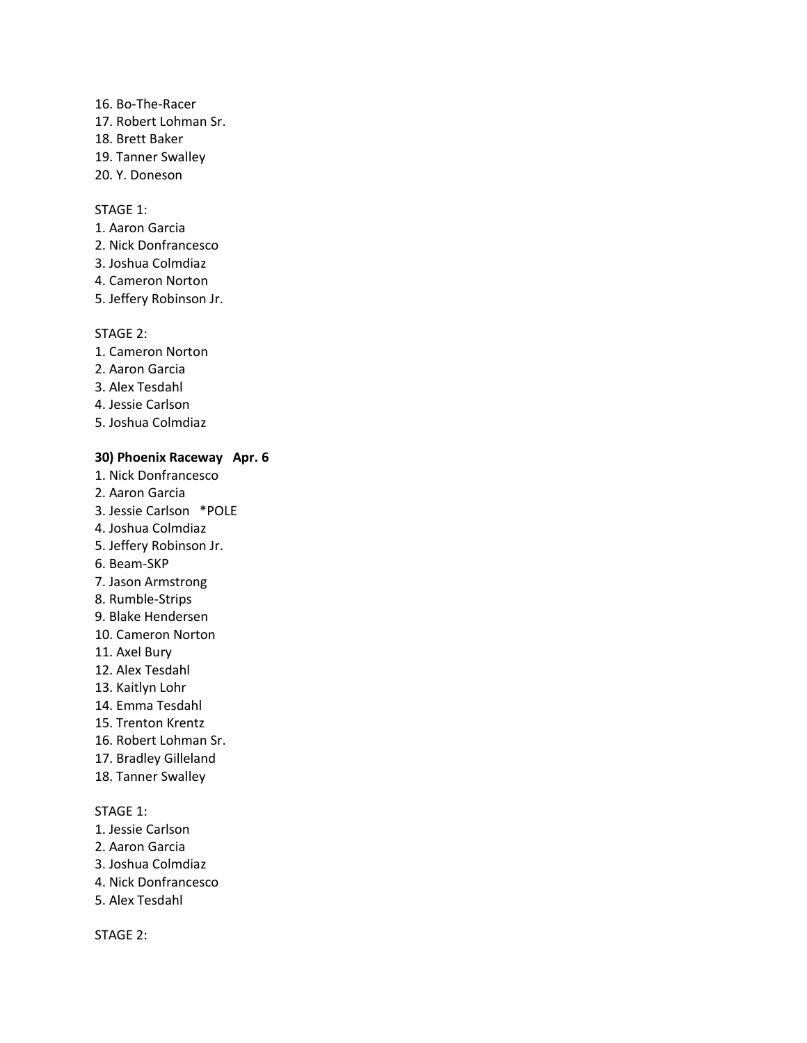16. Bo-The-Racer
17. Robert Lohman Sr.
18. Brett Baker
19. Tanner Swalley
20. Y. Doneson

STAGE 1:
1. Aaron Garcia
2. Nick Donfrancesco
3. Joshua Colmdiaz
4. Cameron Norton
5. Jeffery Robinson Jr.

STAGE 2:
1. Cameron Norton
2. Aaron Garcia
3. Alex Tesdahl
4. Jessie Carlson
5. Joshua Colmdiaz

**30) Phoenix Raceway   Apr. 6**

1. Nick Donfrancesco
2. Aaron Garcia
3. Jessie Carlson   *POLE
4. Joshua Colmdiaz
5. Jeffery Robinson Jr.
6. Beam-SKP
7. Jason Armstrong
8. Rumble-Strips
9. Blake Hendersen
10. Cameron Norton
11. Axel Bury
12. Alex Tesdahl
13. Kaitlyn Lohr
14. Emma Tesdahl
15. Trenton Krentz
16. Robert Lohman Sr.
17. Bradley Gilleland
18. Tanner Swalley

STAGE 1:
1. Jessie Carlson
2. Aaron Garcia
3. Joshua Colmdiaz
4. Nick Donfrancesco
5. Alex Tesdahl

STAGE 2: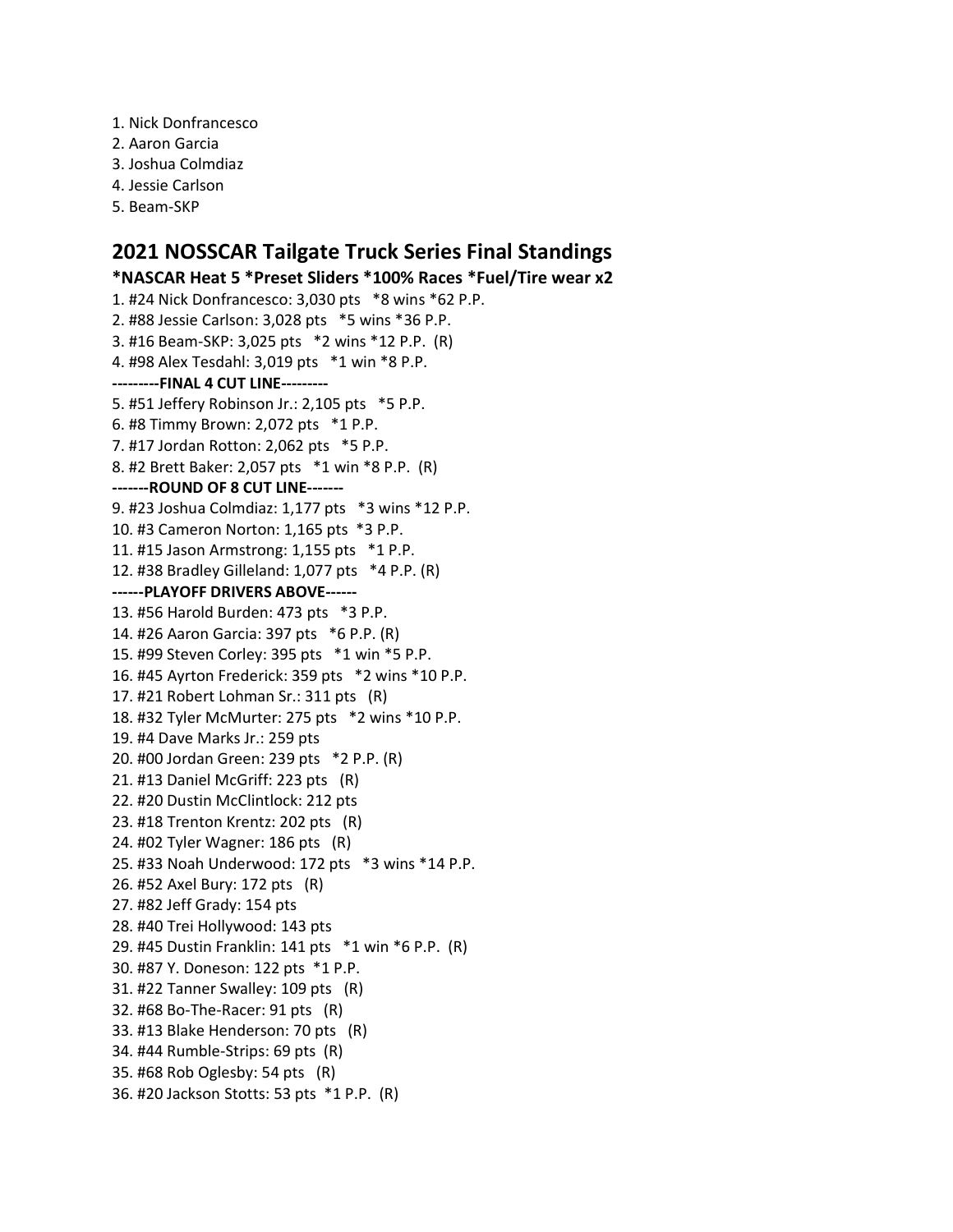1. Nick Donfrancesco
2. Aaron Garcia
3. Joshua Colmdiaz
4. Jessie Carlson
5. Beam-SKP

## 2021 NOSSCAR Tailgate Truck Series Final Standings

**\*NASCAR Heat 5 \*Preset Sliders \*100% Races \*Fuel/Tire wear x2**

1. #24 Nick Donfrancesco: 3,030 pts *8 wins *62 P.P.
2. #88 Jessie Carlson: 3,028 pts *5 wins *36 P.P.
3. #16 Beam-SKP: 3,025 pts *2 wins *12 P.P. (R)
4. #98 Alex Tesdahl: 3,019 pts *1 win *8 P.P.

**---------FINAL 4 CUT LINE---------**

5. #51 Jeffery Robinson Jr.: 2,105 pts *5 P.P.
6. #8 Timmy Brown: 2,072 pts *1 P.P.
7. #17 Jordan Rotton: 2,062 pts *5 P.P.
8. #2 Brett Baker: 2,057 pts *1 win *8 P.P. (R)

**-------ROUND OF 8 CUT LINE-------**

9. #23 Joshua Colmdiaz: 1,177 pts *3 wins *12 P.P.
10. #3 Cameron Norton: 1,165 pts *3 P.P.
11. #15 Jason Armstrong: 1,155 pts *1 P.P.
12. #38 Bradley Gilleland: 1,077 pts *4 P.P. (R)

**------PLAYOFF DRIVERS ABOVE------**

13. #56 Harold Burden: 473 pts *3 P.P.
14. #26 Aaron Garcia: 397 pts *6 P.P. (R)
15. #99 Steven Corley: 395 pts *1 win *5 P.P.
16. #45 Ayrton Frederick: 359 pts *2 wins *10 P.P.
17. #21 Robert Lohman Sr.: 311 pts (R)
18. #32 Tyler McMurter: 275 pts *2 wins *10 P.P.
19. #4 Dave Marks Jr.: 259 pts
20. #00 Jordan Green: 239 pts *2 P.P. (R)
21. #13 Daniel McGriff: 223 pts (R)
22. #20 Dustin McClintlock: 212 pts
23. #18 Trenton Krentz: 202 pts (R)
24. #02 Tyler Wagner: 186 pts (R)
25. #33 Noah Underwood: 172 pts *3 wins *14 P.P.
26. #52 Axel Bury: 172 pts (R)
27. #82 Jeff Grady: 154 pts
28. #40 Trei Hollywood: 143 pts
29. #45 Dustin Franklin: 141 pts *1 win *6 P.P. (R)
30. #87 Y. Doneson: 122 pts *1 P.P.
31. #22 Tanner Swalley: 109 pts (R)
32. #68 Bo-The-Racer: 91 pts (R)
33. #13 Blake Henderson: 70 pts (R)
34. #44 Rumble-Strips: 69 pts (R)
35. #68 Rob Oglesby: 54 pts (R)
36. #20 Jackson Stotts: 53 pts *1 P.P. (R)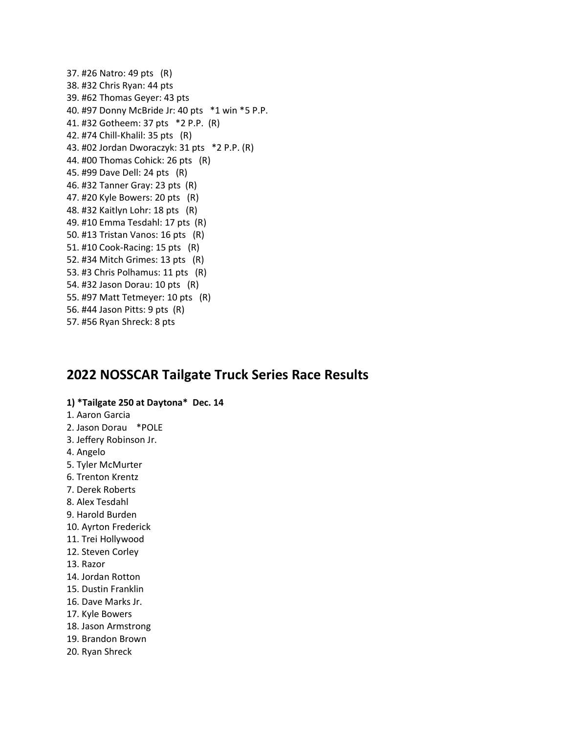37. #26 Natro: 49 pts (R)
38. #32 Chris Ryan: 44 pts
39. #62 Thomas Geyer: 43 pts
40. #97 Donny McBride Jr: 40 pts *1 win *5 P.P.
41. #32 Gotheem: 37 pts *2 P.P. (R)
42. #74 Chill-Khalil: 35 pts (R)
43. #02 Jordan Dworaczyk: 31 pts *2 P.P. (R)
44. #00 Thomas Cohick: 26 pts (R)
45. #99 Dave Dell: 24 pts (R)
46. #32 Tanner Gray: 23 pts (R)
47. #20 Kyle Bowers: 20 pts (R)
48. #32 Kaitlyn Lohr: 18 pts (R)
49. #10 Emma Tesdahl: 17 pts (R)
50. #13 Tristan Vanos: 16 pts (R)
51. #10 Cook-Racing: 15 pts (R)
52. #34 Mitch Grimes: 13 pts (R)
53. #3 Chris Polhamus: 11 pts (R)
54. #32 Jason Dorau: 10 pts (R)
55. #97 Matt Tetmeyer: 10 pts (R)
56. #44 Jason Pitts: 9 pts (R)
57. #56 Ryan Shreck: 8 pts

## 2022 NOSSCAR Tailgate Truck Series Race Results

**1) *Tailgate 250 at Daytona* Dec. 14**

1. Aaron Garcia
2. Jason Dorau *POLE
3. Jeffery Robinson Jr.
4. Angelo
5. Tyler McMurter
6. Trenton Krentz
7. Derek Roberts
8. Alex Tesdahl
9. Harold Burden
10. Ayrton Frederick
11. Trei Hollywood
12. Steven Corley
13. Razor
14. Jordan Rotton
15. Dustin Franklin
16. Dave Marks Jr.
17. Kyle Bowers
18. Jason Armstrong
19. Brandon Brown
20. Ryan Shreck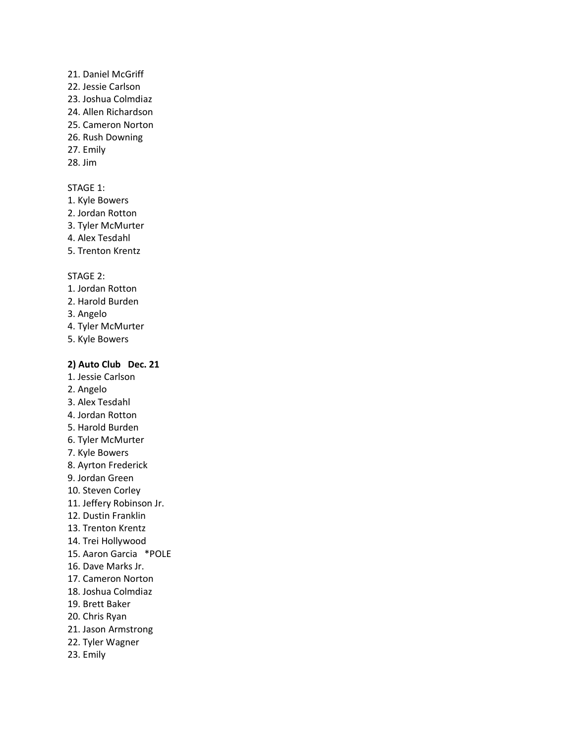21. Daniel McGriff
22. Jessie Carlson
23. Joshua Colmdiaz
24. Allen Richardson
25. Cameron Norton
26. Rush Downing
27. Emily
28. Jim

STAGE 1:
1. Kyle Bowers
2. Jordan Rotton
3. Tyler McMurter
4. Alex Tesdahl
5. Trenton Krentz

STAGE 2:
1. Jordan Rotton
2. Harold Burden
3. Angelo
4. Tyler McMurter
5. Kyle Bowers

**2) Auto Club Dec. 21**
1. Jessie Carlson
2. Angelo
3. Alex Tesdahl
4. Jordan Rotton
5. Harold Burden
6. Tyler McMurter
7. Kyle Bowers
8. Ayrton Frederick
9. Jordan Green
10. Steven Corley
11. Jeffery Robinson Jr.
12. Dustin Franklin
13. Trenton Krentz
14. Trei Hollywood
15. Aaron Garcia *POLE
16. Dave Marks Jr.
17. Cameron Norton
18. Joshua Colmdiaz
19. Brett Baker
20. Chris Ryan
21. Jason Armstrong
22. Tyler Wagner
23. Emily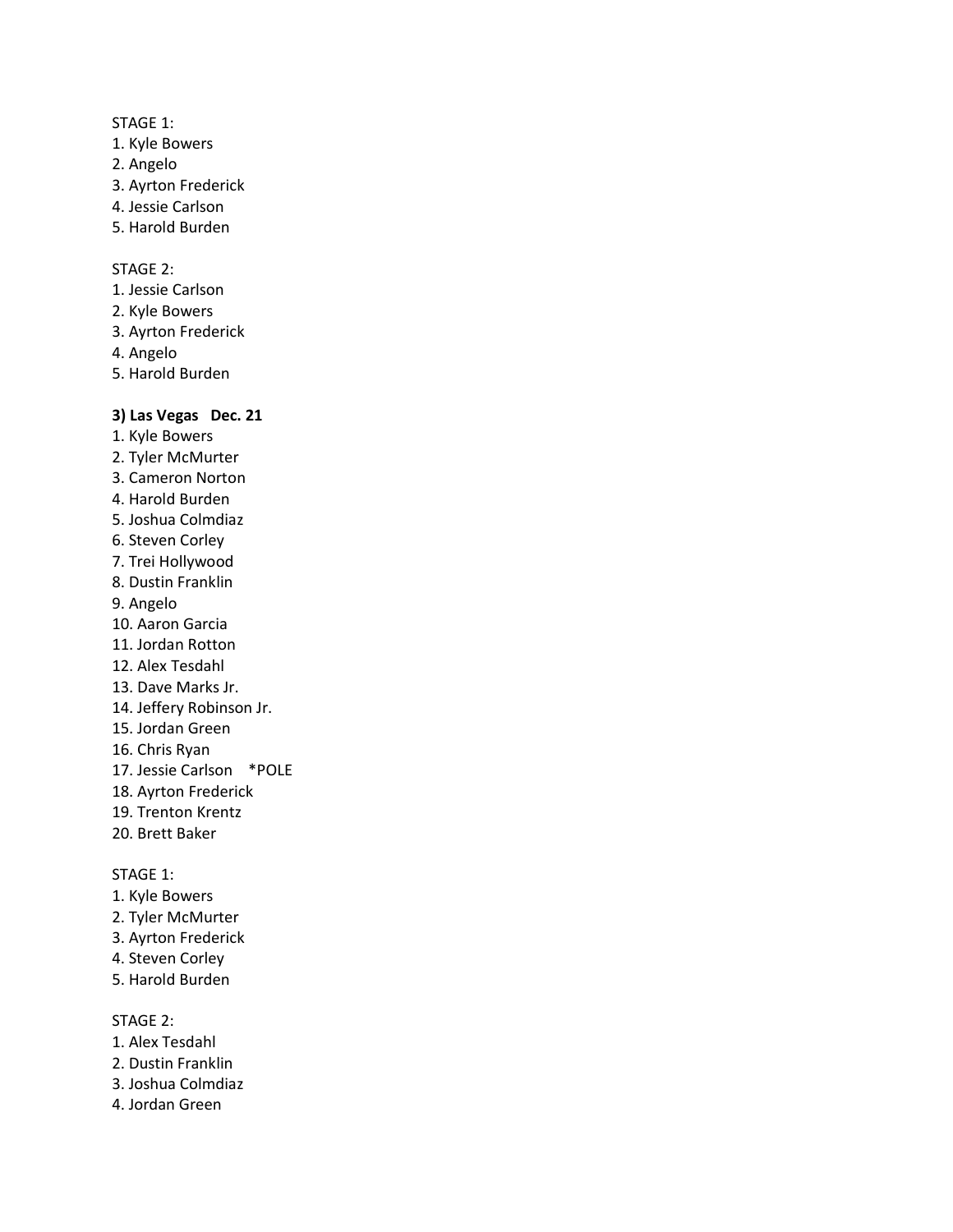STAGE 1:
1. Kyle Bowers
2. Angelo
3. Ayrton Frederick
4. Jessie Carlson
5. Harold Burden

STAGE 2:
1. Jessie Carlson
2. Kyle Bowers
3. Ayrton Frederick
4. Angelo
5. Harold Burden

**3) Las Vegas   Dec. 21**
1. Kyle Bowers
2. Tyler McMurter
3. Cameron Norton
4. Harold Burden
5. Joshua Colmdiaz
6. Steven Corley
7. Trei Hollywood
8. Dustin Franklin
9. Angelo
10. Aaron Garcia
11. Jordan Rotton
12. Alex Tesdahl
13. Dave Marks Jr.
14. Jeffery Robinson Jr.
15. Jordan Green
16. Chris Ryan
17. Jessie Carlson    *POLE
18. Ayrton Frederick
19. Trenton Krentz
20. Brett Baker

STAGE 1:
1. Kyle Bowers
2. Tyler McMurter
3. Ayrton Frederick
4. Steven Corley
5. Harold Burden

STAGE 2:
1. Alex Tesdahl
2. Dustin Franklin
3. Joshua Colmdiaz
4. Jordan Green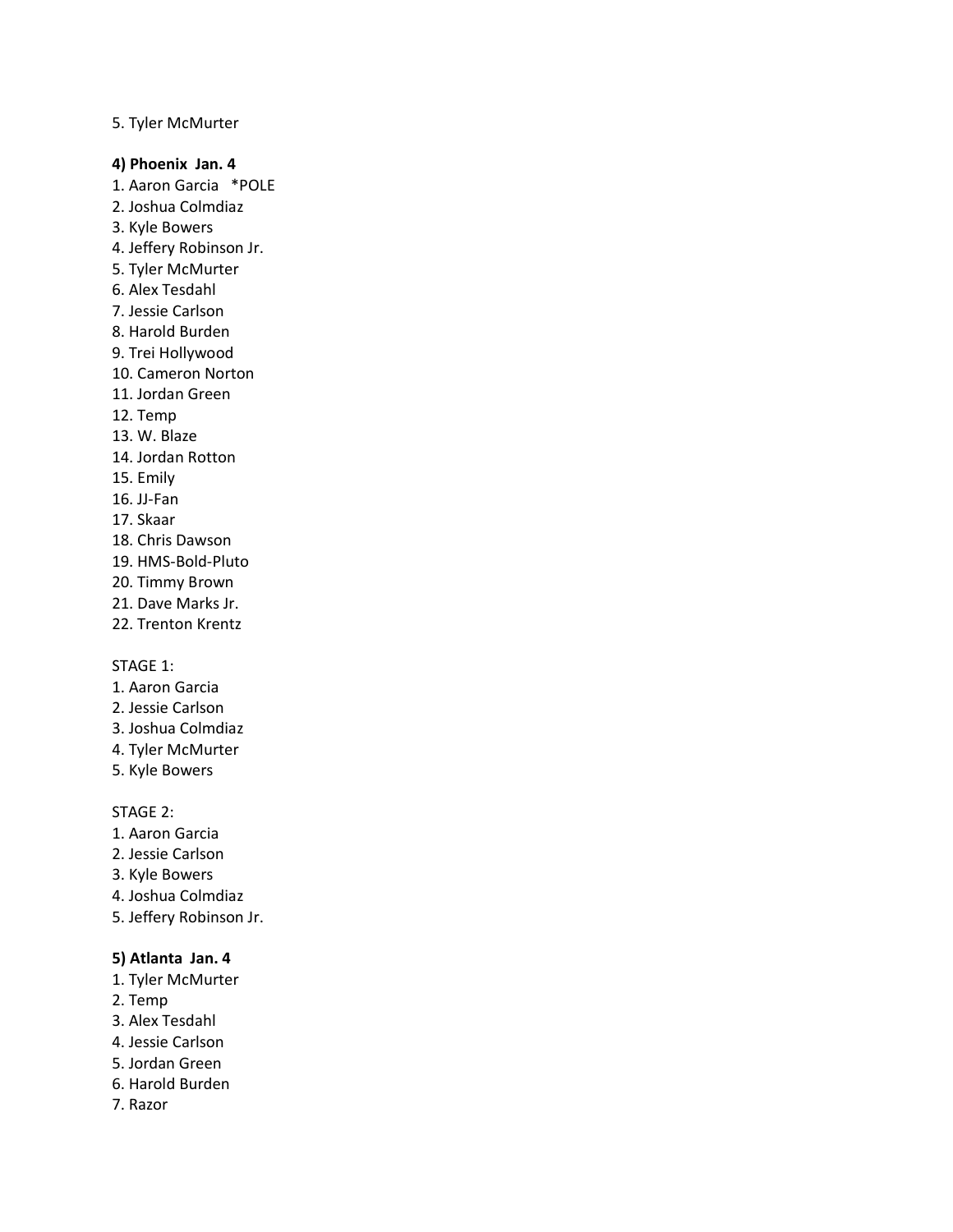5. Tyler McMurter

**4) Phoenix Jan. 4**

1. Aaron Garcia *POLE
2. Joshua Colmdiaz
3. Kyle Bowers
4. Jeffery Robinson Jr.
5. Tyler McMurter
6. Alex Tesdahl
7. Jessie Carlson
8. Harold Burden
9. Trei Hollywood
10. Cameron Norton
11. Jordan Green
12. Temp
13. W. Blaze
14. Jordan Rotton
15. Emily
16. JJ-Fan
17. Skaar
18. Chris Dawson
19. HMS-Bold-Pluto
20. Timmy Brown
21. Dave Marks Jr.
22. Trenton Krentz

STAGE 1:

1. Aaron Garcia
2. Jessie Carlson
3. Joshua Colmdiaz
4. Tyler McMurter
5. Kyle Bowers

STAGE 2:

1. Aaron Garcia
2. Jessie Carlson
3. Kyle Bowers
4. Joshua Colmdiaz
5. Jeffery Robinson Jr.

**5) Atlanta Jan. 4**

1. Tyler McMurter
2. Temp
3. Alex Tesdahl
4. Jessie Carlson
5. Jordan Green
6. Harold Burden
7. Razor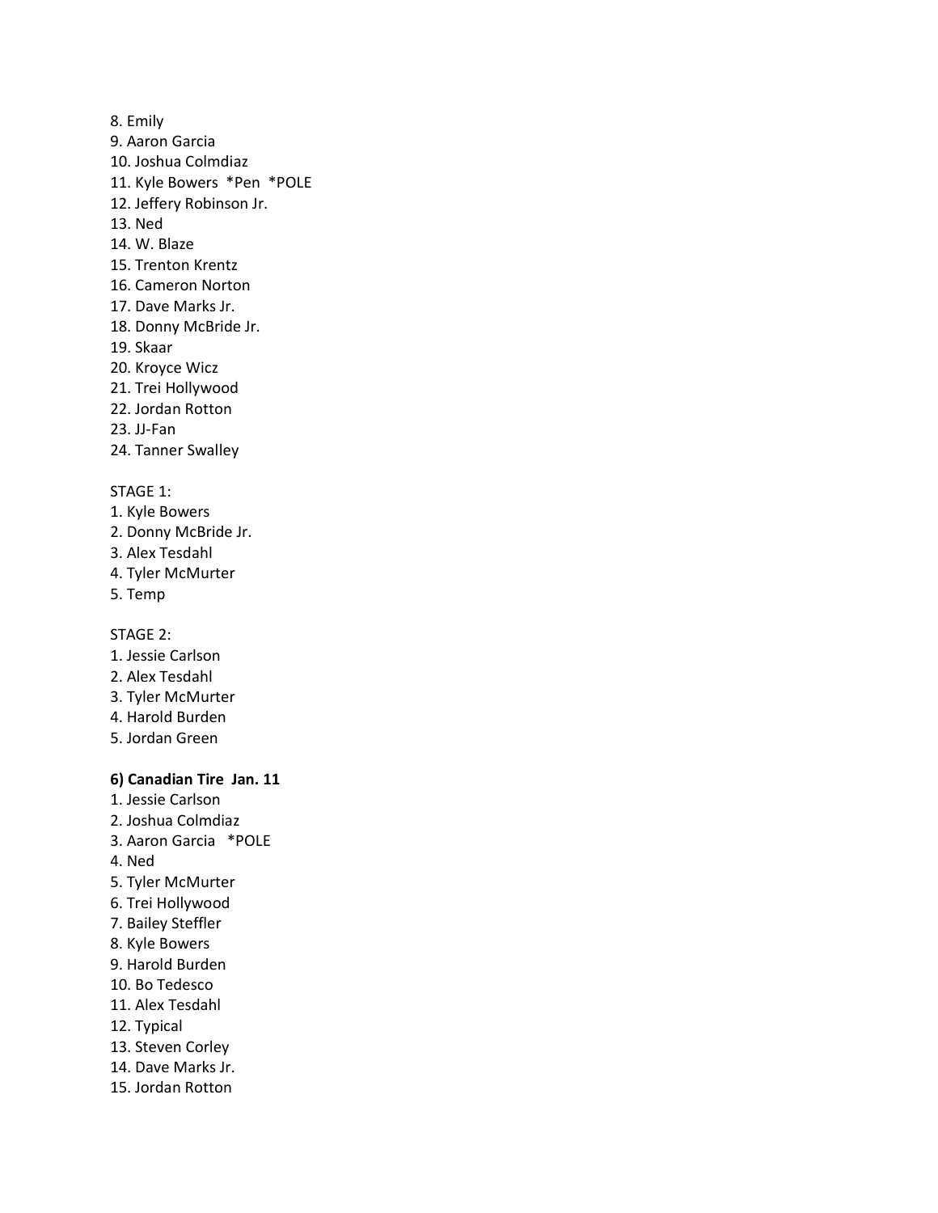8. Emily
9. Aaron Garcia
10. Joshua Colmdiaz
11. Kyle Bowers  *Pen  *POLE
12. Jeffery Robinson Jr.
13. Ned
14. W. Blaze
15. Trenton Krentz
16. Cameron Norton
17. Dave Marks Jr.
18. Donny McBride Jr.
19. Skaar
20. Kroyce Wicz
21. Trei Hollywood
22. Jordan Rotton
23. JJ-Fan
24. Tanner Swalley

STAGE 1:
1. Kyle Bowers
2. Donny McBride Jr.
3. Alex Tesdahl
4. Tyler McMurter
5. Temp

STAGE 2:
1. Jessie Carlson
2. Alex Tesdahl
3. Tyler McMurter
4. Harold Burden
5. Jordan Green

**6) Canadian Tire  Jan. 11**
1. Jessie Carlson
2. Joshua Colmdiaz
3. Aaron Garcia   *POLE
4. Ned
5. Tyler McMurter
6. Trei Hollywood
7. Bailey Steffler
8. Kyle Bowers
9. Harold Burden
10. Bo Tedesco
11. Alex Tesdahl
12. Typical
13. Steven Corley
14. Dave Marks Jr.
15. Jordan Rotton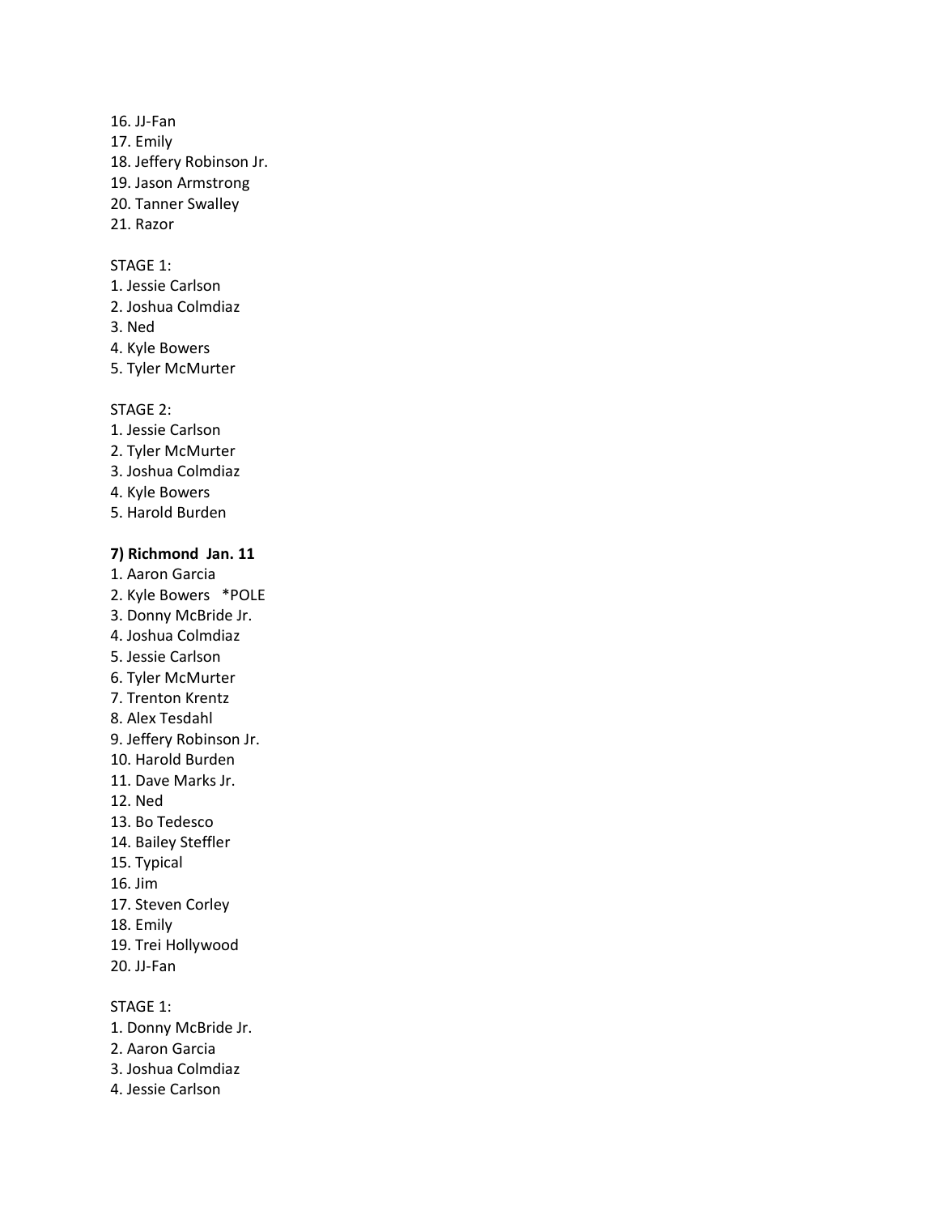16. JJ-Fan
17. Emily
18. Jeffery Robinson Jr.
19. Jason Armstrong
20. Tanner Swalley
21. Razor

STAGE 1:
1. Jessie Carlson
2. Joshua Colmdiaz
3. Ned
4. Kyle Bowers
5. Tyler McMurter

STAGE 2:
1. Jessie Carlson
2. Tyler McMurter
3. Joshua Colmdiaz
4. Kyle Bowers
5. Harold Burden

**7) Richmond Jan. 11**
1. Aaron Garcia
2. Kyle Bowers *POLE
3. Donny McBride Jr.
4. Joshua Colmdiaz
5. Jessie Carlson
6. Tyler McMurter
7. Trenton Krentz
8. Alex Tesdahl
9. Jeffery Robinson Jr.
10. Harold Burden
11. Dave Marks Jr.
12. Ned
13. Bo Tedesco
14. Bailey Steffler
15. Typical
16. Jim
17. Steven Corley
18. Emily
19. Trei Hollywood
20. JJ-Fan

STAGE 1:
1. Donny McBride Jr.
2. Aaron Garcia
3. Joshua Colmdiaz
4. Jessie Carlson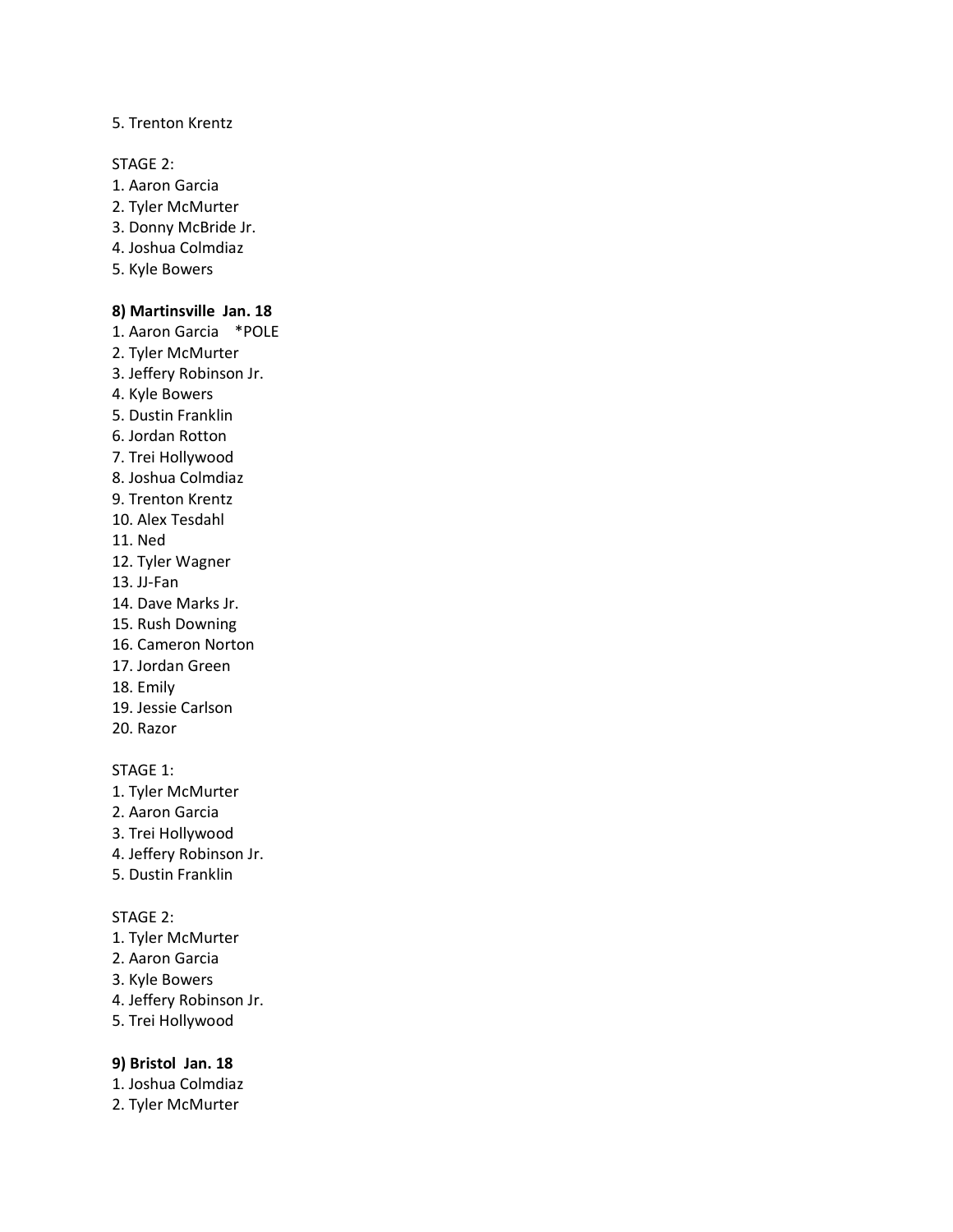5. Trenton Krentz

STAGE 2:
1. Aaron Garcia
2. Tyler McMurter
3. Donny McBride Jr.
4. Joshua Colmdiaz
5. Kyle Bowers

**8) Martinsville Jan. 18**
1. Aaron Garcia *POLE
2. Tyler McMurter
3. Jeffery Robinson Jr.
4. Kyle Bowers
5. Dustin Franklin
6. Jordan Rotton
7. Trei Hollywood
8. Joshua Colmdiaz
9. Trenton Krentz
10. Alex Tesdahl
11. Ned
12. Tyler Wagner
13. JJ-Fan
14. Dave Marks Jr.
15. Rush Downing
16. Cameron Norton
17. Jordan Green
18. Emily
19. Jessie Carlson
20. Razor

STAGE 1:
1. Tyler McMurter
2. Aaron Garcia
3. Trei Hollywood
4. Jeffery Robinson Jr.
5. Dustin Franklin

STAGE 2:
1. Tyler McMurter
2. Aaron Garcia
3. Kyle Bowers
4. Jeffery Robinson Jr.
5. Trei Hollywood

**9) Bristol Jan. 18**
1. Joshua Colmdiaz
2. Tyler McMurter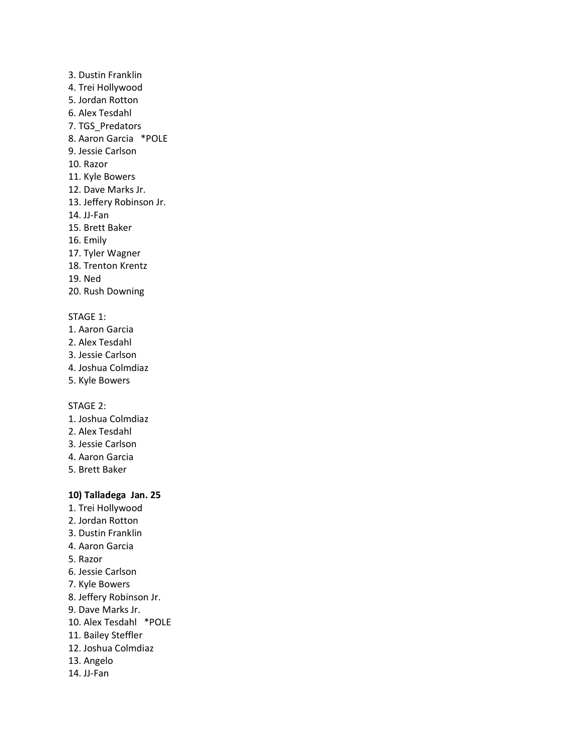3. Dustin Franklin
4. Trei Hollywood
5. Jordan Rotton
6. Alex Tesdahl
7. TGS_Predators
8. Aaron Garcia *POLE
9. Jessie Carlson
10. Razor
11. Kyle Bowers
12. Dave Marks Jr.
13. Jeffery Robinson Jr.
14. JJ-Fan
15. Brett Baker
16. Emily
17. Tyler Wagner
18. Trenton Krentz
19. Ned
20. Rush Downing

STAGE 1:
1. Aaron Garcia
2. Alex Tesdahl
3. Jessie Carlson
4. Joshua Colmdiaz
5. Kyle Bowers

STAGE 2:
1. Joshua Colmdiaz
2. Alex Tesdahl
3. Jessie Carlson
4. Aaron Garcia
5. Brett Baker

**10) Talladega Jan. 25**
1. Trei Hollywood
2. Jordan Rotton
3. Dustin Franklin
4. Aaron Garcia
5. Razor
6. Jessie Carlson
7. Kyle Bowers
8. Jeffery Robinson Jr.
9. Dave Marks Jr.
10. Alex Tesdahl *POLE
11. Bailey Steffler
12. Joshua Colmdiaz
13. Angelo
14. JJ-Fan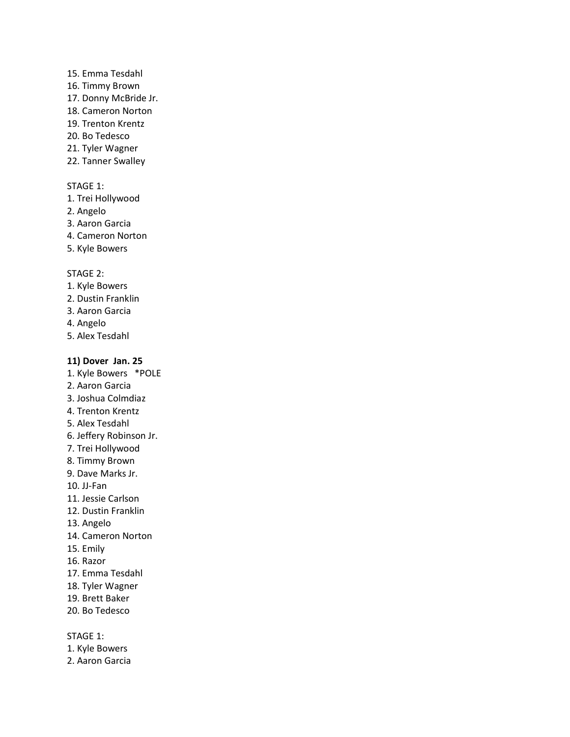15. Emma Tesdahl
16. Timmy Brown
17. Donny McBride Jr.
18. Cameron Norton
19. Trenton Krentz
20. Bo Tedesco
21. Tyler Wagner
22. Tanner Swalley

STAGE 1:
1. Trei Hollywood
2. Angelo
3. Aaron Garcia
4. Cameron Norton
5. Kyle Bowers

STAGE 2:
1. Kyle Bowers
2. Dustin Franklin
3. Aaron Garcia
4. Angelo
5. Alex Tesdahl

**11) Dover Jan. 25**
1. Kyle Bowers *POLE
2. Aaron Garcia
3. Joshua Colmdiaz
4. Trenton Krentz
5. Alex Tesdahl
6. Jeffery Robinson Jr.
7. Trei Hollywood
8. Timmy Brown
9. Dave Marks Jr.
10. JJ-Fan
11. Jessie Carlson
12. Dustin Franklin
13. Angelo
14. Cameron Norton
15. Emily
16. Razor
17. Emma Tesdahl
18. Tyler Wagner
19. Brett Baker
20. Bo Tedesco

STAGE 1:
1. Kyle Bowers
2. Aaron Garcia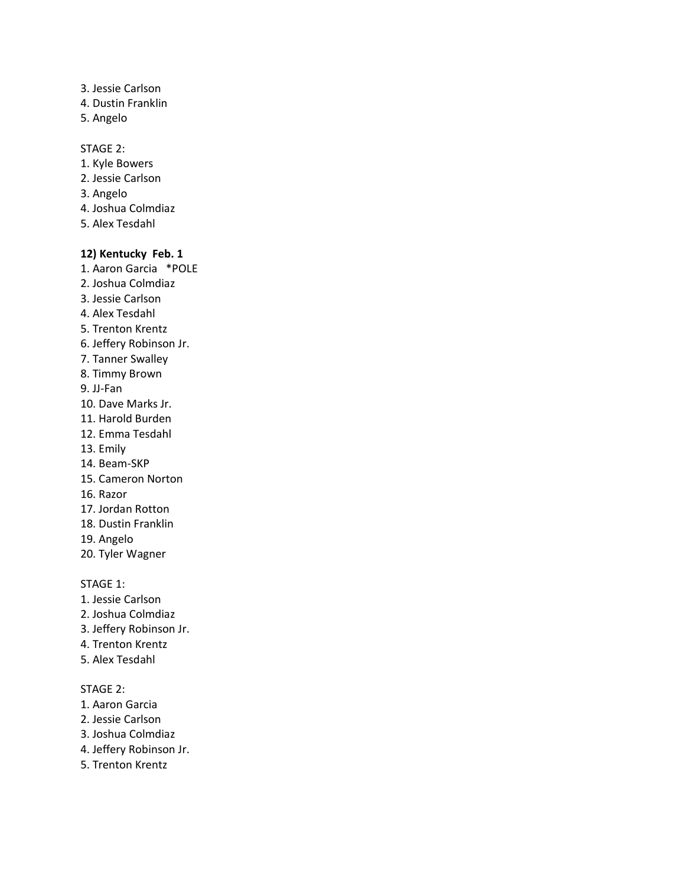3. Jessie Carlson
4. Dustin Franklin
5. Angelo

STAGE 2:
1. Kyle Bowers
2. Jessie Carlson
3. Angelo
4. Joshua Colmdiaz
5. Alex Tesdahl

**12) Kentucky Feb. 1**

1. Aaron Garcia *POLE
2. Joshua Colmdiaz
3. Jessie Carlson
4. Alex Tesdahl
5. Trenton Krentz
6. Jeffery Robinson Jr.
7. Tanner Swalley
8. Timmy Brown
9. JJ-Fan
10. Dave Marks Jr.
11. Harold Burden
12. Emma Tesdahl
13. Emily
14. Beam-SKP
15. Cameron Norton
16. Razor
17. Jordan Rotton
18. Dustin Franklin
19. Angelo
20. Tyler Wagner

STAGE 1:
1. Jessie Carlson
2. Joshua Colmdiaz
3. Jeffery Robinson Jr.
4. Trenton Krentz
5. Alex Tesdahl

STAGE 2:
1. Aaron Garcia
2. Jessie Carlson
3. Joshua Colmdiaz
4. Jeffery Robinson Jr.
5. Trenton Krentz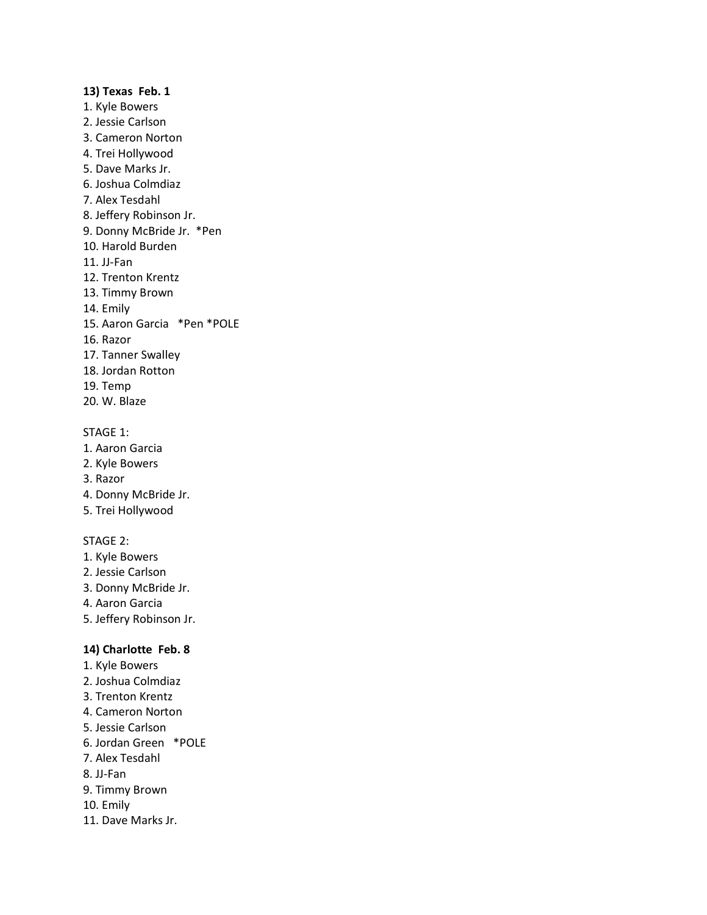**13) Texas Feb. 1**

1. Kyle Bowers
2. Jessie Carlson
3. Cameron Norton
4. Trei Hollywood
5. Dave Marks Jr.
6. Joshua Colmdiaz
7. Alex Tesdahl
8. Jeffery Robinson Jr.
9. Donny McBride Jr. *Pen
10. Harold Burden
11. JJ-Fan
12. Trenton Krentz
13. Timmy Brown
14. Emily
15. Aaron Garcia *Pen *POLE
16. Razor
17. Tanner Swalley
18. Jordan Rotton
19. Temp
20. W. Blaze

STAGE 1:

1. Aaron Garcia
2. Kyle Bowers
3. Razor
4. Donny McBride Jr.
5. Trei Hollywood

STAGE 2:

1. Kyle Bowers
2. Jessie Carlson
3. Donny McBride Jr.
4. Aaron Garcia
5. Jeffery Robinson Jr.

**14) Charlotte Feb. 8**

1. Kyle Bowers
2. Joshua Colmdiaz
3. Trenton Krentz
4. Cameron Norton
5. Jessie Carlson
6. Jordan Green *POLE
7. Alex Tesdahl
8. JJ-Fan
9. Timmy Brown
10. Emily
11. Dave Marks Jr.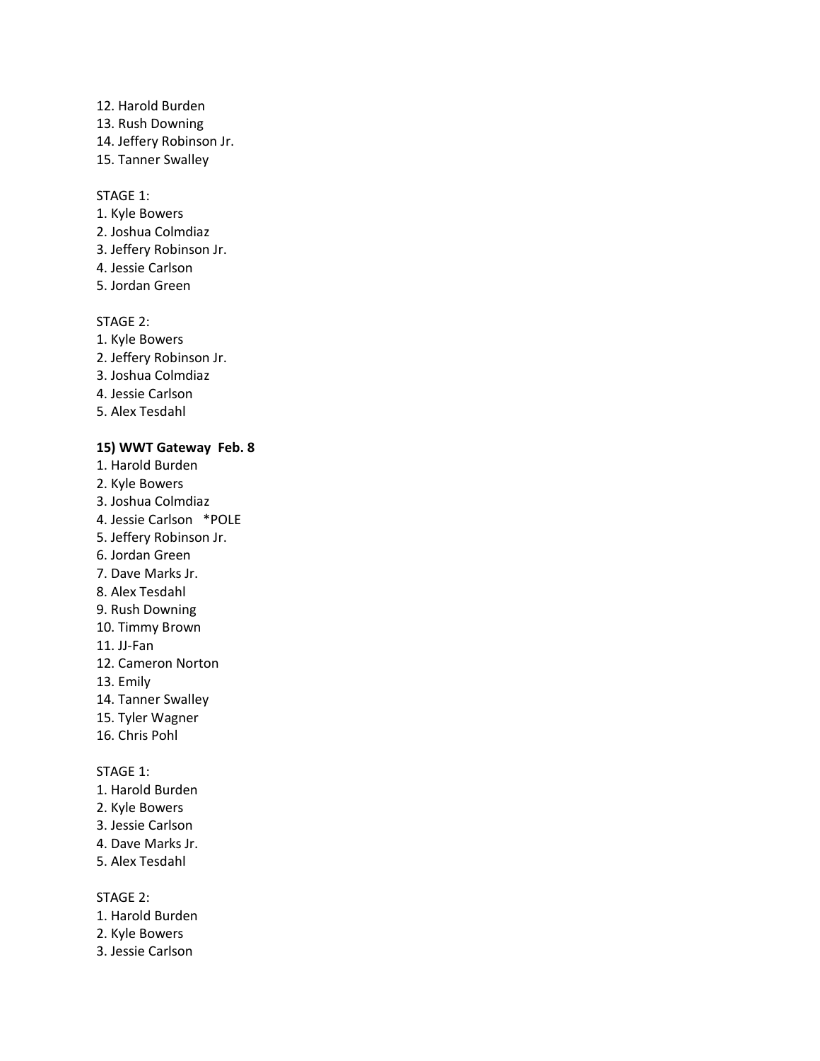12. Harold Burden
13. Rush Downing
14. Jeffery Robinson Jr.
15. Tanner Swalley

STAGE 1:
1. Kyle Bowers
2. Joshua Colmdiaz
3. Jeffery Robinson Jr.
4. Jessie Carlson
5. Jordan Green

STAGE 2:
1. Kyle Bowers
2. Jeffery Robinson Jr.
3. Joshua Colmdiaz
4. Jessie Carlson
5. Alex Tesdahl

**15) WWT Gateway Feb. 8**

1. Harold Burden
2. Kyle Bowers
3. Joshua Colmdiaz
4. Jessie Carlson *POLE
5. Jeffery Robinson Jr.
6. Jordan Green
7. Dave Marks Jr.
8. Alex Tesdahl
9. Rush Downing
10. Timmy Brown
11. JJ-Fan
12. Cameron Norton
13. Emily
14. Tanner Swalley
15. Tyler Wagner
16. Chris Pohl

STAGE 1:
1. Harold Burden
2. Kyle Bowers
3. Jessie Carlson
4. Dave Marks Jr.
5. Alex Tesdahl

STAGE 2:
1. Harold Burden
2. Kyle Bowers
3. Jessie Carlson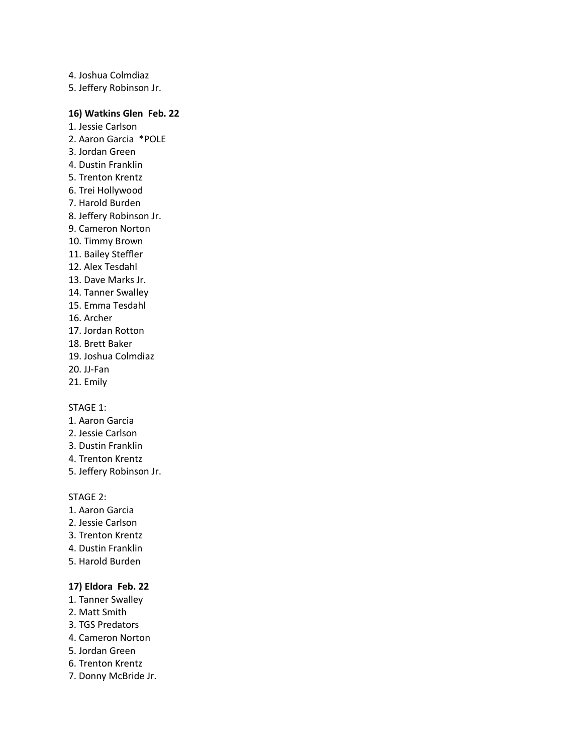4. Joshua Colmdiaz
5. Jeffery Robinson Jr.

**16) Watkins Glen Feb. 22**

1. Jessie Carlson
2. Aaron Garcia *POLE
3. Jordan Green
4. Dustin Franklin
5. Trenton Krentz
6. Trei Hollywood
7. Harold Burden
8. Jeffery Robinson Jr.
9. Cameron Norton
10. Timmy Brown
11. Bailey Steffler
12. Alex Tesdahl
13. Dave Marks Jr.
14. Tanner Swalley
15. Emma Tesdahl
16. Archer
17. Jordan Rotton
18. Brett Baker
19. Joshua Colmdiaz
20. JJ-Fan
21. Emily

STAGE 1:

1. Aaron Garcia
2. Jessie Carlson
3. Dustin Franklin
4. Trenton Krentz
5. Jeffery Robinson Jr.

STAGE 2:

1. Aaron Garcia
2. Jessie Carlson
3. Trenton Krentz
4. Dustin Franklin
5. Harold Burden

**17) Eldora Feb. 22**

1. Tanner Swalley
2. Matt Smith
3. TGS Predators
4. Cameron Norton
5. Jordan Green
6. Trenton Krentz
7. Donny McBride Jr.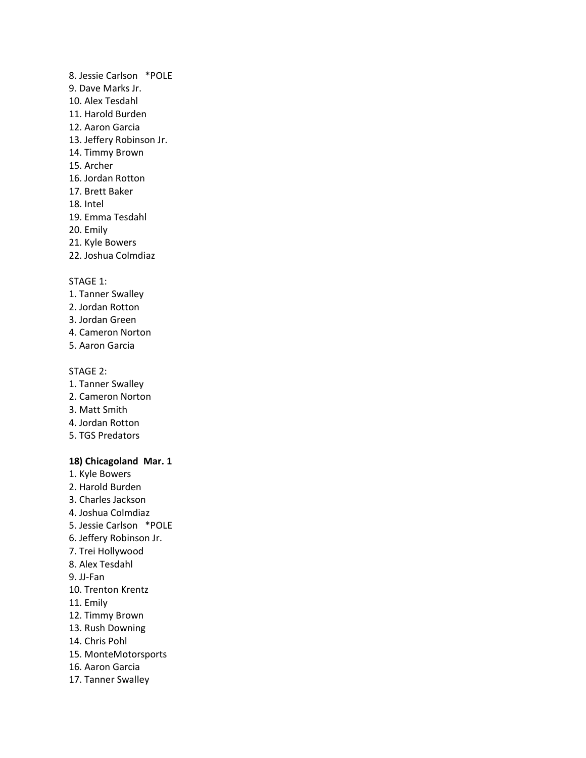8. Jessie Carlson *POLE
9. Dave Marks Jr.
10. Alex Tesdahl
11. Harold Burden
12. Aaron Garcia
13. Jeffery Robinson Jr.
14. Timmy Brown
15. Archer
16. Jordan Rotton
17. Brett Baker
18. Intel
19. Emma Tesdahl
20. Emily
21. Kyle Bowers
22. Joshua Colmdiaz

STAGE 1:
1. Tanner Swalley
2. Jordan Rotton
3. Jordan Green
4. Cameron Norton
5. Aaron Garcia

STAGE 2:
1. Tanner Swalley
2. Cameron Norton
3. Matt Smith
4. Jordan Rotton
5. TGS Predators

**18) Chicagoland Mar. 1**

1. Kyle Bowers
2. Harold Burden
3. Charles Jackson
4. Joshua Colmdiaz
5. Jessie Carlson *POLE
6. Jeffery Robinson Jr.
7. Trei Hollywood
8. Alex Tesdahl
9. JJ-Fan
10. Trenton Krentz
11. Emily
12. Timmy Brown
13. Rush Downing
14. Chris Pohl
15. MonteMotorsports
16. Aaron Garcia
17. Tanner Swalley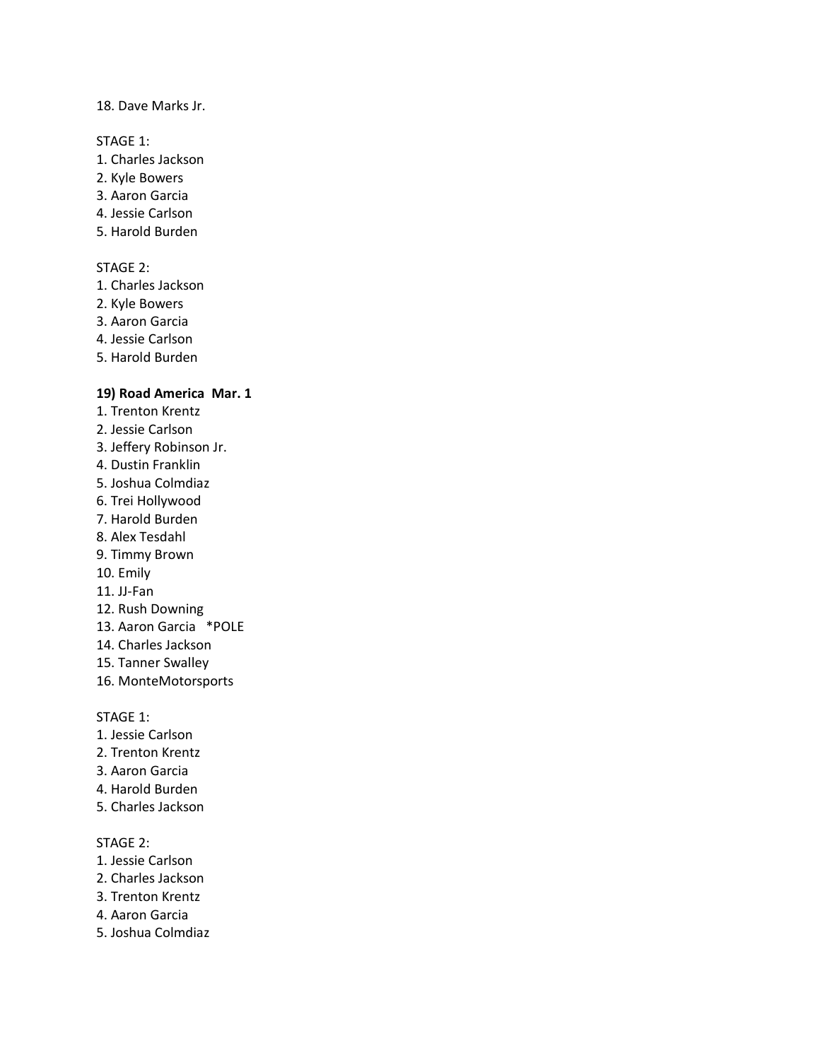18. Dave Marks Jr.

STAGE 1:
1. Charles Jackson
2. Kyle Bowers
3. Aaron Garcia
4. Jessie Carlson
5. Harold Burden

STAGE 2:
1. Charles Jackson
2. Kyle Bowers
3. Aaron Garcia
4. Jessie Carlson
5. Harold Burden

**19) Road America  Mar. 1**
1. Trenton Krentz
2. Jessie Carlson
3. Jeffery Robinson Jr.
4. Dustin Franklin
5. Joshua Colmdiaz
6. Trei Hollywood
7. Harold Burden
8. Alex Tesdahl
9. Timmy Brown
10. Emily
11. JJ-Fan
12. Rush Downing
13. Aaron Garcia   *POLE
14. Charles Jackson
15. Tanner Swalley
16. MonteMotorsports

STAGE 1:
1. Jessie Carlson
2. Trenton Krentz
3. Aaron Garcia
4. Harold Burden
5. Charles Jackson

STAGE 2:
1. Jessie Carlson
2. Charles Jackson
3. Trenton Krentz
4. Aaron Garcia
5. Joshua Colmdiaz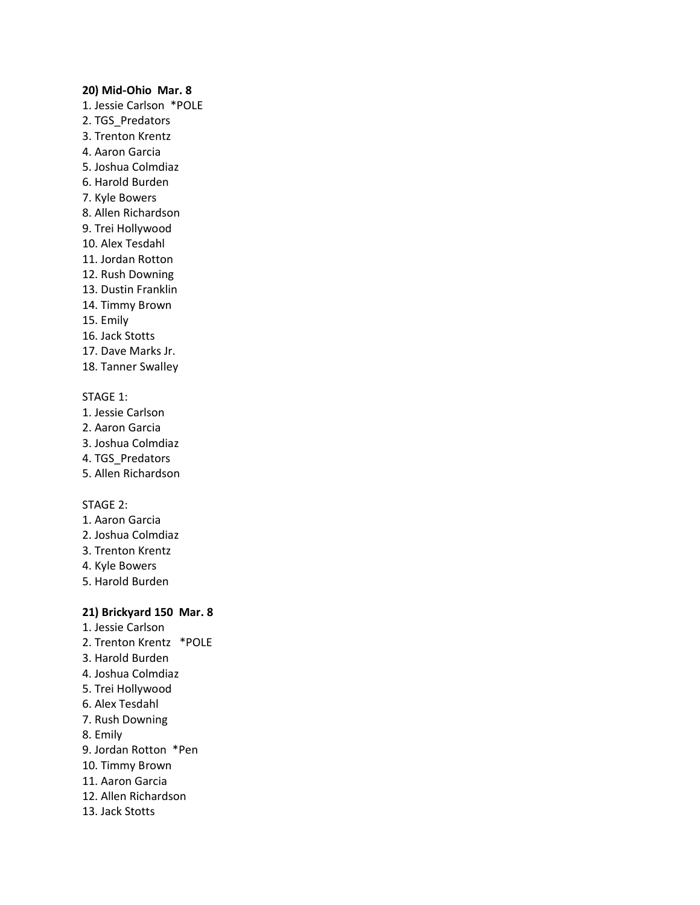**20) Mid-Ohio  Mar. 8**

1. Jessie Carlson  *POLE
2. TGS_Predators
3. Trenton Krentz
4. Aaron Garcia
5. Joshua Colmdiaz
6. Harold Burden
7. Kyle Bowers
8. Allen Richardson
9. Trei Hollywood
10. Alex Tesdahl
11. Jordan Rotton
12. Rush Downing
13. Dustin Franklin
14. Timmy Brown
15. Emily
16. Jack Stotts
17. Dave Marks Jr.
18. Tanner Swalley

STAGE 1:

1. Jessie Carlson
2. Aaron Garcia
3. Joshua Colmdiaz
4. TGS_Predators
5. Allen Richardson

STAGE 2:

1. Aaron Garcia
2. Joshua Colmdiaz
3. Trenton Krentz
4. Kyle Bowers
5. Harold Burden

**21) Brickyard 150  Mar. 8**

1. Jessie Carlson
2. Trenton Krentz   *POLE
3. Harold Burden
4. Joshua Colmdiaz
5. Trei Hollywood
6. Alex Tesdahl
7. Rush Downing
8. Emily
9. Jordan Rotton  *Pen
10. Timmy Brown
11. Aaron Garcia
12. Allen Richardson
13. Jack Stotts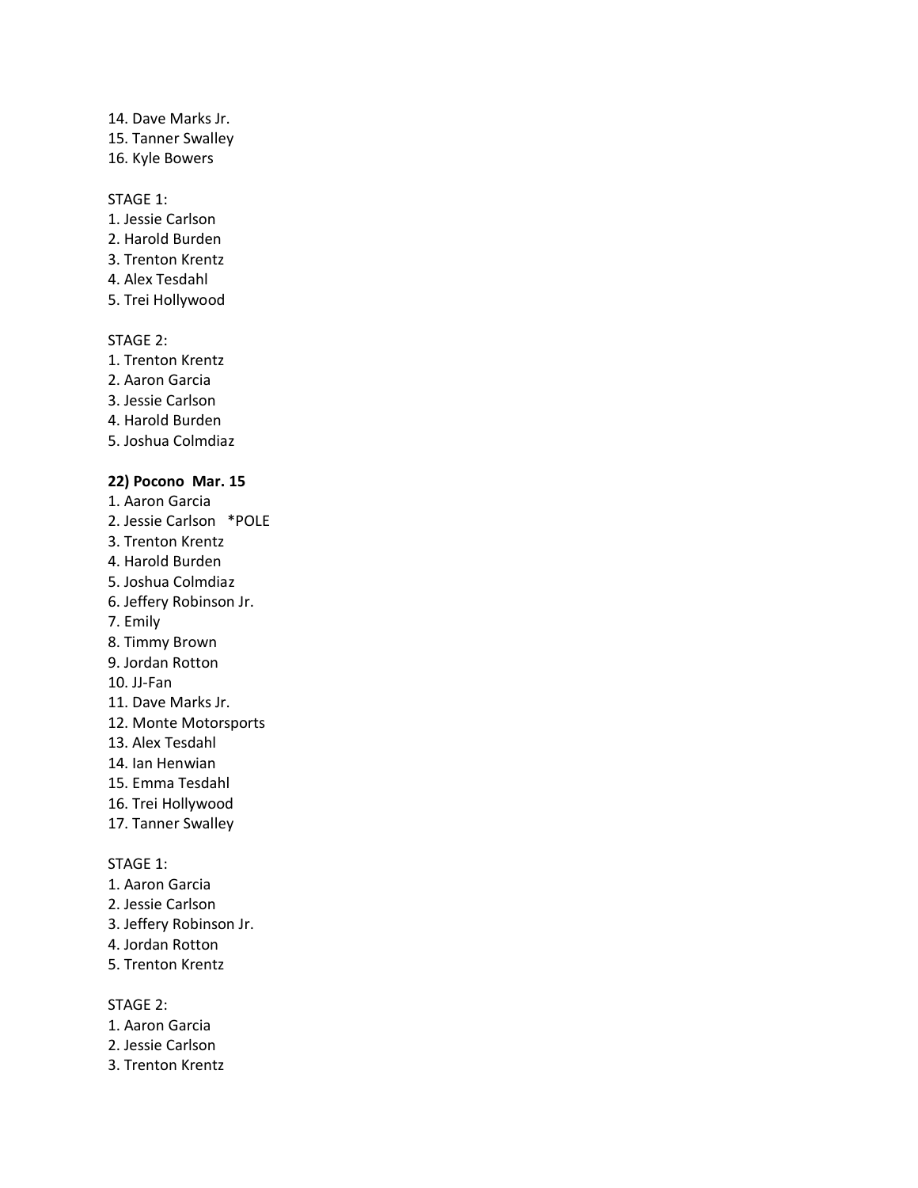14. Dave Marks Jr.
15. Tanner Swalley
16. Kyle Bowers

STAGE 1:
1. Jessie Carlson
2. Harold Burden
3. Trenton Krentz
4. Alex Tesdahl
5. Trei Hollywood

STAGE 2:
1. Trenton Krentz
2. Aaron Garcia
3. Jessie Carlson
4. Harold Burden
5. Joshua Colmdiaz

**22) Pocono  Mar. 15**

1. Aaron Garcia
2. Jessie Carlson   *POLE
3. Trenton Krentz
4. Harold Burden
5. Joshua Colmdiaz
6. Jeffery Robinson Jr.
7. Emily
8. Timmy Brown
9. Jordan Rotton
10. JJ-Fan
11. Dave Marks Jr.
12. Monte Motorsports
13. Alex Tesdahl
14. Ian Henwian
15. Emma Tesdahl
16. Trei Hollywood
17. Tanner Swalley

STAGE 1:
1. Aaron Garcia
2. Jessie Carlson
3. Jeffery Robinson Jr.
4. Jordan Rotton
5. Trenton Krentz

STAGE 2:
1. Aaron Garcia
2. Jessie Carlson
3. Trenton Krentz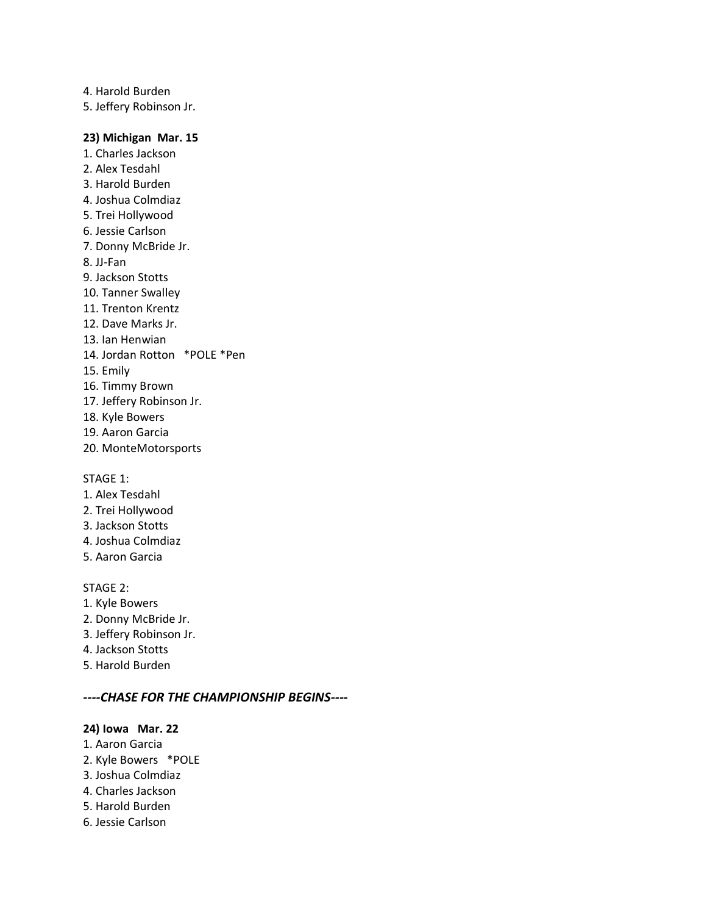4. Harold Burden
5. Jeffery Robinson Jr.

**23) Michigan  Mar. 15**

1. Charles Jackson
2. Alex Tesdahl
3. Harold Burden
4. Joshua Colmdiaz
5. Trei Hollywood
6. Jessie Carlson
7. Donny McBride Jr.
8. JJ-Fan
9. Jackson Stotts
10. Tanner Swalley
11. Trenton Krentz
12. Dave Marks Jr.
13. Ian Henwian
14. Jordan Rotton   *POLE *Pen
15. Emily
16. Timmy Brown
17. Jeffery Robinson Jr.
18. Kyle Bowers
19. Aaron Garcia
20. MonteMotorsports

STAGE 1:

1. Alex Tesdahl
2. Trei Hollywood
3. Jackson Stotts
4. Joshua Colmdiaz
5. Aaron Garcia

STAGE 2:

1. Kyle Bowers
2. Donny McBride Jr.
3. Jeffery Robinson Jr.
4. Jackson Stotts
5. Harold Burden

***----CHASE FOR THE CHAMPIONSHIP BEGINS----***

**24) Iowa   Mar. 22**

1. Aaron Garcia
2. Kyle Bowers   *POLE
3. Joshua Colmdiaz
4. Charles Jackson
5. Harold Burden
6. Jessie Carlson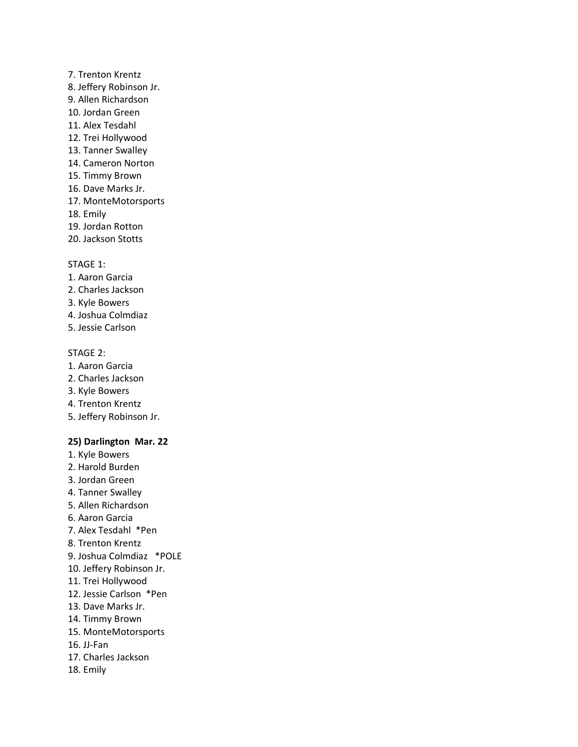7. Trenton Krentz
8. Jeffery Robinson Jr.
9. Allen Richardson
10. Jordan Green
11. Alex Tesdahl
12. Trei Hollywood
13. Tanner Swalley
14. Cameron Norton
15. Timmy Brown
16. Dave Marks Jr.
17. MonteMotorsports
18. Emily
19. Jordan Rotton
20. Jackson Stotts

STAGE 1:
1. Aaron Garcia
2. Charles Jackson
3. Kyle Bowers
4. Joshua Colmdiaz
5. Jessie Carlson

STAGE 2:
1. Aaron Garcia
2. Charles Jackson
3. Kyle Bowers
4. Trenton Krentz
5. Jeffery Robinson Jr.

**25) Darlington Mar. 22**
1. Kyle Bowers
2. Harold Burden
3. Jordan Green
4. Tanner Swalley
5. Allen Richardson
6. Aaron Garcia
7. Alex Tesdahl *Pen
8. Trenton Krentz
9. Joshua Colmdiaz *POLE
10. Jeffery Robinson Jr.
11. Trei Hollywood
12. Jessie Carlson *Pen
13. Dave Marks Jr.
14. Timmy Brown
15. MonteMotorsports
16. JJ-Fan
17. Charles Jackson
18. Emily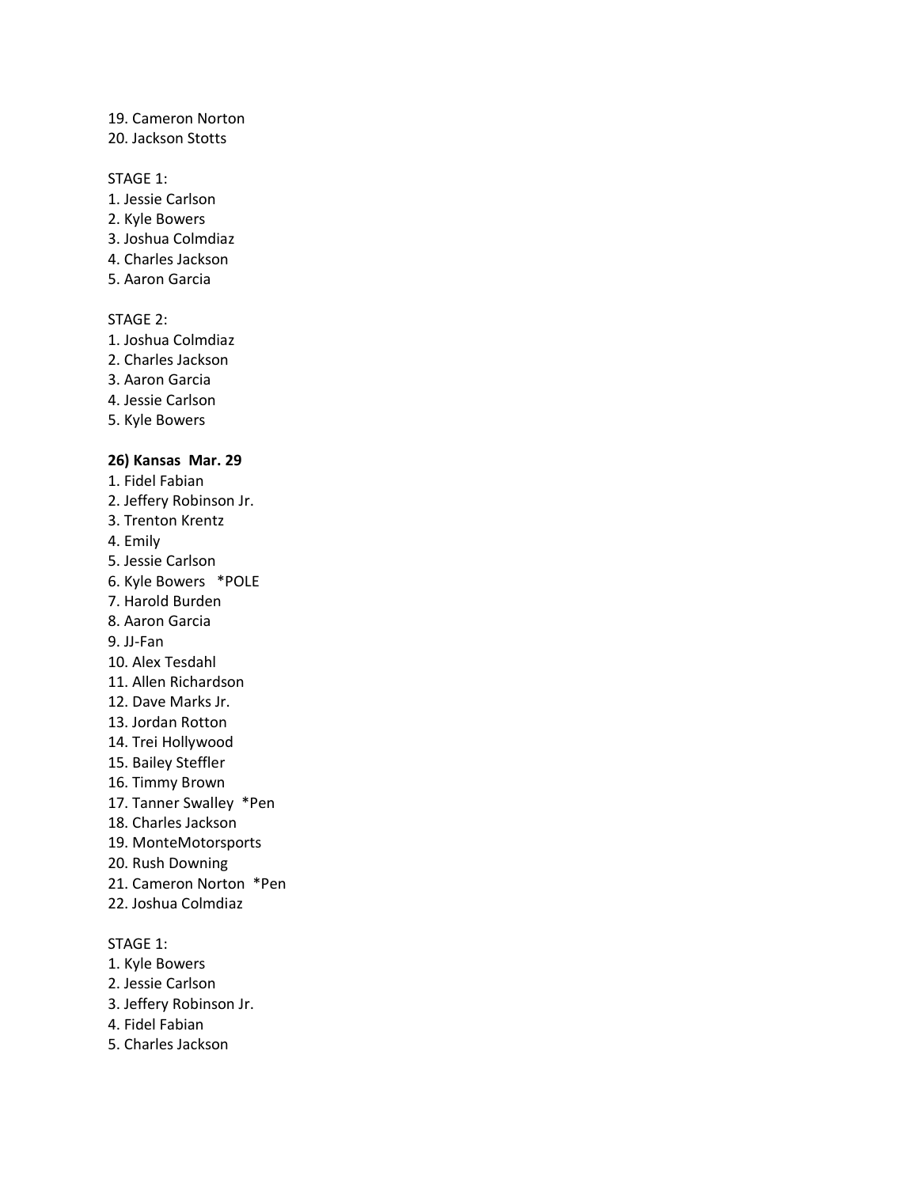19. Cameron Norton
20. Jackson Stotts

STAGE 1:

1. Jessie Carlson
2. Kyle Bowers
3. Joshua Colmdiaz
4. Charles Jackson
5. Aaron Garcia

STAGE 2:

1. Joshua Colmdiaz
2. Charles Jackson
3. Aaron Garcia
4. Jessie Carlson
5. Kyle Bowers

**26) Kansas Mar. 29**

1. Fidel Fabian
2. Jeffery Robinson Jr.
3. Trenton Krentz
4. Emily
5. Jessie Carlson
6. Kyle Bowers *POLE
7. Harold Burden
8. Aaron Garcia
9. JJ-Fan
10. Alex Tesdahl
11. Allen Richardson
12. Dave Marks Jr.
13. Jordan Rotton
14. Trei Hollywood
15. Bailey Steffler
16. Timmy Brown
17. Tanner Swalley *Pen
18. Charles Jackson
19. MonteMotorsports
20. Rush Downing
21. Cameron Norton *Pen
22. Joshua Colmdiaz

STAGE 1:

1. Kyle Bowers
2. Jessie Carlson
3. Jeffery Robinson Jr.
4. Fidel Fabian
5. Charles Jackson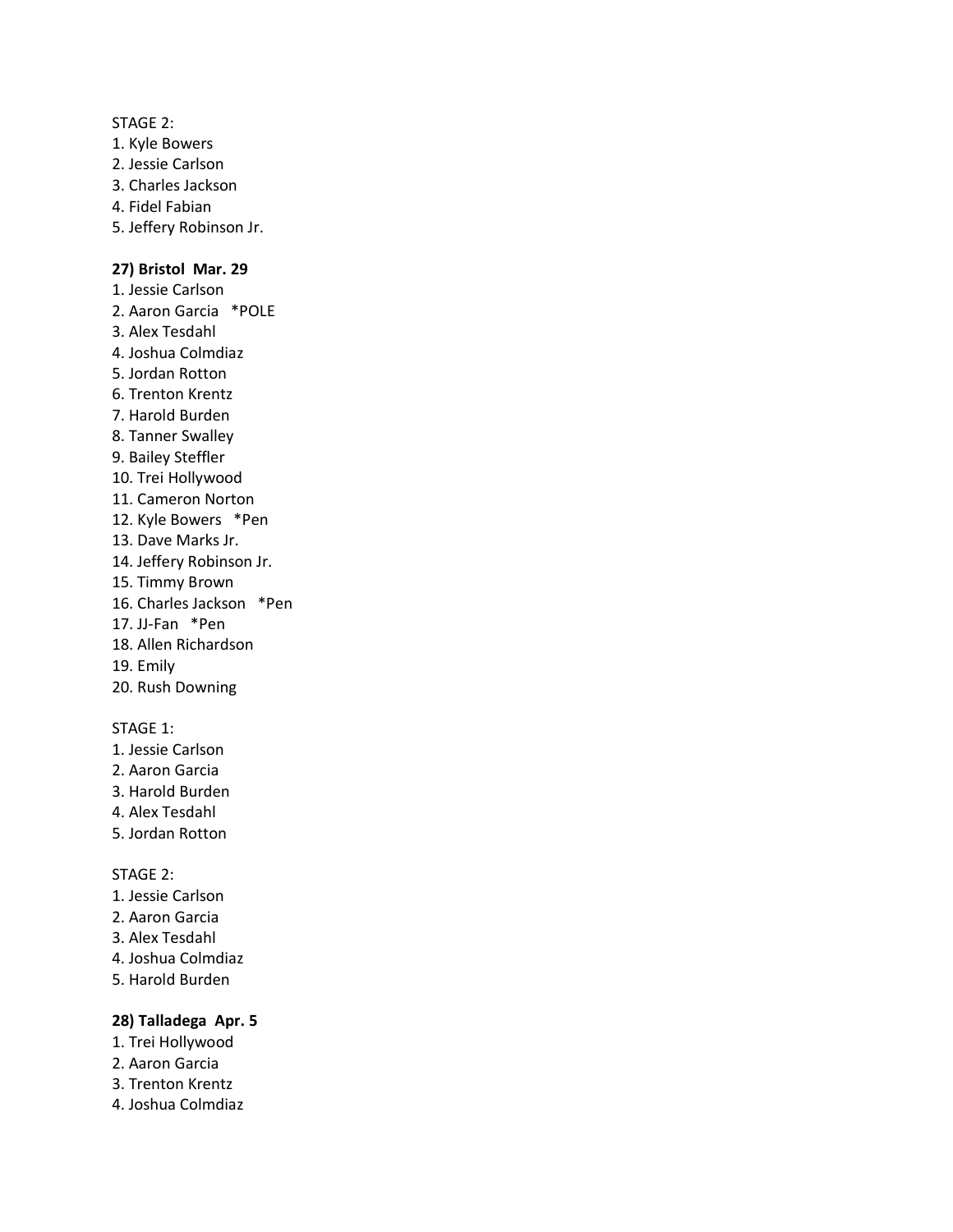STAGE 2:
1. Kyle Bowers
2. Jessie Carlson
3. Charles Jackson
4. Fidel Fabian
5. Jeffery Robinson Jr.

**27) Bristol Mar. 29**
1. Jessie Carlson
2. Aaron Garcia *POLE
3. Alex Tesdahl
4. Joshua Colmdiaz
5. Jordan Rotton
6. Trenton Krentz
7. Harold Burden
8. Tanner Swalley
9. Bailey Steffler
10. Trei Hollywood
11. Cameron Norton
12. Kyle Bowers *Pen
13. Dave Marks Jr.
14. Jeffery Robinson Jr.
15. Timmy Brown
16. Charles Jackson *Pen
17. JJ-Fan *Pen
18. Allen Richardson
19. Emily
20. Rush Downing

STAGE 1:
1. Jessie Carlson
2. Aaron Garcia
3. Harold Burden
4. Alex Tesdahl
5. Jordan Rotton

STAGE 2:
1. Jessie Carlson
2. Aaron Garcia
3. Alex Tesdahl
4. Joshua Colmdiaz
5. Harold Burden

**28) Talladega Apr. 5**
1. Trei Hollywood
2. Aaron Garcia
3. Trenton Krentz
4. Joshua Colmdiaz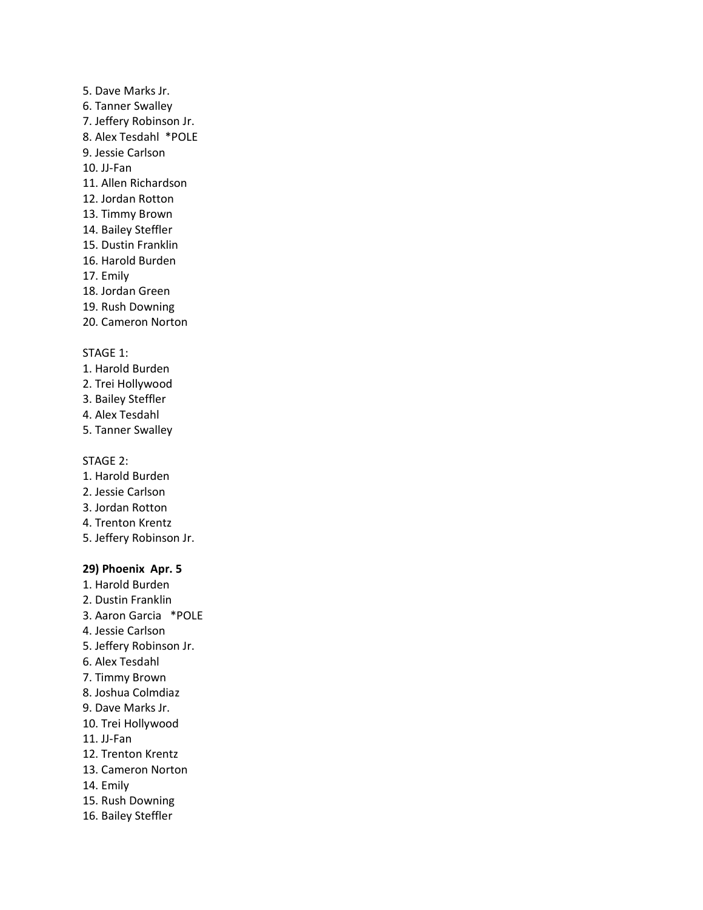5. Dave Marks Jr.
6. Tanner Swalley
7. Jeffery Robinson Jr.
8. Alex Tesdahl *POLE
9. Jessie Carlson
10. JJ-Fan
11. Allen Richardson
12. Jordan Rotton
13. Timmy Brown
14. Bailey Steffler
15. Dustin Franklin
16. Harold Burden
17. Emily
18. Jordan Green
19. Rush Downing
20. Cameron Norton

STAGE 1:
1. Harold Burden
2. Trei Hollywood
3. Bailey Steffler
4. Alex Tesdahl
5. Tanner Swalley

STAGE 2:
1. Harold Burden
2. Jessie Carlson
3. Jordan Rotton
4. Trenton Krentz
5. Jeffery Robinson Jr.

**29) Phoenix Apr. 5**
1. Harold Burden
2. Dustin Franklin
3. Aaron Garcia *POLE
4. Jessie Carlson
5. Jeffery Robinson Jr.
6. Alex Tesdahl
7. Timmy Brown
8. Joshua Colmdiaz
9. Dave Marks Jr.
10. Trei Hollywood
11. JJ-Fan
12. Trenton Krentz
13. Cameron Norton
14. Emily
15. Rush Downing
16. Bailey Steffler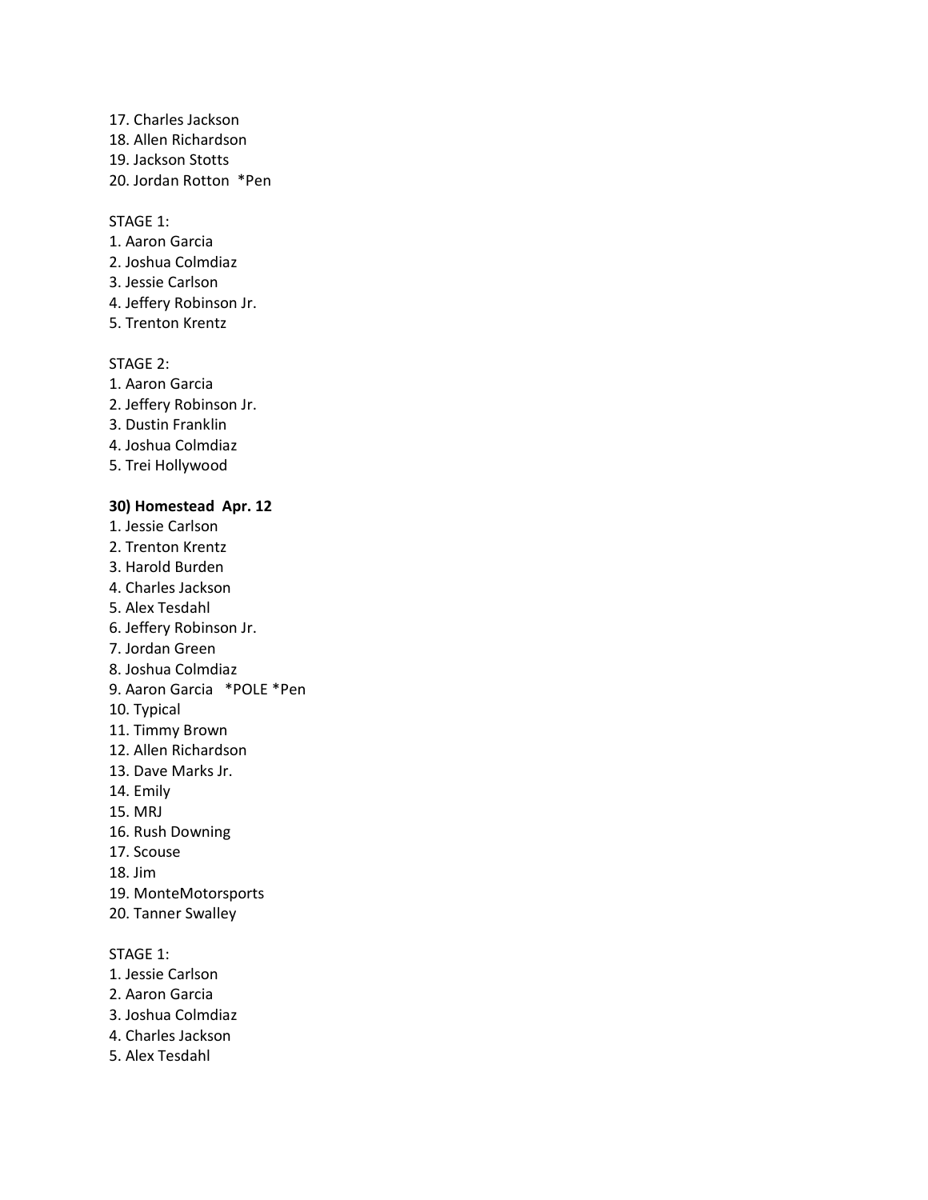17. Charles Jackson
18. Allen Richardson
19. Jackson Stotts
20. Jordan Rotton *Pen

STAGE 1:
1. Aaron Garcia
2. Joshua Colmdiaz
3. Jessie Carlson
4. Jeffery Robinson Jr.
5. Trenton Krentz

STAGE 2:
1. Aaron Garcia
2. Jeffery Robinson Jr.
3. Dustin Franklin
4. Joshua Colmdiaz
5. Trei Hollywood

**30) Homestead Apr. 12**
1. Jessie Carlson
2. Trenton Krentz
3. Harold Burden
4. Charles Jackson
5. Alex Tesdahl
6. Jeffery Robinson Jr.
7. Jordan Green
8. Joshua Colmdiaz
9. Aaron Garcia *POLE *Pen
10. Typical
11. Timmy Brown
12. Allen Richardson
13. Dave Marks Jr.
14. Emily
15. MRJ
16. Rush Downing
17. Scouse
18. Jim
19. MonteMotorsports
20. Tanner Swalley

STAGE 1:
1. Jessie Carlson
2. Aaron Garcia
3. Joshua Colmdiaz
4. Charles Jackson
5. Alex Tesdahl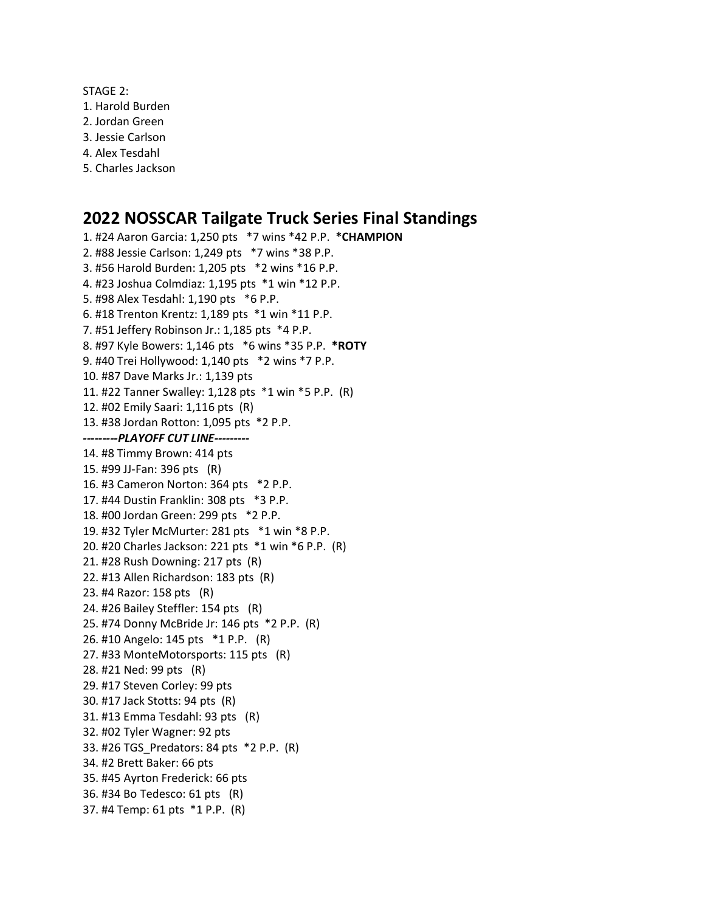STAGE 2:
1. Harold Burden
2. Jordan Green
3. Jessie Carlson
4. Alex Tesdahl
5. Charles Jackson

## 2022 NOSSCAR Tailgate Truck Series Final Standings

1. #24 Aaron Garcia: 1,250 pts *7 wins *42 P.P. **\*CHAMPION**
2. #88 Jessie Carlson: 1,249 pts *7 wins *38 P.P.
3. #56 Harold Burden: 1,205 pts *2 wins *16 P.P.
4. #23 Joshua Colmdiaz: 1,195 pts *1 win *12 P.P.
5. #98 Alex Tesdahl: 1,190 pts *6 P.P.
6. #18 Trenton Krentz: 1,189 pts *1 win *11 P.P.
7. #51 Jeffery Robinson Jr.: 1,185 pts *4 P.P.
8. #97 Kyle Bowers: 1,146 pts *6 wins *35 P.P. **\*ROTY**
9. #40 Trei Hollywood: 1,140 pts *2 wins *7 P.P.
10. #87 Dave Marks Jr.: 1,139 pts
11. #22 Tanner Swalley: 1,128 pts *1 win *5 P.P. (R)
12. #02 Emily Saari: 1,116 pts (R)
13. #38 Jordan Rotton: 1,095 pts *2 P.P.

***---------PLAYOFF CUT LINE---------***

14. #8 Timmy Brown: 414 pts
15. #99 JJ-Fan: 396 pts (R)
16. #3 Cameron Norton: 364 pts *2 P.P.
17. #44 Dustin Franklin: 308 pts *3 P.P.
18. #00 Jordan Green: 299 pts *2 P.P.
19. #32 Tyler McMurter: 281 pts *1 win *8 P.P.
20. #20 Charles Jackson: 221 pts *1 win *6 P.P. (R)
21. #28 Rush Downing: 217 pts (R)
22. #13 Allen Richardson: 183 pts (R)
23. #4 Razor: 158 pts (R)
24. #26 Bailey Steffler: 154 pts (R)
25. #74 Donny McBride Jr: 146 pts *2 P.P. (R)
26. #10 Angelo: 145 pts *1 P.P. (R)
27. #33 MonteMotorsports: 115 pts (R)
28. #21 Ned: 99 pts (R)
29. #17 Steven Corley: 99 pts
30. #17 Jack Stotts: 94 pts (R)
31. #13 Emma Tesdahl: 93 pts (R)
32. #02 Tyler Wagner: 92 pts
33. #26 TGS_Predators: 84 pts *2 P.P. (R)
34. #2 Brett Baker: 66 pts
35. #45 Ayrton Frederick: 66 pts
36. #34 Bo Tedesco: 61 pts (R)
37. #4 Temp: 61 pts *1 P.P. (R)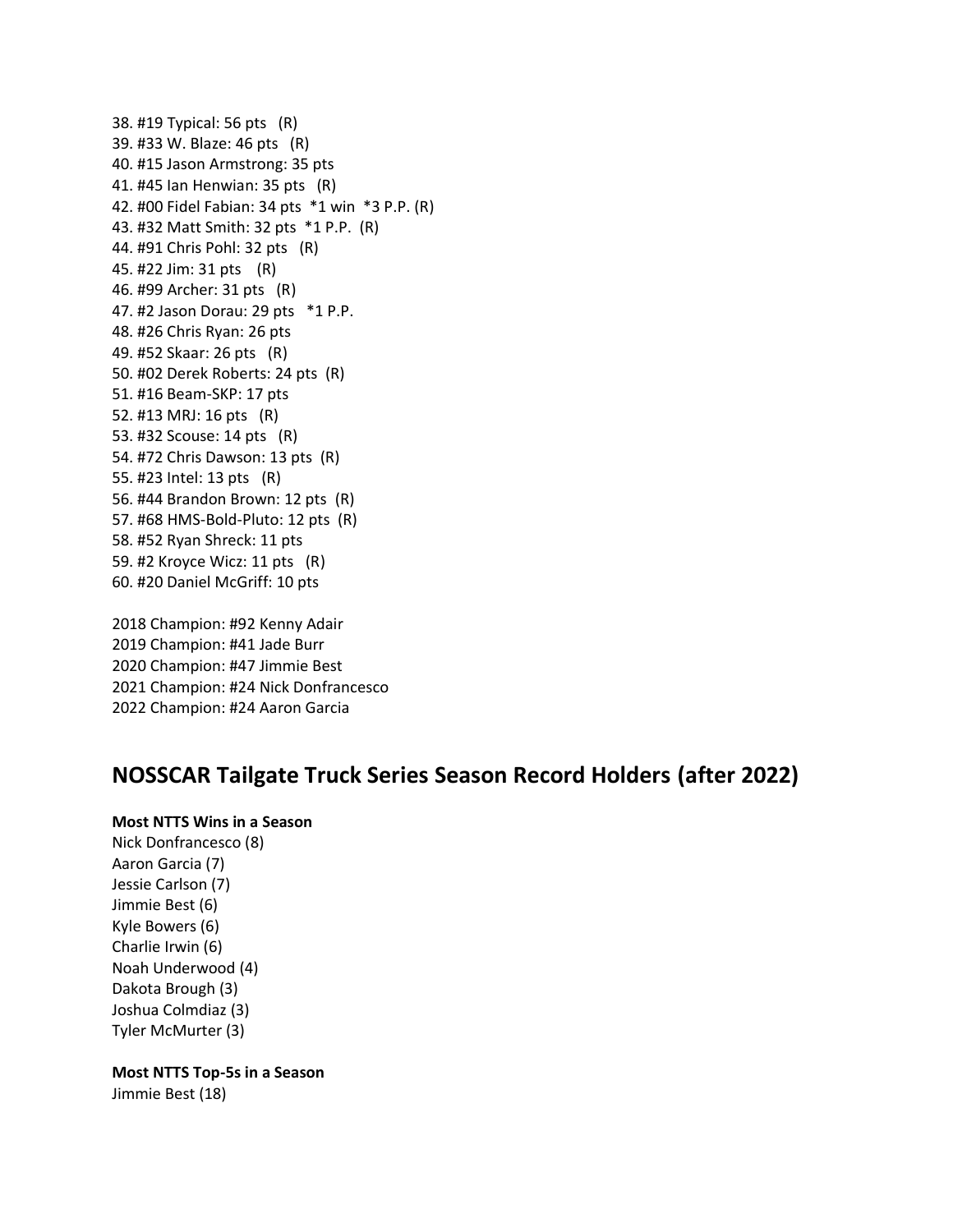38. #19 Typical: 56 pts (R)
39. #33 W. Blaze: 46 pts (R)
40. #15 Jason Armstrong: 35 pts
41. #45 Ian Henwian: 35 pts (R)
42. #00 Fidel Fabian: 34 pts *1 win *3 P.P. (R)
43. #32 Matt Smith: 32 pts *1 P.P. (R)
44. #91 Chris Pohl: 32 pts (R)
45. #22 Jim: 31 pts (R)
46. #99 Archer: 31 pts (R)
47. #2 Jason Dorau: 29 pts *1 P.P.
48. #26 Chris Ryan: 26 pts
49. #52 Skaar: 26 pts (R)
50. #02 Derek Roberts: 24 pts (R)
51. #16 Beam-SKP: 17 pts
52. #13 MRJ: 16 pts (R)
53. #32 Scouse: 14 pts (R)
54. #72 Chris Dawson: 13 pts (R)
55. #23 Intel: 13 pts (R)
56. #44 Brandon Brown: 12 pts (R)
57. #68 HMS-Bold-Pluto: 12 pts (R)
58. #52 Ryan Shreck: 11 pts
59. #2 Kroyce Wicz: 11 pts (R)
60. #20 Daniel McGriff: 10 pts

2018 Champion: #92 Kenny Adair
2019 Champion: #41 Jade Burr
2020 Champion: #47 Jimmie Best
2021 Champion: #24 Nick Donfrancesco
2022 Champion: #24 Aaron Garcia

## NOSSCAR Tailgate Truck Series Season Record Holders (after 2022)

**Most NTTS Wins in a Season**
Nick Donfrancesco (8)
Aaron Garcia (7)
Jessie Carlson (7)
Jimmie Best (6)
Kyle Bowers (6)
Charlie Irwin (6)
Noah Underwood (4)
Dakota Brough (3)
Joshua Colmdiaz (3)
Tyler McMurter (3)

**Most NTTS Top-5s in a Season**
Jimmie Best (18)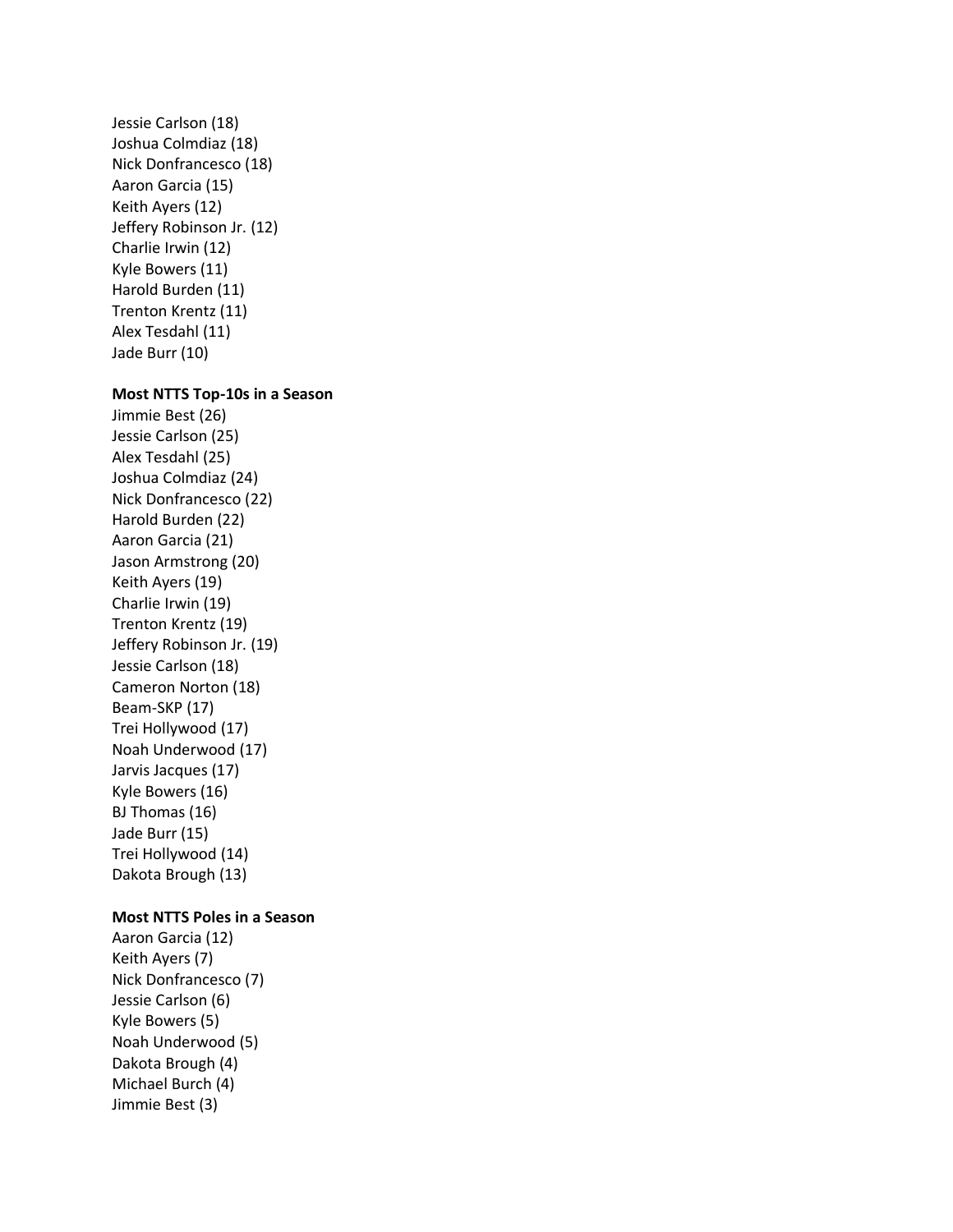Jessie Carlson (18)
Joshua Colmdiaz (18)
Nick Donfrancesco (18)
Aaron Garcia (15)
Keith Ayers (12)
Jeffery Robinson Jr. (12)
Charlie Irwin (12)
Kyle Bowers (11)
Harold Burden (11)
Trenton Krentz (11)
Alex Tesdahl (11)
Jade Burr (10)

**Most NTTS Top-10s in a Season**
Jimmie Best (26)
Jessie Carlson (25)
Alex Tesdahl (25)
Joshua Colmdiaz (24)
Nick Donfrancesco (22)
Harold Burden (22)
Aaron Garcia (21)
Jason Armstrong (20)
Keith Ayers (19)
Charlie Irwin (19)
Trenton Krentz (19)
Jeffery Robinson Jr. (19)
Jessie Carlson (18)
Cameron Norton (18)
Beam-SKP (17)
Trei Hollywood (17)
Noah Underwood (17)
Jarvis Jacques (17)
Kyle Bowers (16)
BJ Thomas (16)
Jade Burr (15)
Trei Hollywood (14)
Dakota Brough (13)

**Most NTTS Poles in a Season**
Aaron Garcia (12)
Keith Ayers (7)
Nick Donfrancesco (7)
Jessie Carlson (6)
Kyle Bowers (5)
Noah Underwood (5)
Dakota Brough (4)
Michael Burch (4)
Jimmie Best (3)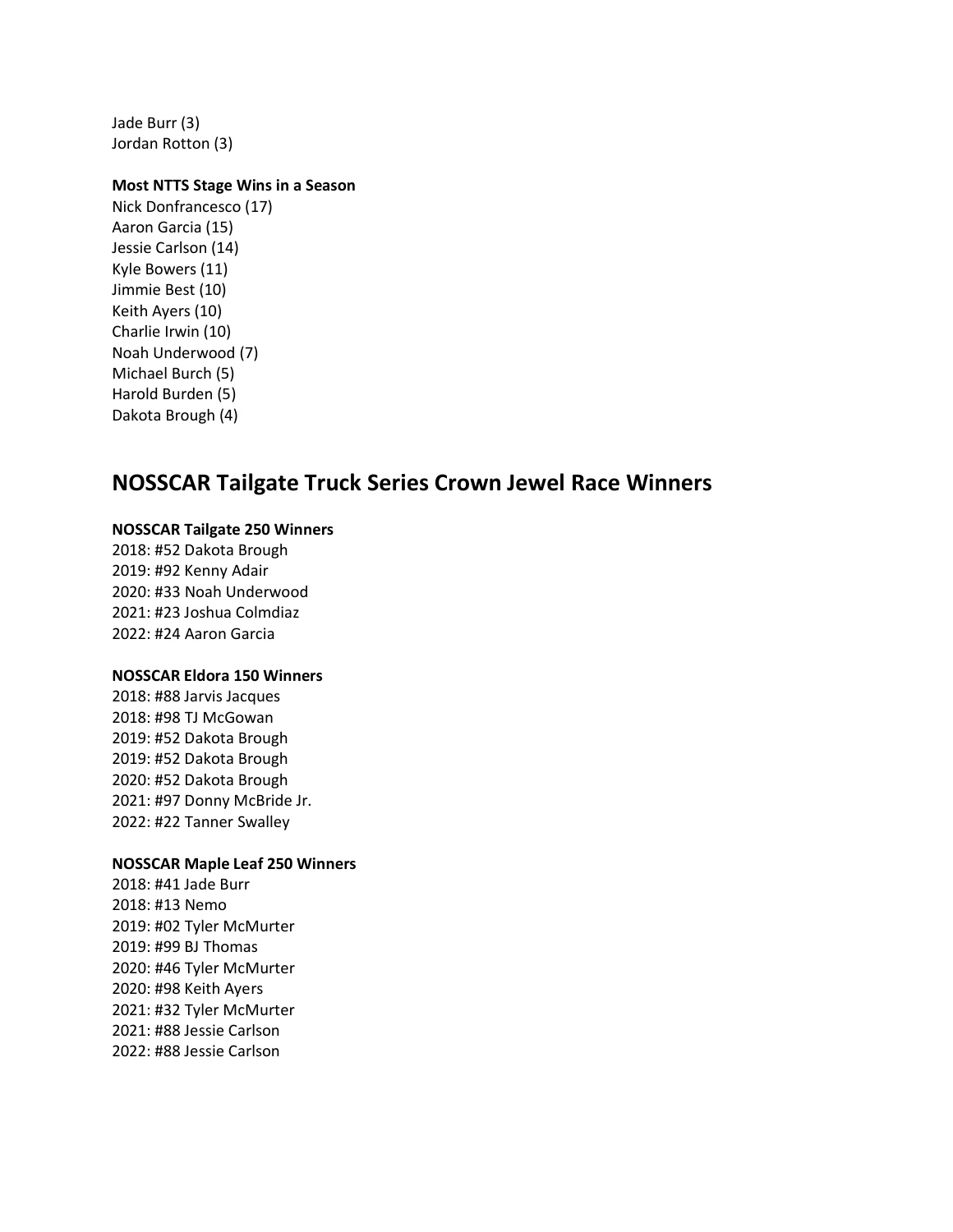Jade Burr (3)
Jordan Rotton (3)

**Most NTTS Stage Wins in a Season**

Nick Donfrancesco (17)
Aaron Garcia (15)
Jessie Carlson (14)
Kyle Bowers (11)
Jimmie Best (10)
Keith Ayers (10)
Charlie Irwin (10)
Noah Underwood (7)
Michael Burch (5)
Harold Burden (5)
Dakota Brough (4)

## NOSSCAR Tailgate Truck Series Crown Jewel Race Winners

**NOSSCAR Tailgate 250 Winners**

2018: #52 Dakota Brough
2019: #92 Kenny Adair
2020: #33 Noah Underwood
2021: #23 Joshua Colmdiaz
2022: #24 Aaron Garcia

**NOSSCAR Eldora 150 Winners**

2018: #88 Jarvis Jacques
2018: #98 TJ McGowan
2019: #52 Dakota Brough
2019: #52 Dakota Brough
2020: #52 Dakota Brough
2021: #97 Donny McBride Jr.
2022: #22 Tanner Swalley

**NOSSCAR Maple Leaf 250 Winners**

2018: #41 Jade Burr
2018: #13 Nemo
2019: #02 Tyler McMurter
2019: #99 BJ Thomas
2020: #46 Tyler McMurter
2020: #98 Keith Ayers
2021: #32 Tyler McMurter
2021: #88 Jessie Carlson
2022: #88 Jessie Carlson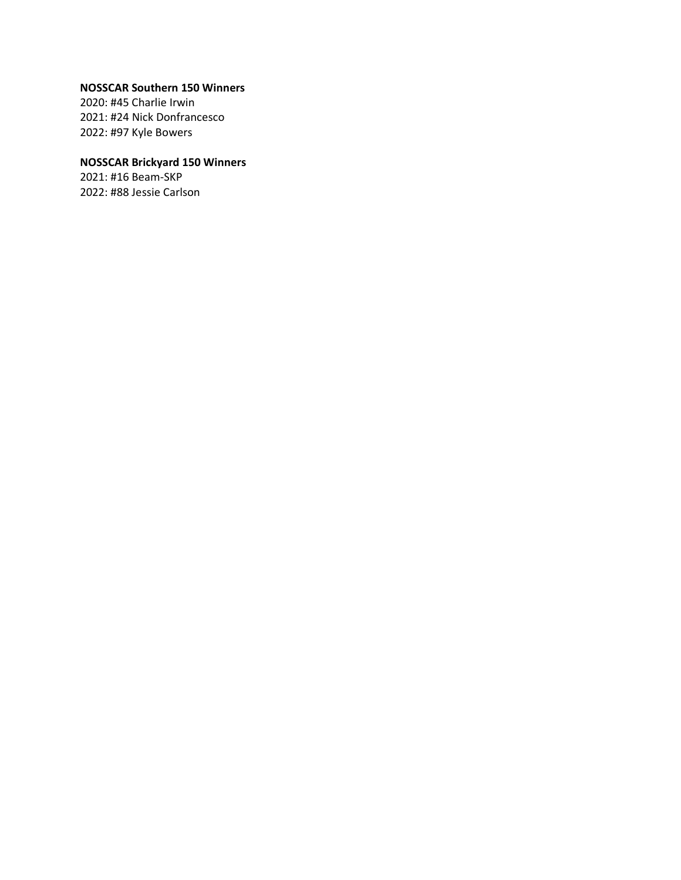**NOSSCAR Southern 150 Winners**
2020: #45 Charlie Irwin
2021: #24 Nick Donfrancesco
2022: #97 Kyle Bowers

**NOSSCAR Brickyard 150 Winners**
2021: #16 Beam-SKP
2022: #88 Jessie Carlson